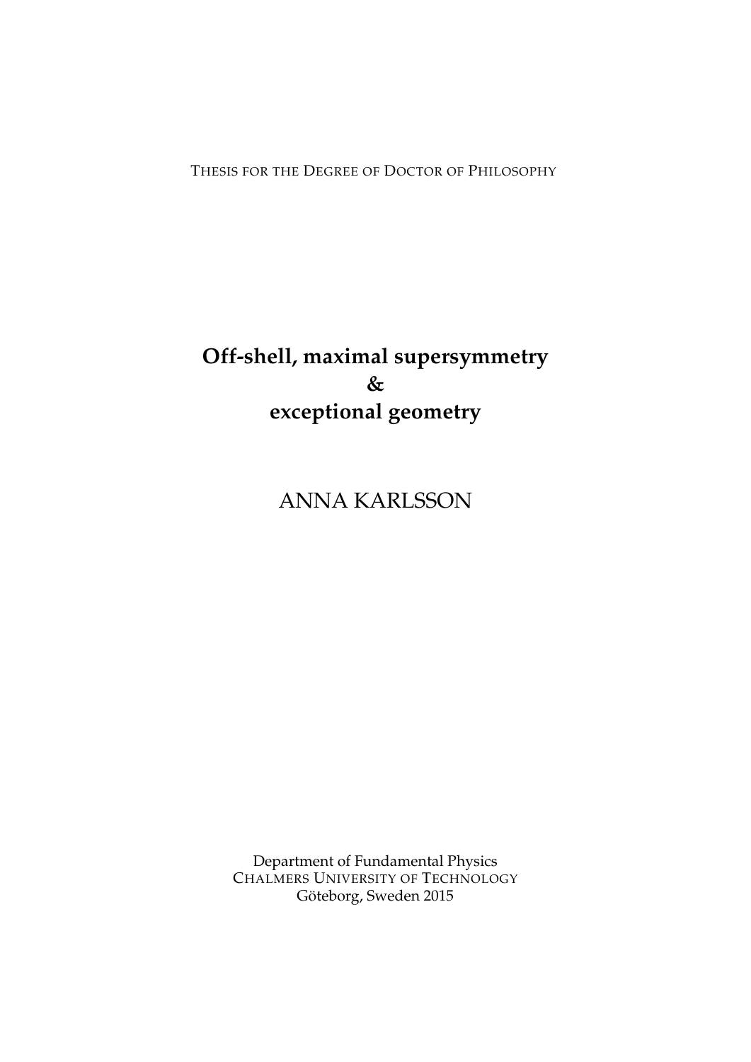THESIS FOR THE DEGREE OF DOCTOR OF PHILOSOPHY

# Off-shell, maximal supersymmetry & exceptional geometry

ANNA KARLSSON

Department of Fundamental Physics
CHALMERS UNIVERSITY OF TECHNOLOGY
Göteborg, Sweden 2015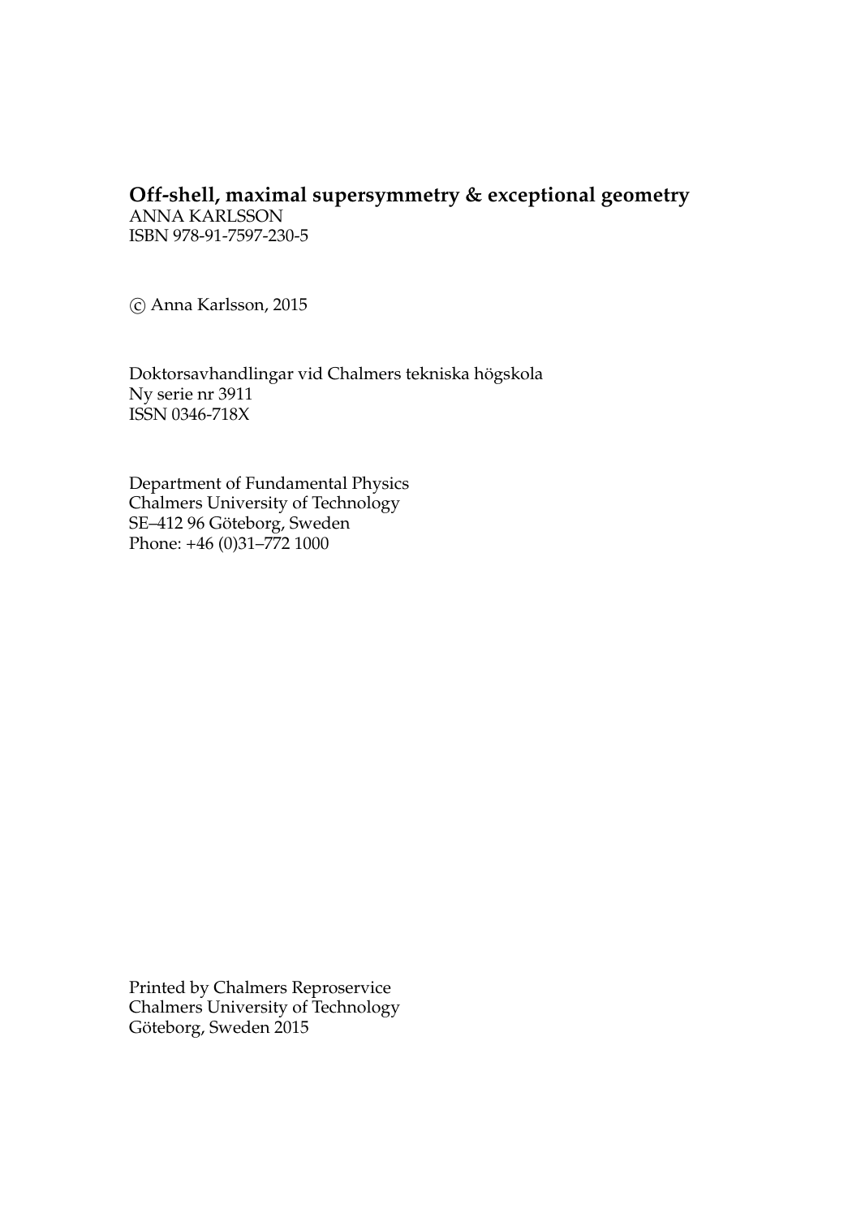**Off-shell, maximal supersymmetry & exceptional geometry**
ANNA KARLSSON
ISBN 978-91-7597-230-5

© Anna Karlsson, 2015

Doktorsavhandlingar vid Chalmers tekniska högskola
Ny serie nr 3911
ISSN 0346-718X

Department of Fundamental Physics
Chalmers University of Technology
SE–412 96 Göteborg, Sweden
Phone: +46 (0)31–772 1000

Printed by Chalmers Reproservice
Chalmers University of Technology
Göteborg, Sweden 2015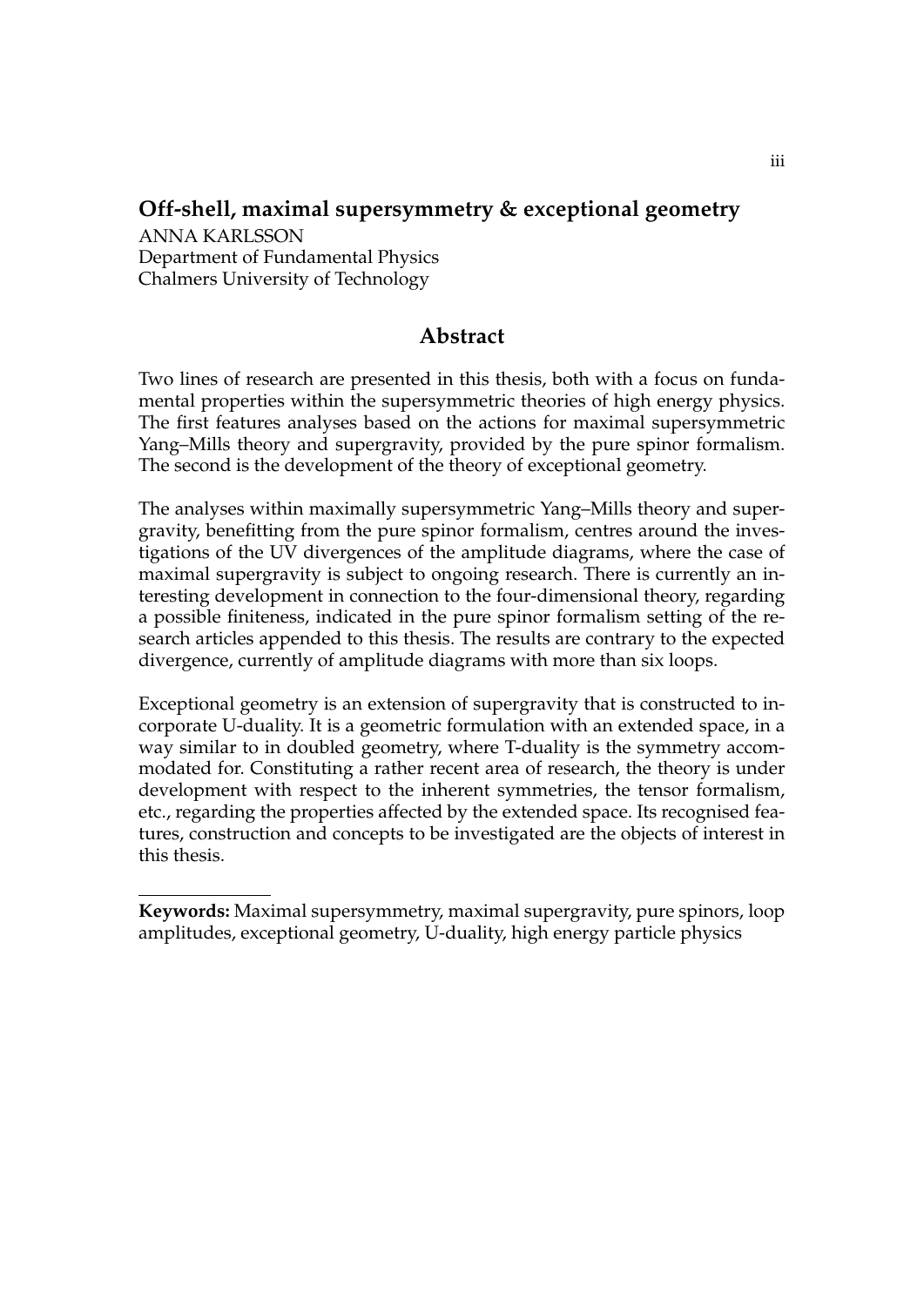## Off-shell, maximal supersymmetry & exceptional geometry

ANNA KARLSSON
Department of Fundamental Physics
Chalmers University of Technology

### Abstract

Two lines of research are presented in this thesis, both with a focus on fundamental properties within the supersymmetric theories of high energy physics. The first features analyses based on the actions for maximal supersymmetric Yang–Mills theory and supergravity, provided by the pure spinor formalism. The second is the development of the theory of exceptional geometry.

The analyses within maximally supersymmetric Yang–Mills theory and supergravity, benefitting from the pure spinor formalism, centres around the investigations of the UV divergences of the amplitude diagrams, where the case of maximal supergravity is subject to ongoing research. There is currently an interesting development in connection to the four-dimensional theory, regarding a possible finiteness, indicated in the pure spinor formalism setting of the research articles appended to this thesis. The results are contrary to the expected divergence, currently of amplitude diagrams with more than six loops.

Exceptional geometry is an extension of supergravity that is constructed to incorporate U-duality. It is a geometric formulation with an extended space, in a way similar to in doubled geometry, where T-duality is the symmetry accommodated for. Constituting a rather recent area of research, the theory is under development with respect to the inherent symmetries, the tensor formalism, etc., regarding the properties affected by the extended space. Its recognised features, construction and concepts to be investigated are the objects of interest in this thesis.

---

**Keywords:** Maximal supersymmetry, maximal supergravity, pure spinors, loop amplitudes, exceptional geometry, U-duality, high energy particle physics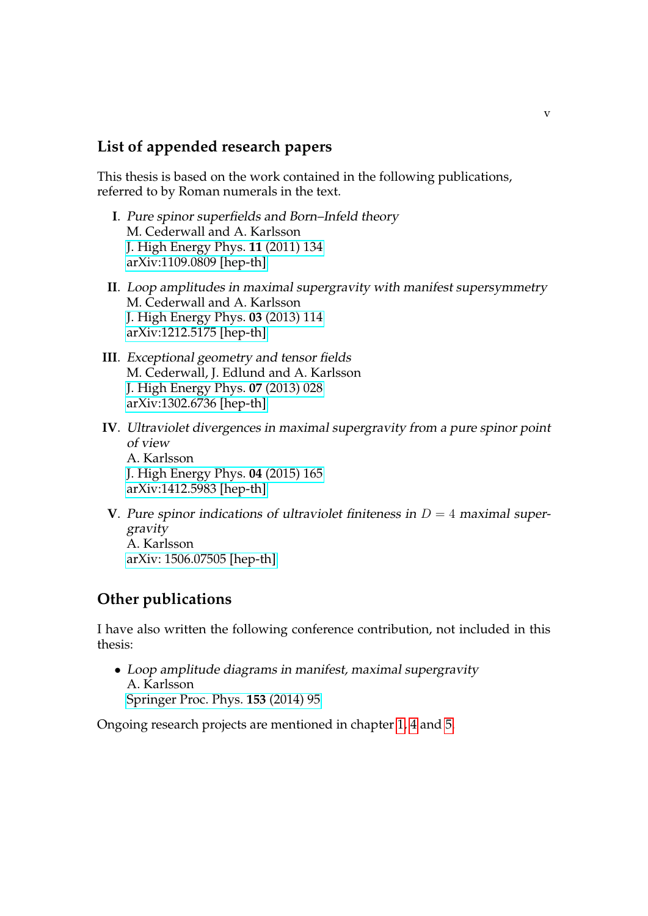## List of appended research papers

This thesis is based on the work contained in the following publications, referred to by Roman numerals in the text.

**I**. *Pure spinor superfields and Born–Infeld theory*
M. Cederwall and A. Karlsson
J. High Energy Phys. **11** (2011) 134
arXiv:1109.0809 [hep-th]

**II**. *Loop amplitudes in maximal supergravity with manifest supersymmetry*
M. Cederwall and A. Karlsson
J. High Energy Phys. **03** (2013) 114
arXiv:1212.5175 [hep-th]

**III**. *Exceptional geometry and tensor fields*
M. Cederwall, J. Edlund and A. Karlsson
J. High Energy Phys. **07** (2013) 028
arXiv:1302.6736 [hep-th]

**IV**. *Ultraviolet divergences in maximal supergravity from a pure spinor point of view*
A. Karlsson
J. High Energy Phys. **04** (2015) 165
arXiv:1412.5983 [hep-th]

**V**. *Pure spinor indications of ultraviolet finiteness in $D = 4$ maximal supergravity*
A. Karlsson
arXiv: 1506.07505 [hep-th]

## Other publications

I have also written the following conference contribution, not included in this thesis:

- *Loop amplitude diagrams in manifest, maximal supergravity*
  A. Karlsson
  Springer Proc. Phys. **153** (2014) 95

Ongoing research projects are mentioned in chapter 1, 4 and 5.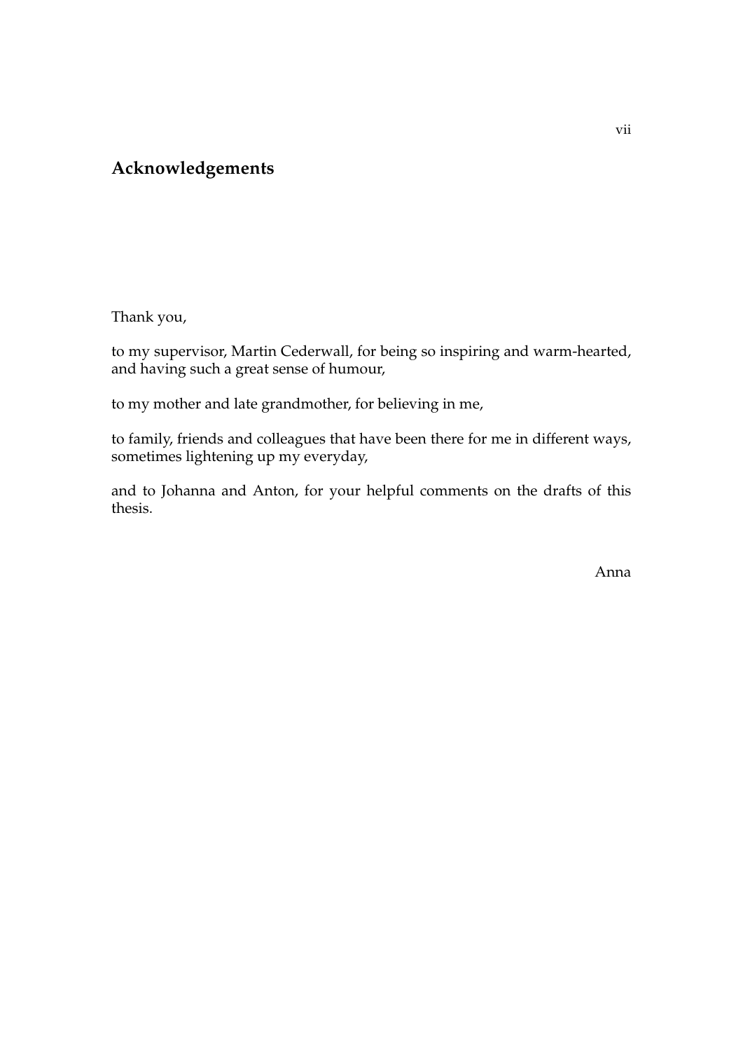## Acknowledgements

Thank you,

to my supervisor, Martin Cederwall, for being so inspiring and warm-hearted, and having such a great sense of humour,

to my mother and late grandmother, for believing in me,

to family, friends and colleagues that have been there for me in different ways, sometimes lightening up my everyday,

and to Johanna and Anton, for your helpful comments on the drafts of this thesis.

Anna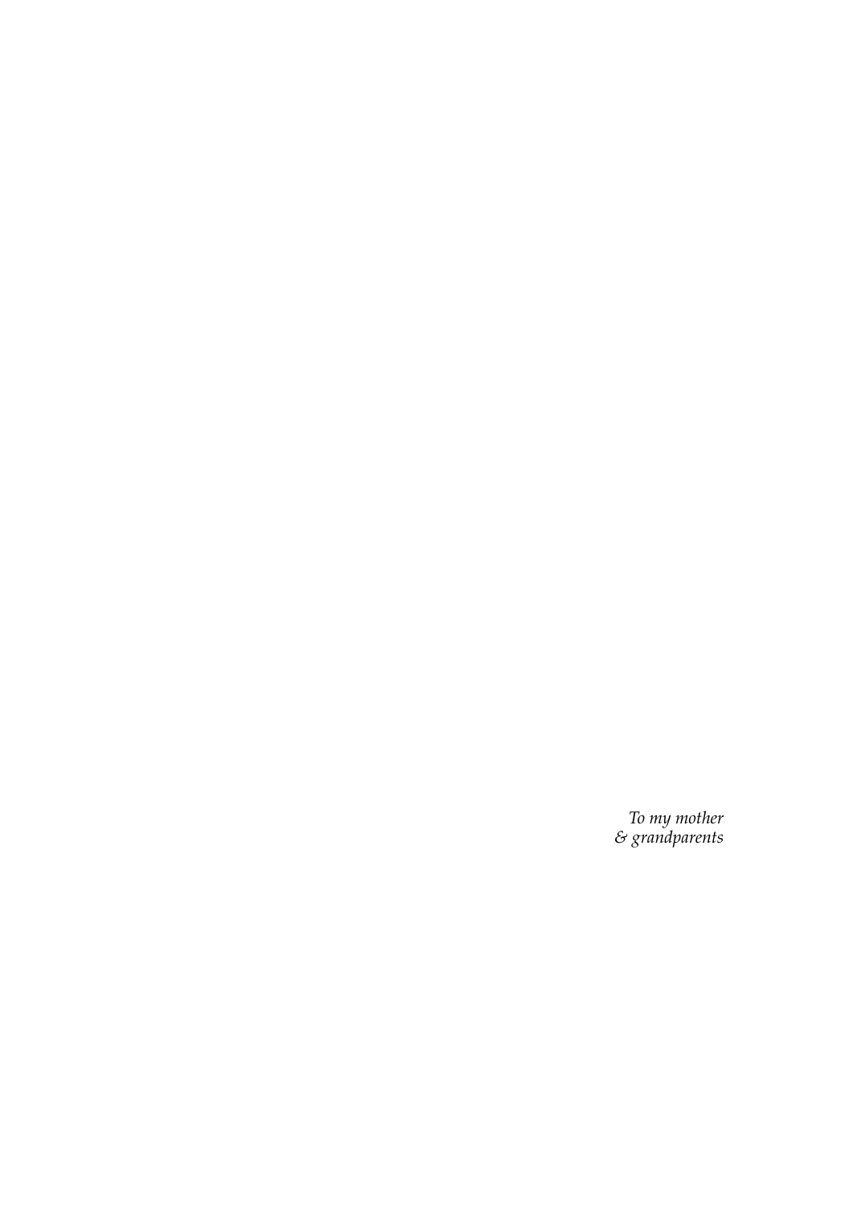*To my mother*
*& grandparents*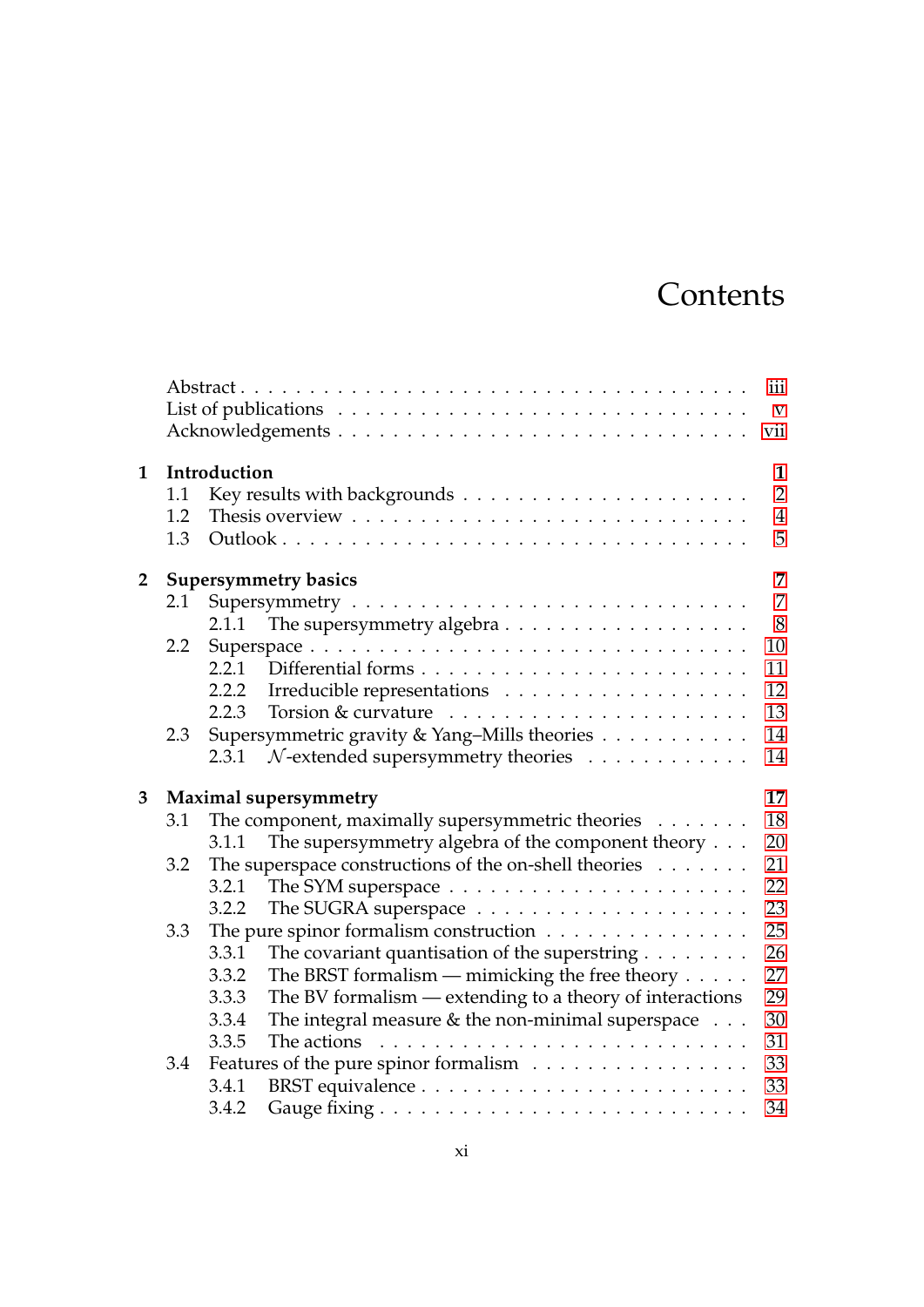# Contents

| | | |
|---|---|---|
| Abstract | | iii |
| List of publications | | v |
| Acknowledgements | | vii |
| **1** | **Introduction** | **1** |
| 1.1 | Key results with backgrounds | 2 |
| 1.2 | Thesis overview | 4 |
| 1.3 | Outlook | 5 |
| **2** | **Supersymmetry basics** | **7** |
| 2.1 | Supersymmetry | 7 |
| 2.1.1 | The supersymmetry algebra | 8 |
| 2.2 | Superspace | 10 |
| 2.2.1 | Differential forms | 11 |
| 2.2.2 | Irreducible representations | 12 |
| 2.2.3 | Torsion & curvature | 13 |
| 2.3 | Supersymmetric gravity & Yang–Mills theories | 14 |
| 2.3.1 | $\mathcal{N}$-extended supersymmetry theories | 14 |
| **3** | **Maximal supersymmetry** | **17** |
| 3.1 | The component, maximally supersymmetric theories | 18 |
| 3.1.1 | The supersymmetry algebra of the component theory | 20 |
| 3.2 | The superspace constructions of the on-shell theories | 21 |
| 3.2.1 | The SYM superspace | 22 |
| 3.2.2 | The SUGRA superspace | 23 |
| 3.3 | The pure spinor formalism construction | 25 |
| 3.3.1 | The covariant quantisation of the superstring | 26 |
| 3.3.2 | The BRST formalism — mimicking the free theory | 27 |
| 3.3.3 | The BV formalism — extending to a theory of interactions | 29 |
| 3.3.4 | The integral measure & the non-minimal superspace | 30 |
| 3.3.5 | The actions | 31 |
| 3.4 | Features of the pure spinor formalism | 33 |
| 3.4.1 | BRST equivalence | 33 |
| 3.4.2 | Gauge fixing | 34 |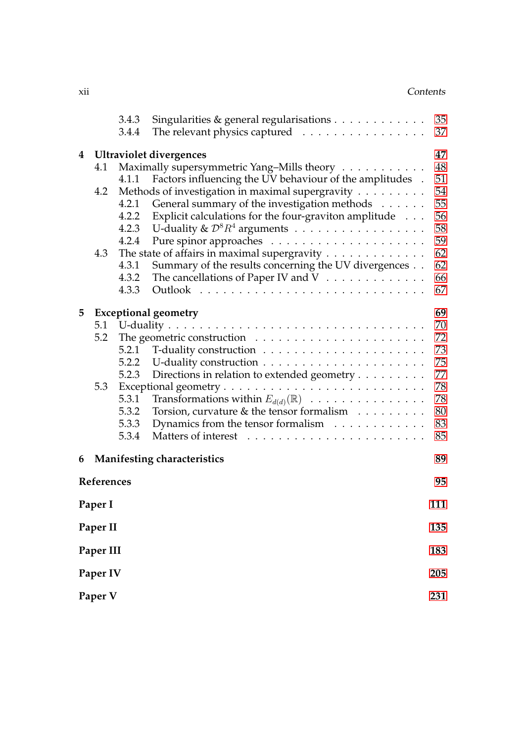3.4.3 Singularities & general regularisations . . . . . . . . . . . . 35
3.4.4 The relevant physics captured . . . . . . . . . . . . . . . . 37

**4 Ultraviolet divergences** **47**
4.1 Maximally supersymmetric Yang–Mills theory . . . . . . . . . . . 48
4.1.1 Factors influencing the UV behaviour of the amplitudes . 51
4.2 Methods of investigation in maximal supergravity . . . . . . . . . 54
4.2.1 General summary of the investigation methods . . . . . . 55
4.2.2 Explicit calculations for the four-graviton amplitude . . . 56
4.2.3 U-duality & $\mathcal{D}^8 R^4$ arguments . . . . . . . . . . . . . . . . 58
4.2.4 Pure spinor approaches . . . . . . . . . . . . . . . . . . . . 59
4.3 The state of affairs in maximal supergravity . . . . . . . . . . . . . 62
4.3.1 Summary of the results concerning the UV divergences . . 62
4.3.2 The cancellations of Paper IV and V . . . . . . . . . . . . . 66
4.3.3 Outlook . . . . . . . . . . . . . . . . . . . . . . . . . . . . . 67

**5 Exceptional geometry** **69**
5.1 U-duality . . . . . . . . . . . . . . . . . . . . . . . . . . . . . . . . 70
5.2 The geometric construction . . . . . . . . . . . . . . . . . . . . . . 72
5.2.1 T-duality construction . . . . . . . . . . . . . . . . . . . . . 73
5.2.2 U-duality construction . . . . . . . . . . . . . . . . . . . . . 75
5.2.3 Directions in relation to extended geometry . . . . . . . . . 77
5.3 Exceptional geometry . . . . . . . . . . . . . . . . . . . . . . . . . 78
5.3.1 Transformations within $E_{d(d)}(\mathbb{R})$ . . . . . . . . . . . . . . . 78
5.3.2 Torsion, curvature & the tensor formalism . . . . . . . . . 80
5.3.3 Dynamics from the tensor formalism . . . . . . . . . . . . 83
5.3.4 Matters of interest . . . . . . . . . . . . . . . . . . . . . . . 85

**6 Manifesting characteristics** **89**

**References** **95**

**Paper I** **111**

**Paper II** **135**

**Paper III** **183**

**Paper IV** **205**

**Paper V** **231**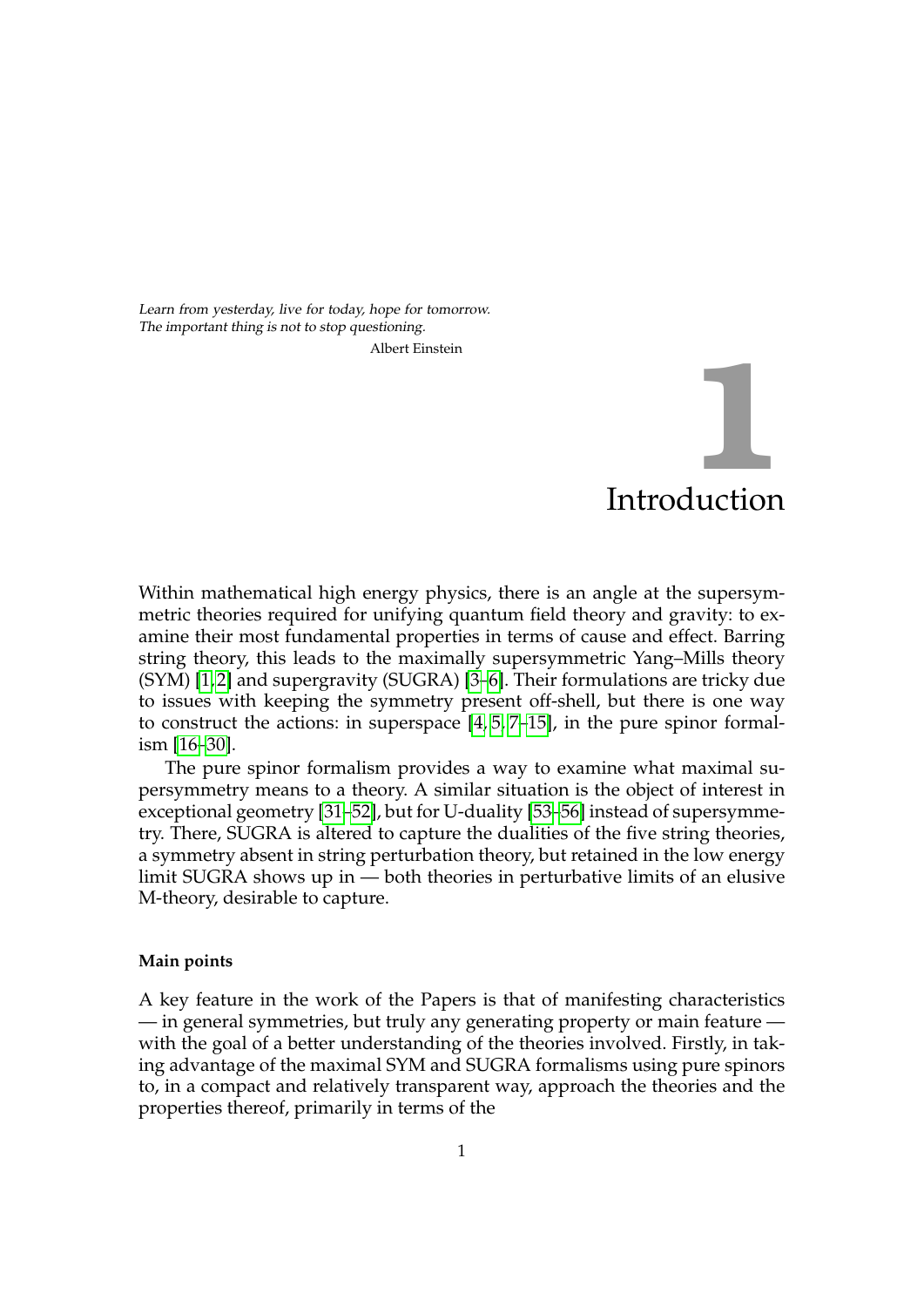*Learn from yesterday, live for today, hope for tomorrow.*
*The important thing is not to stop questioning.*

Albert Einstein

# 1 Introduction

Within mathematical high energy physics, there is an angle at the supersymmetric theories required for unifying quantum field theory and gravity: to examine their most fundamental properties in terms of cause and effect. Barring string theory, this leads to the maximally supersymmetric Yang–Mills theory (SYM) [1, 2] and supergravity (SUGRA) [3–6]. Their formulations are tricky due to issues with keeping the symmetry present off-shell, but there is one way to construct the actions: in superspace [4, 5, 7–15], in the pure spinor formalism [16–30].

The pure spinor formalism provides a way to examine what maximal supersymmetry means to a theory. A similar situation is the object of interest in exceptional geometry [31–52], but for U-duality [53–56] instead of supersymmetry. There, SUGRA is altered to capture the dualities of the five string theories, a symmetry absent in string perturbation theory, but retained in the low energy limit SUGRA shows up in — both theories in perturbative limits of an elusive M-theory, desirable to capture.

**Main points**

A key feature in the work of the Papers is that of manifesting characteristics — in general symmetries, but truly any generating property or main feature — with the goal of a better understanding of the theories involved. Firstly, in taking advantage of the maximal SYM and SUGRA formalisms using pure spinors to, in a compact and relatively transparent way, approach the theories and the properties thereof, primarily in terms of the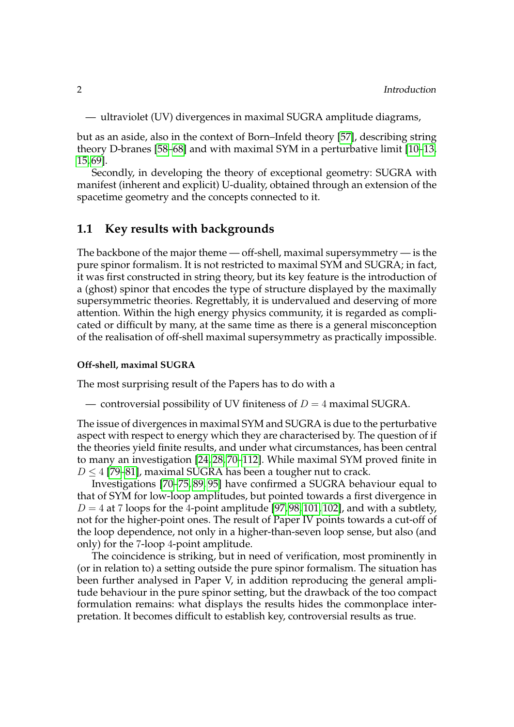— ultraviolet (UV) divergences in maximal SUGRA amplitude diagrams,

but as an aside, also in the context of Born–Infeld theory [57], describing string theory D-branes [58–68] and with maximal SYM in a perturbative limit [10–13, 15, 69].

Secondly, in developing the theory of exceptional geometry: SUGRA with manifest (inherent and explicit) U-duality, obtained through an extension of the spacetime geometry and the concepts connected to it.

## 1.1 Key results with backgrounds

The backbone of the major theme — off-shell, maximal supersymmetry — is the pure spinor formalism. It is not restricted to maximal SYM and SUGRA; in fact, it was first constructed in string theory, but its key feature is the introduction of a (ghost) spinor that encodes the type of structure displayed by the maximally supersymmetric theories. Regrettably, it is undervalued and deserving of more attention. Within the high energy physics community, it is regarded as complicated or difficult by many, at the same time as there is a general misconception of the realisation of off-shell maximal supersymmetry as practically impossible.

#### Off-shell, maximal SUGRA

The most surprising result of the Papers has to do with a

— controversial possibility of UV finiteness of $D = 4$ maximal SUGRA.

The issue of divergences in maximal SYM and SUGRA is due to the perturbative aspect with respect to energy which they are characterised by. The question of if the theories yield finite results, and under what circumstances, has been central to many an investigation [24, 28, 70–112]. While maximal SYM proved finite in $D \leq 4$ [79–81], maximal SUGRA has been a tougher nut to crack.

Investigations [70–75, 89, 95] have confirmed a SUGRA behaviour equal to that of SYM for low-loop amplitudes, but pointed towards a first divergence in $D = 4$ at $7$ loops for the $4$-point amplitude [97, 98, 101, 102], and with a subtlety, not for the higher-point ones. The result of Paper IV points towards a cut-off of the loop dependence, not only in a higher-than-seven loop sense, but also (and only) for the $7$-loop $4$-point amplitude.

The coincidence is striking, but in need of verification, most prominently in (or in relation to) a setting outside the pure spinor formalism. The situation has been further analysed in Paper V, in addition reproducing the general amplitude behaviour in the pure spinor setting, but the drawback of the too compact formulation remains: what displays the results hides the commonplace interpretation. It becomes difficult to establish key, controversial results as true.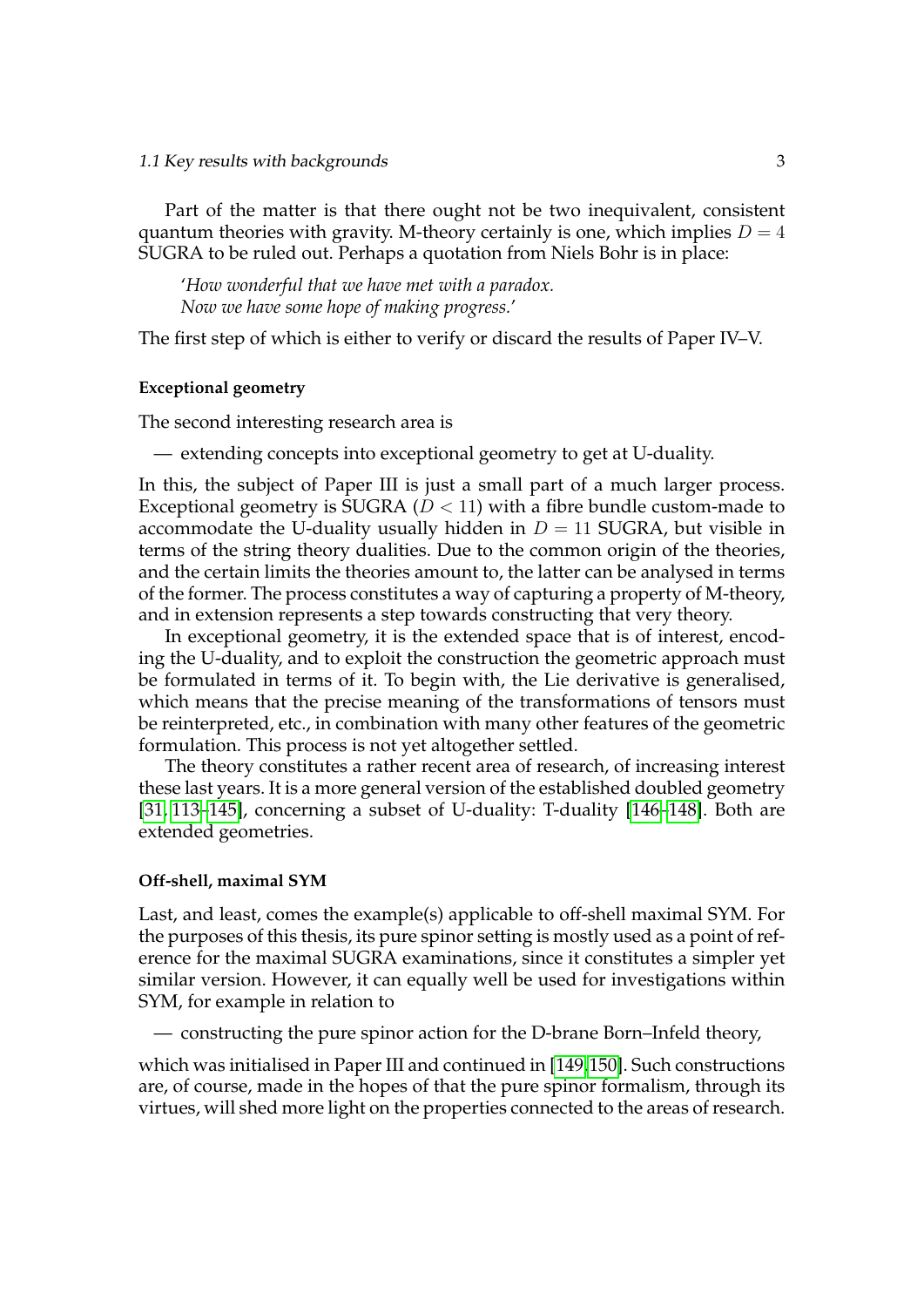Part of the matter is that there ought not be two inequivalent, consistent quantum theories with gravity. M-theory certainly is one, which implies $D = 4$ SUGRA to be ruled out. Perhaps a quotation from Niels Bohr is in place:

> '*How wonderful that we have met with a paradox.*
> *Now we have some hope of making progress.*'

The first step of which is either to verify or discard the results of Paper IV–V.

**Exceptional geometry**

The second interesting research area is

— extending concepts into exceptional geometry to get at U-duality.

In this, the subject of Paper III is just a small part of a much larger process. Exceptional geometry is SUGRA ($D < 11$) with a fibre bundle custom-made to accommodate the U-duality usually hidden in $D = 11$ SUGRA, but visible in terms of the string theory dualities. Due to the common origin of the theories, and the certain limits the theories amount to, the latter can be analysed in terms of the former. The process constitutes a way of capturing a property of M-theory, and in extension represents a step towards constructing that very theory.

In exceptional geometry, it is the extended space that is of interest, encoding the U-duality, and to exploit the construction the geometric approach must be formulated in terms of it. To begin with, the Lie derivative is generalised, which means that the precise meaning of the transformations of tensors must be reinterpreted, etc., in combination with many other features of the geometric formulation. This process is not yet altogether settled.

The theory constitutes a rather recent area of research, of increasing interest these last years. It is a more general version of the established doubled geometry [31, 113–145], concerning a subset of U-duality: T-duality [146–148]. Both are extended geometries.

**Off-shell, maximal SYM**

Last, and least, comes the example(s) applicable to off-shell maximal SYM. For the purposes of this thesis, its pure spinor setting is mostly used as a point of reference for the maximal SUGRA examinations, since it constitutes a simpler yet similar version. However, it can equally well be used for investigations within SYM, for example in relation to

— constructing the pure spinor action for the D-brane Born–Infeld theory,

which was initialised in Paper III and continued in [149, 150]. Such constructions are, of course, made in the hopes of that the pure spinor formalism, through its virtues, will shed more light on the properties connected to the areas of research.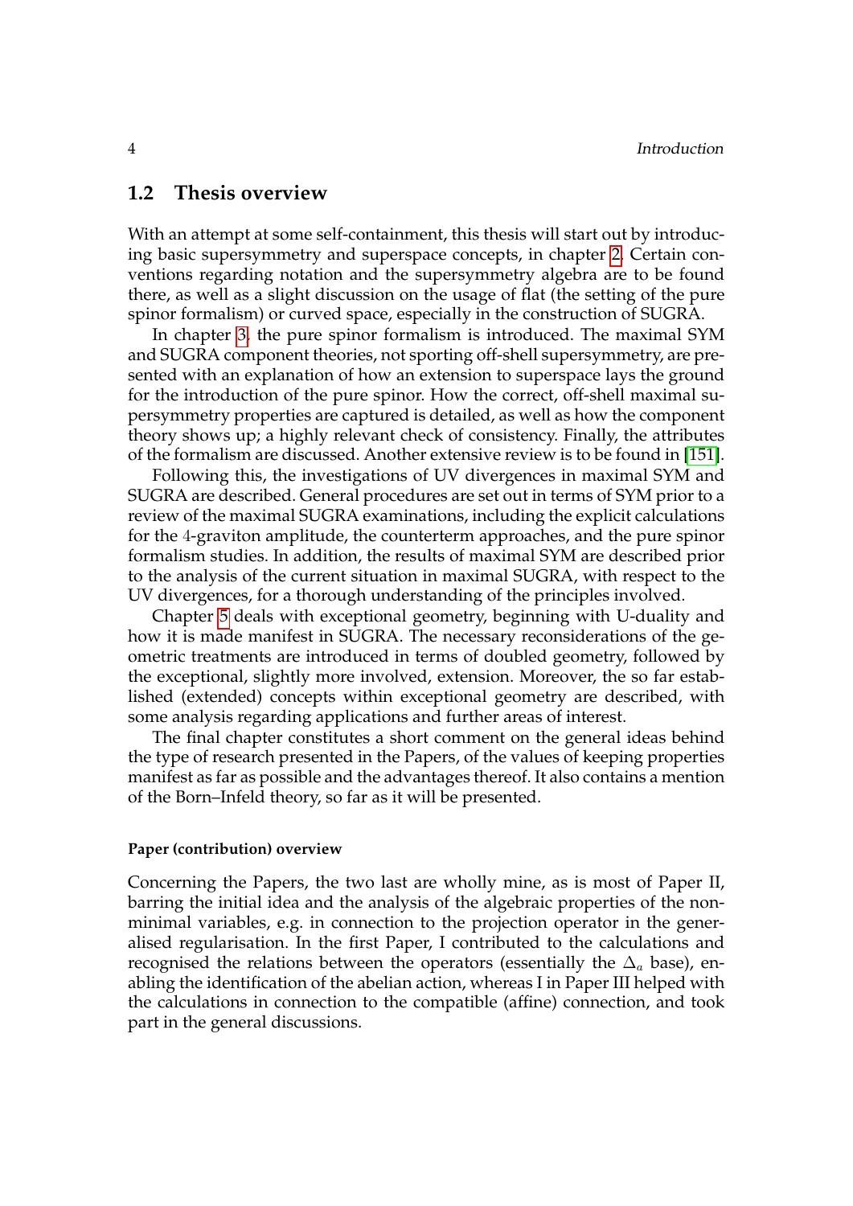## 1.2 Thesis overview

With an attempt at some self-containment, this thesis will start out by introducing basic supersymmetry and superspace concepts, in chapter 2. Certain conventions regarding notation and the supersymmetry algebra are to be found there, as well as a slight discussion on the usage of flat (the setting of the pure spinor formalism) or curved space, especially in the construction of SUGRA.

In chapter 3, the pure spinor formalism is introduced. The maximal SYM and SUGRA component theories, not sporting off-shell supersymmetry, are presented with an explanation of how an extension to superspace lays the ground for the introduction of the pure spinor. How the correct, off-shell maximal supersymmetry properties are captured is detailed, as well as how the component theory shows up; a highly relevant check of consistency. Finally, the attributes of the formalism are discussed. Another extensive review is to be found in [151].

Following this, the investigations of UV divergences in maximal SYM and SUGRA are described. General procedures are set out in terms of SYM prior to a review of the maximal SUGRA examinations, including the explicit calculations for the 4-graviton amplitude, the counterterm approaches, and the pure spinor formalism studies. In addition, the results of maximal SYM are described prior to the analysis of the current situation in maximal SUGRA, with respect to the UV divergences, for a thorough understanding of the principles involved.

Chapter 5 deals with exceptional geometry, beginning with U-duality and how it is made manifest in SUGRA. The necessary reconsiderations of the geometric treatments are introduced in terms of doubled geometry, followed by the exceptional, slightly more involved, extension. Moreover, the so far established (extended) concepts within exceptional geometry are described, with some analysis regarding applications and further areas of interest.

The final chapter constitutes a short comment on the general ideas behind the type of research presented in the Papers, of the values of keeping properties manifest as far as possible and the advantages thereof. It also contains a mention of the Born–Infeld theory, so far as it will be presented.

#### Paper (contribution) overview

Concerning the Papers, the two last are wholly mine, as is most of Paper II, barring the initial idea and the analysis of the algebraic properties of the non-minimal variables, e.g. in connection to the projection operator in the generalised regularisation. In the first Paper, I contributed to the calculations and recognised the relations between the operators (essentially the $\Delta_a$ base), enabling the identification of the abelian action, whereas I in Paper III helped with the calculations in connection to the compatible (affine) connection, and took part in the general discussions.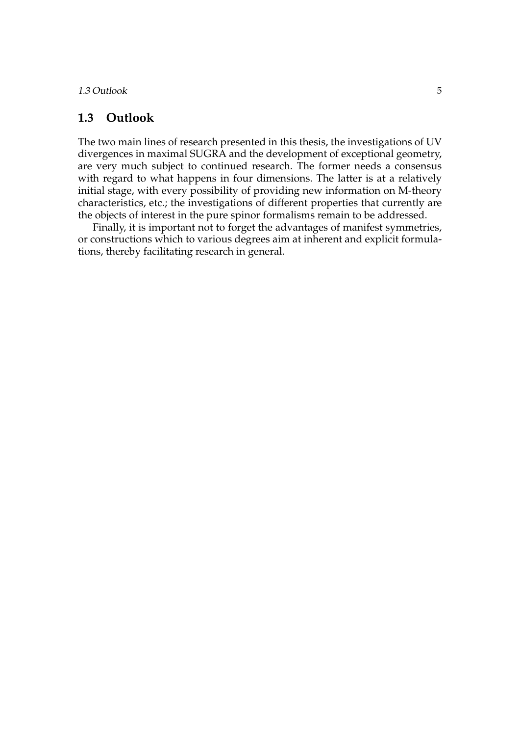## 1.3 Outlook

The two main lines of research presented in this thesis, the investigations of UV divergences in maximal SUGRA and the development of exceptional geometry, are very much subject to continued research. The former needs a consensus with regard to what happens in four dimensions. The latter is at a relatively initial stage, with every possibility of providing new information on M-theory characteristics, etc.; the investigations of different properties that currently are the objects of interest in the pure spinor formalisms remain to be addressed.

Finally, it is important not to forget the advantages of manifest symmetries, or constructions which to various degrees aim at inherent and explicit formulations, thereby facilitating research in general.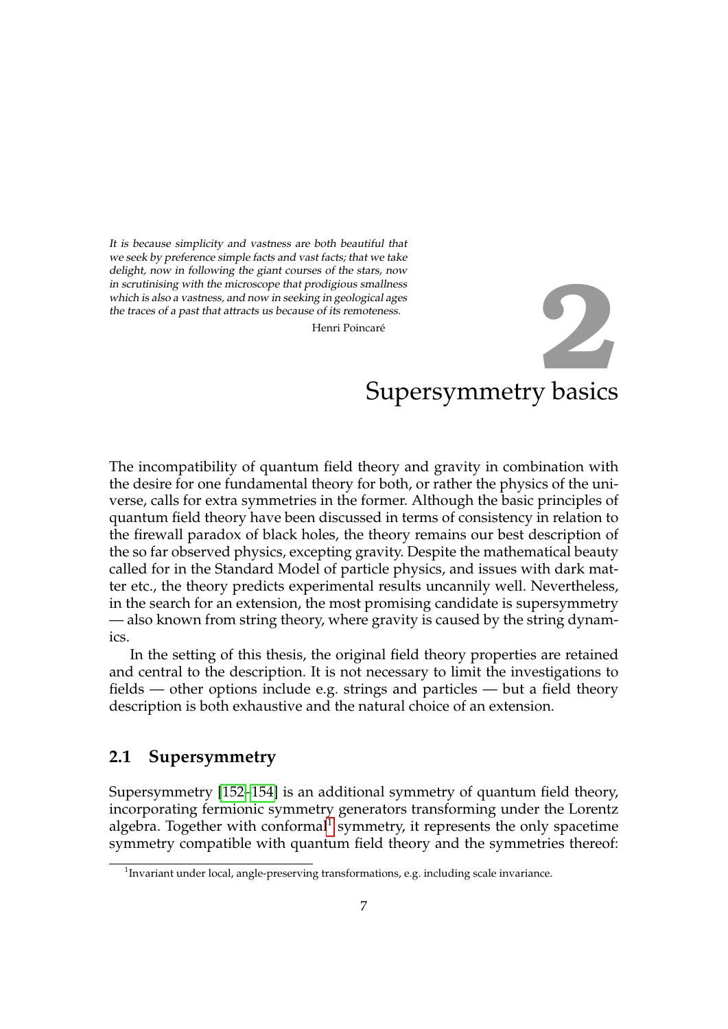*It is because simplicity and vastness are both beautiful that we seek by preference simple facts and vast facts; that we take delight, now in following the giant courses of the stars, now in scrutinising with the microscope that prodigious smallness which is also a vastness, and now in seeking in geological ages the traces of a past that attracts us because of its remoteness.*

Henri Poincaré

# 2 Supersymmetry basics

The incompatibility of quantum field theory and gravity in combination with the desire for one fundamental theory for both, or rather the physics of the universe, calls for extra symmetries in the former. Although the basic principles of quantum field theory have been discussed in terms of consistency in relation to the firewall paradox of black holes, the theory remains our best description of the so far observed physics, excepting gravity. Despite the mathematical beauty called for in the Standard Model of particle physics, and issues with dark matter etc., the theory predicts experimental results uncannily well. Nevertheless, in the search for an extension, the most promising candidate is supersymmetry — also known from string theory, where gravity is caused by the string dynamics.

In the setting of this thesis, the original field theory properties are retained and central to the description. It is not necessary to limit the investigations to fields — other options include e.g. strings and particles — but a field theory description is both exhaustive and the natural choice of an extension.

## 2.1 Supersymmetry

Supersymmetry [152–154] is an additional symmetry of quantum field theory, incorporating fermionic symmetry generators transforming under the Lorentz algebra. Together with conformal[1] symmetry, it represents the only spacetime symmetry compatible with quantum field theory and the symmetries thereof:

[1] Invariant under local, angle-preserving transformations, e.g. including scale invariance.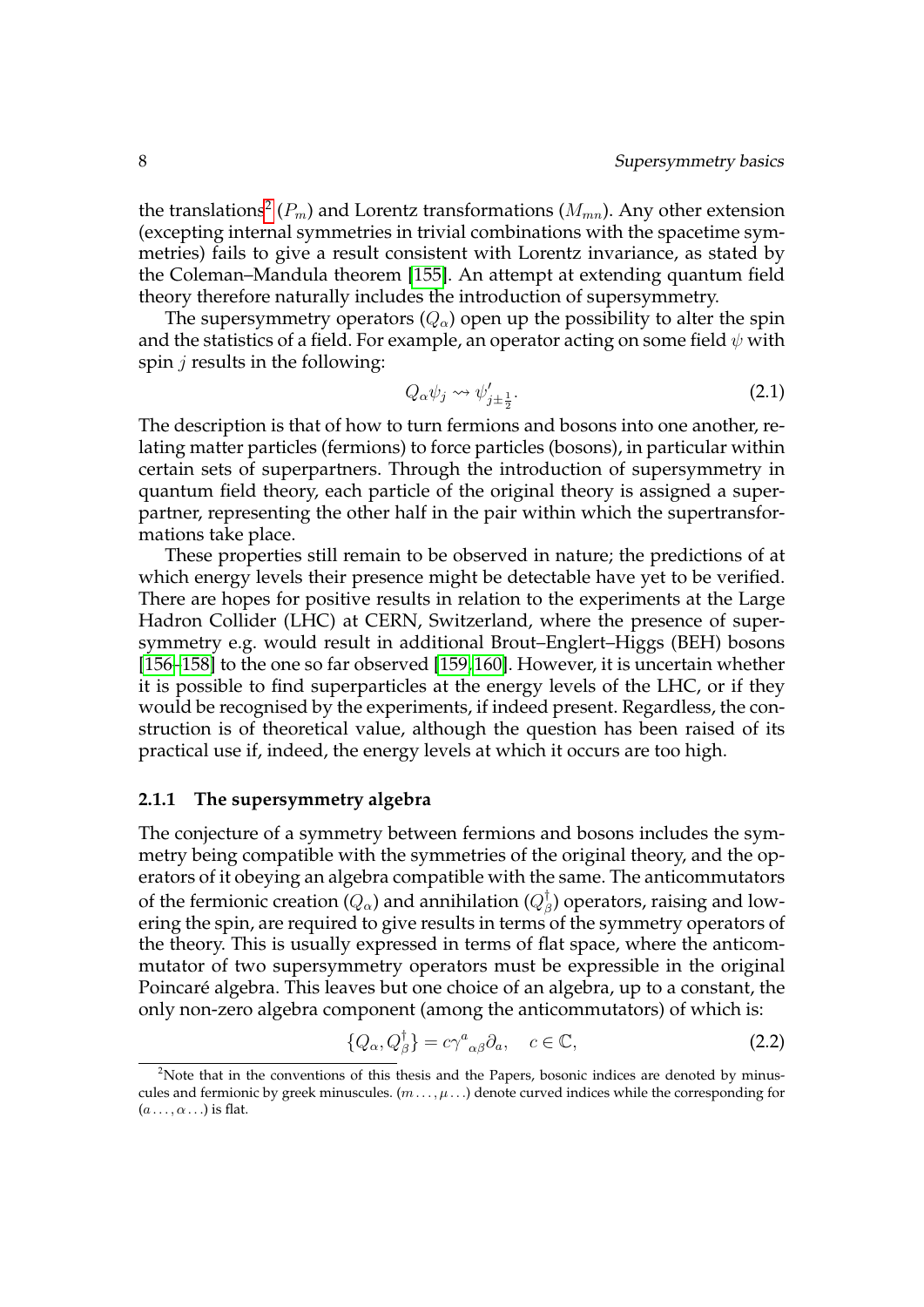the translations[2] ($P_m$) and Lorentz transformations ($M_{mn}$). Any other extension (excepting internal symmetries in trivial combinations with the spacetime symmetries) fails to give a result consistent with Lorentz invariance, as stated by the Coleman–Mandula theorem [155]. An attempt at extending quantum field theory therefore naturally includes the introduction of supersymmetry.

The supersymmetry operators ($Q_\alpha$) open up the possibility to alter the spin and the statistics of a field. For example, an operator acting on some field $\psi$ with spin $j$ results in the following:

$$Q_\alpha \psi_j \rightsquigarrow \psi'_{j\pm\frac{1}{2}}. \tag{2.1}$$

The description is that of how to turn fermions and bosons into one another, relating matter particles (fermions) to force particles (bosons), in particular within certain sets of superpartners. Through the introduction of supersymmetry in quantum field theory, each particle of the original theory is assigned a superpartner, representing the other half in the pair within which the supertransformations take place.

These properties still remain to be observed in nature; the predictions of at which energy levels their presence might be detectable have yet to be verified. There are hopes for positive results in relation to the experiments at the Large Hadron Collider (LHC) at CERN, Switzerland, where the presence of supersymmetry e.g. would result in additional Brout–Englert–Higgs (BEH) bosons [156–158] to the one so far observed [159, 160]. However, it is uncertain whether it is possible to find superparticles at the energy levels of the LHC, or if they would be recognised by the experiments, if indeed present. Regardless, the construction is of theoretical value, although the question has been raised of its practical use if, indeed, the energy levels at which it occurs are too high.

### 2.1.1 The supersymmetry algebra

The conjecture of a symmetry between fermions and bosons includes the symmetry being compatible with the symmetries of the original theory, and the operators of it obeying an algebra compatible with the same. The anticommutators of the fermionic creation ($Q_\alpha$) and annihilation ($Q^\dagger_\beta$) operators, raising and lowering the spin, are required to give results in terms of the symmetry operators of the theory. This is usually expressed in terms of flat space, where the anticommutator of two supersymmetry operators must be expressible in the original Poincaré algebra. This leaves but one choice of an algebra, up to a constant, the only non-zero algebra component (among the anticommutators) of which is:

$$\{Q_\alpha, Q^\dagger_\beta\} = c\gamma^a{}_{\alpha\beta}\partial_a, \quad c \in \mathbb{C}, \tag{2.2}$$

[2] Note that in the conventions of this thesis and the Papers, bosonic indices are denoted by minuscules and fermionic by greek minuscules. ($m \ldots, \mu \ldots$) denote curved indices while the corresponding for ($a \ldots, \alpha \ldots$) is flat.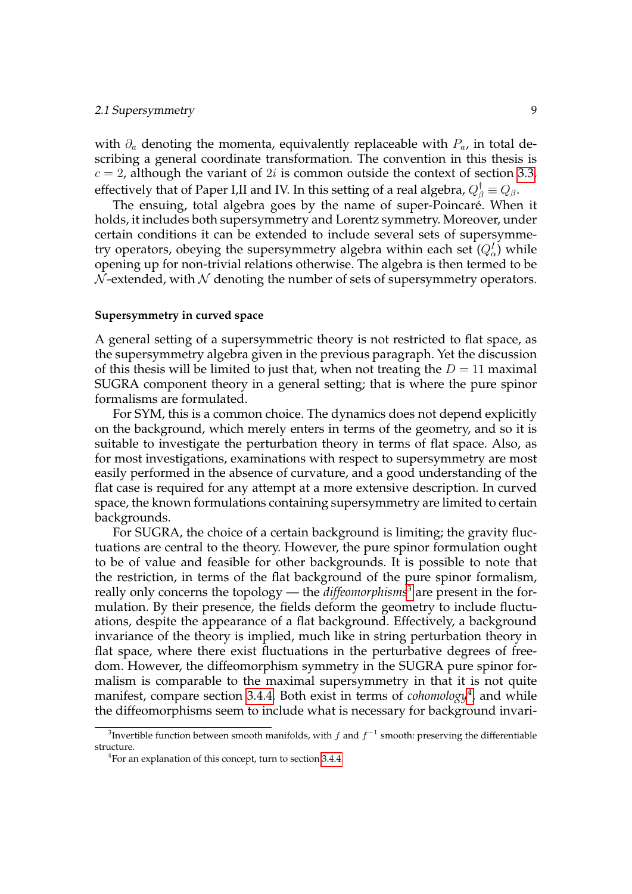with $\partial_a$ denoting the momenta, equivalently replaceable with $P_a$, in total describing a general coordinate transformation. The convention in this thesis is $c = 2$, although the variant of $2i$ is common outside the context of section 3.3, effectively that of Paper I,II and IV. In this setting of a real algebra, $Q^\dagger_\beta \equiv Q_\beta$.

The ensuing, total algebra goes by the name of super-Poincaré. When it holds, it includes both supersymmetry and Lorentz symmetry. Moreover, under certain conditions it can be extended to include several sets of supersymmetry operators, obeying the supersymmetry algebra within each set ($Q^I_\alpha$) while opening up for non-trivial relations otherwise. The algebra is then termed to be $\mathcal{N}$-extended, with $\mathcal{N}$ denoting the number of sets of supersymmetry operators.

**Supersymmetry in curved space**

A general setting of a supersymmetric theory is not restricted to flat space, as the supersymmetry algebra given in the previous paragraph. Yet the discussion of this thesis will be limited to just that, when not treating the $D = 11$ maximal SUGRA component theory in a general setting; that is where the pure spinor formalisms are formulated.

For SYM, this is a common choice. The dynamics does not depend explicitly on the background, which merely enters in terms of the geometry, and so it is suitable to investigate the perturbation theory in terms of flat space. Also, as for most investigations, examinations with respect to supersymmetry are most easily performed in the absence of curvature, and a good understanding of the flat case is required for any attempt at a more extensive description. In curved space, the known formulations containing supersymmetry are limited to certain backgrounds.

For SUGRA, the choice of a certain background is limiting; the gravity fluctuations are central to the theory. However, the pure spinor formulation ought to be of value and feasible for other backgrounds. It is possible to note that the restriction, in terms of the flat background of the pure spinor formalism, really only concerns the topology — the *diffeomorphisms*[3] are present in the formulation. By their presence, the fields deform the geometry to include fluctuations, despite the appearance of a flat background. Effectively, a background invariance of the theory is implied, much like in string perturbation theory in flat space, where there exist fluctuations in the perturbative degrees of freedom. However, the diffeomorphism symmetry in the SUGRA pure spinor formalism is comparable to the maximal supersymmetry in that it is not quite manifest, compare section 3.4.4. Both exist in terms of *cohomology*[4], and while the diffeomorphisms seem to include what is necessary for background invari-

[3] Invertible function between smooth manifolds, with $f$ and $f^{-1}$ smooth: preserving the differentiable structure.

[4] For an explanation of this concept, turn to section 3.4.4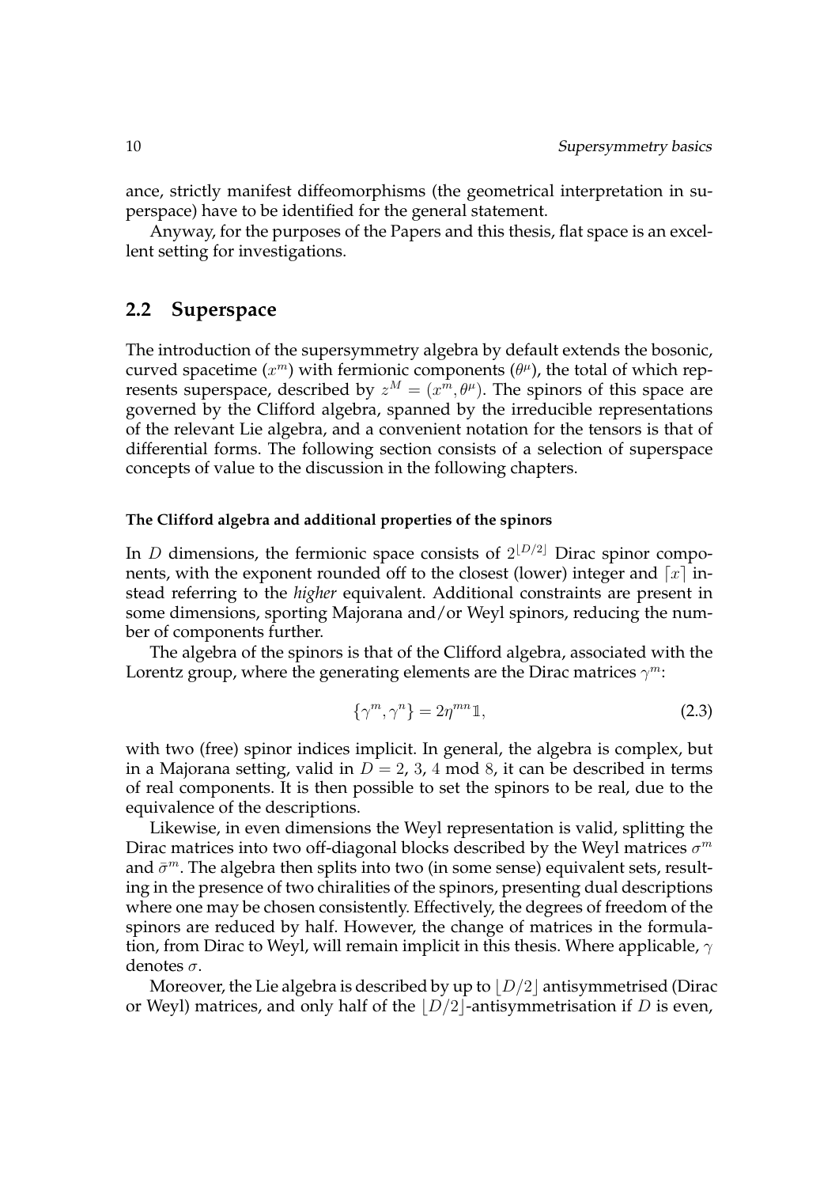ance, strictly manifest diffeomorphisms (the geometrical interpretation in superspace) have to be identified for the general statement.

Anyway, for the purposes of the Papers and this thesis, flat space is an excellent setting for investigations.

## 2.2 Superspace

The introduction of the supersymmetry algebra by default extends the bosonic, curved spacetime ($x^m$) with fermionic components ($\theta^\mu$), the total of which represents superspace, described by $z^M = (x^m, \theta^\mu)$. The spinors of this space are governed by the Clifford algebra, spanned by the irreducible representations of the relevant Lie algebra, and a convenient notation for the tensors is that of differential forms. The following section consists of a selection of superspace concepts of value to the discussion in the following chapters.

#### The Clifford algebra and additional properties of the spinors

In $D$ dimensions, the fermionic space consists of $2^{\lfloor D/2 \rfloor}$ Dirac spinor components, with the exponent rounded off to the closest (lower) integer and $\lceil x \rceil$ instead referring to the *higher* equivalent. Additional constraints are present in some dimensions, sporting Majorana and/or Weyl spinors, reducing the number of components further.

The algebra of the spinors is that of the Clifford algebra, associated with the Lorentz group, where the generating elements are the Dirac matrices $\gamma^m$:

$$\{\gamma^m, \gamma^n\} = 2\eta^{mn}\mathbb{1}, \tag{2.3}$$

with two (free) spinor indices implicit. In general, the algebra is complex, but in a Majorana setting, valid in $D = 2$, $3$, $4$ mod $8$, it can be described in terms of real components. It is then possible to set the spinors to be real, due to the equivalence of the descriptions.

Likewise, in even dimensions the Weyl representation is valid, splitting the Dirac matrices into two off-diagonal blocks described by the Weyl matrices $\sigma^m$ and $\bar{\sigma}^m$. The algebra then splits into two (in some sense) equivalent sets, resulting in the presence of two chiralities of the spinors, presenting dual descriptions where one may be chosen consistently. Effectively, the degrees of freedom of the spinors are reduced by half. However, the change of matrices in the formulation, from Dirac to Weyl, will remain implicit in this thesis. Where applicable, $\gamma$ denotes $\sigma$.

Moreover, the Lie algebra is described by up to $\lfloor D/2 \rfloor$ antisymmetrised (Dirac or Weyl) matrices, and only half of the $\lfloor D/2 \rfloor$-antisymmetrisation if $D$ is even,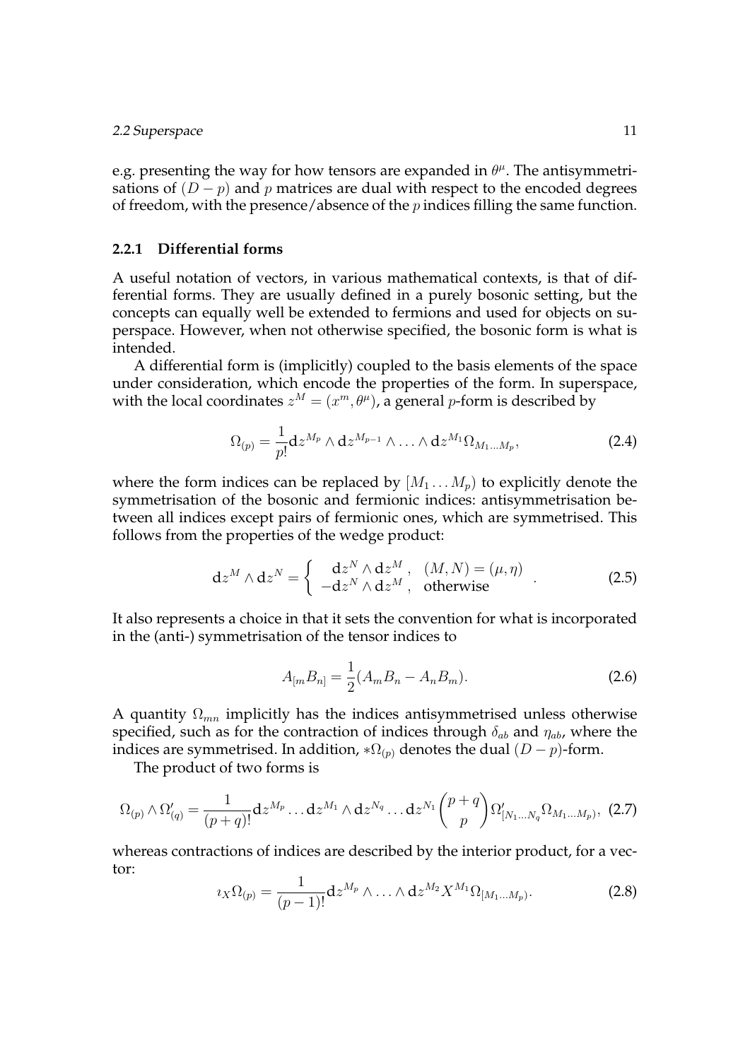e.g. presenting the way for how tensors are expanded in $\theta^\mu$. The antisymmetrisations of $(D-p)$ and $p$ matrices are dual with respect to the encoded degrees of freedom, with the presence/absence of the $p$ indices filling the same function.

### 2.2.1 Differential forms

A useful notation of vectors, in various mathematical contexts, is that of differential forms. They are usually defined in a purely bosonic setting, but the concepts can equally well be extended to fermions and used for objects on superspace. However, when not otherwise specified, the bosonic form is what is intended.

A differential form is (implicitly) coupled to the basis elements of the space under consideration, which encode the properties of the form. In superspace, with the local coordinates $z^M = (x^m, \theta^\mu)$, a general $p$-form is described by

$$\Omega_{(p)} = \frac{1}{p!} \mathrm{d}z^{M_p} \wedge \mathrm{d}z^{M_{p-1}} \wedge \ldots \wedge \mathrm{d}z^{M_1} \Omega_{M_1 \ldots M_p}, \tag{2.4}$$

where the form indices can be replaced by $[M_1 \ldots M_p)$ to explicitly denote the symmetrisation of the bosonic and fermionic indices: antisymmetrisation between all indices except pairs of fermionic ones, which are symmetrised. This follows from the properties of the wedge product:

$$\mathrm{d}z^M \wedge \mathrm{d}z^N = \left\{ \begin{array}{ll} \mathrm{d}z^N \wedge \mathrm{d}z^M \,, & (M,N) = (\mu, \eta) \\ -\mathrm{d}z^N \wedge \mathrm{d}z^M \,, & \text{otherwise} \end{array} \right. . \tag{2.5}$$

It also represents a choice in that it sets the convention for what is incorporated in the (anti-) symmetrisation of the tensor indices to

$$A_{[m} B_{n]} = \frac{1}{2}(A_m B_n - A_n B_m). \tag{2.6}$$

A quantity $\Omega_{mn}$ implicitly has the indices antisymmetrised unless otherwise specified, such as for the contraction of indices through $\delta_{ab}$ and $\eta_{ab}$, where the indices are symmetrised. In addition, $*\Omega_{(p)}$ denotes the dual $(D-p)$-form.

The product of two forms is

$$\Omega_{(p)} \wedge \Omega'_{(q)} = \frac{1}{(p+q)!} \mathrm{d}z^{M_p} \ldots \mathrm{d}z^{M_1} \wedge \mathrm{d}z^{N_q} \ldots \mathrm{d}z^{N_1} \binom{p+q}{p} \Omega'_{[N_1 \ldots N_q} \Omega_{M_1 \ldots M_p)}, \tag{2.7}$$

whereas contractions of indices are described by the interior product, for a vector:

$$\imath_X \Omega_{(p)} = \frac{1}{(p-1)!} \mathrm{d}z^{M_p} \wedge \ldots \wedge \mathrm{d}z^{M_2} X^{M_1} \Omega_{[M_1 \ldots M_p)}. \tag{2.8}$$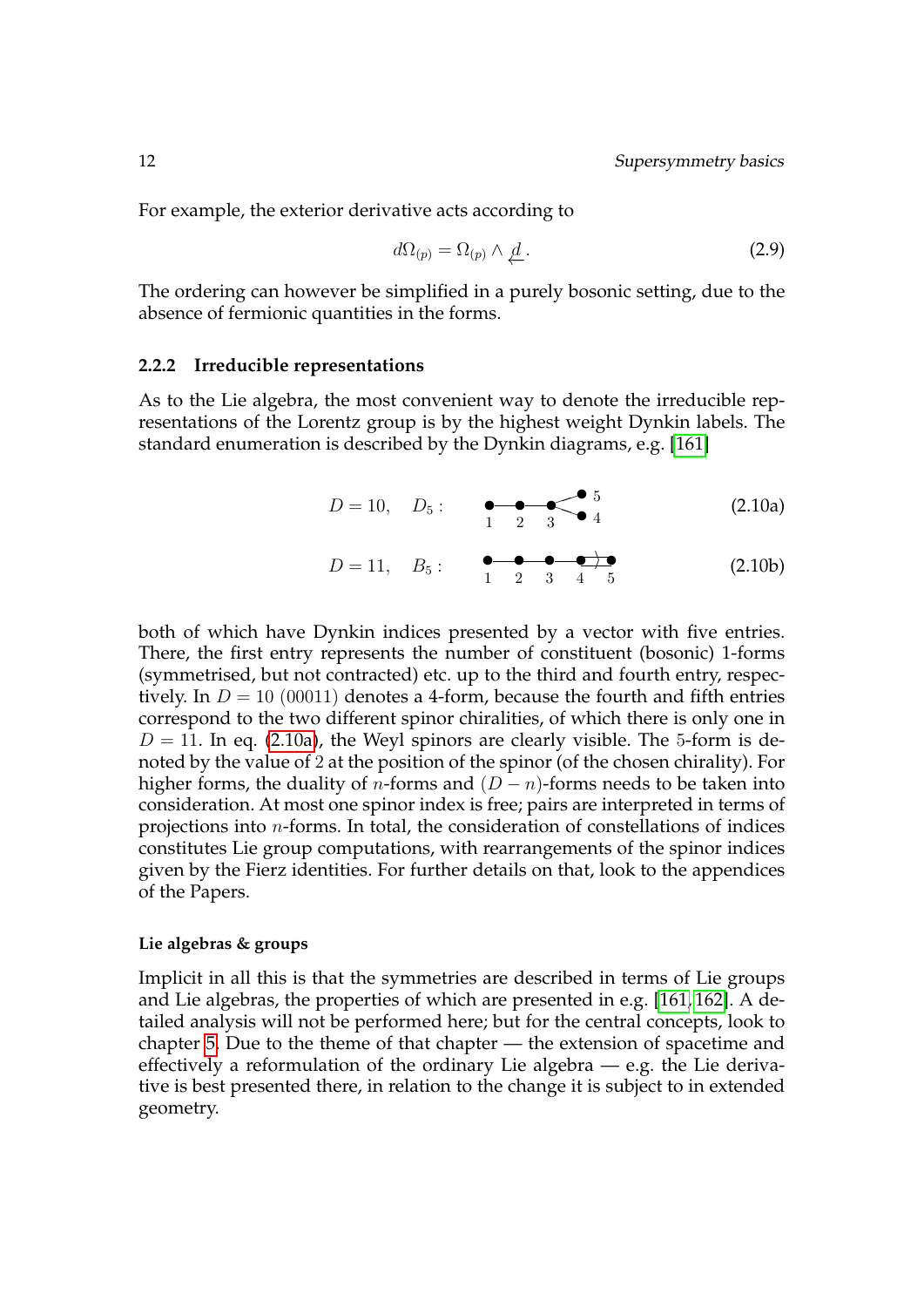For example, the exterior derivative acts according to

$$d\Omega_{(p)} = \Omega_{(p)} \wedge \overleftarrow{d} \, . \tag{2.9}$$

The ordering can however be simplified in a purely bosonic setting, due to the absence of fermionic quantities in the forms.

### 2.2.2 Irreducible representations

As to the Lie algebra, the most convenient way to denote the irreducible representations of the Lorentz group is by the highest weight Dynkin labels. The standard enumeration is described by the Dynkin diagrams, e.g. [161]

$$D = 10, \quad D_5 : \tag{2.10a}$$

$$D = 11, \quad B_5 : \tag{2.10b}$$

both of which have Dynkin indices presented by a vector with five entries. There, the first entry represents the number of constituent (bosonic) 1-forms (symmetrised, but not contracted) etc. up to the third and fourth entry, respectively. In $D = 10$ $(00011)$ denotes a 4-form, because the fourth and fifth entries correspond to the two different spinor chiralities, of which there is only one in $D = 11$. In eq. (2.10a), the Weyl spinors are clearly visible. The 5-form is denoted by the value of 2 at the position of the spinor (of the chosen chirality). For higher forms, the duality of $n$-forms and $(D - n)$-forms needs to be taken into consideration. At most one spinor index is free; pairs are interpreted in terms of projections into $n$-forms. In total, the consideration of constellations of indices constitutes Lie group computations, with rearrangements of the spinor indices given by the Fierz identities. For further details on that, look to the appendices of the Papers.

#### Lie algebras & groups

Implicit in all this is that the symmetries are described in terms of Lie groups and Lie algebras, the properties of which are presented in e.g. [161, 162]. A detailed analysis will not be performed here; but for the central concepts, look to chapter 5. Due to the theme of that chapter — the extension of spacetime and effectively a reformulation of the ordinary Lie algebra — e.g. the Lie derivative is best presented there, in relation to the change it is subject to in extended geometry.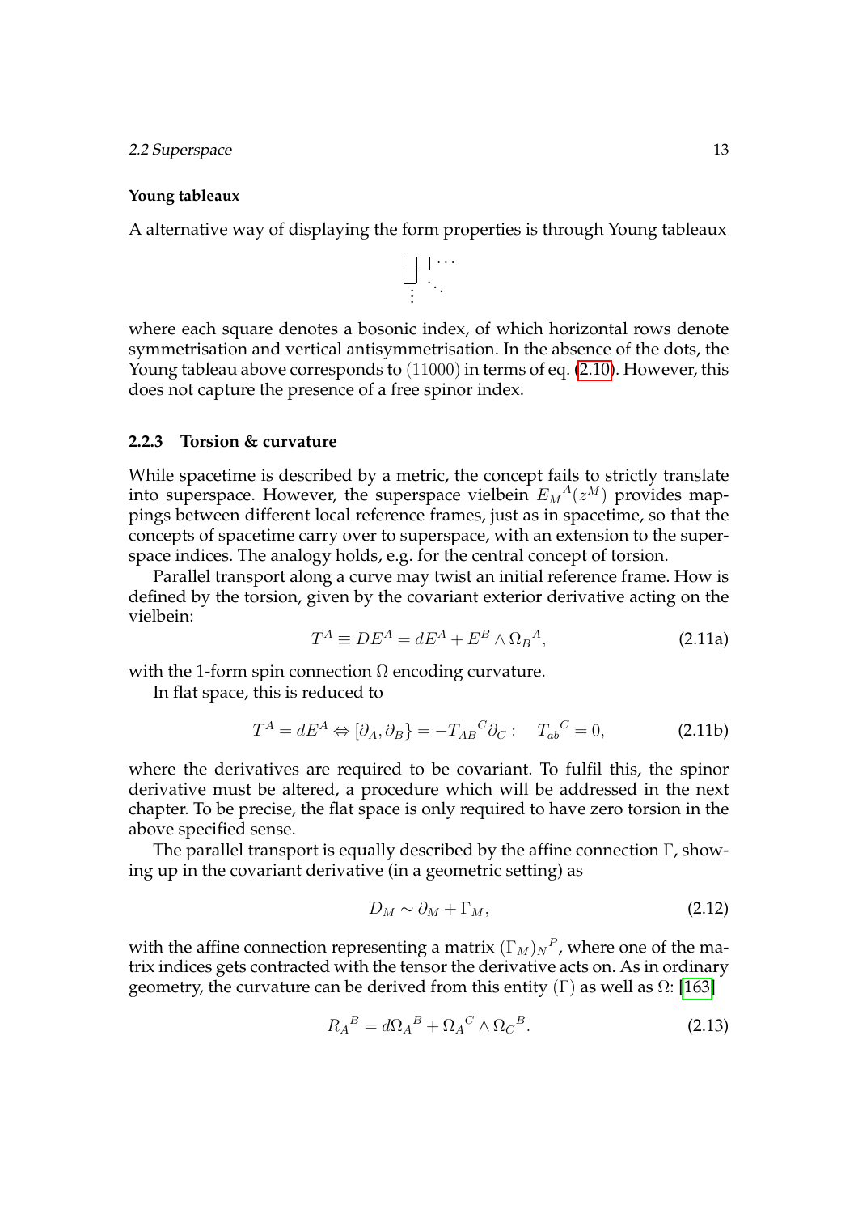**Young tableaux**

A alternative way of displaying the form properties is through Young tableaux

$$\begin{array}{l} \square\square\cdots \\ \square\ \ \ddots \\ \vdots \end{array}$$

where each square denotes a bosonic index, of which horizontal rows denote symmetrisation and vertical antisymmetrisation. In the absence of the dots, the Young tableau above corresponds to $(11000)$ in terms of eq. (2.10). However, this does not capture the presence of a free spinor index.

### 2.2.3 Torsion & curvature

While spacetime is described by a metric, the concept fails to strictly translate into superspace. However, the superspace vielbein $E_M{}^A(z^M)$ provides mappings between different local reference frames, just as in spacetime, so that the concepts of spacetime carry over to superspace, with an extension to the superspace indices. The analogy holds, e.g. for the central concept of torsion.

Parallel transport along a curve may twist an initial reference frame. How is defined by the torsion, given by the covariant exterior derivative acting on the vielbein:

$$T^A \equiv DE^A = dE^A + E^B \wedge \Omega_B{}^A, \tag{2.11a}$$

with the 1-form spin connection $\Omega$ encoding curvature.

In flat space, this is reduced to

$$T^A = dE^A \Leftrightarrow [\partial_A, \partial_B\} = -T_{AB}{}^C \partial_C : \quad T_{ab}{}^C = 0, \tag{2.11b}$$

where the derivatives are required to be covariant. To fulfil this, the spinor derivative must be altered, a procedure which will be addressed in the next chapter. To be precise, the flat space is only required to have zero torsion in the above specified sense.

The parallel transport is equally described by the affine connection $\Gamma$, showing up in the covariant derivative (in a geometric setting) as

$$D_M \sim \partial_M + \Gamma_M, \tag{2.12}$$

with the affine connection representing a matrix $(\Gamma_M)_N{}^P$, where one of the matrix indices gets contracted with the tensor the derivative acts on. As in ordinary geometry, the curvature can be derived from this entity $(\Gamma)$ as well as $\Omega$: [163]

$$R_A{}^B = d\Omega_A{}^B + \Omega_A{}^C \wedge \Omega_C{}^B. \tag{2.13}$$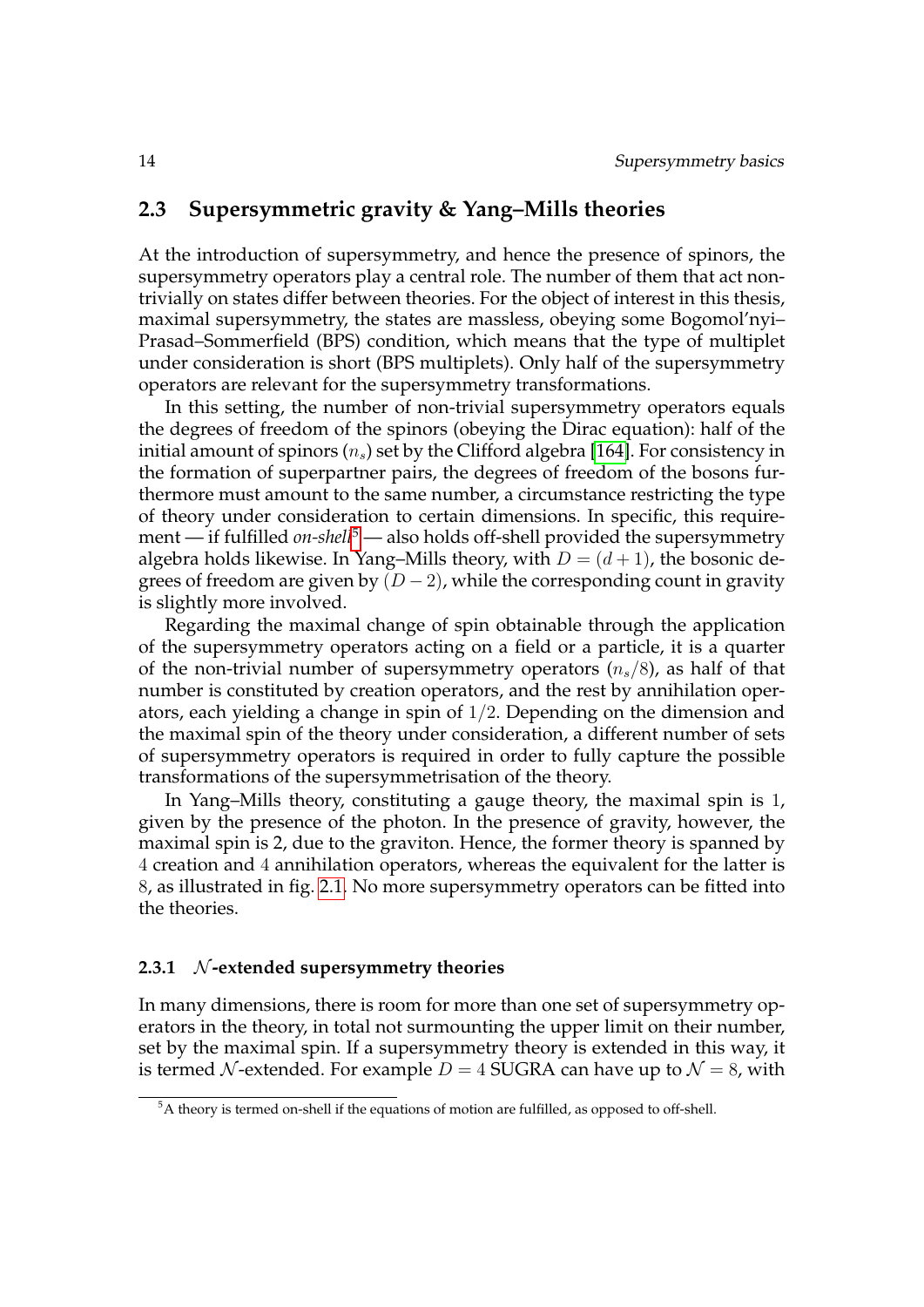## 2.3 Supersymmetric gravity & Yang–Mills theories

At the introduction of supersymmetry, and hence the presence of spinors, the supersymmetry operators play a central role. The number of them that act non-trivially on states differ between theories. For the object of interest in this thesis, maximal supersymmetry, the states are massless, obeying some Bogomol'nyi–Prasad–Sommerfield (BPS) condition, which means that the type of multiplet under consideration is short (BPS multiplets). Only half of the supersymmetry operators are relevant for the supersymmetry transformations.

In this setting, the number of non-trivial supersymmetry operators equals the degrees of freedom of the spinors (obeying the Dirac equation): half of the initial amount of spinors ($n_s$) set by the Clifford algebra [164]. For consistency in the formation of superpartner pairs, the degrees of freedom of the bosons furthermore must amount to the same number, a circumstance restricting the type of theory under consideration to certain dimensions. In specific, this requirement — if fulfilled *on-shell*[5] — also holds off-shell provided the supersymmetry algebra holds likewise. In Yang–Mills theory, with $D = (d + 1)$, the bosonic degrees of freedom are given by $(D - 2)$, while the corresponding count in gravity is slightly more involved.

Regarding the maximal change of spin obtainable through the application of the supersymmetry operators acting on a field or a particle, it is a quarter of the non-trivial number of supersymmetry operators ($n_s/8$), as half of that number is constituted by creation operators, and the rest by annihilation operators, each yielding a change in spin of $1/2$. Depending on the dimension and the maximal spin of the theory under consideration, a different number of sets of supersymmetry operators is required in order to fully capture the possible transformations of the supersymmetrisation of the theory.

In Yang–Mills theory, constituting a gauge theory, the maximal spin is $1$, given by the presence of the photon. In the presence of gravity, however, the maximal spin is 2, due to the graviton. Hence, the former theory is spanned by $4$ creation and $4$ annihilation operators, whereas the equivalent for the latter is $8$, as illustrated in fig. 2.1. No more supersymmetry operators can be fitted into the theories.

### 2.3.1 $\mathcal{N}$-extended supersymmetry theories

In many dimensions, there is room for more than one set of supersymmetry operators in the theory, in total not surmounting the upper limit on their number, set by the maximal spin. If a supersymmetry theory is extended in this way, it is termed $\mathcal{N}$-extended. For example $D = 4$ SUGRA can have up to $\mathcal{N} = 8$, with

[5] A theory is termed on-shell if the equations of motion are fulfilled, as opposed to off-shell.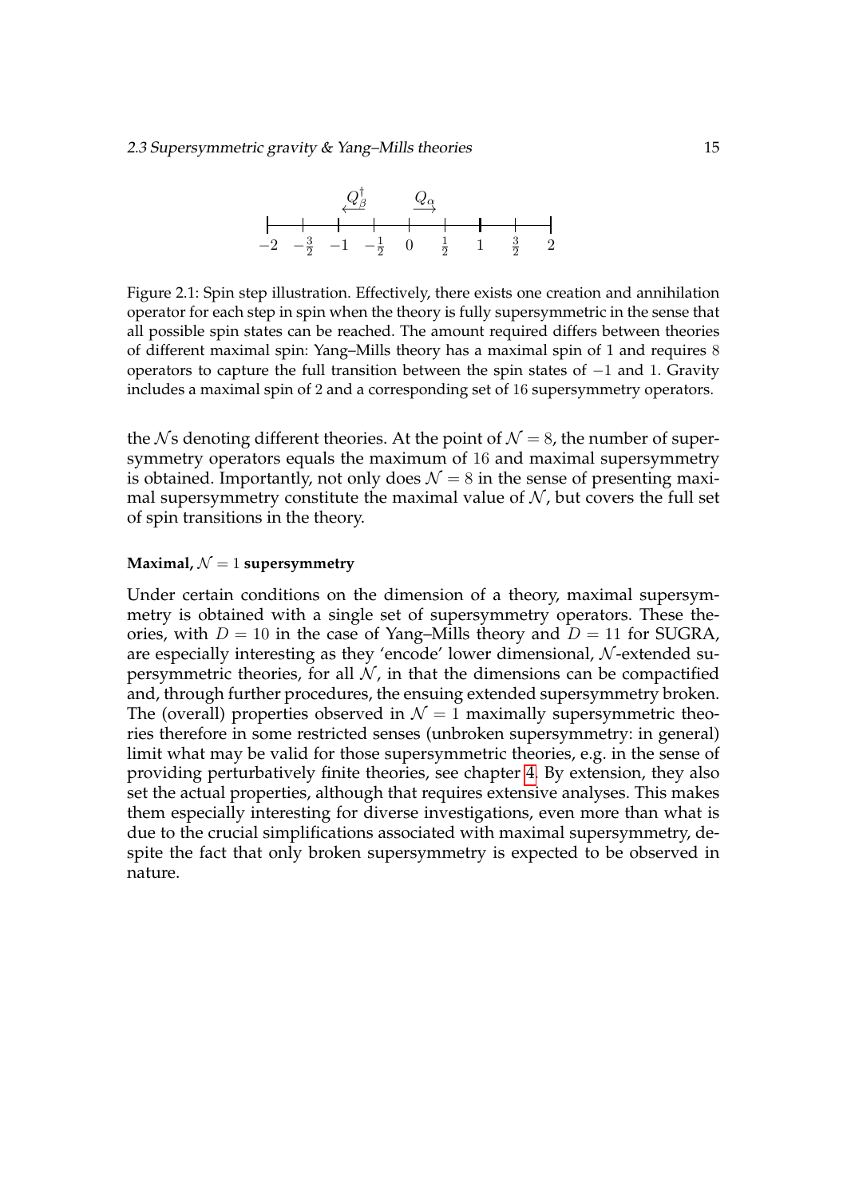Figure 2.1: Spin step illustration. Effectively, there exists one creation and annihilation operator for each step in spin when the theory is fully supersymmetric in the sense that all possible spin states can be reached. The amount required differs between theories of different maximal spin: Yang–Mills theory has a maximal spin of 1 and requires 8 operators to capture the full transition between the spin states of $-1$ and 1. Gravity includes a maximal spin of 2 and a corresponding set of 16 supersymmetry operators.

the $\mathcal{N}$s denoting different theories. At the point of $\mathcal{N} = 8$, the number of supersymmetry operators equals the maximum of 16 and maximal supersymmetry is obtained. Importantly, not only does $\mathcal{N} = 8$ in the sense of presenting maximal supersymmetry constitute the maximal value of $\mathcal{N}$, but covers the full set of spin transitions in the theory.

**Maximal, $\mathcal{N} = 1$ supersymmetry**

Under certain conditions on the dimension of a theory, maximal supersymmetry is obtained with a single set of supersymmetry operators. These theories, with $D = 10$ in the case of Yang–Mills theory and $D = 11$ for SUGRA, are especially interesting as they 'encode' lower dimensional, $\mathcal{N}$-extended supersymmetric theories, for all $\mathcal{N}$, in that the dimensions can be compactified and, through further procedures, the ensuing extended supersymmetry broken. The (overall) properties observed in $\mathcal{N} = 1$ maximally supersymmetric theories therefore in some restricted senses (unbroken supersymmetry: in general) limit what may be valid for those supersymmetric theories, e.g. in the sense of providing perturbatively finite theories, see chapter 4. By extension, they also set the actual properties, although that requires extensive analyses. This makes them especially interesting for diverse investigations, even more than what is due to the crucial simplifications associated with maximal supersymmetry, despite the fact that only broken supersymmetry is expected to be observed in nature.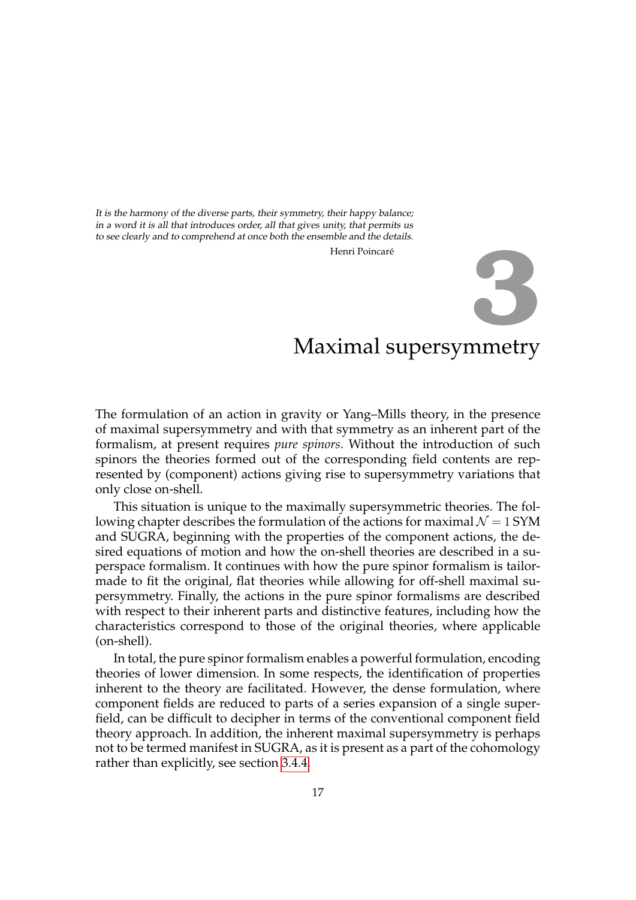*It is the harmony of the diverse parts, their symmetry, their happy balance; in a word it is all that introduces order, all that gives unity, that permits us to see clearly and to comprehend at once both the ensemble and the details.*

Henri Poincaré

# 3 Maximal supersymmetry

The formulation of an action in gravity or Yang–Mills theory, in the presence of maximal supersymmetry and with that symmetry as an inherent part of the formalism, at present requires *pure spinors*. Without the introduction of such spinors the theories formed out of the corresponding field contents are represented by (component) actions giving rise to supersymmetry variations that only close on-shell.

This situation is unique to the maximally supersymmetric theories. The following chapter describes the formulation of the actions for maximal $\mathcal{N} = 1$ SYM and SUGRA, beginning with the properties of the component actions, the desired equations of motion and how the on-shell theories are described in a superspace formalism. It continues with how the pure spinor formalism is tailor-made to fit the original, flat theories while allowing for off-shell maximal supersymmetry. Finally, the actions in the pure spinor formalisms are described with respect to their inherent parts and distinctive features, including how the characteristics correspond to those of the original theories, where applicable (on-shell).

In total, the pure spinor formalism enables a powerful formulation, encoding theories of lower dimension. In some respects, the identification of properties inherent to the theory are facilitated. However, the dense formulation, where component fields are reduced to parts of a series expansion of a single superfield, can be difficult to decipher in terms of the conventional component field theory approach. In addition, the inherent maximal supersymmetry is perhaps not to be termed manifest in SUGRA, as it is present as a part of the cohomology rather than explicitly, see section 3.4.4.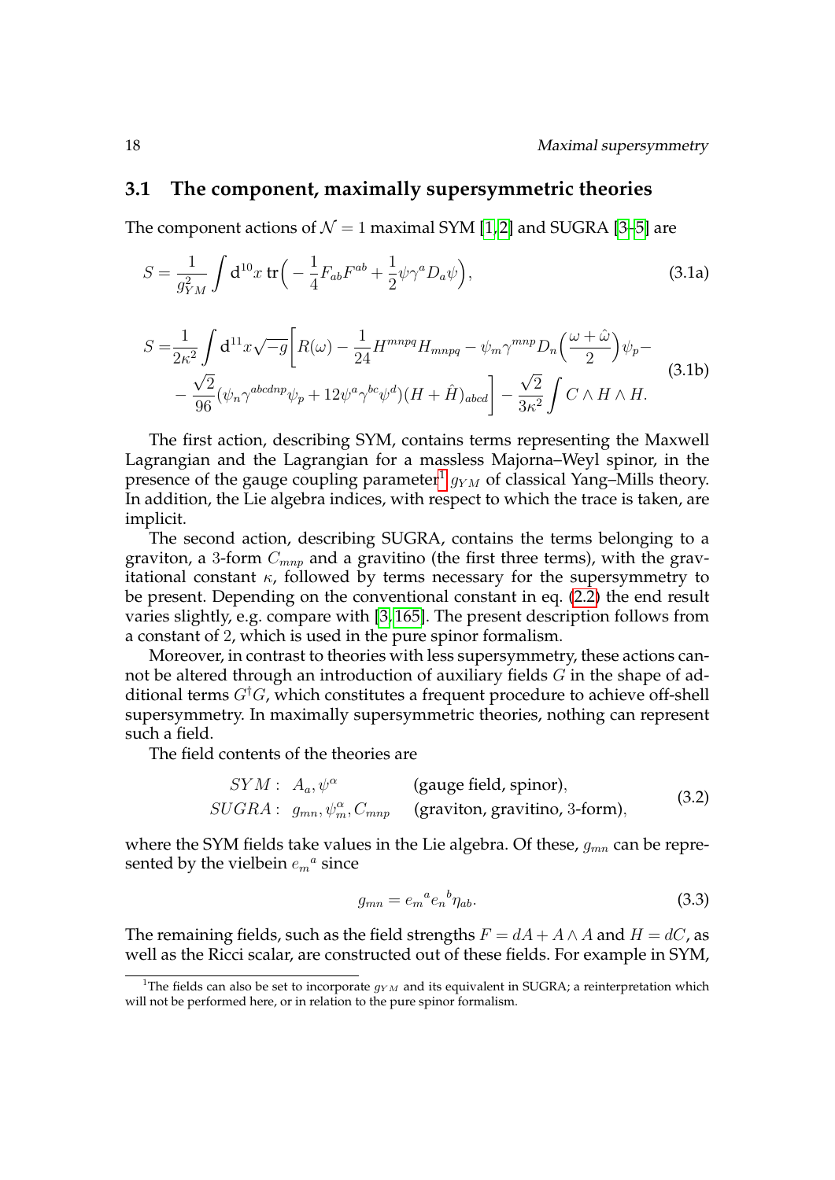## 3.1 The component, maximally supersymmetric theories

The component actions of $\mathcal{N}=1$ maximal SYM [1,2] and SUGRA [3–5] are

$$S = \frac{1}{g_{YM}^2}\int \mathrm{d}^{10}x\, \mathrm{tr}\Big( -\frac{1}{4}F_{ab}F^{ab} + \frac{1}{2}\psi\gamma^a D_a \psi\Big), \tag{3.1a}$$

$$\begin{aligned} S =& \frac{1}{2\kappa^2}\int \mathrm{d}^{11}x\sqrt{-g}\Big[R(\omega) - \frac{1}{24}H^{mnpq}H_{mnpq} - \psi_m\gamma^{mnp}D_n\Big(\frac{\omega+\hat{\omega}}{2}\Big)\psi_p - \\ &- \frac{\sqrt{2}}{96}(\psi_n\gamma^{abcdnp}\psi_p + 12\psi^a\gamma^{bc}\psi^d)(H+\hat{H})_{abcd}\Big] - \frac{\sqrt{2}}{3\kappa^2}\int C\wedge H\wedge H. \end{aligned} \tag{3.1b}$$

The first action, describing SYM, contains terms representing the Maxwell Lagrangian and the Lagrangian for a massless Majorna–Weyl spinor, in the presence of the gauge coupling parameter[1] $g_{YM}$ of classical Yang–Mills theory. In addition, the Lie algebra indices, with respect to which the trace is taken, are implicit.

The second action, describing SUGRA, contains the terms belonging to a graviton, a 3-form $C_{mnp}$ and a gravitino (the first three terms), with the gravitational constant $\kappa$, followed by terms necessary for the supersymmetry to be present. Depending on the conventional constant in eq. (2.2) the end result varies slightly, e.g. compare with [3,165]. The present description follows from a constant of 2, which is used in the pure spinor formalism.

Moreover, in contrast to theories with less supersymmetry, these actions cannot be altered through an introduction of auxiliary fields $G$ in the shape of additional terms $G^\dagger G$, which constitutes a frequent procedure to achieve off-shell supersymmetry. In maximally supersymmetric theories, nothing can represent such a field.

The field contents of the theories are

$$\begin{aligned} SYM: &\ \ A_a, \psi^\alpha \qquad\qquad \text{(gauge field, spinor)}, \\ SUGRA: &\ \ g_{mn}, \psi_m^\alpha, C_{mnp} \quad \text{(graviton, gravitino, 3-form)}, \end{aligned} \tag{3.2}$$

where the SYM fields take values in the Lie algebra. Of these, $g_{mn}$ can be represented by the vielbein ${e_m}^a$ since

$$g_{mn} = {e_m}^a {e_n}^b \eta_{ab}. \tag{3.3}$$

The remaining fields, such as the field strengths $F = dA + A\wedge A$ and $H = dC$, as well as the Ricci scalar, are constructed out of these fields. For example in SYM,

[1] The fields can also be set to incorporate $g_{YM}$ and its equivalent in SUGRA; a reinterpretation which will not be performed here, or in relation to the pure spinor formalism.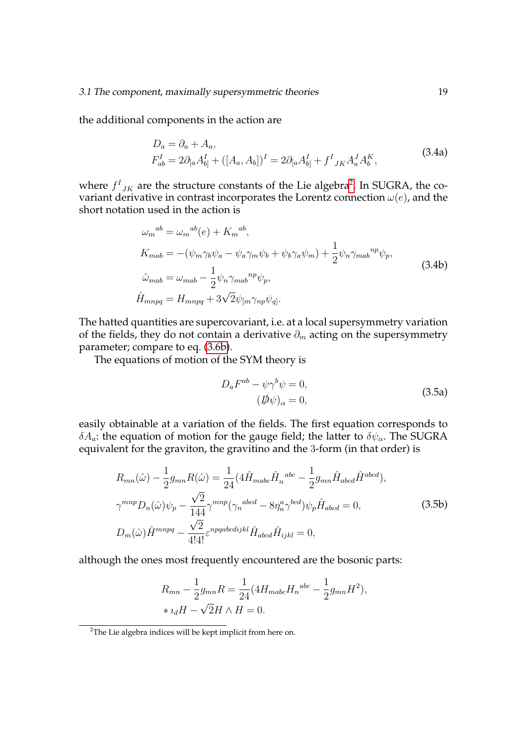the additional components in the action are

$$
\begin{aligned}
D_a &= \partial_a + A_a, \\
F^I_{ab} &= 2\partial_{[a}A^I_{b]} + ([A_a, A_b])^I = 2\partial_{[a}A^I_{b]} + f^I{}_{JK}A^J_a A^K_b,
\end{aligned}
\tag{3.4a}
$$

where $f^I{}_{JK}$ are the structure constants of the Lie algebra[2]. In SUGRA, the covariant derivative in contrast incorporates the Lorentz connection $\omega(e)$, and the short notation used in the action is

$$
\begin{aligned}
\omega_m{}^{ab} &= \omega_m{}^{ab}(e) + K_m{}^{ab}, \\
K_{mab} &= -(\psi_m\gamma_b\psi_a - \psi_a\gamma_m\psi_b + \psi_b\gamma_a\psi_m) + \frac{1}{2}\psi_n\gamma_{mab}{}^{np}\psi_p, \\
\hat{\omega}_{mab} &= \omega_{mab} - \frac{1}{2}\psi_n\gamma_{mab}{}^{np}\psi_p, \\
\hat{H}_{mnpq} &= H_{mnpq} + 3\sqrt{2}\psi_{[m}\gamma_{np}\psi_{q]}.
\end{aligned}
\tag{3.4b}
$$

The hatted quantities are supercovariant, i.e. at a local supersymmetry variation of the fields, they do not contain a derivative $\partial_m$ acting on the supersymmetry parameter; compare to eq. (3.6b).

The equations of motion of the SYM theory is

$$
\begin{aligned}
D_a F^{ab} - \psi\gamma^b\psi &= 0, \\
(\not{D}\psi)_\alpha &= 0,
\end{aligned}
\tag{3.5a}
$$

easily obtainable at a variation of the fields. The first equation corresponds to $\delta A_a$: the equation of motion for the gauge field; the latter to $\delta\psi_\alpha$. The SUGRA equivalent for the graviton, the gravitino and the 3-form (in that order) is

$$
\begin{aligned}
R_{mn}(\hat{\omega}) - \frac{1}{2}g_{mn}R(\hat{\omega}) &= \frac{1}{24}(4\hat{H}_{mabc}\hat{H}_n{}^{abc} - \frac{1}{2}g_{mn}\hat{H}_{abcd}\hat{H}^{abcd}), \\
\gamma^{mnp}D_n(\hat{\omega})\psi_p - \frac{\sqrt{2}}{144}\gamma^{mnp}(\gamma_n{}^{abcd} - 8\eta^a_n\gamma^{bcd})\psi_p\hat{H}_{abcd} &= 0, \\
D_m(\hat{\omega})\hat{H}^{mnpq} - \frac{\sqrt{2}}{4!4!}\varepsilon^{npqabcdijkl}\hat{H}_{abcd}\hat{H}_{ijkl} &= 0,
\end{aligned}
\tag{3.5b}
$$

although the ones most frequently encountered are the bosonic parts:

$$
\begin{aligned}
R_{mn} - \frac{1}{2}g_{mn}R &= \frac{1}{24}(4H_{mabc}H_n{}^{abc} - \frac{1}{2}g_{mn}H^2), \\
*\,\imath_d H - \sqrt{2}H \wedge H &= 0.
\end{aligned}
$$

[2] The Lie algebra indices will be kept implicit from here on.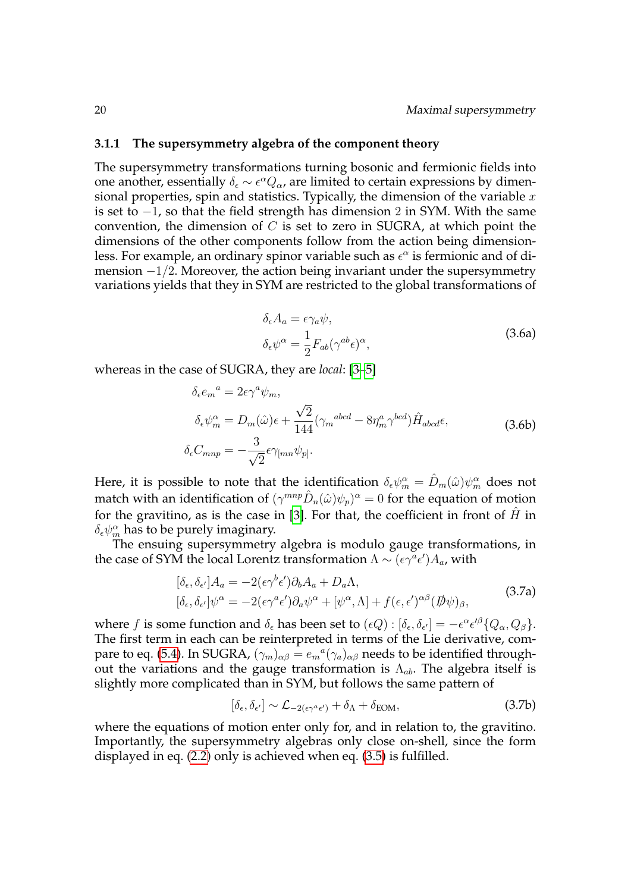### 3.1.1 The supersymmetry algebra of the component theory

The supersymmetry transformations turning bosonic and fermionic fields into one another, essentially $\delta_\epsilon \sim \epsilon^\alpha Q_\alpha$, are limited to certain expressions by dimensional properties, spin and statistics. Typically, the dimension of the variable $x$ is set to $-1$, so that the field strength has dimension 2 in SYM. With the same convention, the dimension of $C$ is set to zero in SUGRA, at which point the dimensions of the other components follow from the action being dimensionless. For example, an ordinary spinor variable such as $\epsilon^\alpha$ is fermionic and of dimension $-1/2$. Moreover, the action being invariant under the supersymmetry variations yields that they in SYM are restricted to the global transformations of

$$
\begin{aligned}
\delta_\epsilon A_a &= \epsilon \gamma_a \psi, \\
\delta_\epsilon \psi^\alpha &= \frac{1}{2} F_{ab} (\gamma^{ab} \epsilon)^\alpha,
\end{aligned}
\tag{3.6a}
$$

whereas in the case of SUGRA, they are *local*: [3–5]

$$
\begin{aligned}
\delta_\epsilon e_m{}^a &= 2\epsilon \gamma^a \psi_m, \\
\delta_\epsilon \psi_m^\alpha &= D_m(\hat{\omega})\epsilon + \frac{\sqrt{2}}{144} (\gamma_m{}^{abcd} - 8\eta_m^a \gamma^{bcd}) \hat{H}_{abcd} \epsilon, \\
\delta_\epsilon C_{mnp} &= -\frac{3}{\sqrt{2}} \epsilon \gamma_{[mn} \psi_{p]}.
\end{aligned}
\tag{3.6b}
$$

Here, it is possible to note that the identification $\delta_\epsilon \psi_m^\alpha = \hat{D}_m(\hat{\omega}) \psi_m^\alpha$ does not match with an identification of $(\gamma^{mnp} \hat{D}_n(\hat{\omega}) \psi_p)^\alpha = 0$ for the equation of motion for the gravitino, as is the case in [3]. For that, the coefficient in front of $\hat{H}$ in $\delta_\epsilon \psi_m^\alpha$ has to be purely imaginary.

The ensuing supersymmetry algebra is modulo gauge transformations, in the case of SYM the local Lorentz transformation $\Lambda \sim (\epsilon \gamma^a \epsilon') A_a$, with

$$
\begin{aligned}
[\delta_\epsilon, \delta_{\epsilon'}] A_a &= -2(\epsilon \gamma^b \epsilon') \partial_b A_a + D_a \Lambda, \\
[\delta_\epsilon, \delta_{\epsilon'}] \psi^\alpha &= -2(\epsilon \gamma^a \epsilon') \partial_a \psi^\alpha + [\psi^\alpha, \Lambda] + f(\epsilon, \epsilon')^{\alpha\beta} (\not{D} \psi)_\beta,
\end{aligned}
\tag{3.7a}
$$

where $f$ is some function and $\delta_\epsilon$ has been set to $(\epsilon Q) : [\delta_\epsilon, \delta_{\epsilon'}] = -\epsilon^\alpha \epsilon'^\beta \{Q_\alpha, Q_\beta\}$. The first term in each can be reinterpreted in terms of the Lie derivative, compare to eq. (5.4). In SUGRA, $(\gamma_m)_{\alpha\beta} = e_m{}^a (\gamma_a)_{\alpha\beta}$ needs to be identified throughout the variations and the gauge transformation is $\Lambda_{ab}$. The algebra itself is slightly more complicated than in SYM, but follows the same pattern of

$$
[\delta_\epsilon, \delta_{\epsilon'}] \sim \mathcal{L}_{-2(\epsilon \gamma^a \epsilon')} + \delta_\Lambda + \delta_{\text{EOM}},
\tag{3.7b}
$$

where the equations of motion enter only for, and in relation to, the gravitino. Importantly, the supersymmetry algebras only close on-shell, since the form displayed in eq. (2.2) only is achieved when eq. (3.5) is fulfilled.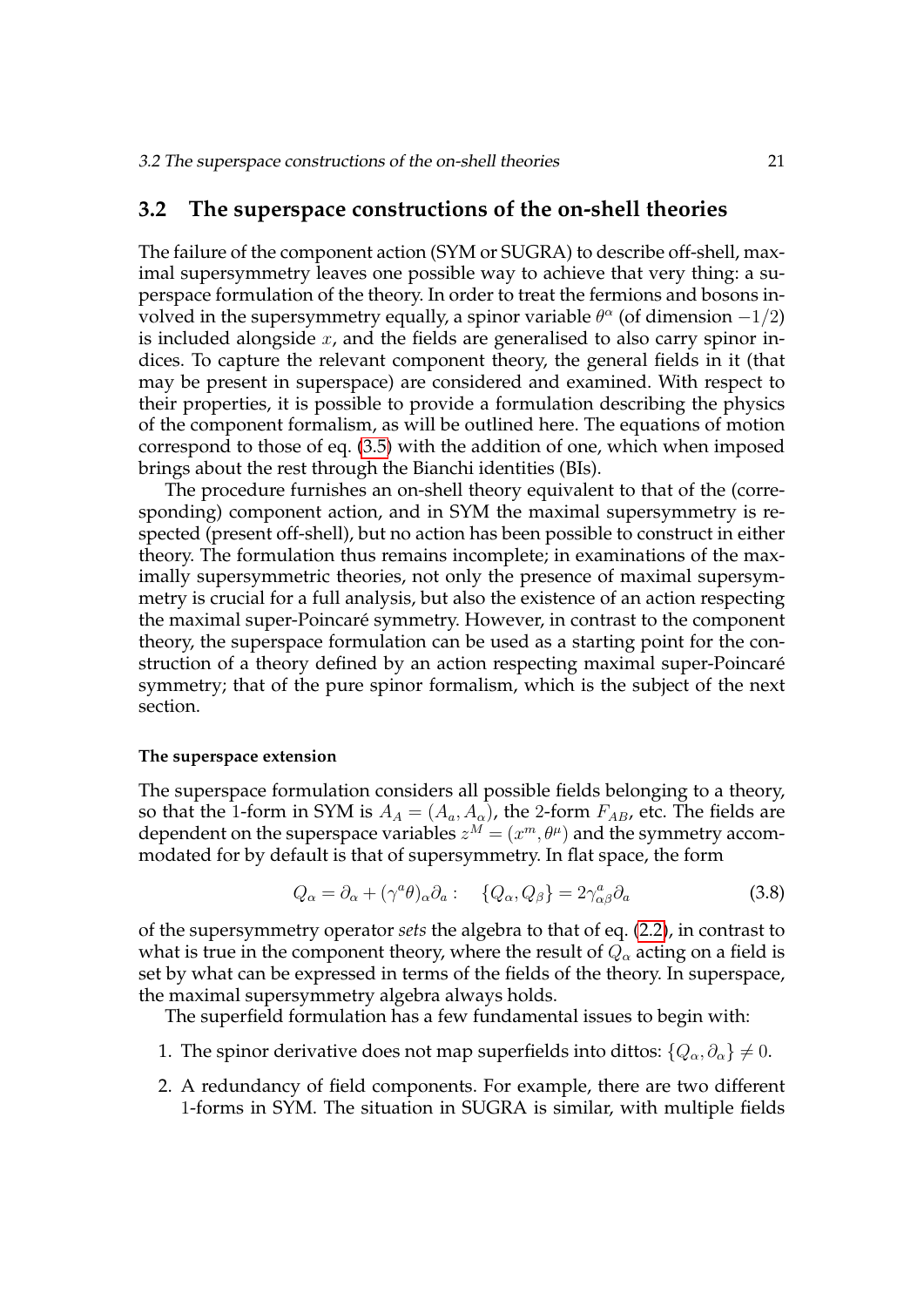## 3.2 The superspace constructions of the on-shell theories

The failure of the component action (SYM or SUGRA) to describe off-shell, maximal supersymmetry leaves one possible way to achieve that very thing: a superspace formulation of the theory. In order to treat the fermions and bosons involved in the supersymmetry equally, a spinor variable $\theta^\alpha$ (of dimension $-1/2$) is included alongside $x$, and the fields are generalised to also carry spinor indices. To capture the relevant component theory, the general fields in it (that may be present in superspace) are considered and examined. With respect to their properties, it is possible to provide a formulation describing the physics of the component formalism, as will be outlined here. The equations of motion correspond to those of eq. (3.5) with the addition of one, which when imposed brings about the rest through the Bianchi identities (BIs).

The procedure furnishes an on-shell theory equivalent to that of the (corresponding) component action, and in SYM the maximal supersymmetry is respected (present off-shell), but no action has been possible to construct in either theory. The formulation thus remains incomplete; in examinations of the maximally supersymmetric theories, not only the presence of maximal supersymmetry is crucial for a full analysis, but also the existence of an action respecting the maximal super-Poincaré symmetry. However, in contrast to the component theory, the superspace formulation can be used as a starting point for the construction of a theory defined by an action respecting maximal super-Poincaré symmetry; that of the pure spinor formalism, which is the subject of the next section.

#### The superspace extension

The superspace formulation considers all possible fields belonging to a theory, so that the 1-form in SYM is $A_A = (A_a, A_\alpha)$, the 2-form $F_{AB}$, etc. The fields are dependent on the superspace variables $z^M = (x^m, \theta^\mu)$ and the symmetry accommodated for by default is that of supersymmetry. In flat space, the form

$$Q_\alpha = \partial_\alpha + (\gamma^a\theta)_\alpha \partial_a : \quad \{Q_\alpha, Q_\beta\} = 2\gamma^a_{\alpha\beta}\partial_a \tag{3.8}$$

of the supersymmetry operator *sets* the algebra to that of eq. (2.2), in contrast to what is true in the component theory, where the result of $Q_\alpha$ acting on a field is set by what can be expressed in terms of the fields of the theory. In superspace, the maximal supersymmetry algebra always holds.

The superfield formulation has a few fundamental issues to begin with:

1. The spinor derivative does not map superfields into dittos: $\{Q_\alpha, \partial_\alpha\} \neq 0$.
2. A redundancy of field components. For example, there are two different 1-forms in SYM. The situation in SUGRA is similar, with multiple fields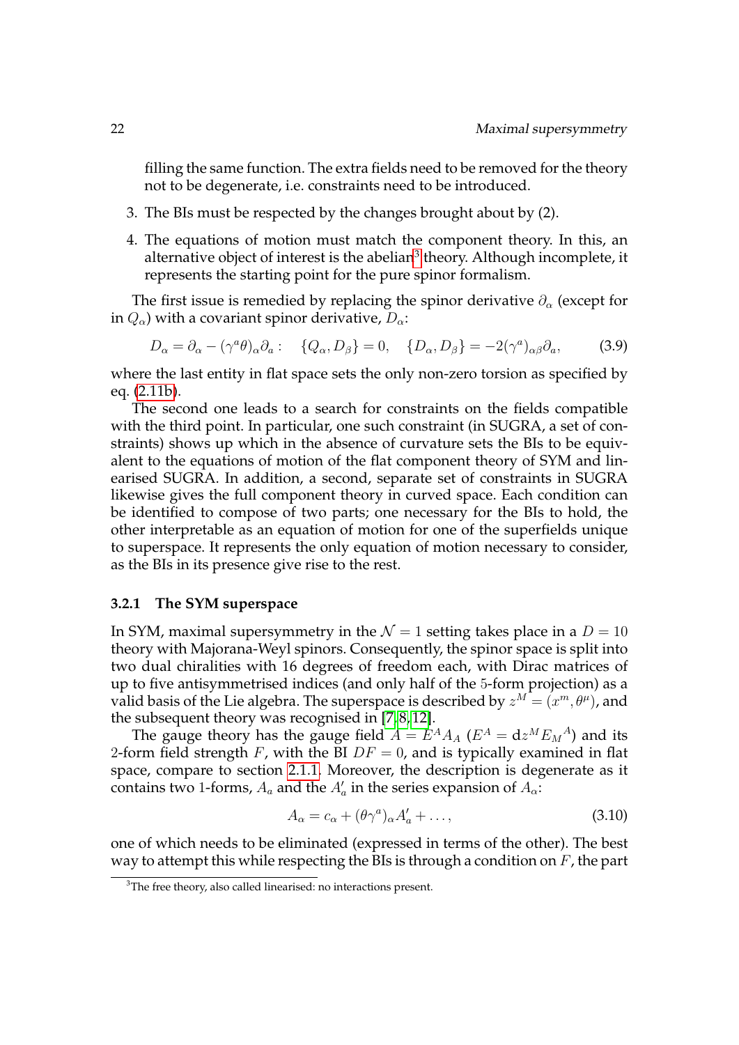filling the same function. The extra fields need to be removed for the theory not to be degenerate, i.e. constraints need to be introduced.

3. The BIs must be respected by the changes brought about by (2).

4. The equations of motion must match the component theory. In this, an alternative object of interest is the abelian[3] theory. Although incomplete, it represents the starting point for the pure spinor formalism.

The first issue is remedied by replacing the spinor derivative $\partial_\alpha$ (except for in $Q_\alpha$) with a covariant spinor derivative, $D_\alpha$:

$$D_\alpha = \partial_\alpha - (\gamma^a\theta)_\alpha\partial_a : \quad \{Q_\alpha, D_\beta\} = 0, \quad \{D_\alpha, D_\beta\} = -2(\gamma^a)_{\alpha\beta}\partial_a, \tag{3.9}$$

where the last entity in flat space sets the only non-zero torsion as specified by eq. (2.11b).

The second one leads to a search for constraints on the fields compatible with the third point. In particular, one such constraint (in SUGRA, a set of constraints) shows up which in the absence of curvature sets the BIs to be equivalent to the equations of motion of the flat component theory of SYM and linearised SUGRA. In addition, a second, separate set of constraints in SUGRA likewise gives the full component theory in curved space. Each condition can be identified to compose of two parts; one necessary for the BIs to hold, the other interpretable as an equation of motion for one of the superfields unique to superspace. It represents the only equation of motion necessary to consider, as the BIs in its presence give rise to the rest.

### 3.2.1 The SYM superspace

In SYM, maximal supersymmetry in the $\mathcal{N} = 1$ setting takes place in a $D = 10$ theory with Majorana-Weyl spinors. Consequently, the spinor space is split into two dual chiralities with 16 degrees of freedom each, with Dirac matrices of up to five antisymmetrised indices (and only half of the 5-form projection) as a valid basis of the Lie algebra. The superspace is described by $z^M = (x^m, \theta^\mu)$, and the subsequent theory was recognised in [7, 8, 12].

The gauge theory has the gauge field $A = E^A A_A$ ($E^A = \mathrm{d}z^M E_M{}^A$) and its 2-form field strength $F$, with the BI $DF = 0$, and is typically examined in flat space, compare to section 2.1.1. Moreover, the description is degenerate as it contains two 1-forms, $A_a$ and the $A'_a$ in the series expansion of $A_\alpha$:

$$A_\alpha = c_\alpha + (\theta\gamma^a)_\alpha A'_a + \ldots, \tag{3.10}$$

one of which needs to be eliminated (expressed in terms of the other). The best way to attempt this while respecting the BIs is through a condition on $F$, the part

[3] The free theory, also called linearised: no interactions present.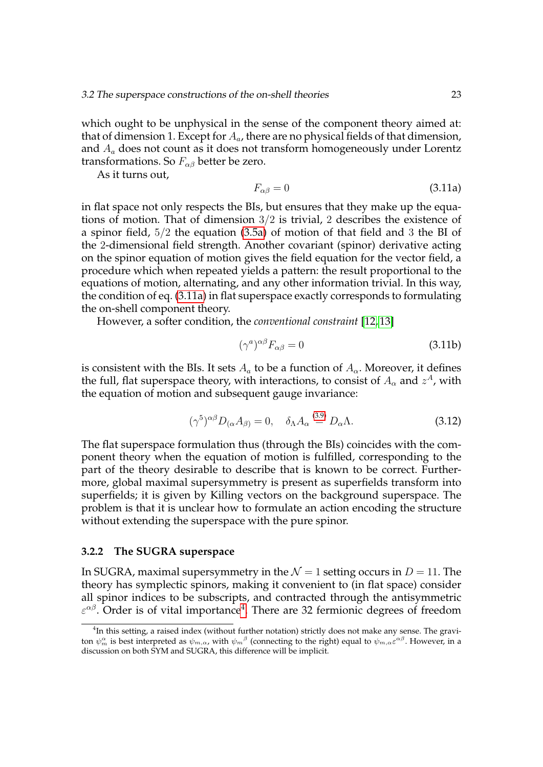which ought to be unphysical in the sense of the component theory aimed at: that of dimension 1. Except for $A_a$, there are no physical fields of that dimension, and $A_a$ does not count as it does not transform homogeneously under Lorentz transformations. So $F_{\alpha\beta}$ better be zero.

As it turns out,

$$F_{\alpha\beta} = 0 \tag{3.11a}$$

in flat space not only respects the BIs, but ensures that they make up the equations of motion. That of dimension $3/2$ is trivial, $2$ describes the existence of a spinor field, $5/2$ the equation (3.5a) of motion of that field and $3$ the BI of the $2$-dimensional field strength. Another covariant (spinor) derivative acting on the spinor equation of motion gives the field equation for the vector field, a procedure which when repeated yields a pattern: the result proportional to the equations of motion, alternating, and any other information trivial. In this way, the condition of eq. (3.11a) in flat superspace exactly corresponds to formulating the on-shell component theory.

However, a softer condition, the *conventional constraint* [12, 13]

$$(\gamma^a)^{\alpha\beta} F_{\alpha\beta} = 0 \tag{3.11b}$$

is consistent with the BIs. It sets $A_a$ to be a function of $A_\alpha$. Moreover, it defines the full, flat superspace theory, with interactions, to consist of $A_\alpha$ and $z^A$, with the equation of motion and subsequent gauge invariance:

$$(\gamma^5)^{\alpha\beta} D_{(\alpha} A_{\beta)} = 0, \quad \delta_\Lambda A_\alpha \overset{(3.9)}{=} D_\alpha \Lambda. \tag{3.12}$$

The flat superspace formulation thus (through the BIs) coincides with the component theory when the equation of motion is fulfilled, corresponding to the part of the theory desirable to describe that is known to be correct. Furthermore, global maximal supersymmetry is present as superfields transform into superfields; it is given by Killing vectors on the background superspace. The problem is that it is unclear how to formulate an action encoding the structure without extending the superspace with the pure spinor.

### 3.2.2 The SUGRA superspace

In SUGRA, maximal supersymmetry in the $\mathcal{N} = 1$ setting occurs in $D = 11$. The theory has symplectic spinors, making it convenient to (in flat space) consider all spinor indices to be subscripts, and contracted through the antisymmetric $\varepsilon^{\alpha\beta}$. Order is of vital importance[4]. There are 32 fermionic degrees of freedom

[4] In this setting, a raised index (without further notation) strictly does not make any sense. The graviton $\psi_m^\alpha$ is best interpreted as $\psi_{m,\alpha}$, with $\psi_m{}^\beta$ (connecting to the right) equal to $\psi_{m,\alpha}\varepsilon^{\alpha\beta}$. However, in a discussion on both SYM and SUGRA, this difference will be implicit.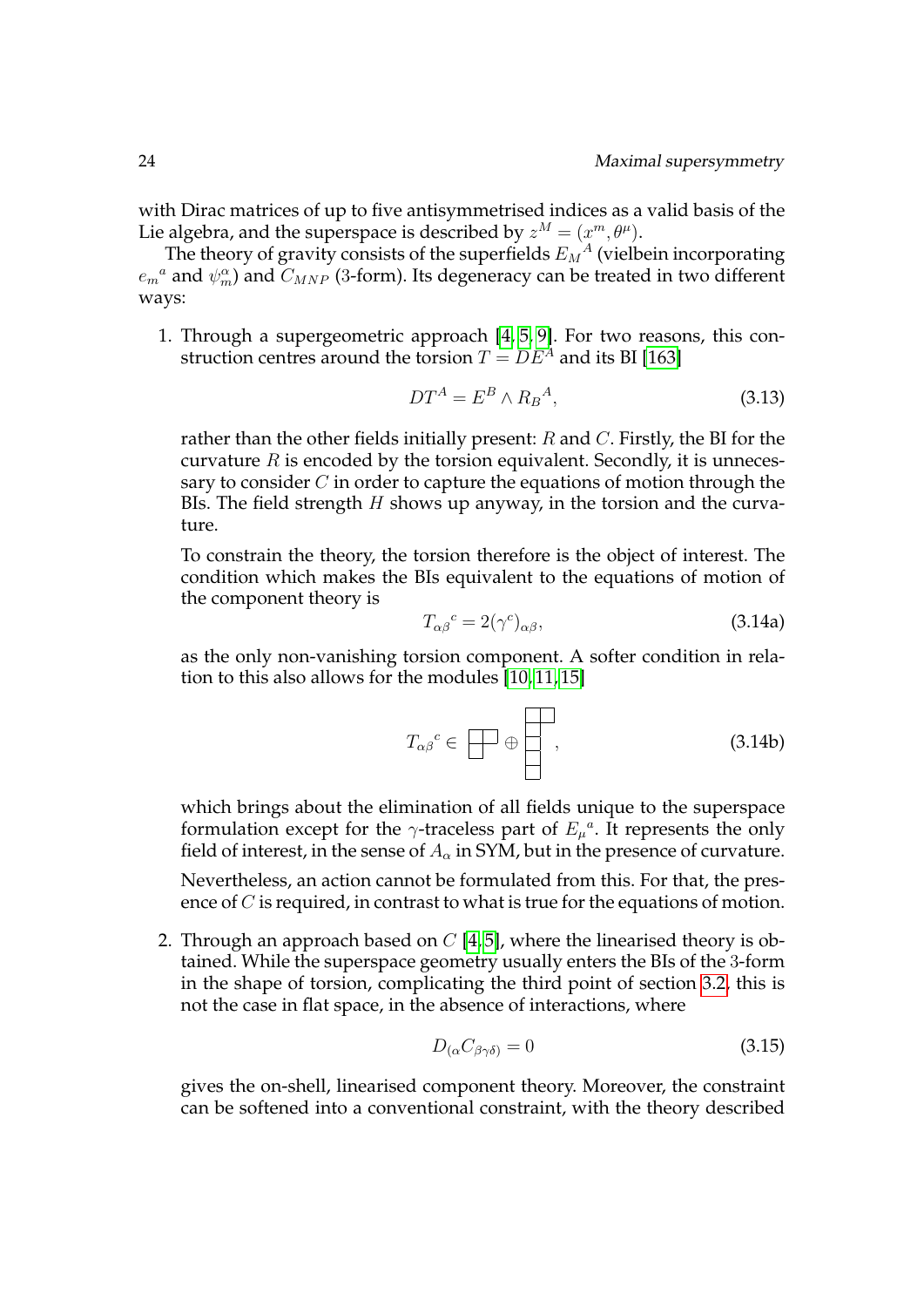with Dirac matrices of up to five antisymmetrised indices as a valid basis of the Lie algebra, and the superspace is described by $z^M = (x^m, \theta^\mu)$.

The theory of gravity consists of the superfields $E_M{}^A$ (vielbein incorporating $e_m{}^a$ and $\psi_m^\alpha$) and $C_{MNP}$ (3-form). Its degeneracy can be treated in two different ways:

1. Through a supergeometric approach [4, 5, 9]. For two reasons, this construction centres around the torsion $T = DE^A$ and its BI [163]

   $$DT^A = E^B \wedge R_B{}^A, \tag{3.13}$$

   rather than the other fields initially present: $R$ and $C$. Firstly, the BI for the curvature $R$ is encoded by the torsion equivalent. Secondly, it is unnecessary to consider $C$ in order to capture the equations of motion through the BIs. The field strength $H$ shows up anyway, in the torsion and the curvature.

   To constrain the theory, the torsion therefore is the object of interest. The condition which makes the BIs equivalent to the equations of motion of the component theory is

   $$T_{\alpha\beta}{}^c = 2(\gamma^c)_{\alpha\beta}, \tag{3.14a}$$

   as the only non-vanishing torsion component. A softer condition in relation to this also allows for the modules [10, 11, 15]

   $$T_{\alpha\beta}{}^c \in \ydiagram{2,1} \oplus \ydiagram{2,1,1,1}\,, \tag{3.14b}$$

   which brings about the elimination of all fields unique to the superspace formulation except for the $\gamma$-traceless part of $E_\mu{}^a$. It represents the only field of interest, in the sense of $A_\alpha$ in SYM, but in the presence of curvature.

   Nevertheless, an action cannot be formulated from this. For that, the presence of $C$ is required, in contrast to what is true for the equations of motion.

2. Through an approach based on $C$ [4, 5], where the linearised theory is obtained. While the superspace geometry usually enters the BIs of the 3-form in the shape of torsion, complicating the third point of section 3.2, this is not the case in flat space, in the absence of interactions, where

   $$D_{(\alpha} C_{\beta\gamma\delta)} = 0 \tag{3.15}$$

   gives the on-shell, linearised component theory. Moreover, the constraint can be softened into a conventional constraint, with the theory described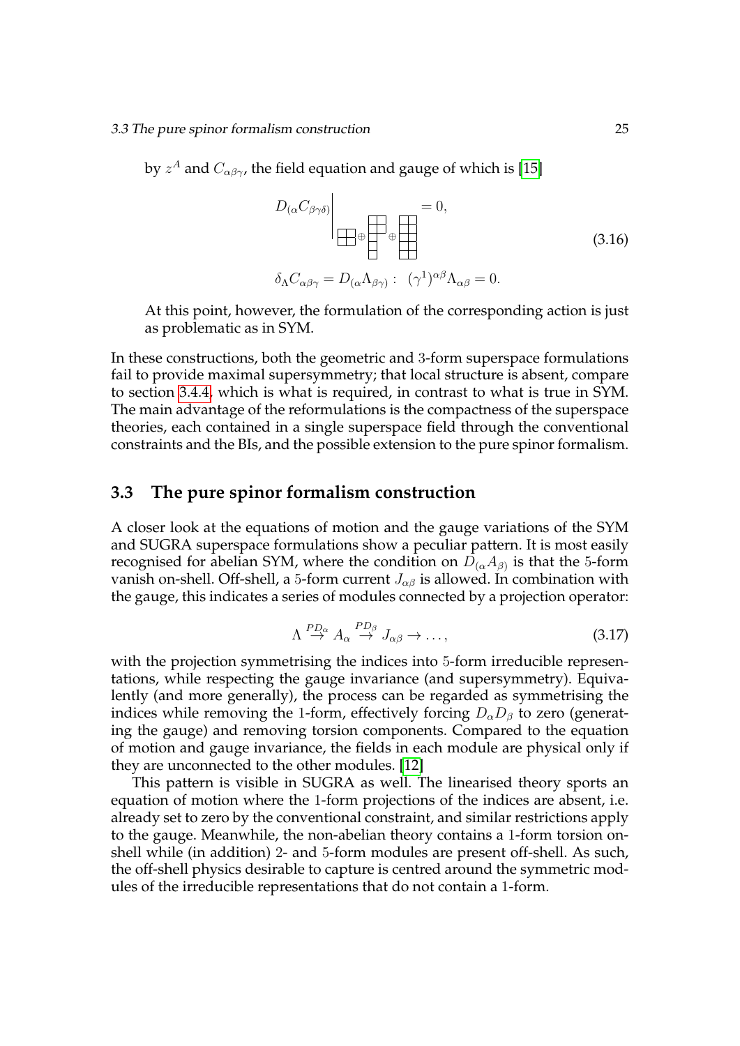by $z^A$ and $C_{\alpha\beta\gamma}$, the field equation and gauge of which is [15]

$$
\begin{aligned}
D_{(\alpha}C_{\beta\gamma\delta)}\Big|_{\boxplus \oplus \cdots \oplus \cdots} &= 0, \\
\delta_\Lambda C_{\alpha\beta\gamma} = D_{(\alpha}\Lambda_{\beta\gamma)} &: \;\; (\gamma^1)^{\alpha\beta}\Lambda_{\alpha\beta} = 0.
\end{aligned}
\tag{3.16}
$$

At this point, however, the formulation of the corresponding action is just as problematic as in SYM.

In these constructions, both the geometric and 3-form superspace formulations fail to provide maximal supersymmetry; that local structure is absent, compare to section 3.4.4, which is what is required, in contrast to what is true in SYM. The main advantage of the reformulations is the compactness of the superspace theories, each contained in a single superspace field through the conventional constraints and the BIs, and the possible extension to the pure spinor formalism.

## 3.3 The pure spinor formalism construction

A closer look at the equations of motion and the gauge variations of the SYM and SUGRA superspace formulations show a peculiar pattern. It is most easily recognised for abelian SYM, where the condition on $D_{(\alpha}A_{\beta)}$ is that the 5-form vanish on-shell. Off-shell, a 5-form current $J_{\alpha\beta}$ is allowed. In combination with the gauge, this indicates a series of modules connected by a projection operator:

$$
\Lambda \overset{PD_\alpha}{\rightarrow} A_\alpha \overset{PD_\beta}{\rightarrow} J_{\alpha\beta} \rightarrow \ldots,
\tag{3.17}
$$

with the projection symmetrising the indices into 5-form irreducible representations, while respecting the gauge invariance (and supersymmetry). Equivalently (and more generally), the process can be regarded as symmetrising the indices while removing the 1-form, effectively forcing $D_\alpha D_\beta$ to zero (generating the gauge) and removing torsion components. Compared to the equation of motion and gauge invariance, the fields in each module are physical only if they are unconnected to the other modules. [12]

This pattern is visible in SUGRA as well. The linearised theory sports an equation of motion where the 1-form projections of the indices are absent, i.e. already set to zero by the conventional constraint, and similar restrictions apply to the gauge. Meanwhile, the non-abelian theory contains a 1-form torsion on-shell while (in addition) 2- and 5-form modules are present off-shell. As such, the off-shell physics desirable to capture is centred around the symmetric modules of the irreducible representations that do not contain a 1-form.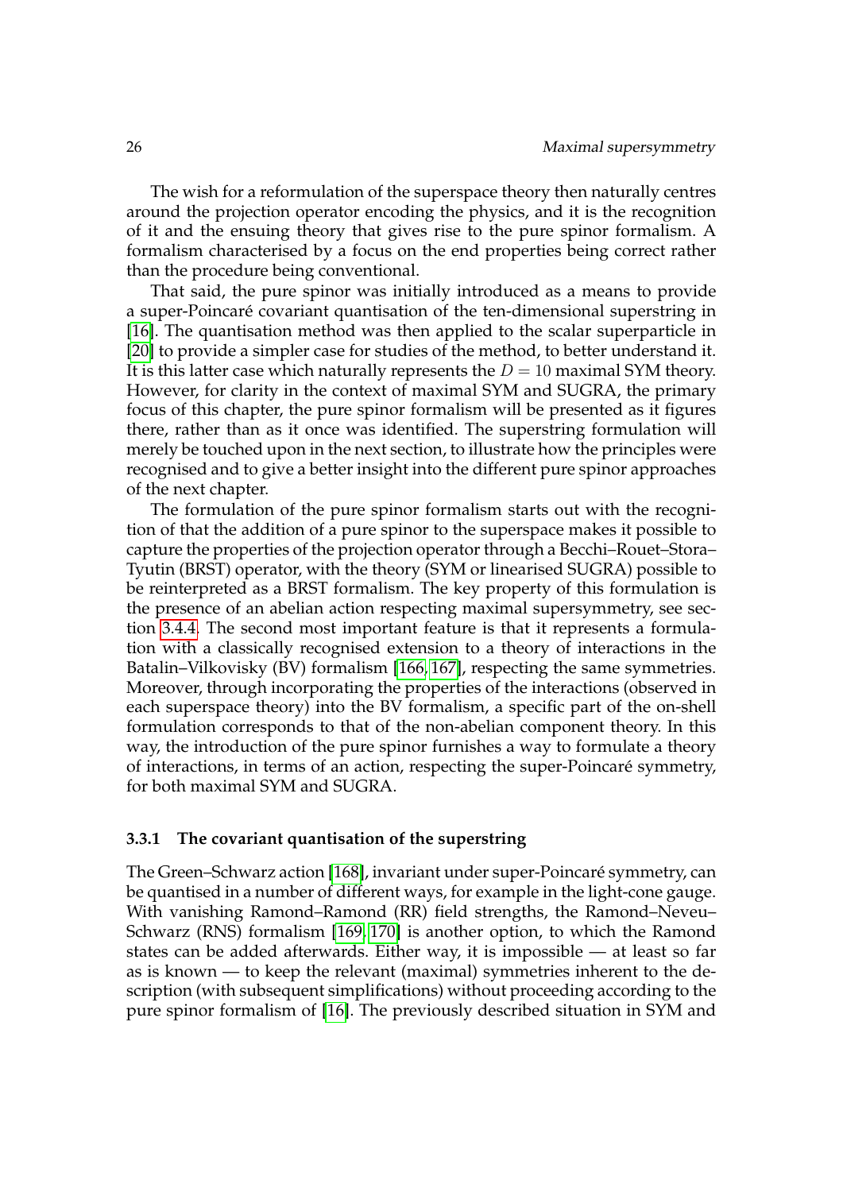The wish for a reformulation of the superspace theory then naturally centres around the projection operator encoding the physics, and it is the recognition of it and the ensuing theory that gives rise to the pure spinor formalism. A formalism characterised by a focus on the end properties being correct rather than the procedure being conventional.

That said, the pure spinor was initially introduced as a means to provide a super-Poincaré covariant quantisation of the ten-dimensional superstring in [16]. The quantisation method was then applied to the scalar superparticle in [20] to provide a simpler case for studies of the method, to better understand it. It is this latter case which naturally represents the $D = 10$ maximal SYM theory. However, for clarity in the context of maximal SYM and SUGRA, the primary focus of this chapter, the pure spinor formalism will be presented as it figures there, rather than as it once was identified. The superstring formulation will merely be touched upon in the next section, to illustrate how the principles were recognised and to give a better insight into the different pure spinor approaches of the next chapter.

The formulation of the pure spinor formalism starts out with the recognition of that the addition of a pure spinor to the superspace makes it possible to capture the properties of the projection operator through a Becchi–Rouet–Stora–Tyutin (BRST) operator, with the theory (SYM or linearised SUGRA) possible to be reinterpreted as a BRST formalism. The key property of this formulation is the presence of an abelian action respecting maximal supersymmetry, see section 3.4.4. The second most important feature is that it represents a formulation with a classically recognised extension to a theory of interactions in the Batalin–Vilkovisky (BV) formalism [166, 167], respecting the same symmetries. Moreover, through incorporating the properties of the interactions (observed in each superspace theory) into the BV formalism, a specific part of the on-shell formulation corresponds to that of the non-abelian component theory. In this way, the introduction of the pure spinor furnishes a way to formulate a theory of interactions, in terms of an action, respecting the super-Poincaré symmetry, for both maximal SYM and SUGRA.

### 3.3.1 The covariant quantisation of the superstring

The Green–Schwarz action [168], invariant under super-Poincaré symmetry, can be quantised in a number of different ways, for example in the light-cone gauge. With vanishing Ramond–Ramond (RR) field strengths, the Ramond–Neveu–Schwarz (RNS) formalism [169, 170] is another option, to which the Ramond states can be added afterwards. Either way, it is impossible — at least so far as is known — to keep the relevant (maximal) symmetries inherent to the description (with subsequent simplifications) without proceeding according to the pure spinor formalism of [16]. The previously described situation in SYM and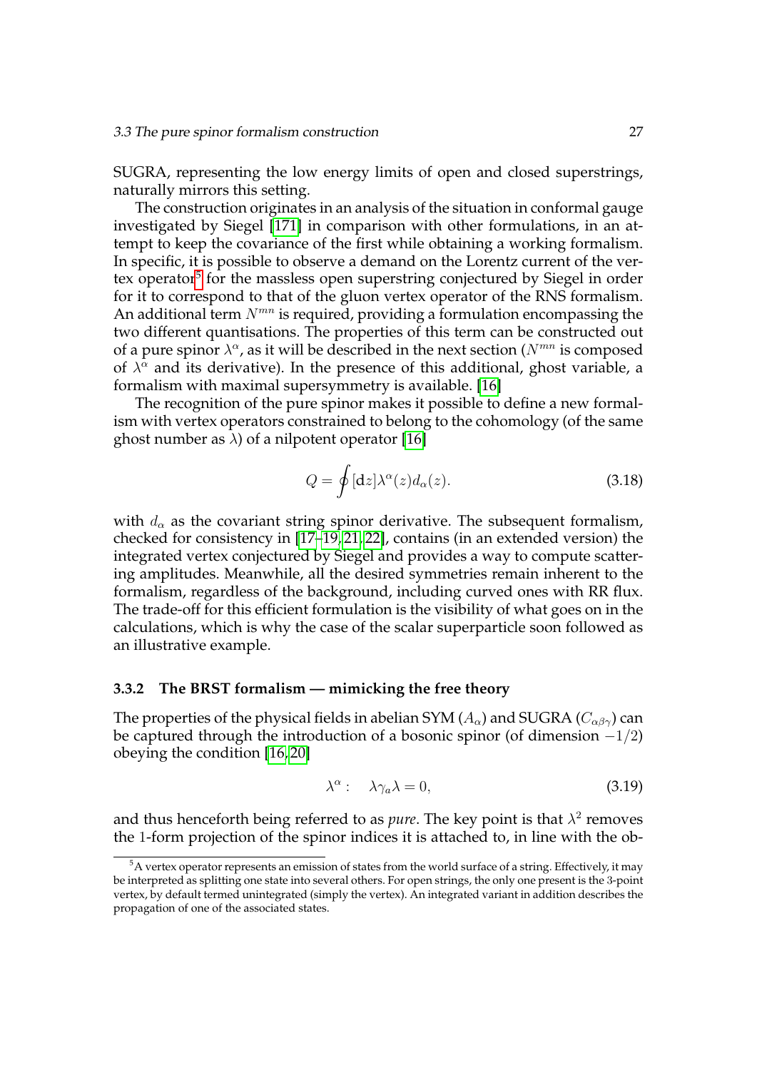SUGRA, representing the low energy limits of open and closed superstrings, naturally mirrors this setting.

The construction originates in an analysis of the situation in conformal gauge investigated by Siegel [171] in comparison with other formulations, in an attempt to keep the covariance of the first while obtaining a working formalism. In specific, it is possible to observe a demand on the Lorentz current of the vertex operator[5] for the massless open superstring conjectured by Siegel in order for it to correspond to that of the gluon vertex operator of the RNS formalism. An additional term $N^{mn}$ is required, providing a formulation encompassing the two different quantisations. The properties of this term can be constructed out of a pure spinor $\lambda^\alpha$, as it will be described in the next section ($N^{mn}$ is composed of $\lambda^\alpha$ and its derivative). In the presence of this additional, ghost variable, a formalism with maximal supersymmetry is available. [16]

The recognition of the pure spinor makes it possible to define a new formalism with vertex operators constrained to belong to the cohomology (of the same ghost number as $\lambda$) of a nilpotent operator [16]

$$Q = \oint [\mathrm{d}z] \lambda^\alpha(z) d_\alpha(z). \tag{3.18}$$

with $d_\alpha$ as the covariant string spinor derivative. The subsequent formalism, checked for consistency in [17–19, 21, 22], contains (in an extended version) the integrated vertex conjectured by Siegel and provides a way to compute scattering amplitudes. Meanwhile, all the desired symmetries remain inherent to the formalism, regardless of the background, including curved ones with RR flux. The trade-off for this efficient formulation is the visibility of what goes on in the calculations, which is why the case of the scalar superparticle soon followed as an illustrative example.

### 3.3.2 The BRST formalism — mimicking the free theory

The properties of the physical fields in abelian SYM ($A_\alpha$) and SUGRA ($C_{\alpha\beta\gamma}$) can be captured through the introduction of a bosonic spinor (of dimension $-1/2$) obeying the condition [16, 20]

$$\lambda^\alpha : \quad \lambda\gamma_a\lambda = 0, \tag{3.19}$$

and thus henceforth being referred to as *pure*. The key point is that $\lambda^2$ removes the 1-form projection of the spinor indices it is attached to, in line with the ob-

[5] A vertex operator represents an emission of states from the world surface of a string. Effectively, it may be interpreted as splitting one state into several others. For open strings, the only one present is the 3-point vertex, by default termed unintegrated (simply the vertex). An integrated variant in addition describes the propagation of one of the associated states.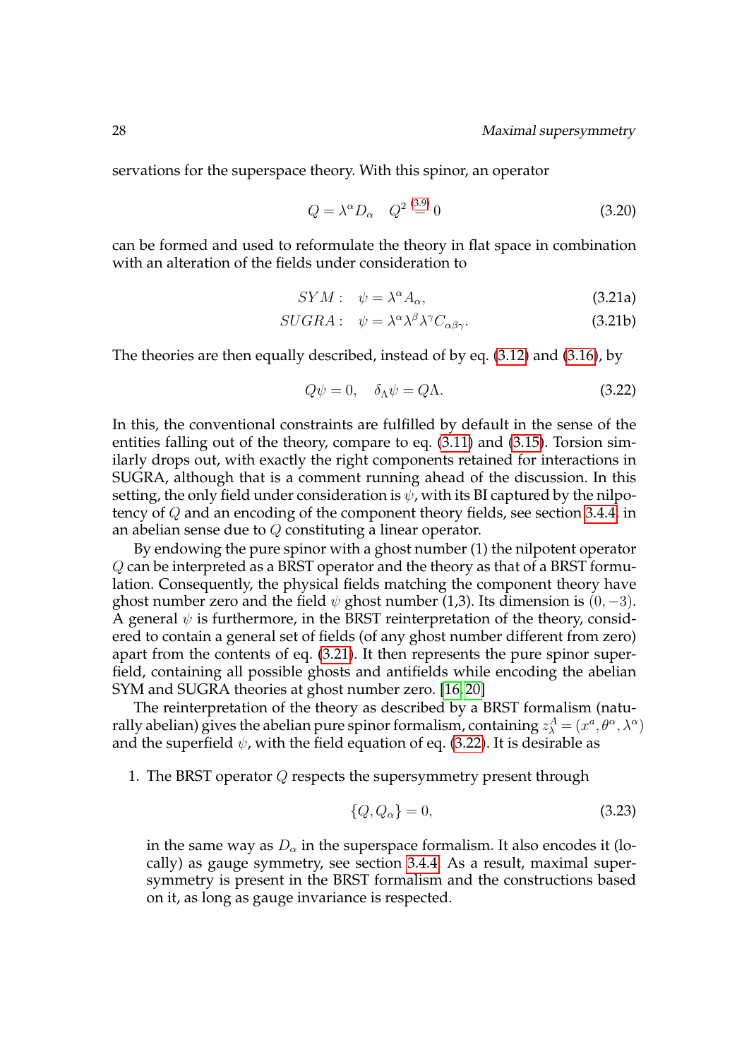servations for the superspace theory. With this spinor, an operator

$$Q = \lambda^\alpha D_\alpha \quad Q^2 \overset{(3.9)}{=} 0 \tag{3.20}$$

can be formed and used to reformulate the theory in flat space in combination with an alteration of the fields under consideration to

$$SYM: \quad \psi = \lambda^\alpha A_\alpha, \tag{3.21a}$$

$$SUGRA: \quad \psi = \lambda^\alpha \lambda^\beta \lambda^\gamma C_{\alpha\beta\gamma}. \tag{3.21b}$$

The theories are then equally described, instead of by eq. (3.12) and (3.16), by

$$Q\psi = 0, \quad \delta_\Lambda \psi = Q\Lambda. \tag{3.22}$$

In this, the conventional constraints are fulfilled by default in the sense of the entities falling out of the theory, compare to eq. (3.11) and (3.15). Torsion similarly drops out, with exactly the right components retained for interactions in SUGRA, although that is a comment running ahead of the discussion. In this setting, the only field under consideration is $\psi$, with its BI captured by the nilpotency of $Q$ and an encoding of the component theory fields, see section 3.4.4, in an abelian sense due to $Q$ constituting a linear operator.

By endowing the pure spinor with a ghost number (1) the nilpotent operator $Q$ can be interpreted as a BRST operator and the theory as that of a BRST formulation. Consequently, the physical fields matching the component theory have ghost number zero and the field $\psi$ ghost number (1,3). Its dimension is $(0, -3)$. A general $\psi$ is furthermore, in the BRST reinterpretation of the theory, considered to contain a general set of fields (of any ghost number different from zero) apart from the contents of eq. (3.21). It then represents the pure spinor superfield, containing all possible ghosts and antifields while encoding the abelian SYM and SUGRA theories at ghost number zero. [16, 20]

The reinterpretation of the theory as described by a BRST formalism (naturally abelian) gives the abelian pure spinor formalism, containing $z^A_\lambda = (x^a, \theta^\alpha, \lambda^\alpha)$ and the superfield $\psi$, with the field equation of eq. (3.22). It is desirable as

1. The BRST operator $Q$ respects the supersymmetry present through

$$\{Q, Q_\alpha\} = 0, \tag{3.23}$$

in the same way as $D_\alpha$ in the superspace formalism. It also encodes it (locally) as gauge symmetry, see section 3.4.4. As a result, maximal supersymmetry is present in the BRST formalism and the constructions based on it, as long as gauge invariance is respected.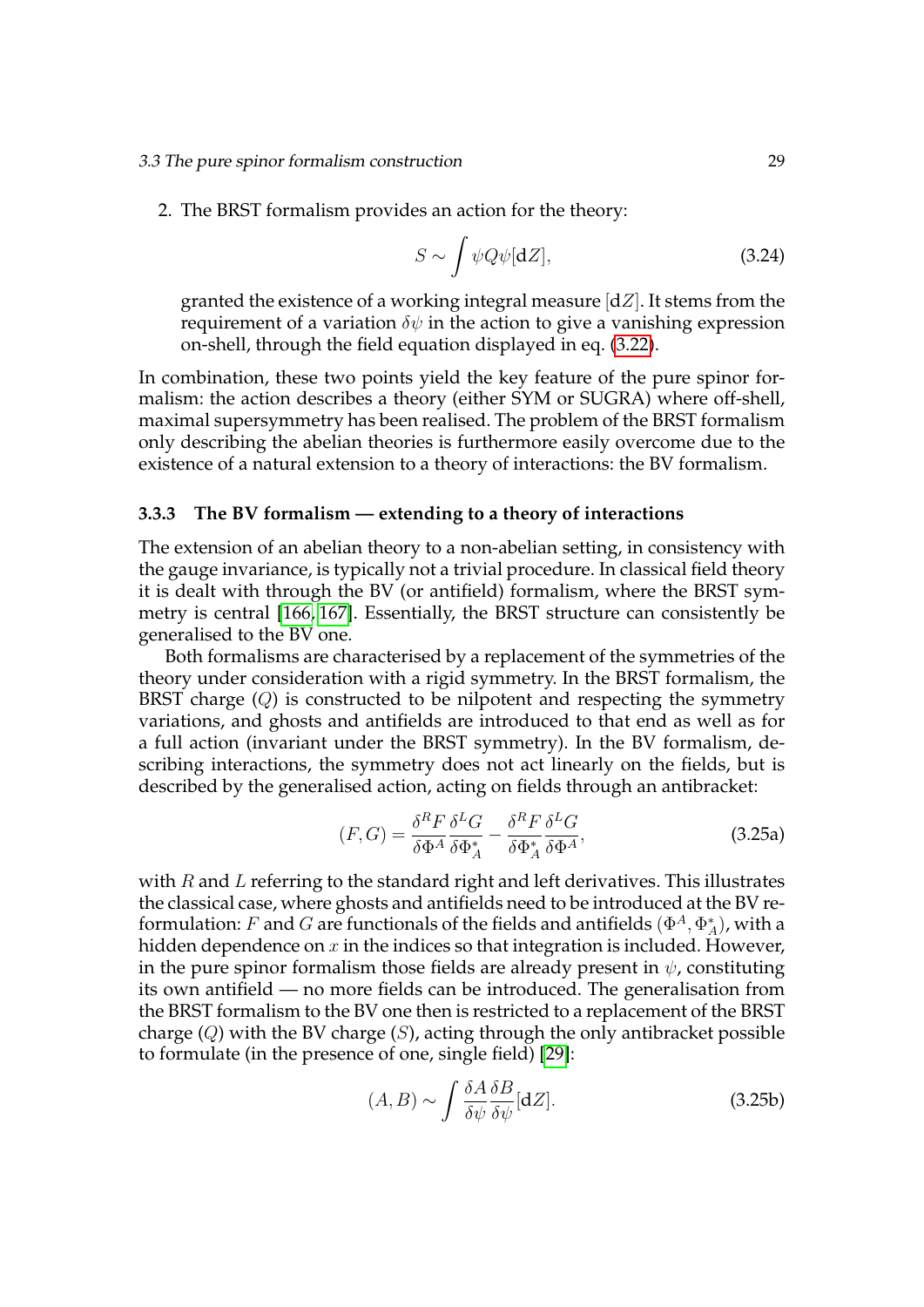2. The BRST formalism provides an action for the theory:

$$S \sim \int \psi Q \psi [\mathrm{d}Z], \tag{3.24}$$

granted the existence of a working integral measure $[\mathrm{d}Z]$. It stems from the requirement of a variation $\delta\psi$ in the action to give a vanishing expression on-shell, through the field equation displayed in eq. (3.22).

In combination, these two points yield the key feature of the pure spinor formalism: the action describes a theory (either SYM or SUGRA) where off-shell, maximal supersymmetry has been realised. The problem of the BRST formalism only describing the abelian theories is furthermore easily overcome due to the existence of a natural extension to a theory of interactions: the BV formalism.

### 3.3.3 The BV formalism — extending to a theory of interactions

The extension of an abelian theory to a non-abelian setting, in consistency with the gauge invariance, is typically not a trivial procedure. In classical field theory it is dealt with through the BV (or antifield) formalism, where the BRST symmetry is central [166, 167]. Essentially, the BRST structure can consistently be generalised to the BV one.

Both formalisms are characterised by a replacement of the symmetries of the theory under consideration with a rigid symmetry. In the BRST formalism, the BRST charge ($Q$) is constructed to be nilpotent and respecting the symmetry variations, and ghosts and antifields are introduced to that end as well as for a full action (invariant under the BRST symmetry). In the BV formalism, describing interactions, the symmetry does not act linearly on the fields, but is described by the generalised action, acting on fields through an antibracket:

$$(F, G) = \frac{\delta^R F}{\delta \Phi^A} \frac{\delta^L G}{\delta \Phi^*_A} - \frac{\delta^R F}{\delta \Phi^*_A} \frac{\delta^L G}{\delta \Phi^A}, \tag{3.25a}$$

with $R$ and $L$ referring to the standard right and left derivatives. This illustrates the classical case, where ghosts and antifields need to be introduced at the BV reformulation: $F$ and $G$ are functionals of the fields and antifields $(\Phi^A, \Phi^*_A)$, with a hidden dependence on $x$ in the indices so that integration is included. However, in the pure spinor formalism those fields are already present in $\psi$, constituting its own antifield — no more fields can be introduced. The generalisation from the BRST formalism to the BV one then is restricted to a replacement of the BRST charge ($Q$) with the BV charge ($S$), acting through the only antibracket possible to formulate (in the presence of one, single field) [29]:

$$(A, B) \sim \int \frac{\delta A}{\delta \psi} \frac{\delta B}{\delta \psi} [\mathrm{d}Z]. \tag{3.25b}$$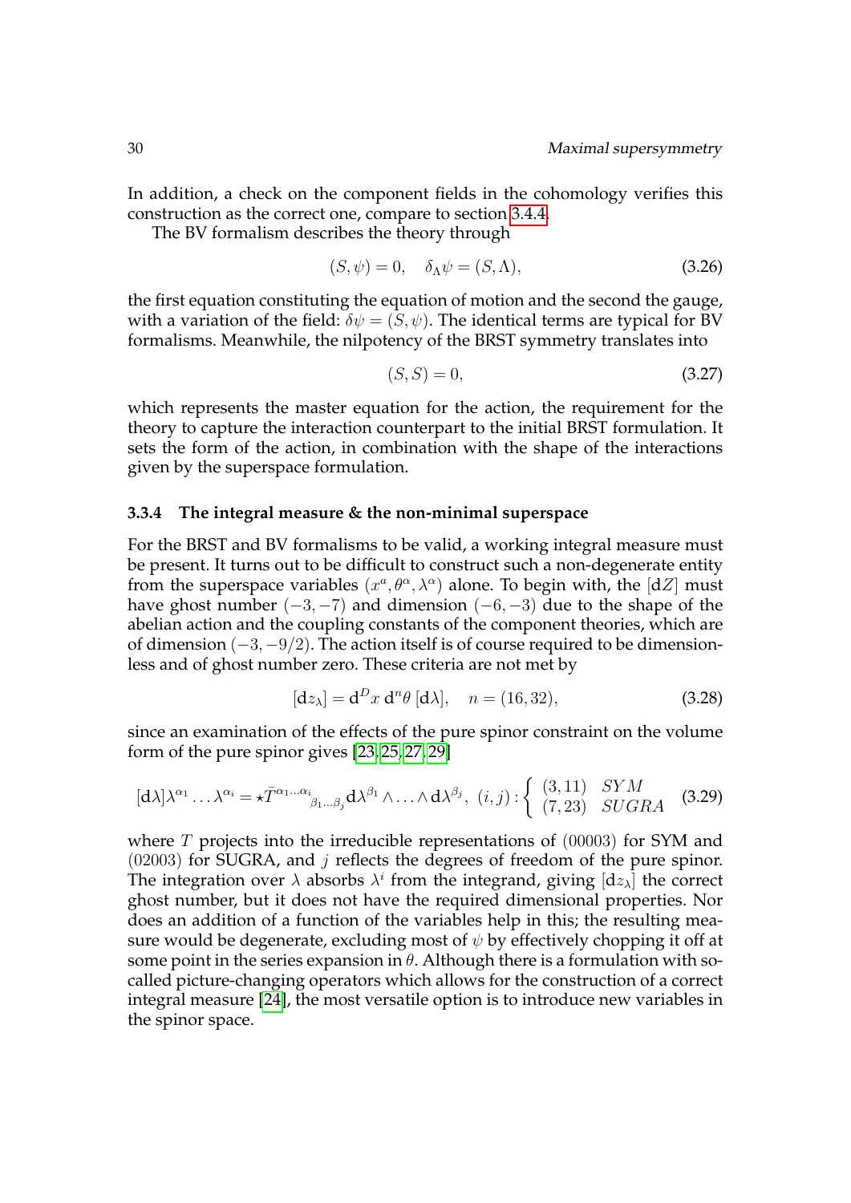In addition, a check on the component fields in the cohomology verifies this construction as the correct one, compare to section 3.4.4.

The BV formalism describes the theory through

$$(S, \psi) = 0, \quad \delta_\Lambda \psi = (S, \Lambda), \tag{3.26}$$

the first equation constituting the equation of motion and the second the gauge, with a variation of the field: $\delta\psi = (S, \psi)$. The identical terms are typical for BV formalisms. Meanwhile, the nilpotency of the BRST symmetry translates into

$$(S, S) = 0, \tag{3.27}$$

which represents the master equation for the action, the requirement for the theory to capture the interaction counterpart to the initial BRST formulation. It sets the form of the action, in combination with the shape of the interactions given by the superspace formulation.

### 3.3.4 The integral measure & the non-minimal superspace

For the BRST and BV formalisms to be valid, a working integral measure must be present. It turns out to be difficult to construct such a non-degenerate entity from the superspace variables $(x^a, \theta^\alpha, \lambda^\alpha)$ alone. To begin with, the $[\mathrm{d}Z]$ must have ghost number $(-3, -7)$ and dimension $(-6, -3)$ due to the shape of the abelian action and the coupling constants of the component theories, which are of dimension $(-3, -9/2)$. The action itself is of course required to be dimensionless and of ghost number zero. These criteria are not met by

$$[\mathrm{d}z_\lambda] = \mathrm{d}^D x \; \mathrm{d}^n \theta \; [\mathrm{d}\lambda], \quad n = (16, 32), \tag{3.28}$$

since an examination of the effects of the pure spinor constraint on the volume form of the pure spinor gives [23, 25, 27, 29]

$$[\mathrm{d}\lambda]\lambda^{\alpha_1} \ldots \lambda^{\alpha_i} = \star \bar{T}^{\alpha_1 \ldots \alpha_i}{}_{\beta_1 \ldots \beta_j} \mathrm{d}\lambda^{\beta_1} \wedge \ldots \wedge \mathrm{d}\lambda^{\beta_j}, \; (i,j) : \begin{cases} (3, 11) & SYM \\ (7, 23) & SUGRA \end{cases} \tag{3.29}$$

where $T$ projects into the irreducible representations of $(00003)$ for SYM and $(02003)$ for SUGRA, and $j$ reflects the degrees of freedom of the pure spinor. The integration over $\lambda$ absorbs $\lambda^i$ from the integrand, giving $[\mathrm{d}z_\lambda]$ the correct ghost number, but it does not have the required dimensional properties. Nor does an addition of a function of the variables help in this; the resulting measure would be degenerate, excluding most of $\psi$ by effectively chopping it off at some point in the series expansion in $\theta$. Although there is a formulation with so-called picture-changing operators which allows for the construction of a correct integral measure [24], the most versatile option is to introduce new variables in the spinor space.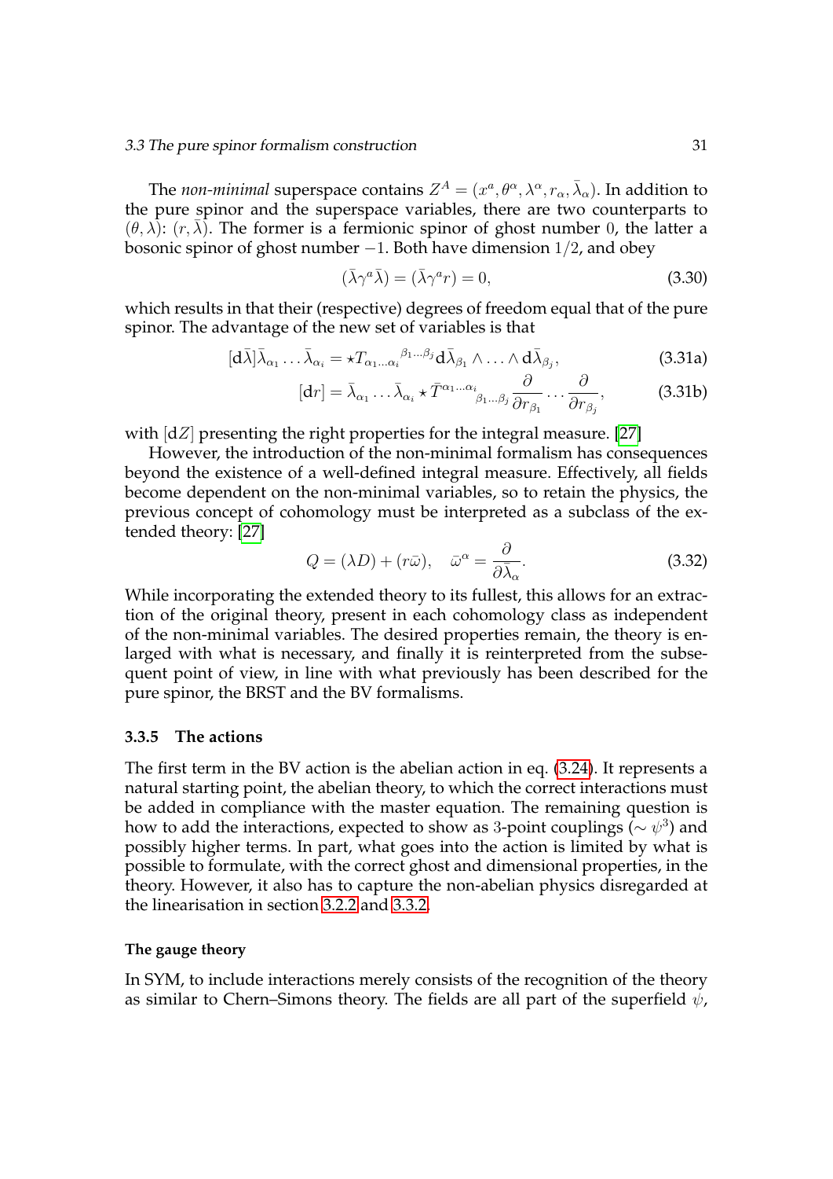The *non-minimal* superspace contains $Z^A = (x^a, \theta^\alpha, \lambda^\alpha, r_\alpha, \bar{\lambda}_\alpha)$. In addition to the pure spinor and the superspace variables, there are two counterparts to $(\theta, \lambda)$: $(r, \bar{\lambda})$. The former is a fermionic spinor of ghost number $0$, the latter a bosonic spinor of ghost number $-1$. Both have dimension $1/2$, and obey

$$(\bar{\lambda}\gamma^a\bar{\lambda}) = (\bar{\lambda}\gamma^a r) = 0, \tag{3.30}$$

which results in that their (respective) degrees of freedom equal that of the pure spinor. The advantage of the new set of variables is that

$$[\mathrm{d}\bar{\lambda}]\bar{\lambda}_{\alpha_1}\ldots\bar{\lambda}_{\alpha_i} = \star T_{\alpha_1\ldots\alpha_i}{}^{\beta_1\ldots\beta_j}\mathrm{d}\bar{\lambda}_{\beta_1}\wedge\ldots\wedge\mathrm{d}\bar{\lambda}_{\beta_j}, \tag{3.31a}$$

$$[\mathrm{d}r] = \bar{\lambda}_{\alpha_1}\ldots\bar{\lambda}_{\alpha_i}\star\bar{T}^{\alpha_1\ldots\alpha_i}{}_{\beta_1\ldots\beta_j}\frac{\partial}{\partial r_{\beta_1}}\cdots\frac{\partial}{\partial r_{\beta_j}}, \tag{3.31b}$$

with $[\mathrm{d}Z]$ presenting the right properties for the integral measure. [27]

However, the introduction of the non-minimal formalism has consequences beyond the existence of a well-defined integral measure. Effectively, all fields become dependent on the non-minimal variables, so to retain the physics, the previous concept of cohomology must be interpreted as a subclass of the extended theory: [27]

$$Q = (\lambda D) + (r\bar{\omega}), \quad \bar{\omega}^\alpha = \frac{\partial}{\partial\bar{\lambda}_\alpha}. \tag{3.32}$$

While incorporating the extended theory to its fullest, this allows for an extraction of the original theory, present in each cohomology class as independent of the non-minimal variables. The desired properties remain, the theory is enlarged with what is necessary, and finally it is reinterpreted from the subsequent point of view, in line with what previously has been described for the pure spinor, the BRST and the BV formalisms.

### 3.3.5 The actions

The first term in the BV action is the abelian action in eq. (3.24). It represents a natural starting point, the abelian theory, to which the correct interactions must be added in compliance with the master equation. The remaining question is how to add the interactions, expected to show as 3-point couplings ($\sim \psi^3$) and possibly higher terms. In part, what goes into the action is limited by what is possible to formulate, with the correct ghost and dimensional properties, in the theory. However, it also has to capture the non-abelian physics disregarded at the linearisation in section 3.2.2 and 3.3.2.

#### The gauge theory

In SYM, to include interactions merely consists of the recognition of the theory as similar to Chern–Simons theory. The fields are all part of the superfield $\psi$,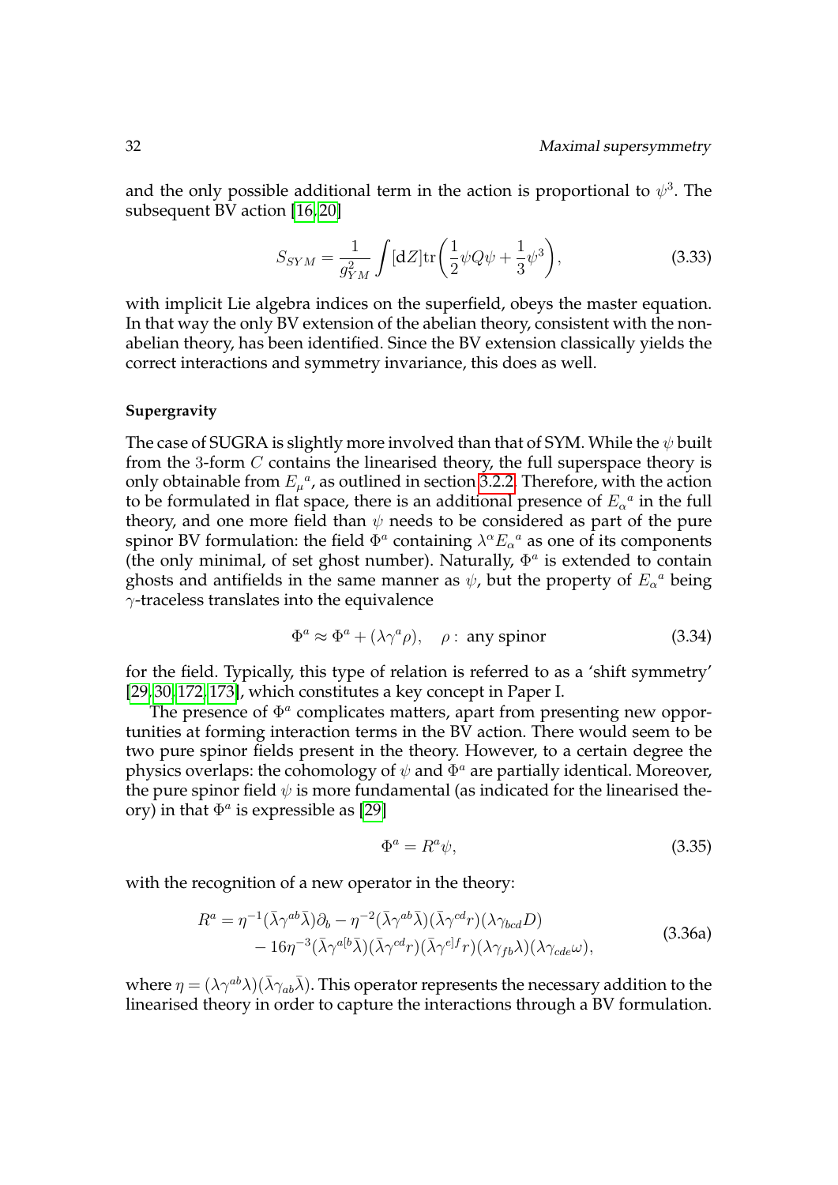and the only possible additional term in the action is proportional to $\psi^3$. The subsequent BV action [16, 20]

$$S_{SYM} = \frac{1}{g_{YM}^2} \int [\mathrm{d}Z] \mathrm{tr}\bigg( \frac{1}{2}\psi Q \psi + \frac{1}{3}\psi^3 \bigg), \tag{3.33}$$

with implicit Lie algebra indices on the superfield, obeys the master equation. In that way the only BV extension of the abelian theory, consistent with the non-abelian theory, has been identified. Since the BV extension classically yields the correct interactions and symmetry invariance, this does as well.

**Supergravity**

The case of SUGRA is slightly more involved than that of SYM. While the $\psi$ built from the 3-form $C$ contains the linearised theory, the full superspace theory is only obtainable from $E_\mu{}^a$, as outlined in section 3.2.2. Therefore, with the action to be formulated in flat space, there is an additional presence of $E_\alpha{}^a$ in the full theory, and one more field than $\psi$ needs to be considered as part of the pure spinor BV formulation: the field $\Phi^a$ containing $\lambda^\alpha E_\alpha{}^a$ as one of its components (the only minimal, of set ghost number). Naturally, $\Phi^a$ is extended to contain ghosts and antifields in the same manner as $\psi$, but the property of $E_\alpha{}^a$ being $\gamma$-traceless translates into the equivalence

$$\Phi^a \approx \Phi^a + (\lambda\gamma^a\rho), \quad \rho: \text{ any spinor} \tag{3.34}$$

for the field. Typically, this type of relation is referred to as a 'shift symmetry' [29, 30, 172, 173], which constitutes a key concept in Paper I.

The presence of $\Phi^a$ complicates matters, apart from presenting new opportunities at forming interaction terms in the BV action. There would seem to be two pure spinor fields present in the theory. However, to a certain degree the physics overlaps: the cohomology of $\psi$ and $\Phi^a$ are partially identical. Moreover, the pure spinor field $\psi$ is more fundamental (as indicated for the linearised theory) in that $\Phi^a$ is expressible as [29]

$$\Phi^a = R^a \psi, \tag{3.35}$$

with the recognition of a new operator in the theory:

$$\begin{aligned} R^a = \eta^{-1}(\bar\lambda\gamma^{ab}\bar\lambda)\partial_b - \eta^{-2}(\bar\lambda\gamma^{ab}\bar\lambda)(\bar\lambda\gamma^{cd}r)(\lambda\gamma_{bcd}D) \\ - 16\eta^{-3}(\bar\lambda\gamma^{a[b}\bar\lambda)(\bar\lambda\gamma^{cd}r)(\bar\lambda\gamma^{e]f}r)(\lambda\gamma_{fb}\lambda)(\lambda\gamma_{cde}\omega), \end{aligned} \tag{3.36a}$$

where $\eta = (\lambda\gamma^{ab}\lambda)(\bar\lambda\gamma_{ab}\bar\lambda)$. This operator represents the necessary addition to the linearised theory in order to capture the interactions through a BV formulation.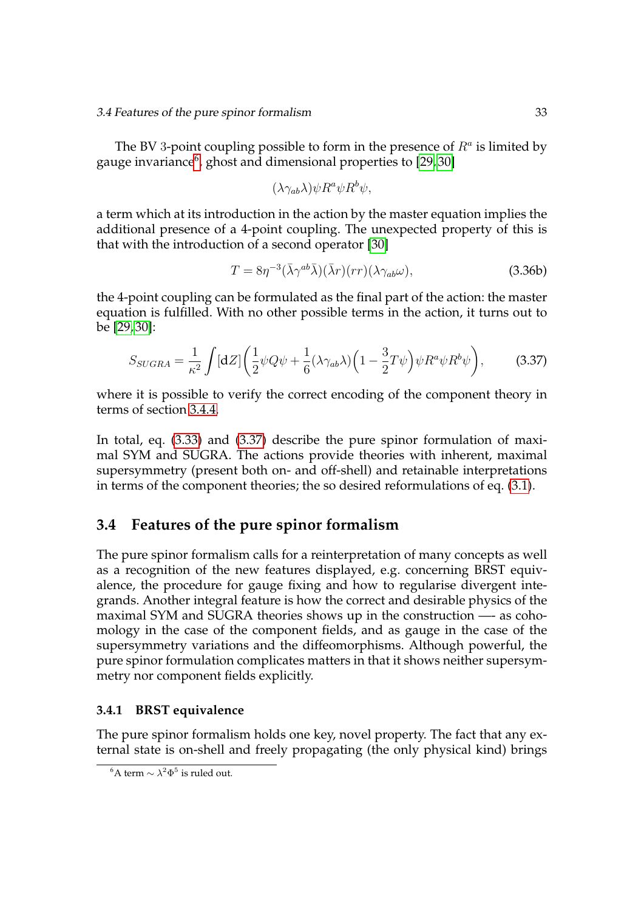The BV 3-point coupling possible to form in the presence of $R^a$ is limited by gauge invariance[6], ghost and dimensional properties to [29, 30]

$$(\lambda\gamma_{ab}\lambda)\psi R^a \psi R^b \psi,$$

a term which at its introduction in the action by the master equation implies the additional presence of a 4-point coupling. The unexpected property of this is that with the introduction of a second operator [30]

$$T = 8\eta^{-3}(\bar{\lambda}\gamma^{ab}\bar{\lambda})(\bar{\lambda}r)(rr)(\lambda\gamma_{ab}\omega), \tag{3.36b}$$

the 4-point coupling can be formulated as the final part of the action: the master equation is fulfilled. With no other possible terms in the action, it turns out to be [29, 30]:

$$S_{SUGRA} = \frac{1}{\kappa^2}\int [\mathrm{d}Z]\left(\frac{1}{2}\psi Q\psi + \frac{1}{6}(\lambda\gamma_{ab}\lambda)\left(1 - \frac{3}{2}T\psi\right)\psi R^a \psi R^b \psi\right), \tag{3.37}$$

where it is possible to verify the correct encoding of the component theory in terms of section 3.4.4.

In total, eq. (3.33) and (3.37) describe the pure spinor formulation of maximal SYM and SUGRA. The actions provide theories with inherent, maximal supersymmetry (present both on- and off-shell) and retainable interpretations in terms of the component theories; the so desired reformulations of eq. (3.1).

## 3.4 Features of the pure spinor formalism

The pure spinor formalism calls for a reinterpretation of many concepts as well as a recognition of the new features displayed, e.g. concerning BRST equivalence, the procedure for gauge fixing and how to regularise divergent integrands. Another integral feature is how the correct and desirable physics of the maximal SYM and SUGRA theories shows up in the construction —- as cohomology in the case of the component fields, and as gauge in the case of the supersymmetry variations and the diffeomorphisms. Although powerful, the pure spinor formulation complicates matters in that it shows neither supersymmetry nor component fields explicitly.

### 3.4.1 BRST equivalence

The pure spinor formalism holds one key, novel property. The fact that any external state is on-shell and freely propagating (the only physical kind) brings

[6] A term $\sim \lambda^2\Phi^5$ is ruled out.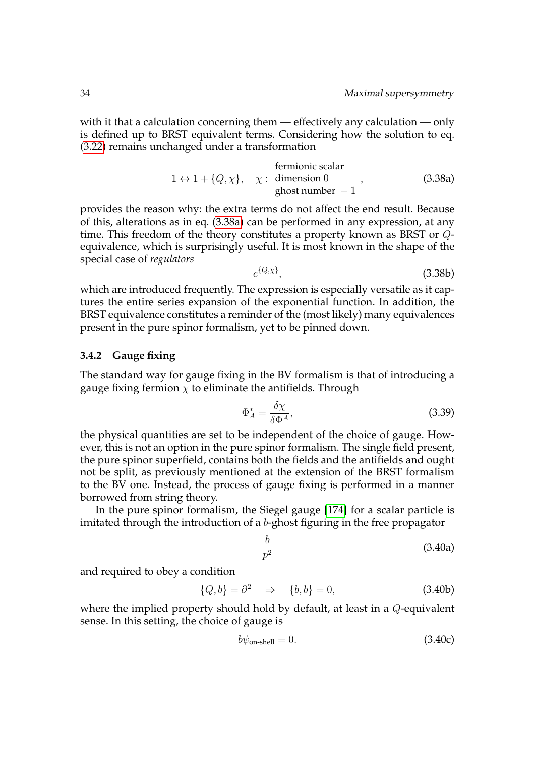with it that a calculation concerning them — effectively any calculation — only is defined up to BRST equivalent terms. Considering how the solution to eq. (3.22) remains unchanged under a transformation

$$1 \leftrightarrow 1 + \{Q, \chi\}, \quad \chi : \begin{array}{l} \text{fermionic scalar} \\ \text{dimension } 0 \\ \text{ghost number } -1 \end{array}, \tag{3.38a}$$

provides the reason why: the extra terms do not affect the end result. Because of this, alterations as in eq. (3.38a) can be performed in any expression, at any time. This freedom of the theory constitutes a property known as BRST or $Q$-equivalence, which is surprisingly useful. It is most known in the shape of the special case of *regulators*

$$e^{\{Q,\chi\}}, \tag{3.38b}$$

which are introduced frequently. The expression is especially versatile as it captures the entire series expansion of the exponential function. In addition, the BRST equivalence constitutes a reminder of the (most likely) many equivalences present in the pure spinor formalism, yet to be pinned down.

### 3.4.2 Gauge fixing

The standard way for gauge fixing in the BV formalism is that of introducing a gauge fixing fermion $\chi$ to eliminate the antifields. Through

$$\Phi^*_A = \frac{\delta \chi}{\delta \Phi^A}, \tag{3.39}$$

the physical quantities are set to be independent of the choice of gauge. However, this is not an option in the pure spinor formalism. The single field present, the pure spinor superfield, contains both the fields and the antifields and ought not be split, as previously mentioned at the extension of the BRST formalism to the BV one. Instead, the process of gauge fixing is performed in a manner borrowed from string theory.

In the pure spinor formalism, the Siegel gauge [174] for a scalar particle is imitated through the introduction of a $b$-ghost figuring in the free propagator

$$\frac{b}{p^2} \tag{3.40a}$$

and required to obey a condition

$$\{Q, b\} = \partial^2 \quad \Rightarrow \quad \{b, b\} = 0, \tag{3.40b}$$

where the implied property should hold by default, at least in a $Q$-equivalent sense. In this setting, the choice of gauge is

$$b\psi_{\text{on-shell}} = 0. \tag{3.40c}$$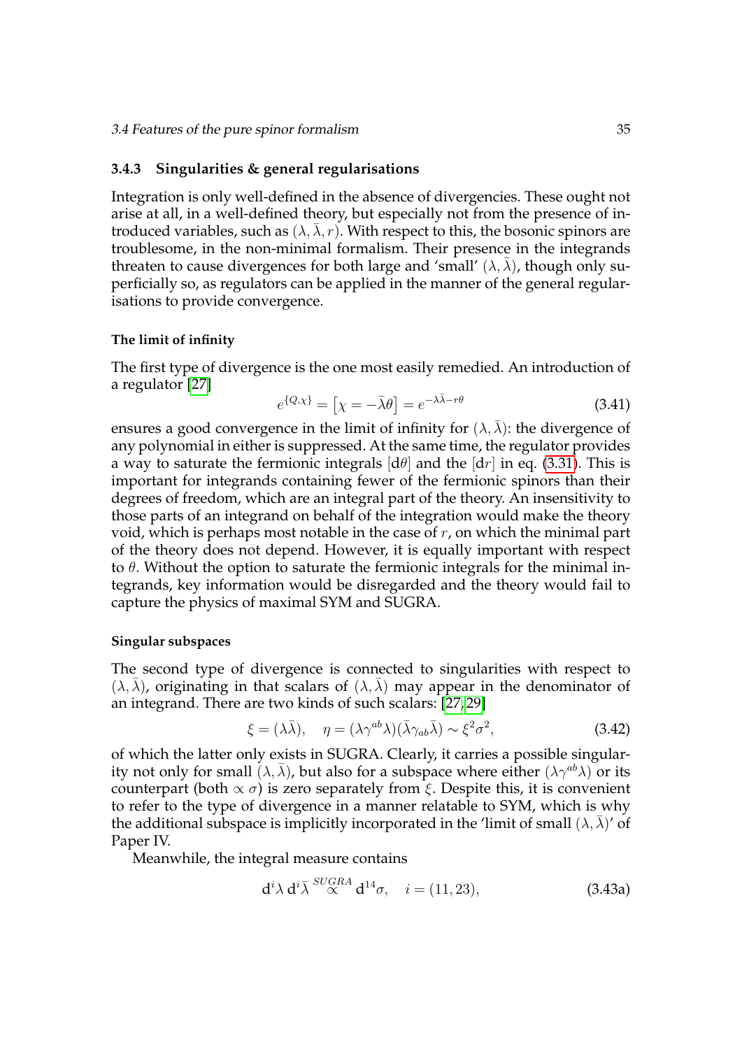### 3.4.3 Singularities & general regularisations

Integration is only well-defined in the absence of divergencies. These ought not arise at all, in a well-defined theory, but especially not from the presence of introduced variables, such as $(\lambda, \bar{\lambda}, r)$. With respect to this, the bosonic spinors are troublesome, in the non-minimal formalism. Their presence in the integrands threaten to cause divergences for both large and 'small' $(\lambda, \bar{\lambda})$, though only superficially so, as regulators can be applied in the manner of the general regularisations to provide convergence.

#### The limit of infinity

The first type of divergence is the one most easily remedied. An introduction of a regulator [27]

$$e^{\{Q,\chi\}} = \left[\chi = -\bar{\lambda}\theta\right] = e^{-\lambda\bar{\lambda} - r\theta} \tag{3.41}$$

ensures a good convergence in the limit of infinity for $(\lambda, \bar{\lambda})$: the divergence of any polynomial in either is suppressed. At the same time, the regulator provides a way to saturate the fermionic integrals $[\mathrm{d}\theta]$ and the $[\mathrm{d}r]$ in eq. (3.31). This is important for integrands containing fewer of the fermionic spinors than their degrees of freedom, which are an integral part of the theory. An insensitivity to those parts of an integrand on behalf of the integration would make the theory void, which is perhaps most notable in the case of $r$, on which the minimal part of the theory does not depend. However, it is equally important with respect to $\theta$. Without the option to saturate the fermionic integrals for the minimal integrands, key information would be disregarded and the theory would fail to capture the physics of maximal SYM and SUGRA.

#### Singular subspaces

The second type of divergence is connected to singularities with respect to $(\lambda, \bar{\lambda})$, originating in that scalars of $(\lambda, \bar{\lambda})$ may appear in the denominator of an integrand. There are two kinds of such scalars: [27, 29]

$$\xi = (\lambda\bar{\lambda}), \quad \eta = (\lambda\gamma^{ab}\lambda)(\bar{\lambda}\gamma_{ab}\bar{\lambda}) \sim \xi^2\sigma^2, \tag{3.42}$$

of which the latter only exists in SUGRA. Clearly, it carries a possible singularity not only for small $(\lambda, \bar{\lambda})$, but also for a subspace where either $(\lambda\gamma^{ab}\lambda)$ or its counterpart (both $\propto \sigma$) is zero separately from $\xi$. Despite this, it is convenient to refer to the type of divergence in a manner relatable to SYM, which is why the additional subspace is implicitly incorporated in the 'limit of small $(\lambda, \bar{\lambda})$' of Paper IV.

Meanwhile, the integral measure contains

$$\mathrm{d}^i\lambda\, \mathrm{d}^i\bar{\lambda} \overset{SUGRA}{\propto} \mathrm{d}^{14}\sigma, \quad i = (11, 23), \tag{3.43a}$$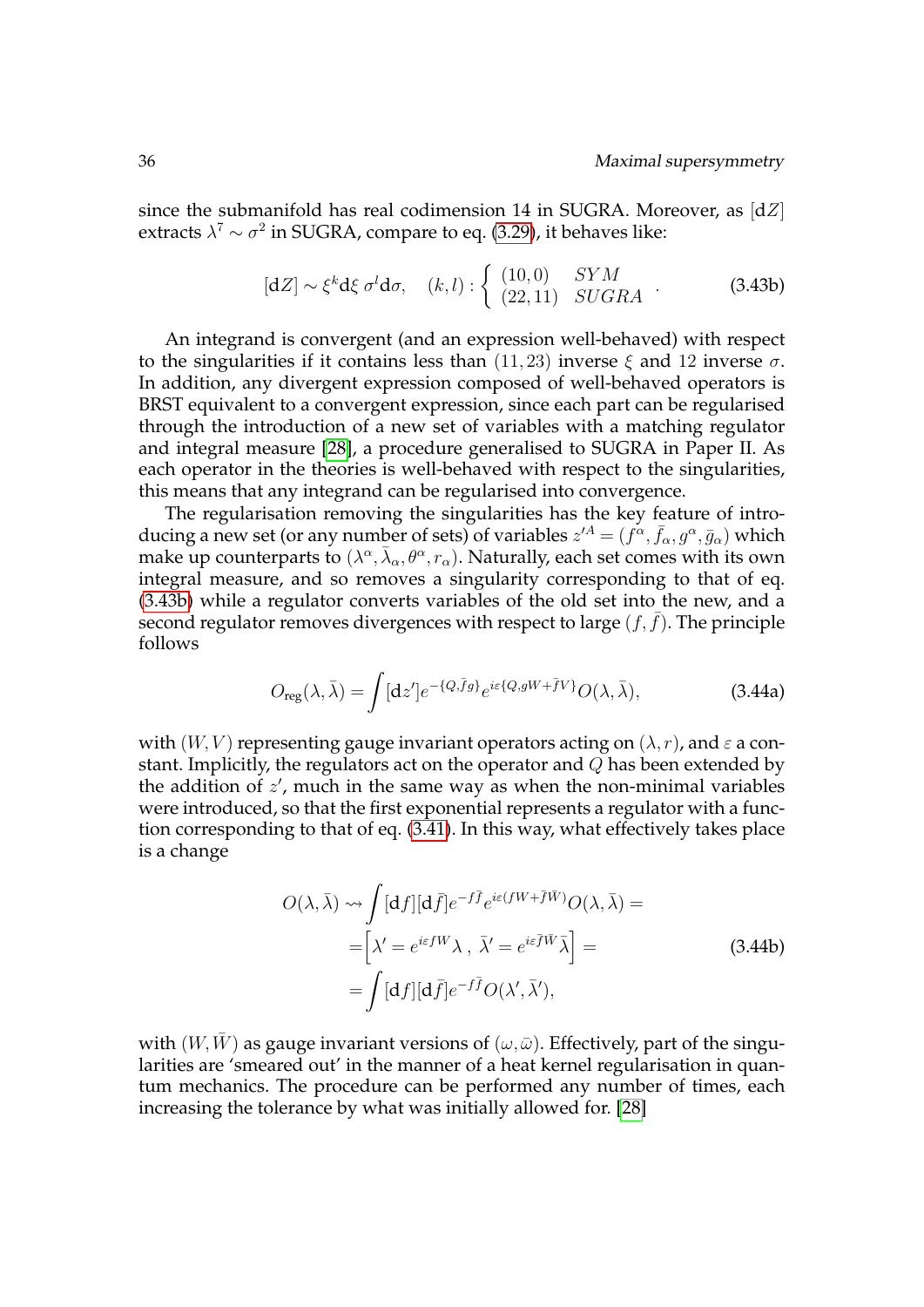since the submanifold has real codimension 14 in SUGRA. Moreover, as $[\mathrm{d}Z]$ extracts $\lambda^7 \sim \sigma^2$ in SUGRA, compare to eq. (3.29), it behaves like:

$$[\mathrm{d}Z] \sim \xi^k \mathrm{d}\xi \; \sigma^l \mathrm{d}\sigma, \quad (k,l) : \left\{ \begin{array}{ll} (10,0) & SYM \\ (22,11) & SUGRA \end{array} \right. . \tag{3.43b}$$

An integrand is convergent (and an expression well-behaved) with respect to the singularities if it contains less than $(11, 23)$ inverse $\xi$ and 12 inverse $\sigma$. In addition, any divergent expression composed of well-behaved operators is BRST equivalent to a convergent expression, since each part can be regularised through the introduction of a new set of variables with a matching regulator and integral measure [28], a procedure generalised to SUGRA in Paper II. As each operator in the theories is well-behaved with respect to the singularities, this means that any integrand can be regularised into convergence.

The regularisation removing the singularities has the key feature of introducing a new set (or any number of sets) of variables $z'^A = (f^\alpha, \bar{f}_\alpha, g^\alpha, \bar{g}_\alpha)$ which make up counterparts to $(\lambda^\alpha, \bar{\lambda}_\alpha, \theta^\alpha, r_\alpha)$. Naturally, each set comes with its own integral measure, and so removes a singularity corresponding to that of eq. (3.43b) while a regulator converts variables of the old set into the new, and a second regulator removes divergences with respect to large $(f, \bar{f})$. The principle follows

$$O_{\text{reg}}(\lambda, \bar{\lambda}) = \int [\mathrm{d}z'] e^{-\{Q, \bar{f}g\}} e^{i\varepsilon\{Q, gW + \bar{f}V\}} O(\lambda, \bar{\lambda}), \tag{3.44a}$$

with $(W, V)$ representing gauge invariant operators acting on $(\lambda, r)$, and $\varepsilon$ a constant. Implicitly, the regulators act on the operator and $Q$ has been extended by the addition of $z'$, much in the same way as when the non-minimal variables were introduced, so that the first exponential represents a regulator with a function corresponding to that of eq. (3.41). In this way, what effectively takes place is a change

$$\begin{aligned} O(\lambda, \bar{\lambda}) \rightsquigarrow & \int [\mathrm{d}f][\mathrm{d}\bar{f}] e^{-f\bar{f}} e^{i\varepsilon(fW + \bar{f}\bar{W})} O(\lambda, \bar{\lambda}) = \\ = & \Big[\lambda' = e^{i\varepsilon fW}\lambda \, , \; \bar{\lambda}' = e^{i\varepsilon \bar{f}\bar{W}}\bar{\lambda}\Big] = \\ = & \int [\mathrm{d}f][\mathrm{d}\bar{f}] e^{-f\bar{f}} O(\lambda', \bar{\lambda}'), \end{aligned} \tag{3.44b}$$

with $(W, \bar{W})$ as gauge invariant versions of $(\omega, \bar{\omega})$. Effectively, part of the singularities are 'smeared out' in the manner of a heat kernel regularisation in quantum mechanics. The procedure can be performed any number of times, each increasing the tolerance by what was initially allowed for. [28]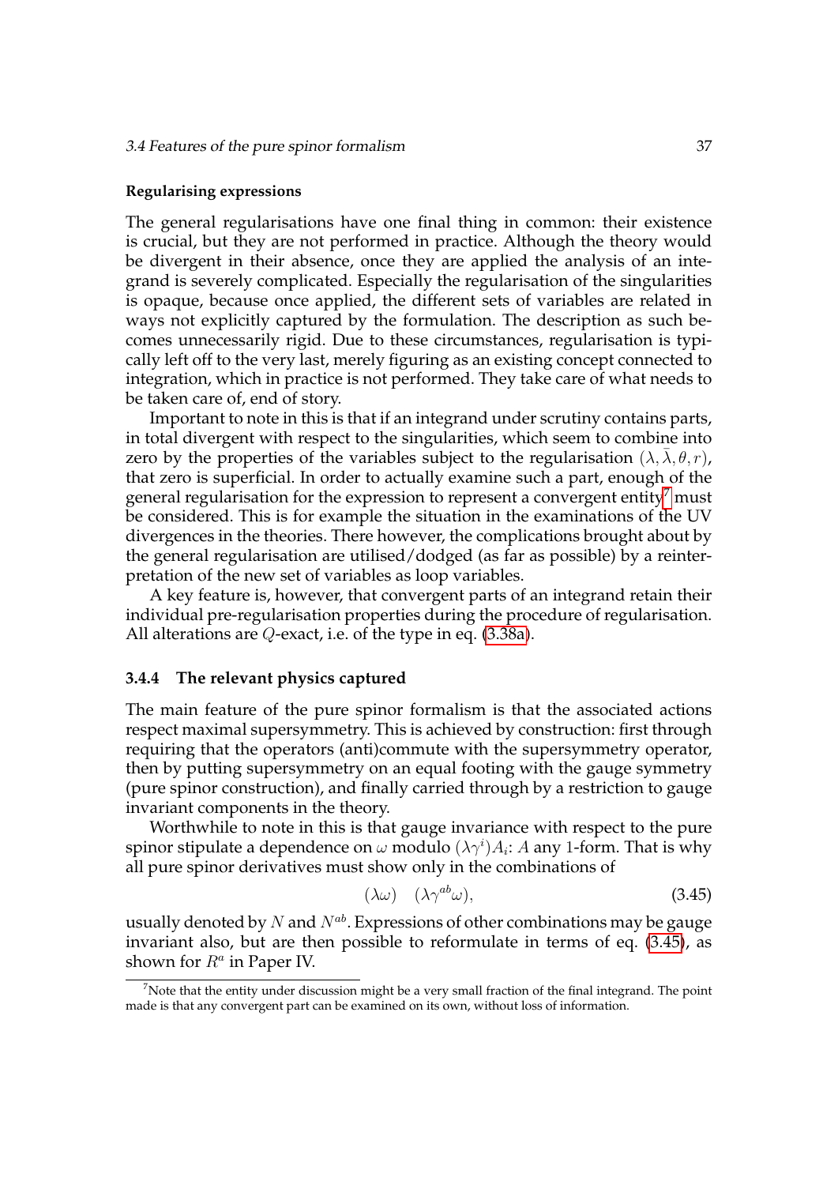**Regularising expressions**

The general regularisations have one final thing in common: their existence is crucial, but they are not performed in practice. Although the theory would be divergent in their absence, once they are applied the analysis of an integrand is severely complicated. Especially the regularisation of the singularities is opaque, because once applied, the different sets of variables are related in ways not explicitly captured by the formulation. The description as such becomes unnecessarily rigid. Due to these circumstances, regularisation is typically left off to the very last, merely figuring as an existing concept connected to integration, which in practice is not performed. They take care of what needs to be taken care of, end of story.

Important to note in this is that if an integrand under scrutiny contains parts, in total divergent with respect to the singularities, which seem to combine into zero by the properties of the variables subject to the regularisation $(\lambda, \bar{\lambda}, \theta, r)$, that zero is superficial. In order to actually examine such a part, enough of the general regularisation for the expression to represent a convergent entity[7] must be considered. This is for example the situation in the examinations of the UV divergences in the theories. There however, the complications brought about by the general regularisation are utilised/dodged (as far as possible) by a reinterpretation of the new set of variables as loop variables.

A key feature is, however, that convergent parts of an integrand retain their individual pre-regularisation properties during the procedure of regularisation. All alterations are $Q$-exact, i.e. of the type in eq. (3.38a).

### 3.4.4 The relevant physics captured

The main feature of the pure spinor formalism is that the associated actions respect maximal supersymmetry. This is achieved by construction: first through requiring that the operators (anti)commute with the supersymmetry operator, then by putting supersymmetry on an equal footing with the gauge symmetry (pure spinor construction), and finally carried through by a restriction to gauge invariant components in the theory.

Worthwhile to note in this is that gauge invariance with respect to the pure spinor stipulate a dependence on $\omega$ modulo $(\lambda\gamma^i)A_i$: $A$ any 1-form. That is why all pure spinor derivatives must show only in the combinations of

$$(\lambda\omega) \quad (\lambda\gamma^{ab}\omega), \tag{3.45}$$

usually denoted by $N$ and $N^{ab}$. Expressions of other combinations may be gauge invariant also, but are then possible to reformulate in terms of eq. (3.45), as shown for $R^a$ in Paper IV.

[7] Note that the entity under discussion might be a very small fraction of the final integrand. The point made is that any convergent part can be examined on its own, without loss of information.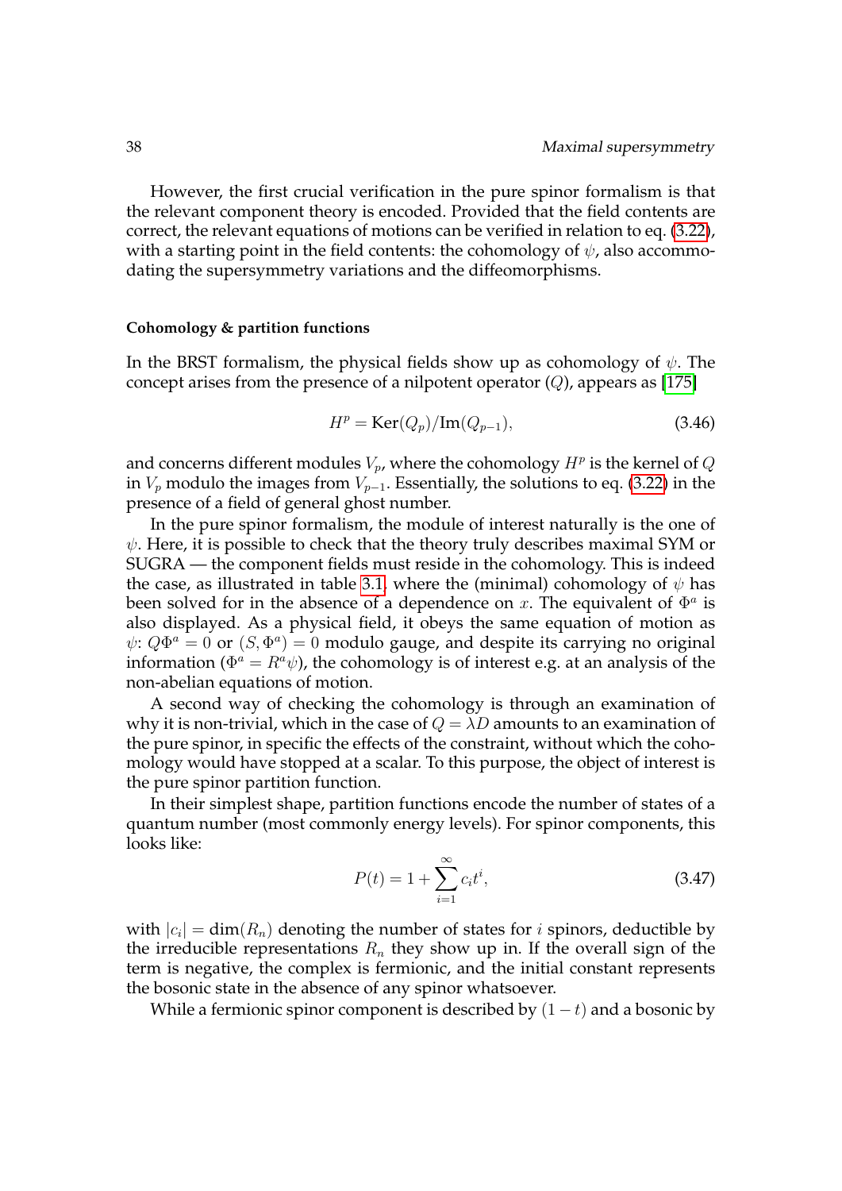However, the first crucial verification in the pure spinor formalism is that the relevant component theory is encoded. Provided that the field contents are correct, the relevant equations of motions can be verified in relation to eq. (3.22), with a starting point in the field contents: the cohomology of $\psi$, also accommodating the supersymmetry variations and the diffeomorphisms.

#### Cohomology & partition functions

In the BRST formalism, the physical fields show up as cohomology of $\psi$. The concept arises from the presence of a nilpotent operator ($Q$), appears as [175]

$$H^p = \text{Ker}(Q_p)/\text{Im}(Q_{p-1}), \tag{3.46}$$

and concerns different modules $V_p$, where the cohomology $H^p$ is the kernel of $Q$ in $V_p$ modulo the images from $V_{p-1}$. Essentially, the solutions to eq. (3.22) in the presence of a field of general ghost number.

In the pure spinor formalism, the module of interest naturally is the one of $\psi$. Here, it is possible to check that the theory truly describes maximal SYM or SUGRA — the component fields must reside in the cohomology. This is indeed the case, as illustrated in table 3.1, where the (minimal) cohomology of $\psi$ has been solved for in the absence of a dependence on $x$. The equivalent of $\Phi^a$ is also displayed. As a physical field, it obeys the same equation of motion as $\psi$: $Q\Phi^a = 0$ or $(S, \Phi^a) = 0$ modulo gauge, and despite its carrying no original information ($\Phi^a = R^a\psi$), the cohomology is of interest e.g. at an analysis of the non-abelian equations of motion.

A second way of checking the cohomology is through an examination of why it is non-trivial, which in the case of $Q = \lambda D$ amounts to an examination of the pure spinor, in specific the effects of the constraint, without which the cohomology would have stopped at a scalar. To this purpose, the object of interest is the pure spinor partition function.

In their simplest shape, partition functions encode the number of states of a quantum number (most commonly energy levels). For spinor components, this looks like:

$$P(t) = 1 + \sum_{i=1}^{\infty} c_i t^i, \tag{3.47}$$

with $|c_i| = \dim(R_n)$ denoting the number of states for $i$ spinors, deductible by the irreducible representations $R_n$ they show up in. If the overall sign of the term is negative, the complex is fermionic, and the initial constant represents the bosonic state in the absence of any spinor whatsoever.

While a fermionic spinor component is described by $(1 - t)$ and a bosonic by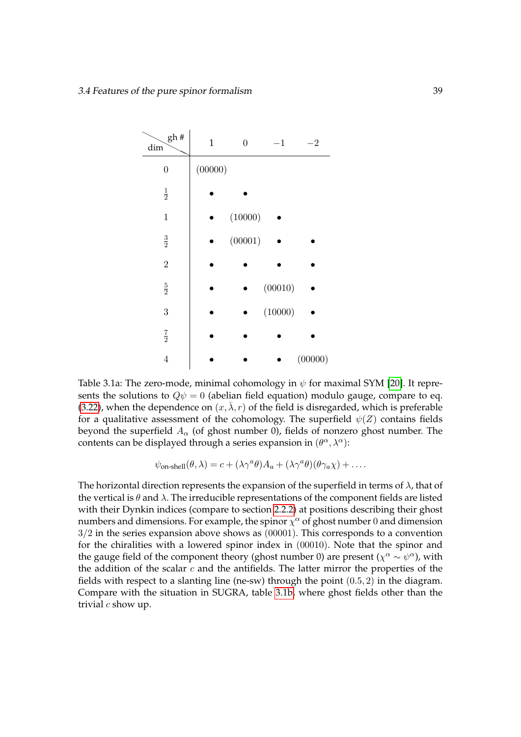| dim \ gh # | 1 | 0 | −1 | −2 |
|---|---|---|---|---|
| 0 | (00000) | | | |
| $\frac{1}{2}$ | • | • | | |
| 1 | • | (10000) | • | |
| $\frac{3}{2}$ | • | (00001) | • | • |
| 2 | • | • | • | • |
| $\frac{5}{2}$ | • | • | (00010) | • |
| 3 | • | • | (10000) | • |
| $\frac{7}{2}$ | • | • | • | • |
| 4 | • | • | • | (00000) |

Table 3.1a: The zero-mode, minimal cohomology in $\psi$ for maximal SYM [20]. It represents the solutions to $Q\psi = 0$ (abelian field equation) modulo gauge, compare to eq. (3.22), when the dependence on $(x, \bar{\lambda}, r)$ of the field is disregarded, which is preferable for a qualitative assessment of the cohomology. The superfield $\psi(Z)$ contains fields beyond the superfield $A_\alpha$ (of ghost number 0), fields of nonzero ghost number. The contents can be displayed through a series expansion in $(\theta^\alpha, \lambda^\alpha)$:

$$\psi_{\text{on-shell}}(\theta, \lambda) = c + (\lambda\gamma^a\theta)A_a + (\lambda\gamma^a\theta)(\theta\gamma_a\chi) + \ldots.$$

The horizontal direction represents the expansion of the superfield in terms of $\lambda$, that of the vertical is $\theta$ and $\lambda$. The irreducible representations of the component fields are listed with their Dynkin indices (compare to section 2.2.2) at positions describing their ghost numbers and dimensions. For example, the spinor $\chi^\alpha$ of ghost number 0 and dimension $3/2$ in the series expansion above shows as (00001). This corresponds to a convention for the chiralities with a lowered spinor index in (00010). Note that the spinor and the gauge field of the component theory (ghost number 0) are present ($\chi^\alpha \sim \psi^\alpha$), with the addition of the scalar $c$ and the antifields. The latter mirror the properties of the fields with respect to a slanting line (ne-sw) through the point $(0.5, 2)$ in the diagram. Compare with the situation in SUGRA, table 3.1b, where ghost fields other than the trivial $c$ show up.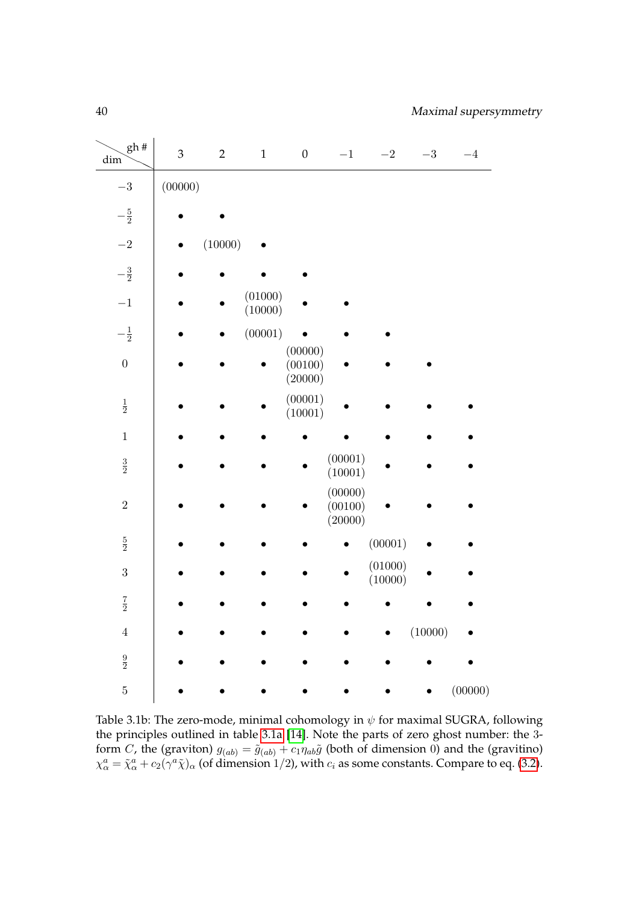| dim \ gh # | 3 | 2 | 1 | 0 | $-1$ | $-2$ | $-3$ | $-4$ |
|---|---|---|---|---|---|---|---|---|
| $-3$ | (00000) | | | | | | | |
| $-\frac{5}{2}$ | • | • | | | | | | |
| $-2$ | • | (10000) | • | | | | | |
| $-\frac{3}{2}$ | • | • | • | • | | | | |
| $-1$ | • | • | (01000) (10000) | • | • | | | |
| $-\frac{1}{2}$ | • | • | (00001) | • | • | • | | |
| $0$ | • | • | • | (00000) (00100) (20000) | • | • | • | |
| $\frac{1}{2}$ | • | • | • | (00001) (10001) | • | • | • | • |
| $1$ | • | • | • | • | • | • | • | • |
| $\frac{3}{2}$ | • | • | • | • | (00001) (10001) | • | • | • |
| $2$ | • | • | • | • | (00000) (00100) (20000) | • | • | • |
| $\frac{5}{2}$ | • | • | • | • | • | (00001) | • | • |
| $3$ | • | • | • | • | • | (01000) (10000) | • | • |
| $\frac{7}{2}$ | • | • | • | • | • | • | • | • |
| $4$ | • | • | • | • | • | • | (10000) | • |
| $\frac{9}{2}$ | • | • | • | • | • | • | • | • |
| $5$ | • | • | • | • | • | • | • | (00000) |

Table 3.1b: The zero-mode, minimal cohomology in $\psi$ for maximal SUGRA, following the principles outlined in table 3.1a [14]. Note the parts of zero ghost number: the 3-form $C$, the (graviton) $g_{(ab)} = \tilde{g}_{(ab)} + c_1\eta_{ab}\tilde{g}$ (both of dimension 0) and the (gravitino) $\chi^a_\alpha = \tilde{\chi}^a_\alpha + c_2(\gamma^a\tilde{\chi})_\alpha$ (of dimension 1/2), with $c_i$ as some constants. Compare to eq. (3.2).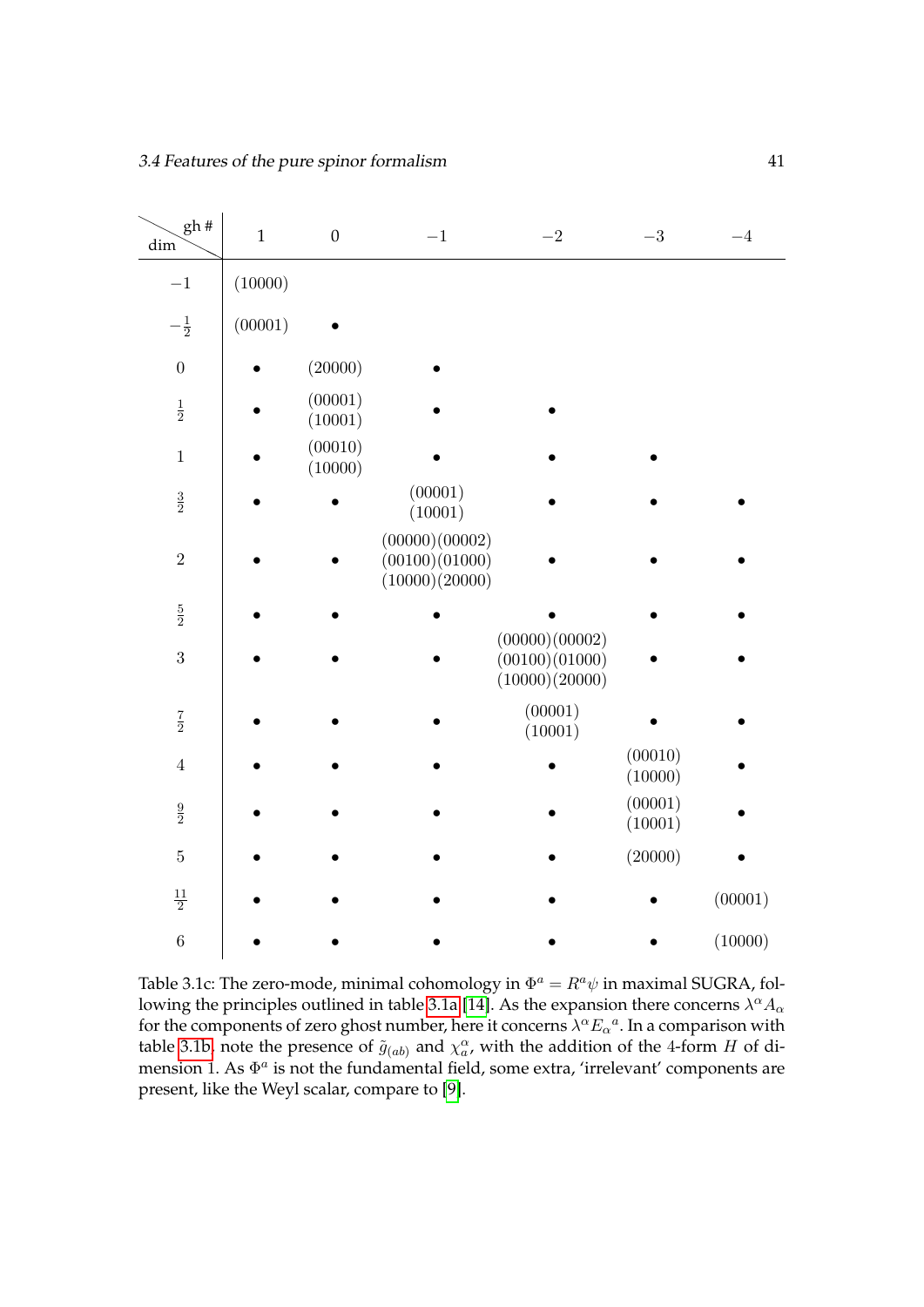| dim \ gh # | 1 | 0 | −1 | −2 | −3 | −4 |
|---|---|---|---|---|---|---|
| $-1$ | (10000) | | | | | |
| $-\frac{1}{2}$ | (00001) | • | | | | |
| $0$ | • | (20000) | • | | | |
| $\frac{1}{2}$ | • | (00001) (10001) | • | • | | |
| $1$ | • | (00010) (10000) | • | • | • | |
| $\frac{3}{2}$ | • | • | (00001) (10001) | • | • | • |
| $2$ | • | • | (00000)(00002) (00100)(01000) (10000)(20000) | • | • | • |
| $\frac{5}{2}$ | • | • | • | • | • | • |
| $3$ | • | • | • | (00000)(00002) (00100)(01000) (10000)(20000) | • | • |
| $\frac{7}{2}$ | • | • | • | (00001) (10001) | • | • |
| $4$ | • | • | • | • | (00010) (10000) | • |
| $\frac{9}{2}$ | • | • | • | • | (00001) (10001) | • |
| $5$ | • | • | • | • | (20000) | • |
| $\frac{11}{2}$ | • | • | • | • | • | (00001) |
| $6$ | • | • | • | • | • | (10000) |

Table 3.1c: The zero-mode, minimal cohomology in $\Phi^a = R^a\psi$ in maximal SUGRA, following the principles outlined in table 3.1a [14]. As the expansion there concerns $\lambda^\alpha A_\alpha$ for the components of zero ghost number, here it concerns $\lambda^\alpha E_\alpha{}^a$. In a comparison with table 3.1b, note the presence of $\tilde{g}_{(ab)}$ and $\chi_a^\alpha$, with the addition of the 4-form $H$ of dimension 1. As $\Phi^a$ is not the fundamental field, some extra, 'irrelevant' components are present, like the Weyl scalar, compare to [9].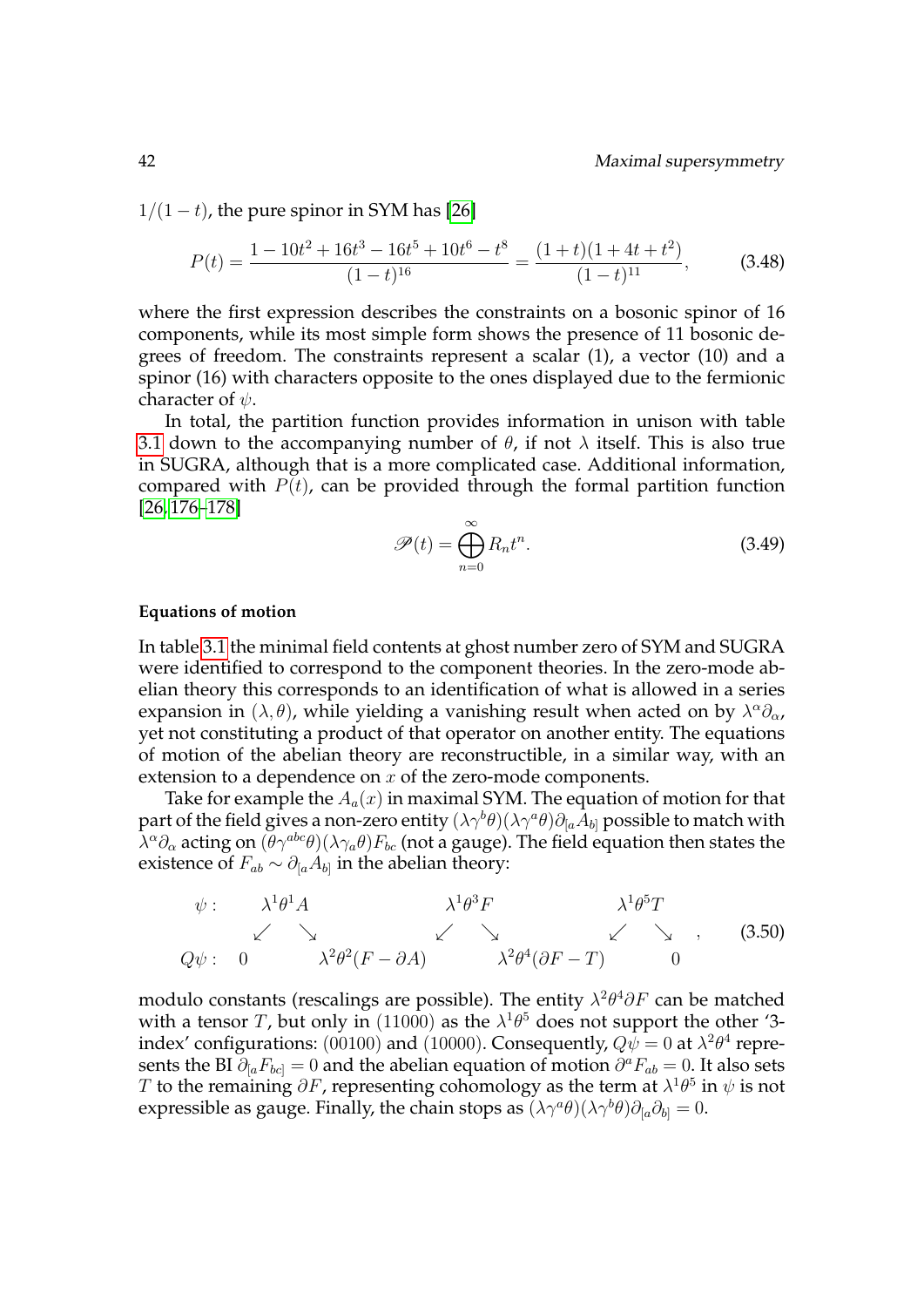$1/(1-t)$, the pure spinor in SYM has [26]

$$P(t) = \frac{1 - 10t^2 + 16t^3 - 16t^5 + 10t^6 - t^8}{(1-t)^{16}} = \frac{(1+t)(1+4t+t^2)}{(1-t)^{11}}, \tag{3.48}$$

where the first expression describes the constraints on a bosonic spinor of 16 components, while its most simple form shows the presence of 11 bosonic degrees of freedom. The constraints represent a scalar (1), a vector (10) and a spinor (16) with characters opposite to the ones displayed due to the fermionic character of $\psi$.

In total, the partition function provides information in unison with table 3.1 down to the accompanying number of $\theta$, if not $\lambda$ itself. This is also true in SUGRA, although that is a more complicated case. Additional information, compared with $P(t)$, can be provided through the formal partition function [26, 176–178]

$$\mathscr{P}(t) = \bigoplus_{n=0}^{\infty} R_n t^n. \tag{3.49}$$

#### Equations of motion

In table 3.1 the minimal field contents at ghost number zero of SYM and SUGRA were identified to correspond to the component theories. In the zero-mode abelian theory this corresponds to an identification of what is allowed in a series expansion in $(\lambda, \theta)$, while yielding a vanishing result when acted on by $\lambda^\alpha \partial_\alpha$, yet not constituting a product of that operator on another entity. The equations of motion of the abelian theory are reconstructible, in a similar way, with an extension to a dependence on $x$ of the zero-mode components.

Take for example the $A_a(x)$ in maximal SYM. The equation of motion for that part of the field gives a non-zero entity $(\lambda\gamma^b\theta)(\lambda\gamma^a\theta)\partial_{[a}A_{b]}$ possible to match with $\lambda^\alpha\partial_\alpha$ acting on $(\theta\gamma^{abc}\theta)(\lambda\gamma_a\theta)F_{bc}$ (not a gauge). The field equation then states the existence of $F_{ab} \sim \partial_{[a}A_{b]}$ in the abelian theory:

$$\begin{array}{ccccccccc}
\psi: & & \lambda^1\theta^1 A & & & \lambda^1\theta^3 F & & & \lambda^1\theta^5 T \\
& & \swarrow \quad \searrow & & & \swarrow \quad \searrow & & & \swarrow \quad \searrow \\
Q\psi: & 0 & & \lambda^2\theta^2(F - \partial A) & & & \lambda^2\theta^4(\partial F - T) & & & 0
\end{array}, \tag{3.50}$$

modulo constants (rescalings are possible). The entity $\lambda^2\theta^4\partial F$ can be matched with a tensor $T$, but only in $(11000)$ as the $\lambda^1\theta^5$ does not support the other '3-index' configurations: $(00100)$ and $(10000)$. Consequently, $Q\psi = 0$ at $\lambda^2\theta^4$ represents the BI $\partial_{[a}F_{bc]} = 0$ and the abelian equation of motion $\partial^a F_{ab} = 0$. It also sets $T$ to the remaining $\partial F$, representing cohomology as the term at $\lambda^1\theta^5$ in $\psi$ is not expressible as gauge. Finally, the chain stops as $(\lambda\gamma^a\theta)(\lambda\gamma^b\theta)\partial_{[a}\partial_{b]} = 0$.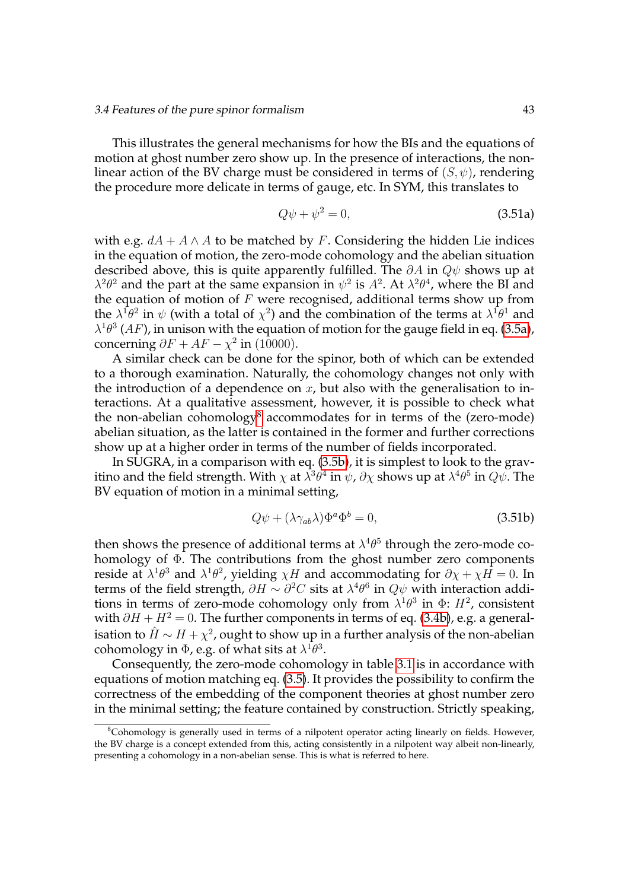This illustrates the general mechanisms for how the BIs and the equations of motion at ghost number zero show up. In the presence of interactions, the non-linear action of the BV charge must be considered in terms of $(S, \psi)$, rendering the procedure more delicate in terms of gauge, etc. In SYM, this translates to

$$Q\psi + \psi^2 = 0, \tag{3.51a}$$

with e.g. $dA + A \wedge A$ to be matched by $F$. Considering the hidden Lie indices in the equation of motion, the zero-mode cohomology and the abelian situation described above, this is quite apparently fulfilled. The $\partial A$ in $Q\psi$ shows up at $\lambda^2\theta^2$ and the part at the same expansion in $\psi^2$ is $A^2$. At $\lambda^2\theta^4$, where the BI and the equation of motion of $F$ were recognised, additional terms show up from the $\lambda^1\theta^2$ in $\psi$ (with a total of $\chi^2$) and the combination of the terms at $\lambda^1\theta^1$ and $\lambda^1\theta^3$ ($AF$), in unison with the equation of motion for the gauge field in eq. (3.5a), concerning $\partial F + AF - \chi^2$ in $(10000)$.

A similar check can be done for the spinor, both of which can be extended to a thorough examination. Naturally, the cohomology changes not only with the introduction of a dependence on $x$, but also with the generalisation to interactions. At a qualitative assessment, however, it is possible to check what the non-abelian cohomology[8] accommodates for in terms of the (zero-mode) abelian situation, as the latter is contained in the former and further corrections show up at a higher order in terms of the number of fields incorporated.

In SUGRA, in a comparison with eq. (3.5b), it is simplest to look to the gravitino and the field strength. With $\chi$ at $\lambda^3\theta^4$ in $\psi$, $\partial\chi$ shows up at $\lambda^4\theta^5$ in $Q\psi$. The BV equation of motion in a minimal setting,

$$Q\psi + (\lambda\gamma_{ab}\lambda)\Phi^a\Phi^b = 0, \tag{3.51b}$$

then shows the presence of additional terms at $\lambda^4\theta^5$ through the zero-mode cohomology of $\Phi$. The contributions from the ghost number zero components reside at $\lambda^1\theta^3$ and $\lambda^1\theta^2$, yielding $\chi H$ and accommodating for $\partial\chi + \chi H = 0$. In terms of the field strength, $\partial H \sim \partial^2 C$ sits at $\lambda^4\theta^6$ in $Q\psi$ with interaction additions in terms of zero-mode cohomology only from $\lambda^1\theta^3$ in $\Phi$: $H^2$, consistent with $\partial H + H^2 = 0$. The further components in terms of eq. (3.4b), e.g. a generalisation to $\hat{H} \sim H + \chi^2$, ought to show up in a further analysis of the non-abelian cohomology in $\Phi$, e.g. of what sits at $\lambda^1\theta^3$.

Consequently, the zero-mode cohomology in table 3.1 is in accordance with equations of motion matching eq. (3.5). It provides the possibility to confirm the correctness of the embedding of the component theories at ghost number zero in the minimal setting; the feature contained by construction. Strictly speaking,

---

[8] Cohomology is generally used in terms of a nilpotent operator acting linearly on fields. However, the BV charge is a concept extended from this, acting consistently in a nilpotent way albeit non-linearly, presenting a cohomology in a non-abelian sense. This is what is referred to here.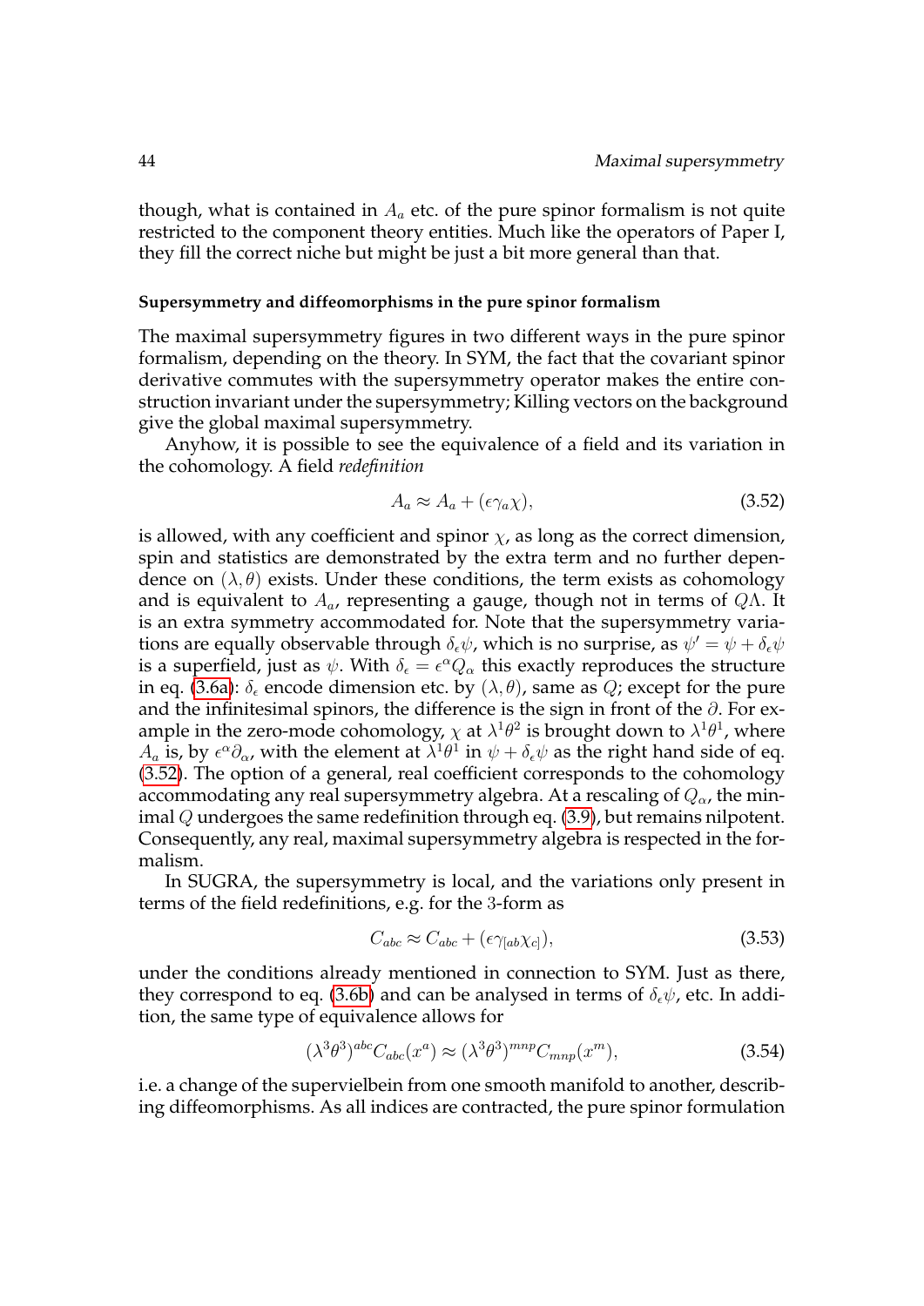though, what is contained in $A_a$ etc. of the pure spinor formalism is not quite restricted to the component theory entities. Much like the operators of Paper I, they fill the correct niche but might be just a bit more general than that.

#### Supersymmetry and diffeomorphisms in the pure spinor formalism

The maximal supersymmetry figures in two different ways in the pure spinor formalism, depending on the theory. In SYM, the fact that the covariant spinor derivative commutes with the supersymmetry operator makes the entire construction invariant under the supersymmetry; Killing vectors on the background give the global maximal supersymmetry.

Anyhow, it is possible to see the equivalence of a field and its variation in the cohomology. A field *redefinition*

$$A_a \approx A_a + (\epsilon\gamma_a\chi), \tag{3.52}$$

is allowed, with any coefficient and spinor $\chi$, as long as the correct dimension, spin and statistics are demonstrated by the extra term and no further dependence on $(\lambda, \theta)$ exists. Under these conditions, the term exists as cohomology and is equivalent to $A_a$, representing a gauge, though not in terms of $Q\Lambda$. It is an extra symmetry accommodated for. Note that the supersymmetry variations are equally observable through $\delta_\epsilon\psi$, which is no surprise, as $\psi' = \psi + \delta_\epsilon\psi$ is a superfield, just as $\psi$. With $\delta_\epsilon = \epsilon^\alpha Q_\alpha$ this exactly reproduces the structure in eq. (3.6a): $\delta_\epsilon$ encode dimension etc. by $(\lambda, \theta)$, same as $Q$; except for the pure and the infinitesimal spinors, the difference is the sign in front of the $\partial$. For example in the zero-mode cohomology, $\chi$ at $\lambda^1\theta^2$ is brought down to $\lambda^1\theta^1$, where $A_a$ is, by $\epsilon^\alpha\partial_\alpha$, with the element at $\lambda^1\theta^1$ in $\psi + \delta_\epsilon\psi$ as the right hand side of eq. (3.52). The option of a general, real coefficient corresponds to the cohomology accommodating any real supersymmetry algebra. At a rescaling of $Q_\alpha$, the minimal $Q$ undergoes the same redefinition through eq. (3.9), but remains nilpotent. Consequently, any real, maximal supersymmetry algebra is respected in the formalism.

In SUGRA, the supersymmetry is local, and the variations only present in terms of the field redefinitions, e.g. for the 3-form as

$$C_{abc} \approx C_{abc} + (\epsilon\gamma_{[ab}\chi_{c]}), \tag{3.53}$$

under the conditions already mentioned in connection to SYM. Just as there, they correspond to eq. (3.6b) and can be analysed in terms of $\delta_\epsilon\psi$, etc. In addition, the same type of equivalence allows for

$$(\lambda^3\theta^3)^{abc}C_{abc}(x^a) \approx (\lambda^3\theta^3)^{mnp}C_{mnp}(x^m), \tag{3.54}$$

i.e. a change of the supervielbein from one smooth manifold to another, describing diffeomorphisms. As all indices are contracted, the pure spinor formulation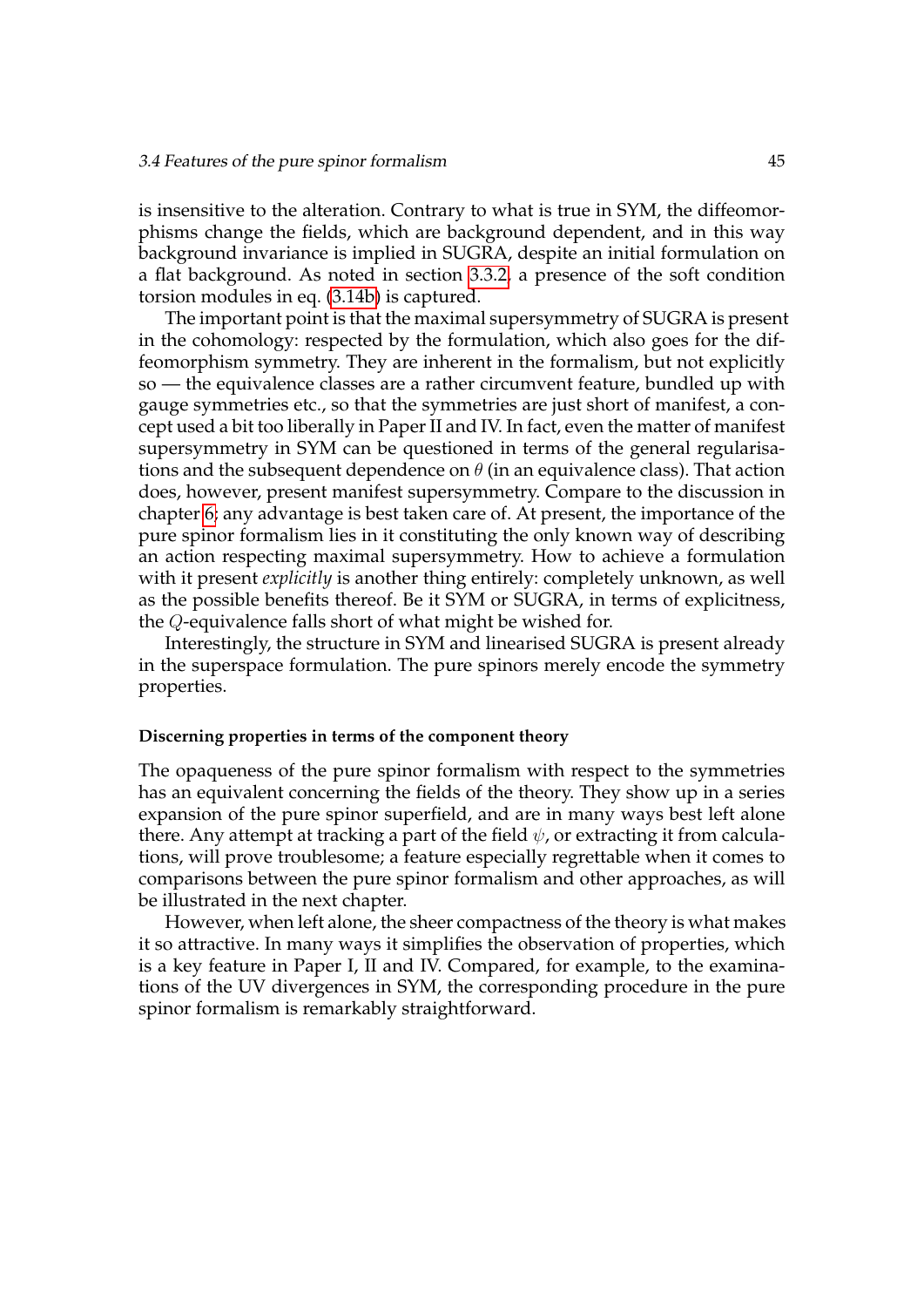is insensitive to the alteration. Contrary to what is true in SYM, the diffeomorphisms change the fields, which are background dependent, and in this way background invariance is implied in SUGRA, despite an initial formulation on a flat background. As noted in section 3.3.2, a presence of the soft condition torsion modules in eq. (3.14b) is captured.

The important point is that the maximal supersymmetry of SUGRA is present in the cohomology: respected by the formulation, which also goes for the diffeomorphism symmetry. They are inherent in the formalism, but not explicitly so — the equivalence classes are a rather circumvent feature, bundled up with gauge symmetries etc., so that the symmetries are just short of manifest, a concept used a bit too liberally in Paper II and IV. In fact, even the matter of manifest supersymmetry in SYM can be questioned in terms of the general regularisations and the subsequent dependence on $\theta$ (in an equivalence class). That action does, however, present manifest supersymmetry. Compare to the discussion in chapter 6; any advantage is best taken care of. At present, the importance of the pure spinor formalism lies in it constituting the only known way of describing an action respecting maximal supersymmetry. How to achieve a formulation with it present *explicitly* is another thing entirely: completely unknown, as well as the possible benefits thereof. Be it SYM or SUGRA, in terms of explicitness, the $Q$-equivalence falls short of what might be wished for.

Interestingly, the structure in SYM and linearised SUGRA is present already in the superspace formulation. The pure spinors merely encode the symmetry properties.

#### Discerning properties in terms of the component theory

The opaqueness of the pure spinor formalism with respect to the symmetries has an equivalent concerning the fields of the theory. They show up in a series expansion of the pure spinor superfield, and are in many ways best left alone there. Any attempt at tracking a part of the field $\psi$, or extracting it from calculations, will prove troublesome; a feature especially regrettable when it comes to comparisons between the pure spinor formalism and other approaches, as will be illustrated in the next chapter.

However, when left alone, the sheer compactness of the theory is what makes it so attractive. In many ways it simplifies the observation of properties, which is a key feature in Paper I, II and IV. Compared, for example, to the examinations of the UV divergences in SYM, the corresponding procedure in the pure spinor formalism is remarkably straightforward.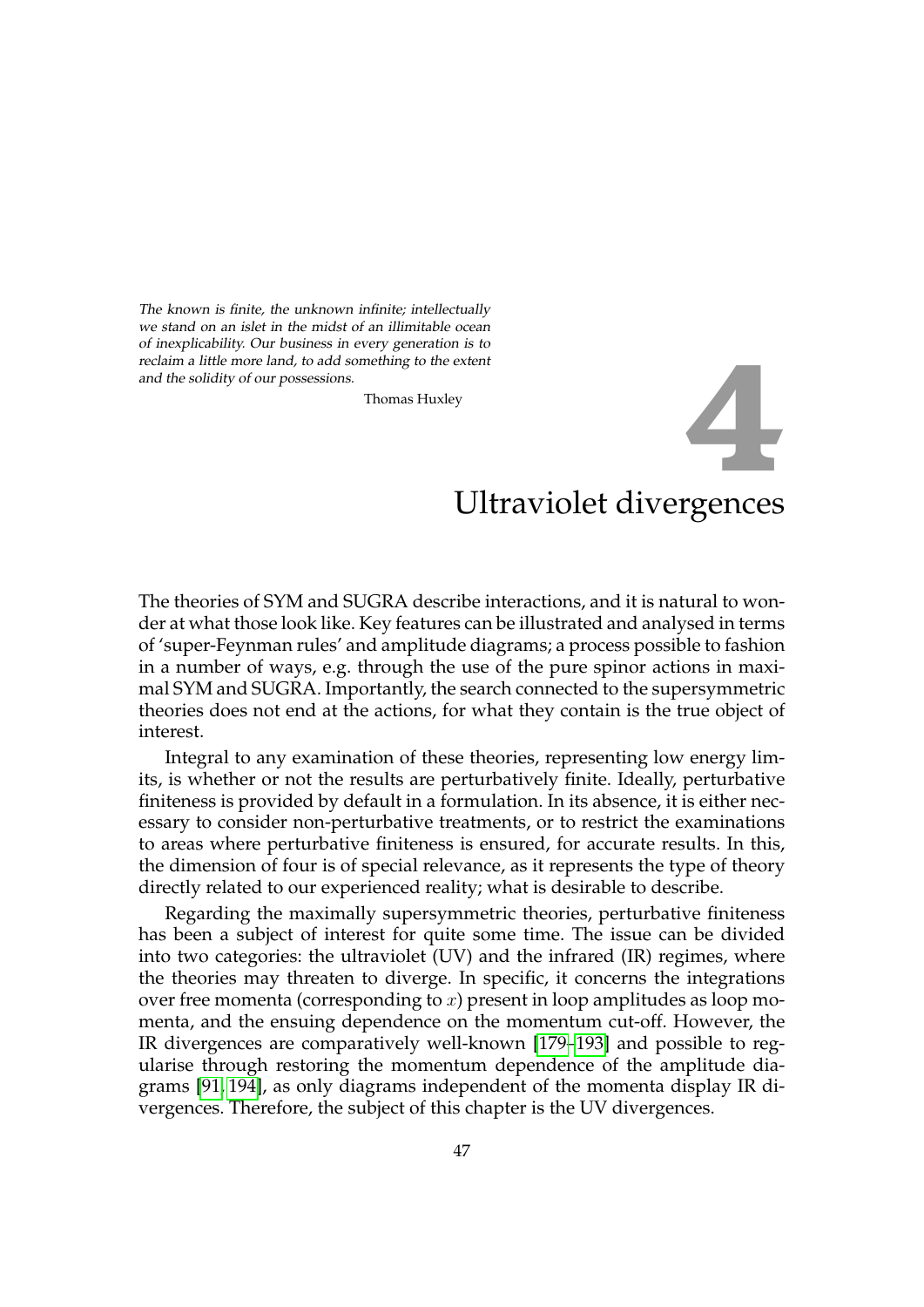*The known is finite, the unknown infinite; intellectually we stand on an islet in the midst of an illimitable ocean of inexplicability. Our business in every generation is to reclaim a little more land, to add something to the extent and the solidity of our possessions.*

Thomas Huxley

# 4 Ultraviolet divergences

The theories of SYM and SUGRA describe interactions, and it is natural to wonder at what those look like. Key features can be illustrated and analysed in terms of 'super-Feynman rules' and amplitude diagrams; a process possible to fashion in a number of ways, e.g. through the use of the pure spinor actions in maximal SYM and SUGRA. Importantly, the search connected to the supersymmetric theories does not end at the actions, for what they contain is the true object of interest.

Integral to any examination of these theories, representing low energy limits, is whether or not the results are perturbatively finite. Ideally, perturbative finiteness is provided by default in a formulation. In its absence, it is either necessary to consider non-perturbative treatments, or to restrict the examinations to areas where perturbative finiteness is ensured, for accurate results. In this, the dimension of four is of special relevance, as it represents the type of theory directly related to our experienced reality; what is desirable to describe.

Regarding the maximally supersymmetric theories, perturbative finiteness has been a subject of interest for quite some time. The issue can be divided into two categories: the ultraviolet (UV) and the infrared (IR) regimes, where the theories may threaten to diverge. In specific, it concerns the integrations over free momenta (corresponding to $x$) present in loop amplitudes as loop momenta, and the ensuing dependence on the momentum cut-off. However, the IR divergences are comparatively well-known [179–193] and possible to regularise through restoring the momentum dependence of the amplitude diagrams [91, 194], as only diagrams independent of the momenta display IR divergences. Therefore, the subject of this chapter is the UV divergences.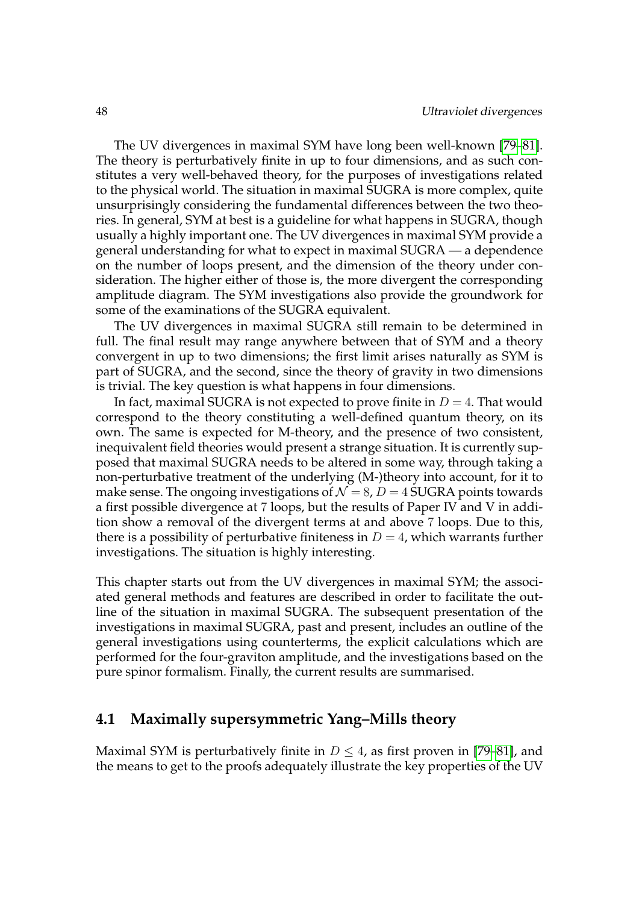The UV divergences in maximal SYM have long been well-known [79–81]. The theory is perturbatively finite in up to four dimensions, and as such constitutes a very well-behaved theory, for the purposes of investigations related to the physical world. The situation in maximal SUGRA is more complex, quite unsurprisingly considering the fundamental differences between the two theories. In general, SYM at best is a guideline for what happens in SUGRA, though usually a highly important one. The UV divergences in maximal SYM provide a general understanding for what to expect in maximal SUGRA — a dependence on the number of loops present, and the dimension of the theory under consideration. The higher either of those is, the more divergent the corresponding amplitude diagram. The SYM investigations also provide the groundwork for some of the examinations of the SUGRA equivalent.

The UV divergences in maximal SUGRA still remain to be determined in full. The final result may range anywhere between that of SYM and a theory convergent in up to two dimensions; the first limit arises naturally as SYM is part of SUGRA, and the second, since the theory of gravity in two dimensions is trivial. The key question is what happens in four dimensions.

In fact, maximal SUGRA is not expected to prove finite in $D = 4$. That would correspond to the theory constituting a well-defined quantum theory, on its own. The same is expected for M-theory, and the presence of two consistent, inequivalent field theories would present a strange situation. It is currently supposed that maximal SUGRA needs to be altered in some way, through taking a non-perturbative treatment of the underlying (M-)theory into account, for it to make sense. The ongoing investigations of $\mathcal{N} = 8$, $D = 4$ SUGRA points towards a first possible divergence at 7 loops, but the results of Paper IV and V in addition show a removal of the divergent terms at and above 7 loops. Due to this, there is a possibility of perturbative finiteness in $D = 4$, which warrants further investigations. The situation is highly interesting.

This chapter starts out from the UV divergences in maximal SYM; the associated general methods and features are described in order to facilitate the outline of the situation in maximal SUGRA. The subsequent presentation of the investigations in maximal SUGRA, past and present, includes an outline of the general investigations using counterterms, the explicit calculations which are performed for the four-graviton amplitude, and the investigations based on the pure spinor formalism. Finally, the current results are summarised.

## 4.1 Maximally supersymmetric Yang–Mills theory

Maximal SYM is perturbatively finite in $D \leq 4$, as first proven in [79–81], and the means to get to the proofs adequately illustrate the key properties of the UV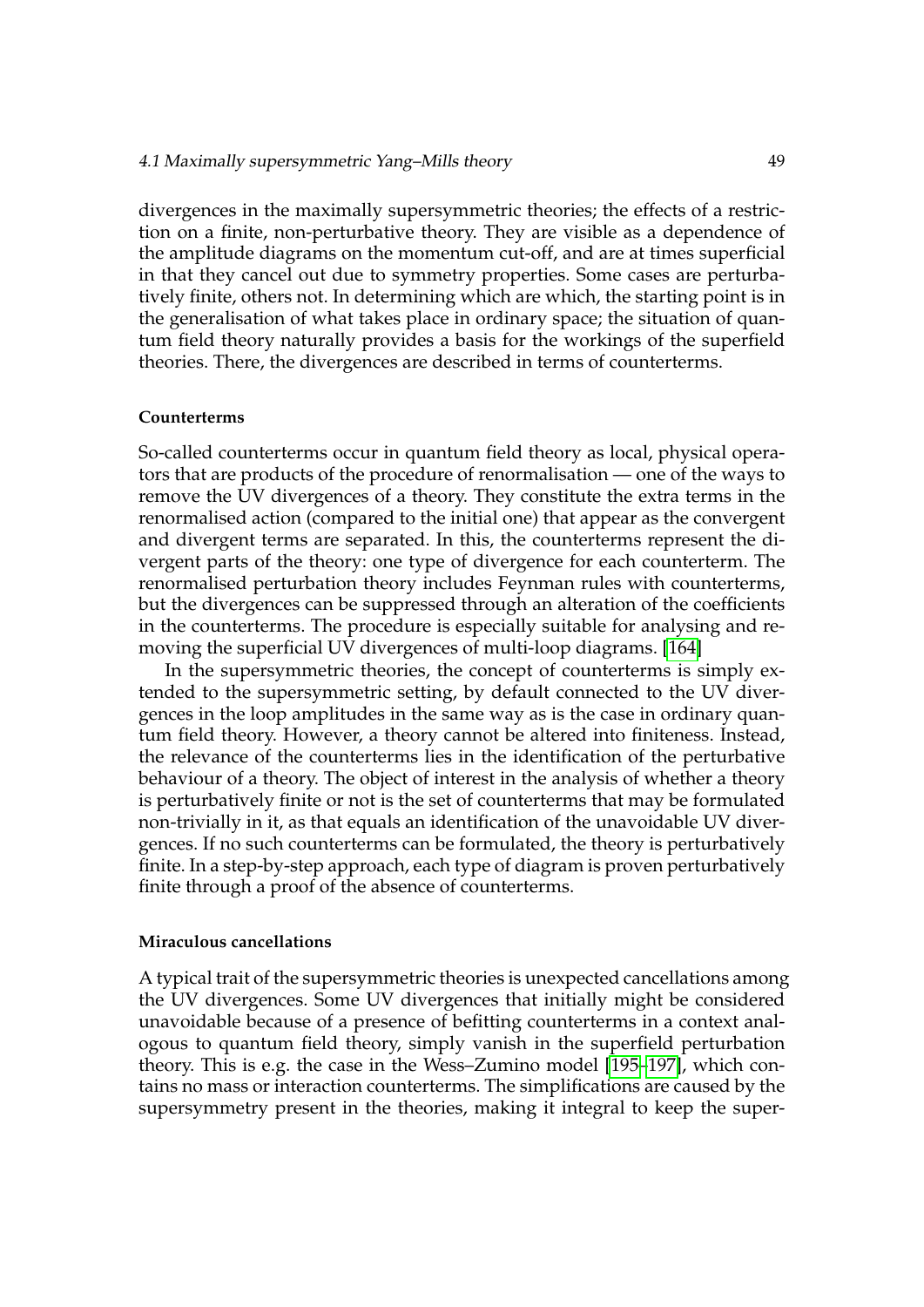divergences in the maximally supersymmetric theories; the effects of a restriction on a finite, non-perturbative theory. They are visible as a dependence of the amplitude diagrams on the momentum cut-off, and are at times superficial in that they cancel out due to symmetry properties. Some cases are perturbatively finite, others not. In determining which are which, the starting point is in the generalisation of what takes place in ordinary space; the situation of quantum field theory naturally provides a basis for the workings of the superfield theories. There, the divergences are described in terms of counterterms.

#### Counterterms

So-called counterterms occur in quantum field theory as local, physical operators that are products of the procedure of renormalisation — one of the ways to remove the UV divergences of a theory. They constitute the extra terms in the renormalised action (compared to the initial one) that appear as the convergent and divergent terms are separated. In this, the counterterms represent the divergent parts of the theory: one type of divergence for each counterterm. The renormalised perturbation theory includes Feynman rules with counterterms, but the divergences can be suppressed through an alteration of the coefficients in the counterterms. The procedure is especially suitable for analysing and removing the superficial UV divergences of multi-loop diagrams. [164]

In the supersymmetric theories, the concept of counterterms is simply extended to the supersymmetric setting, by default connected to the UV divergences in the loop amplitudes in the same way as is the case in ordinary quantum field theory. However, a theory cannot be altered into finiteness. Instead, the relevance of the counterterms lies in the identification of the perturbative behaviour of a theory. The object of interest in the analysis of whether a theory is perturbatively finite or not is the set of counterterms that may be formulated non-trivially in it, as that equals an identification of the unavoidable UV divergences. If no such counterterms can be formulated, the theory is perturbatively finite. In a step-by-step approach, each type of diagram is proven perturbatively finite through a proof of the absence of counterterms.

#### Miraculous cancellations

A typical trait of the supersymmetric theories is unexpected cancellations among the UV divergences. Some UV divergences that initially might be considered unavoidable because of a presence of befitting counterterms in a context analogous to quantum field theory, simply vanish in the superfield perturbation theory. This is e.g. the case in the Wess–Zumino model [195–197], which contains no mass or interaction counterterms. The simplifications are caused by the supersymmetry present in the theories, making it integral to keep the super-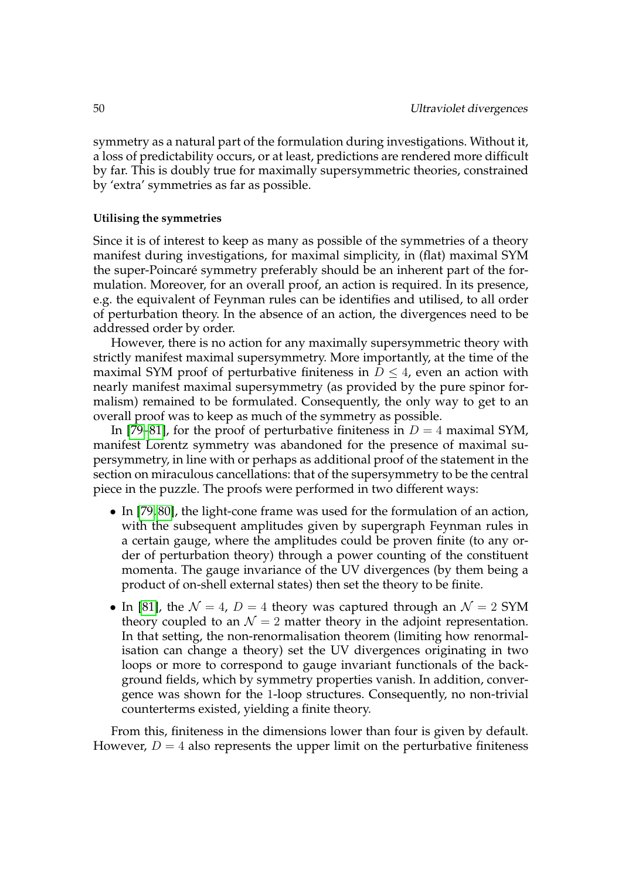symmetry as a natural part of the formulation during investigations. Without it, a loss of predictability occurs, or at least, predictions are rendered more difficult by far. This is doubly true for maximally supersymmetric theories, constrained by 'extra' symmetries as far as possible.

#### Utilising the symmetries

Since it is of interest to keep as many as possible of the symmetries of a theory manifest during investigations, for maximal simplicity, in (flat) maximal SYM the super-Poincaré symmetry preferably should be an inherent part of the formulation. Moreover, for an overall proof, an action is required. In its presence, e.g. the equivalent of Feynman rules can be identifies and utilised, to all order of perturbation theory. In the absence of an action, the divergences need to be addressed order by order.

However, there is no action for any maximally supersymmetric theory with strictly manifest maximal supersymmetry. More importantly, at the time of the maximal SYM proof of perturbative finiteness in $D \leq 4$, even an action with nearly manifest maximal supersymmetry (as provided by the pure spinor formalism) remained to be formulated. Consequently, the only way to get to an overall proof was to keep as much of the symmetry as possible.

In [79–81], for the proof of perturbative finiteness in $D = 4$ maximal SYM, manifest Lorentz symmetry was abandoned for the presence of maximal supersymmetry, in line with or perhaps as additional proof of the statement in the section on miraculous cancellations: that of the supersymmetry to be the central piece in the puzzle. The proofs were performed in two different ways:

- In [79, 80], the light-cone frame was used for the formulation of an action, with the subsequent amplitudes given by supergraph Feynman rules in a certain gauge, where the amplitudes could be proven finite (to any order of perturbation theory) through a power counting of the constituent momenta. The gauge invariance of the UV divergences (by them being a product of on-shell external states) then set the theory to be finite.
- In [81], the $\mathcal{N} = 4$, $D = 4$ theory was captured through an $\mathcal{N} = 2$ SYM theory coupled to an $\mathcal{N} = 2$ matter theory in the adjoint representation. In that setting, the non-renormalisation theorem (limiting how renormalisation can change a theory) set the UV divergences originating in two loops or more to correspond to gauge invariant functionals of the background fields, which by symmetry properties vanish. In addition, convergence was shown for the 1-loop structures. Consequently, no non-trivial counterterms existed, yielding a finite theory.

From this, finiteness in the dimensions lower than four is given by default. However, $D = 4$ also represents the upper limit on the perturbative finiteness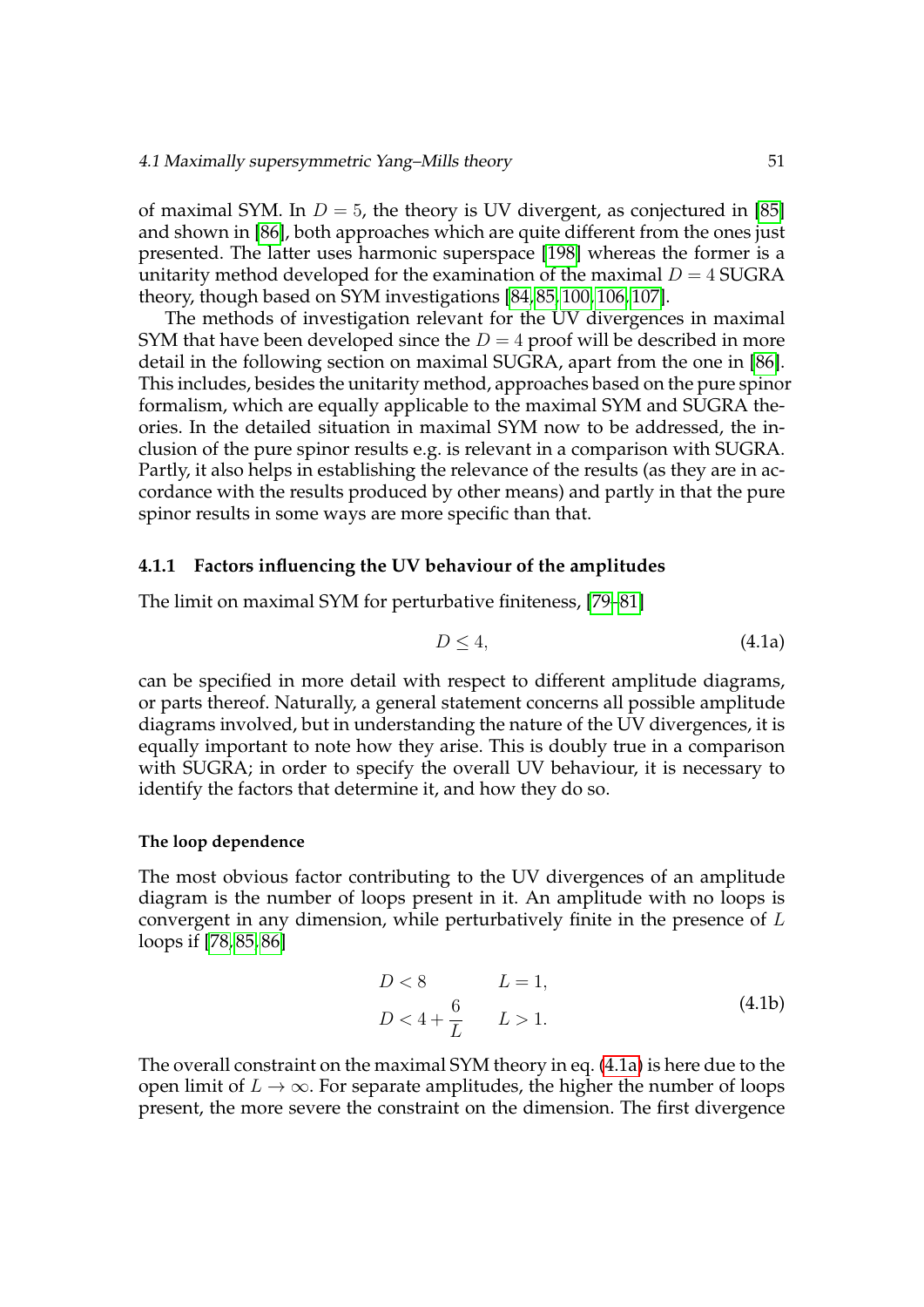of maximal SYM. In $D = 5$, the theory is UV divergent, as conjectured in [85] and shown in [86], both approaches which are quite different from the ones just presented. The latter uses harmonic superspace [198] whereas the former is a unitarity method developed for the examination of the maximal $D = 4$ SUGRA theory, though based on SYM investigations [84, 85, 100, 106, 107].

The methods of investigation relevant for the UV divergences in maximal SYM that have been developed since the $D = 4$ proof will be described in more detail in the following section on maximal SUGRA, apart from the one in [86]. This includes, besides the unitarity method, approaches based on the pure spinor formalism, which are equally applicable to the maximal SYM and SUGRA theories. In the detailed situation in maximal SYM now to be addressed, the inclusion of the pure spinor results e.g. is relevant in a comparison with SUGRA. Partly, it also helps in establishing the relevance of the results (as they are in accordance with the results produced by other means) and partly in that the pure spinor results in some ways are more specific than that.

### 4.1.1 Factors influencing the UV behaviour of the amplitudes

The limit on maximal SYM for perturbative finiteness, [79–81]

$$D \leq 4, \tag{4.1a}$$

can be specified in more detail with respect to different amplitude diagrams, or parts thereof. Naturally, a general statement concerns all possible amplitude diagrams involved, but in understanding the nature of the UV divergences, it is equally important to note how they arise. This is doubly true in a comparison with SUGRA; in order to specify the overall UV behaviour, it is necessary to identify the factors that determine it, and how they do so.

#### The loop dependence

The most obvious factor contributing to the UV divergences of an amplitude diagram is the number of loops present in it. An amplitude with no loops is convergent in any dimension, while perturbatively finite in the presence of $L$ loops if [78, 85, 86]

$$\begin{aligned} D &< 8 \qquad\quad L = 1, \\ D &< 4 + \frac{6}{L} \qquad L > 1. \end{aligned} \tag{4.1b}$$

The overall constraint on the maximal SYM theory in eq. (4.1a) is here due to the open limit of $L \to \infty$. For separate amplitudes, the higher the number of loops present, the more severe the constraint on the dimension. The first divergence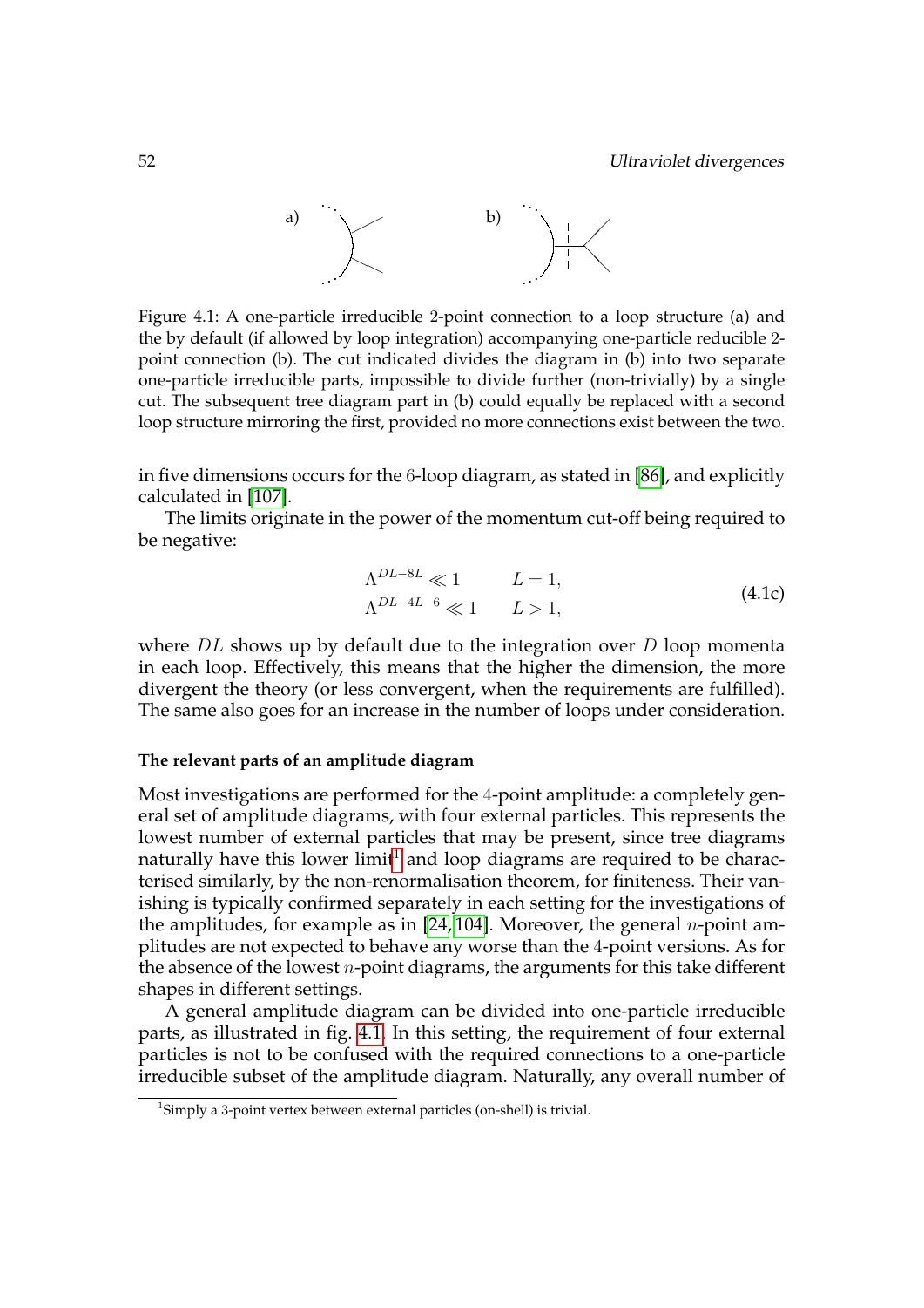Figure 4.1: A one-particle irreducible 2-point connection to a loop structure (a) and the by default (if allowed by loop integration) accompanying one-particle reducible 2-point connection (b). The cut indicated divides the diagram in (b) into two separate one-particle irreducible parts, impossible to divide further (non-trivially) by a single cut. The subsequent tree diagram part in (b) could equally be replaced with a second loop structure mirroring the first, provided no more connections exist between the two.

in five dimensions occurs for the 6-loop diagram, as stated in [86], and explicitly calculated in [107].

The limits originate in the power of the momentum cut-off being required to be negative:

$$\begin{aligned} \Lambda^{DL-8L} &\ll 1 \qquad L = 1, \\ \Lambda^{DL-4L-6} &\ll 1 \qquad L > 1, \end{aligned} \tag{4.1c}$$

where $DL$ shows up by default due to the integration over $D$ loop momenta in each loop. Effectively, this means that the higher the dimension, the more divergent the theory (or less convergent, when the requirements are fulfilled). The same also goes for an increase in the number of loops under consideration.

#### The relevant parts of an amplitude diagram

Most investigations are performed for the 4-point amplitude: a completely general set of amplitude diagrams, with four external particles. This represents the lowest number of external particles that may be present, since tree diagrams naturally have this lower limit[1] and loop diagrams are required to be characterised similarly, by the non-renormalisation theorem, for finiteness. Their vanishing is typically confirmed separately in each setting for the investigations of the amplitudes, for example as in [24, 104]. Moreover, the general $n$-point amplitudes are not expected to behave any worse than the 4-point versions. As for the absence of the lowest $n$-point diagrams, the arguments for this take different shapes in different settings.

A general amplitude diagram can be divided into one-particle irreducible parts, as illustrated in fig. 4.1. In this setting, the requirement of four external particles is not to be confused with the required connections to a one-particle irreducible subset of the amplitude diagram. Naturally, any overall number of

[1] Simply a 3-point vertex between external particles (on-shell) is trivial.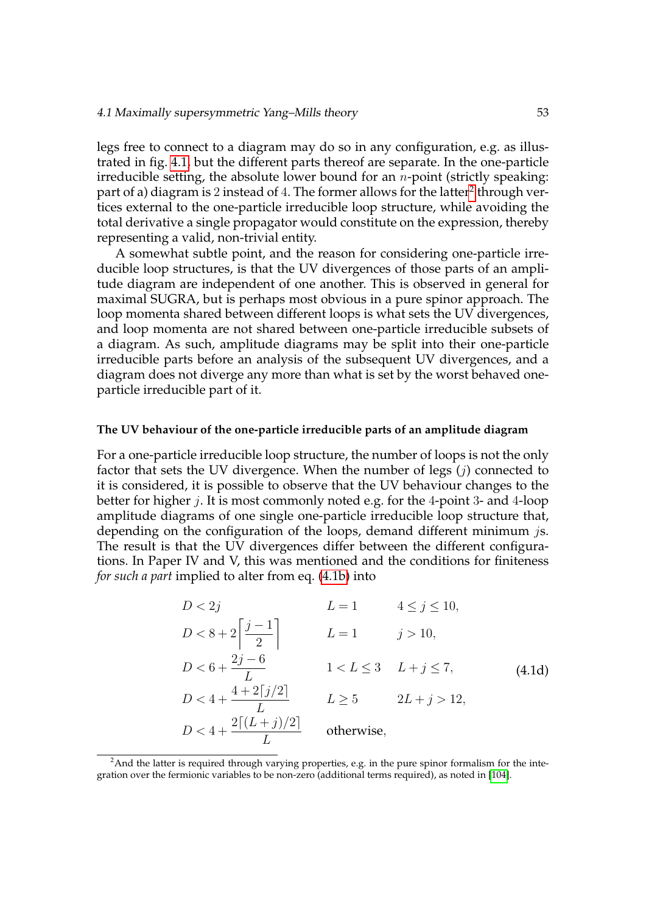legs free to connect to a diagram may do so in any configuration, e.g. as illustrated in fig. 4.1, but the different parts thereof are separate. In the one-particle irreducible setting, the absolute lower bound for an $n$-point (strictly speaking: part of a) diagram is $2$ instead of $4$. The former allows for the latter[2] through vertices external to the one-particle irreducible loop structure, while avoiding the total derivative a single propagator would constitute on the expression, thereby representing a valid, non-trivial entity.

A somewhat subtle point, and the reason for considering one-particle irreducible loop structures, is that the UV divergences of those parts of an amplitude diagram are independent of one another. This is observed in general for maximal SUGRA, but is perhaps most obvious in a pure spinor approach. The loop momenta shared between different loops is what sets the UV divergences, and loop momenta are not shared between one-particle irreducible subsets of a diagram. As such, amplitude diagrams may be split into their one-particle irreducible parts before an analysis of the subsequent UV divergences, and a diagram does not diverge any more than what is set by the worst behaved one-particle irreducible part of it.

#### The UV behaviour of the one-particle irreducible parts of an amplitude diagram

For a one-particle irreducible loop structure, the number of loops is not the only factor that sets the UV divergence. When the number of legs ($j$) connected to it is considered, it is possible to observe that the UV behaviour changes to the better for higher $j$. It is most commonly noted e.g. for the $4$-point $3$- and $4$-loop amplitude diagrams of one single one-particle irreducible loop structure that, depending on the configuration of the loops, demand different minimum $j$s. The result is that the UV divergences differ between the different configurations. In Paper IV and V, this was mentioned and the conditions for finiteness *for such a part* implied to alter from eq. (4.1b) into

$$
\begin{aligned}
&D < 2j && L = 1 && 4 \leq j \leq 10, \\
&D < 8 + 2\left\lceil \frac{j-1}{2} \right\rceil && L = 1 && j > 10, \\
&D < 6 + \frac{2j-6}{L} && 1 < L \leq 3 && L + j \leq 7, \\
&D < 4 + \frac{4 + 2\lceil j/2 \rceil}{L} && L \geq 5 && 2L + j > 12, \\
&D < 4 + \frac{2\lceil (L+j)/2 \rceil}{L} && \text{otherwise,} &&
\end{aligned}
\tag{4.1d}
$$

[2] And the latter is required through varying properties, e.g. in the pure spinor formalism for the integration over the fermionic variables to be non-zero (additional terms required), as noted in [104].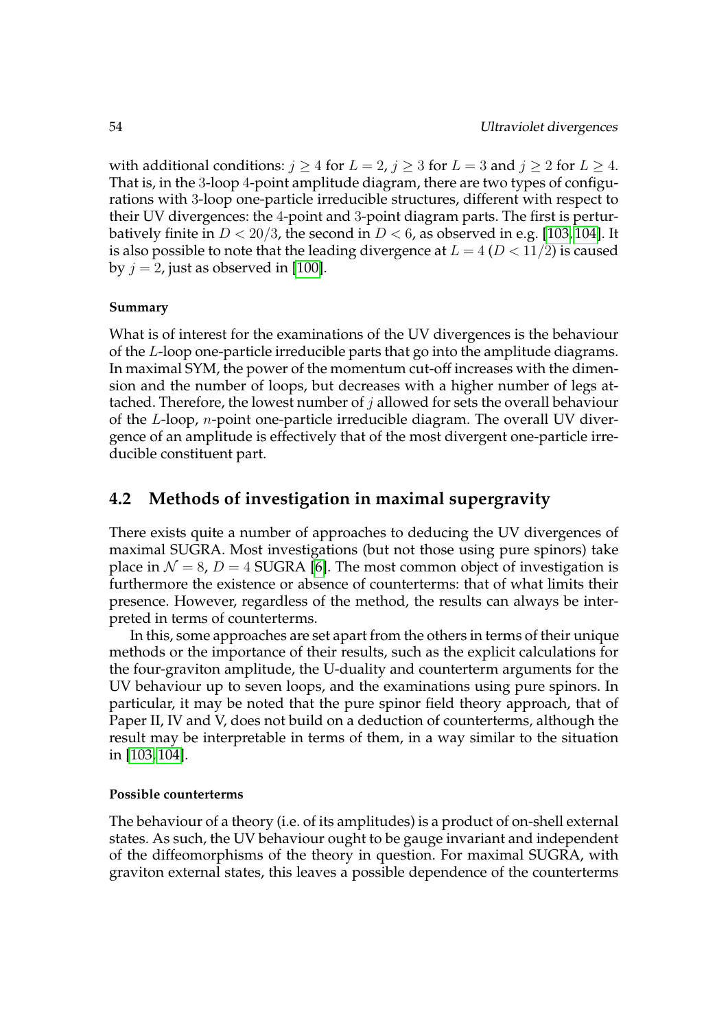with additional conditions: $j \geq 4$ for $L = 2$, $j \geq 3$ for $L = 3$ and $j \geq 2$ for $L \geq 4$. That is, in the 3-loop 4-point amplitude diagram, there are two types of configurations with 3-loop one-particle irreducible structures, different with respect to their UV divergences: the 4-point and 3-point diagram parts. The first is perturbatively finite in $D < 20/3$, the second in $D < 6$, as observed in e.g. [103, 104]. It is also possible to note that the leading divergence at $L = 4$ ($D < 11/2$) is caused by $j = 2$, just as observed in [100].

#### Summary

What is of interest for the examinations of the UV divergences is the behaviour of the $L$-loop one-particle irreducible parts that go into the amplitude diagrams. In maximal SYM, the power of the momentum cut-off increases with the dimension and the number of loops, but decreases with a higher number of legs attached. Therefore, the lowest number of $j$ allowed for sets the overall behaviour of the $L$-loop, $n$-point one-particle irreducible diagram. The overall UV divergence of an amplitude is effectively that of the most divergent one-particle irreducible constituent part.

## 4.2 Methods of investigation in maximal supergravity

There exists quite a number of approaches to deducing the UV divergences of maximal SUGRA. Most investigations (but not those using pure spinors) take place in $\mathcal{N} = 8$, $D = 4$ SUGRA [6]. The most common object of investigation is furthermore the existence or absence of counterterms: that of what limits their presence. However, regardless of the method, the results can always be interpreted in terms of counterterms.

In this, some approaches are set apart from the others in terms of their unique methods or the importance of their results, such as the explicit calculations for the four-graviton amplitude, the U-duality and counterterm arguments for the UV behaviour up to seven loops, and the examinations using pure spinors. In particular, it may be noted that the pure spinor field theory approach, that of Paper II, IV and V, does not build on a deduction of counterterms, although the result may be interpretable in terms of them, in a way similar to the situation in [103, 104].

#### Possible counterterms

The behaviour of a theory (i.e. of its amplitudes) is a product of on-shell external states. As such, the UV behaviour ought to be gauge invariant and independent of the diffeomorphisms of the theory in question. For maximal SUGRA, with graviton external states, this leaves a possible dependence of the counterterms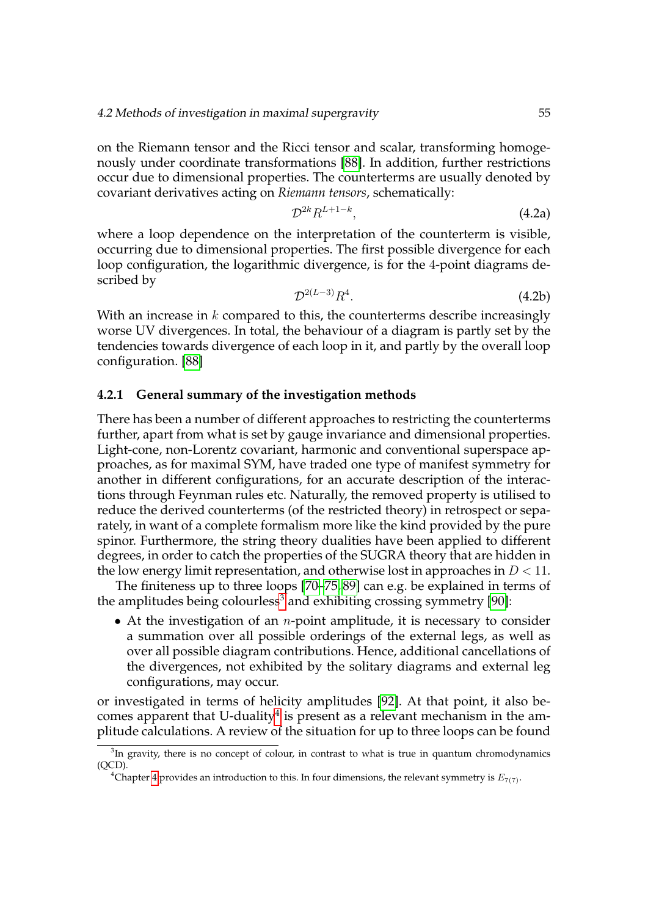on the Riemann tensor and the Ricci tensor and scalar, transforming homogenously under coordinate transformations [88]. In addition, further restrictions occur due to dimensional properties. The counterterms are usually denoted by covariant derivatives acting on *Riemann tensors*, schematically:

$$\mathcal{D}^{2k} R^{L+1-k}, \tag{4.2a}$$

where a loop dependence on the interpretation of the counterterm is visible, occurring due to dimensional properties. The first possible divergence for each loop configuration, the logarithmic divergence, is for the 4-point diagrams described by

$$\mathcal{D}^{2(L-3)} R^4. \tag{4.2b}$$

With an increase in $k$ compared to this, the counterterms describe increasingly worse UV divergences. In total, the behaviour of a diagram is partly set by the tendencies towards divergence of each loop in it, and partly by the overall loop configuration. [88]

### 4.2.1 General summary of the investigation methods

There has been a number of different approaches to restricting the counterterms further, apart from what is set by gauge invariance and dimensional properties. Light-cone, non-Lorentz covariant, harmonic and conventional superspace approaches, as for maximal SYM, have traded one type of manifest symmetry for another in different configurations, for an accurate description of the interactions through Feynman rules etc. Naturally, the removed property is utilised to reduce the derived counterterms (of the restricted theory) in retrospect or separately, in want of a complete formalism more like the kind provided by the pure spinor. Furthermore, the string theory dualities have been applied to different degrees, in order to catch the properties of the SUGRA theory that are hidden in the low energy limit representation, and otherwise lost in approaches in $D < 11$.

The finiteness up to three loops [70–75, 89] can e.g. be explained in terms of the amplitudes being colourless[3] and exhibiting crossing symmetry [90]:

- At the investigation of an $n$-point amplitude, it is necessary to consider a summation over all possible orderings of the external legs, as well as over all possible diagram contributions. Hence, additional cancellations of the divergences, not exhibited by the solitary diagrams and external leg configurations, may occur.

or investigated in terms of helicity amplitudes [92]. At that point, it also becomes apparent that U-duality[4] is present as a relevant mechanism in the amplitude calculations. A review of the situation for up to three loops can be found

[3] In gravity, there is no concept of colour, in contrast to what is true in quantum chromodynamics (QCD).

[4] Chapter 4 provides an introduction to this. In four dimensions, the relevant symmetry is $E_{7(7)}$.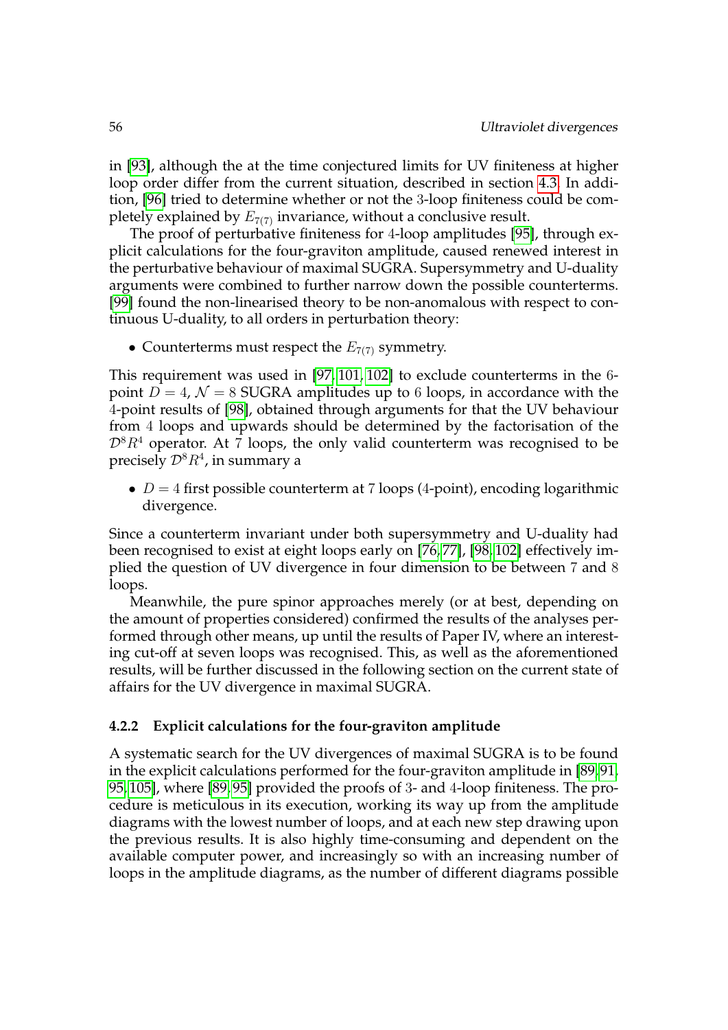in [93], although the at the time conjectured limits for UV finiteness at higher loop order differ from the current situation, described in section 4.3. In addition, [96] tried to determine whether or not the 3-loop finiteness could be completely explained by $E_{7(7)}$ invariance, without a conclusive result.

The proof of perturbative finiteness for 4-loop amplitudes [95], through explicit calculations for the four-graviton amplitude, caused renewed interest in the perturbative behaviour of maximal SUGRA. Supersymmetry and U-duality arguments were combined to further narrow down the possible counterterms. [99] found the non-linearised theory to be non-anomalous with respect to continuous U-duality, to all orders in perturbation theory:

- Counterterms must respect the $E_{7(7)}$ symmetry.

This requirement was used in [97, 101, 102] to exclude counterterms in the 6-point $D = 4$, $\mathcal{N} = 8$ SUGRA amplitudes up to 6 loops, in accordance with the 4-point results of [98], obtained through arguments for that the UV behaviour from 4 loops and upwards should be determined by the factorisation of the $\mathcal{D}^8 R^4$ operator. At 7 loops, the only valid counterterm was recognised to be precisely $\mathcal{D}^8 R^4$, in summary a

- $D = 4$ first possible counterterm at 7 loops (4-point), encoding logarithmic divergence.

Since a counterterm invariant under both supersymmetry and U-duality had been recognised to exist at eight loops early on [76, 77], [98, 102] effectively implied the question of UV divergence in four dimension to be between 7 and 8 loops.

Meanwhile, the pure spinor approaches merely (or at best, depending on the amount of properties considered) confirmed the results of the analyses performed through other means, up until the results of Paper IV, where an interesting cut-off at seven loops was recognised. This, as well as the aforementioned results, will be further discussed in the following section on the current state of affairs for the UV divergence in maximal SUGRA.

### 4.2.2 Explicit calculations for the four-graviton amplitude

A systematic search for the UV divergences of maximal SUGRA is to be found in the explicit calculations performed for the four-graviton amplitude in [89, 91, 95, 105], where [89, 95] provided the proofs of 3- and 4-loop finiteness. The procedure is meticulous in its execution, working its way up from the amplitude diagrams with the lowest number of loops, and at each new step drawing upon the previous results. It is also highly time-consuming and dependent on the available computer power, and increasingly so with an increasing number of loops in the amplitude diagrams, as the number of different diagrams possible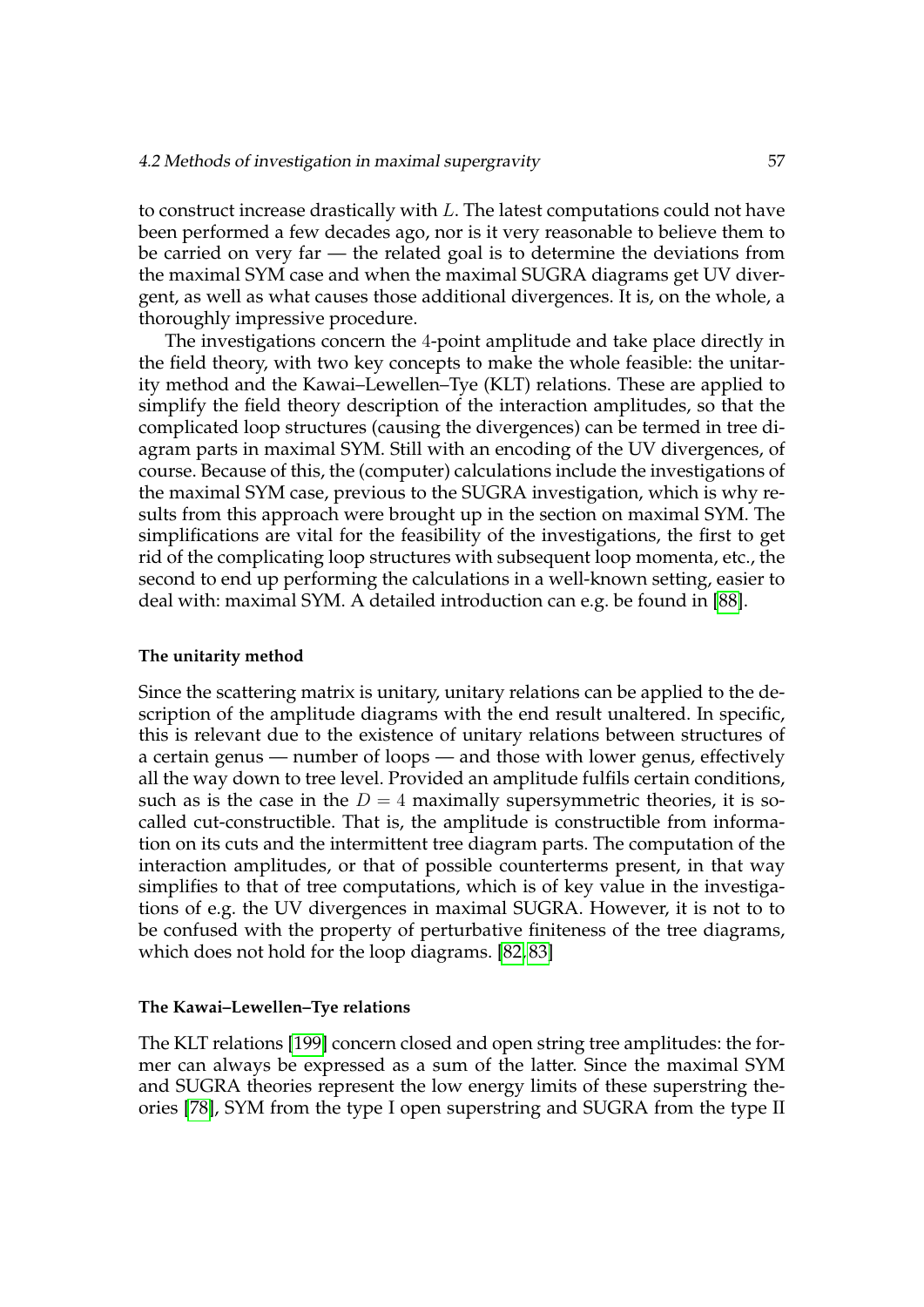to construct increase drastically with $L$. The latest computations could not have been performed a few decades ago, nor is it very reasonable to believe them to be carried on very far — the related goal is to determine the deviations from the maximal SYM case and when the maximal SUGRA diagrams get UV divergent, as well as what causes those additional divergences. It is, on the whole, a thoroughly impressive procedure.

The investigations concern the 4-point amplitude and take place directly in the field theory, with two key concepts to make the whole feasible: the unitarity method and the Kawai–Lewellen–Tye (KLT) relations. These are applied to simplify the field theory description of the interaction amplitudes, so that the complicated loop structures (causing the divergences) can be termed in tree diagram parts in maximal SYM. Still with an encoding of the UV divergences, of course. Because of this, the (computer) calculations include the investigations of the maximal SYM case, previous to the SUGRA investigation, which is why results from this approach were brought up in the section on maximal SYM. The simplifications are vital for the feasibility of the investigations, the first to get rid of the complicating loop structures with subsequent loop momenta, etc., the second to end up performing the calculations in a well-known setting, easier to deal with: maximal SYM. A detailed introduction can e.g. be found in [88].

#### The unitarity method

Since the scattering matrix is unitary, unitary relations can be applied to the description of the amplitude diagrams with the end result unaltered. In specific, this is relevant due to the existence of unitary relations between structures of a certain genus — number of loops — and those with lower genus, effectively all the way down to tree level. Provided an amplitude fulfils certain conditions, such as is the case in the $D = 4$ maximally supersymmetric theories, it is so-called cut-constructible. That is, the amplitude is constructible from information on its cuts and the intermittent tree diagram parts. The computation of the interaction amplitudes, or that of possible counterterms present, in that way simplifies to that of tree computations, which is of key value in the investigations of e.g. the UV divergences in maximal SUGRA. However, it is not to to be confused with the property of perturbative finiteness of the tree diagrams, which does not hold for the loop diagrams. [82, 83]

#### The Kawai–Lewellen–Tye relations

The KLT relations [199] concern closed and open string tree amplitudes: the former can always be expressed as a sum of the latter. Since the maximal SYM and SUGRA theories represent the low energy limits of these superstring theories [78], SYM from the type I open superstring and SUGRA from the type II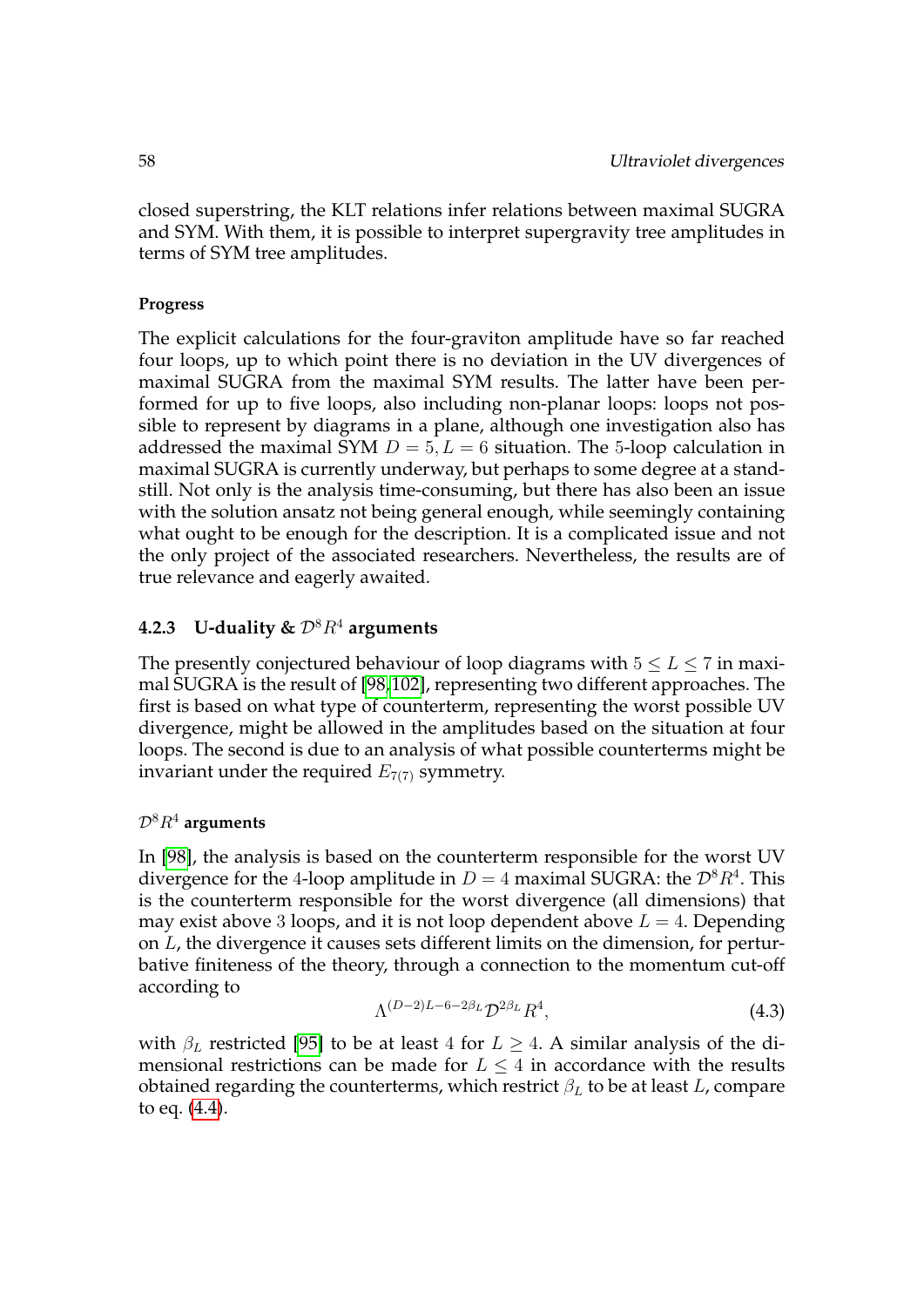closed superstring, the KLT relations infer relations between maximal SUGRA and SYM. With them, it is possible to interpret supergravity tree amplitudes in terms of SYM tree amplitudes.

#### Progress

The explicit calculations for the four-graviton amplitude have so far reached four loops, up to which point there is no deviation in the UV divergences of maximal SUGRA from the maximal SYM results. The latter have been performed for up to five loops, also including non-planar loops: loops not possible to represent by diagrams in a plane, although one investigation also has addressed the maximal SYM $D = 5, L = 6$ situation. The 5-loop calculation in maximal SUGRA is currently underway, but perhaps to some degree at a standstill. Not only is the analysis time-consuming, but there has also been an issue with the solution ansatz not being general enough, while seemingly containing what ought to be enough for the description. It is a complicated issue and not the only project of the associated researchers. Nevertheless, the results are of true relevance and eagerly awaited.

### 4.2.3 U-duality & $\mathcal{D}^8 R^4$ arguments

The presently conjectured behaviour of loop diagrams with $5 \leq L \leq 7$ in maximal SUGRA is the result of [98, 102], representing two different approaches. The first is based on what type of counterterm, representing the worst possible UV divergence, might be allowed in the amplitudes based on the situation at four loops. The second is due to an analysis of what possible counterterms might be invariant under the required $E_{7(7)}$ symmetry.

#### $\mathcal{D}^8 R^4$ arguments

In [98], the analysis is based on the counterterm responsible for the worst UV divergence for the 4-loop amplitude in $D = 4$ maximal SUGRA: the $\mathcal{D}^8 R^4$. This is the counterterm responsible for the worst divergence (all dimensions) that may exist above 3 loops, and it is not loop dependent above $L = 4$. Depending on $L$, the divergence it causes sets different limits on the dimension, for perturbative finiteness of the theory, through a connection to the momentum cut-off according to

$$\Lambda^{(D-2)L-6-2\beta_L} \mathcal{D}^{2\beta_L} R^4, \tag{4.3}$$

with $\beta_L$ restricted [95] to be at least 4 for $L \geq 4$. A similar analysis of the dimensional restrictions can be made for $L \leq 4$ in accordance with the results obtained regarding the counterterms, which restrict $\beta_L$ to be at least $L$, compare to eq. (4.4).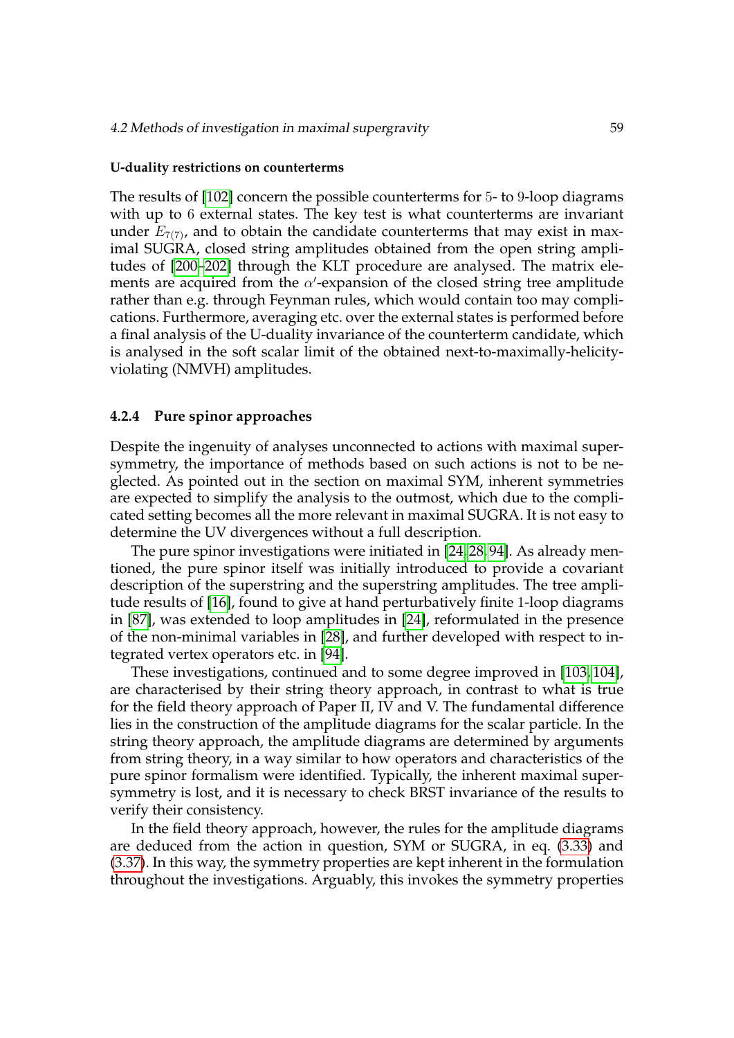**U-duality restrictions on counterterms**

The results of [102] concern the possible counterterms for 5- to 9-loop diagrams with up to 6 external states. The key test is what counterterms are invariant under $E_{7(7)}$, and to obtain the candidate counterterms that may exist in maximal SUGRA, closed string amplitudes obtained from the open string amplitudes of [200–202] through the KLT procedure are analysed. The matrix elements are acquired from the $\alpha'$-expansion of the closed string tree amplitude rather than e.g. through Feynman rules, which would contain too may complications. Furthermore, averaging etc. over the external states is performed before a final analysis of the U-duality invariance of the counterterm candidate, which is analysed in the soft scalar limit of the obtained next-to-maximally-helicity-violating (NMVH) amplitudes.

### 4.2.4 Pure spinor approaches

Despite the ingenuity of analyses unconnected to actions with maximal supersymmetry, the importance of methods based on such actions is not to be neglected. As pointed out in the section on maximal SYM, inherent symmetries are expected to simplify the analysis to the outmost, which due to the complicated setting becomes all the more relevant in maximal SUGRA. It is not easy to determine the UV divergences without a full description.

The pure spinor investigations were initiated in [24,28,94]. As already mentioned, the pure spinor itself was initially introduced to provide a covariant description of the superstring and the superstring amplitudes. The tree amplitude results of [16], found to give at hand perturbatively finite 1-loop diagrams in [87], was extended to loop amplitudes in [24], reformulated in the presence of the non-minimal variables in [28], and further developed with respect to integrated vertex operators etc. in [94].

These investigations, continued and to some degree improved in [103,104], are characterised by their string theory approach, in contrast to what is true for the field theory approach of Paper II, IV and V. The fundamental difference lies in the construction of the amplitude diagrams for the scalar particle. In the string theory approach, the amplitude diagrams are determined by arguments from string theory, in a way similar to how operators and characteristics of the pure spinor formalism were identified. Typically, the inherent maximal supersymmetry is lost, and it is necessary to check BRST invariance of the results to verify their consistency.

In the field theory approach, however, the rules for the amplitude diagrams are deduced from the action in question, SYM or SUGRA, in eq. (3.33) and (3.37). In this way, the symmetry properties are kept inherent in the formulation throughout the investigations. Arguably, this invokes the symmetry properties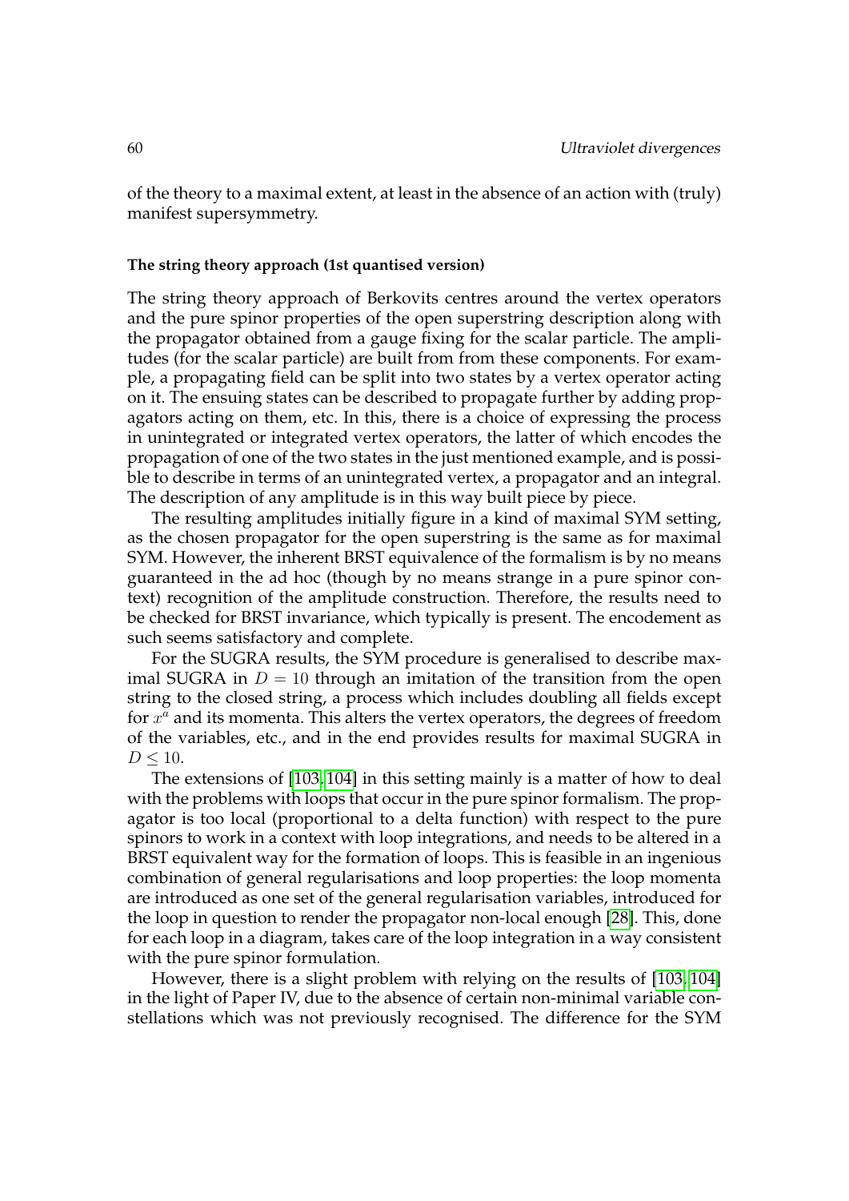of the theory to a maximal extent, at least in the absence of an action with (truly) manifest supersymmetry.

**The string theory approach (1st quantised version)**

The string theory approach of Berkovits centres around the vertex operators and the pure spinor properties of the open superstring description along with the propagator obtained from a gauge fixing for the scalar particle. The amplitudes (for the scalar particle) are built from from these components. For example, a propagating field can be split into two states by a vertex operator acting on it. The ensuing states can be described to propagate further by adding propagators acting on them, etc. In this, there is a choice of expressing the process in unintegrated or integrated vertex operators, the latter of which encodes the propagation of one of the two states in the just mentioned example, and is possible to describe in terms of an unintegrated vertex, a propagator and an integral. The description of any amplitude is in this way built piece by piece.

The resulting amplitudes initially figure in a kind of maximal SYM setting, as the chosen propagator for the open superstring is the same as for maximal SYM. However, the inherent BRST equivalence of the formalism is by no means guaranteed in the ad hoc (though by no means strange in a pure spinor context) recognition of the amplitude construction. Therefore, the results need to be checked for BRST invariance, which typically is present. The encodement as such seems satisfactory and complete.

For the SUGRA results, the SYM procedure is generalised to describe maximal SUGRA in $D = 10$ through an imitation of the transition from the open string to the closed string, a process which includes doubling all fields except for $x^a$ and its momenta. This alters the vertex operators, the degrees of freedom of the variables, etc., and in the end provides results for maximal SUGRA in $D \leq 10$.

The extensions of [103, 104] in this setting mainly is a matter of how to deal with the problems with loops that occur in the pure spinor formalism. The propagator is too local (proportional to a delta function) with respect to the pure spinors to work in a context with loop integrations, and needs to be altered in a BRST equivalent way for the formation of loops. This is feasible in an ingenious combination of general regularisations and loop properties: the loop momenta are introduced as one set of the general regularisation variables, introduced for the loop in question to render the propagator non-local enough [28]. This, done for each loop in a diagram, takes care of the loop integration in a way consistent with the pure spinor formulation.

However, there is a slight problem with relying on the results of [103, 104] in the light of Paper IV, due to the absence of certain non-minimal variable constellations which was not previously recognised. The difference for the SYM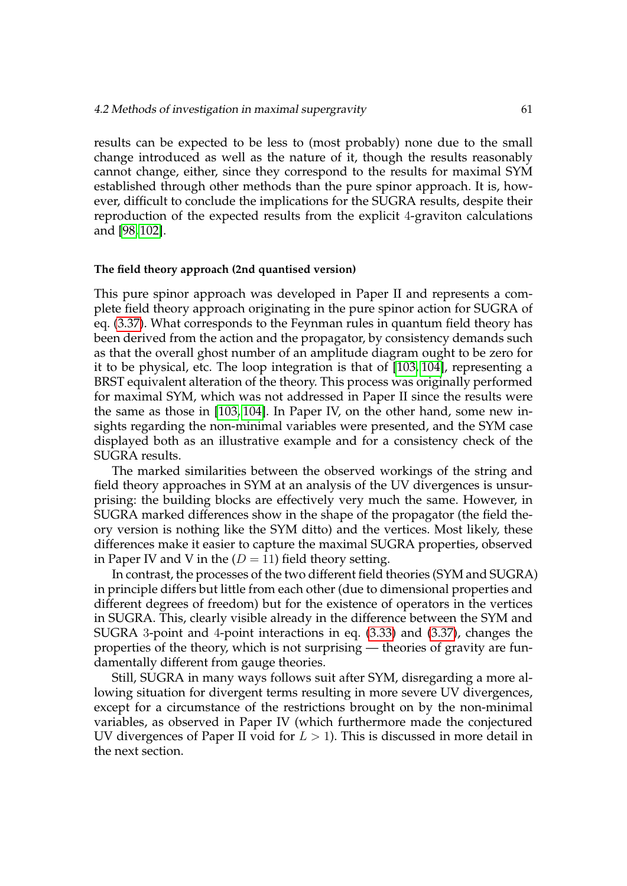results can be expected to be less to (most probably) none due to the small change introduced as well as the nature of it, though the results reasonably cannot change, either, since they correspond to the results for maximal SYM established through other methods than the pure spinor approach. It is, however, difficult to conclude the implications for the SUGRA results, despite their reproduction of the expected results from the explicit 4-graviton calculations and [98, 102].

#### The field theory approach (2nd quantised version)

This pure spinor approach was developed in Paper II and represents a complete field theory approach originating in the pure spinor action for SUGRA of eq. (3.37). What corresponds to the Feynman rules in quantum field theory has been derived from the action and the propagator, by consistency demands such as that the overall ghost number of an amplitude diagram ought to be zero for it to be physical, etc. The loop integration is that of [103, 104], representing a BRST equivalent alteration of the theory. This process was originally performed for maximal SYM, which was not addressed in Paper II since the results were the same as those in [103, 104]. In Paper IV, on the other hand, some new insights regarding the non-minimal variables were presented, and the SYM case displayed both as an illustrative example and for a consistency check of the SUGRA results.

The marked similarities between the observed workings of the string and field theory approaches in SYM at an analysis of the UV divergences is unsurprising: the building blocks are effectively very much the same. However, in SUGRA marked differences show in the shape of the propagator (the field theory version is nothing like the SYM ditto) and the vertices. Most likely, these differences make it easier to capture the maximal SUGRA properties, observed in Paper IV and V in the ($D = 11$) field theory setting.

In contrast, the processes of the two different field theories (SYM and SUGRA) in principle differs but little from each other (due to dimensional properties and different degrees of freedom) but for the existence of operators in the vertices in SUGRA. This, clearly visible already in the difference between the SYM and SUGRA 3-point and 4-point interactions in eq. (3.33) and (3.37), changes the properties of the theory, which is not surprising — theories of gravity are fundamentally different from gauge theories.

Still, SUGRA in many ways follows suit after SYM, disregarding a more allowing situation for divergent terms resulting in more severe UV divergences, except for a circumstance of the restrictions brought on by the non-minimal variables, as observed in Paper IV (which furthermore made the conjectured UV divergences of Paper II void for $L > 1$). This is discussed in more detail in the next section.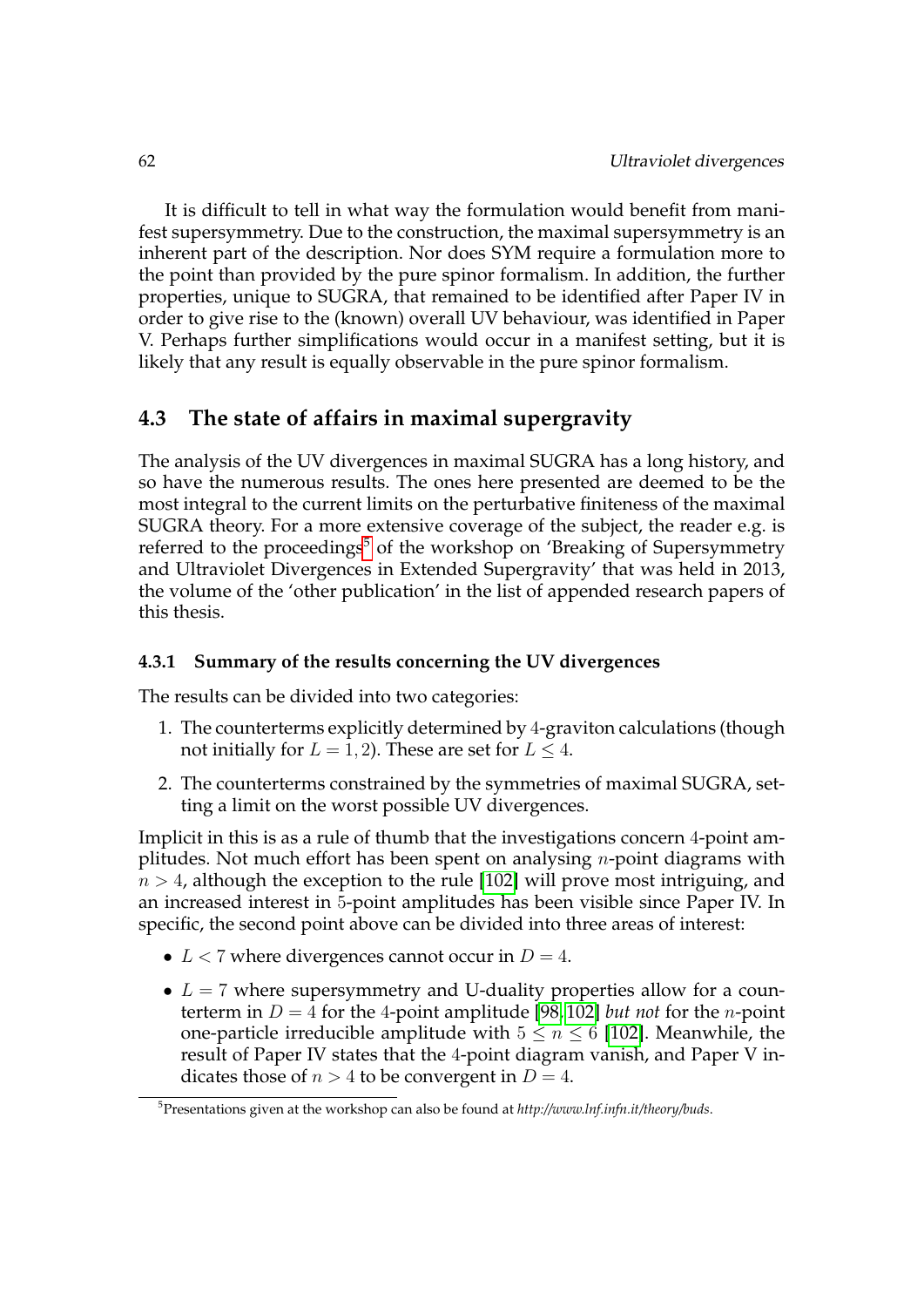It is difficult to tell in what way the formulation would benefit from manifest supersymmetry. Due to the construction, the maximal supersymmetry is an inherent part of the description. Nor does SYM require a formulation more to the point than provided by the pure spinor formalism. In addition, the further properties, unique to SUGRA, that remained to be identified after Paper IV in order to give rise to the (known) overall UV behaviour, was identified in Paper V. Perhaps further simplifications would occur in a manifest setting, but it is likely that any result is equally observable in the pure spinor formalism.

## 4.3 The state of affairs in maximal supergravity

The analysis of the UV divergences in maximal SUGRA has a long history, and so have the numerous results. The ones here presented are deemed to be the most integral to the current limits on the perturbative finiteness of the maximal SUGRA theory. For a more extensive coverage of the subject, the reader e.g. is referred to the proceedings[5] of the workshop on 'Breaking of Supersymmetry and Ultraviolet Divergences in Extended Supergravity' that was held in 2013, the volume of the 'other publication' in the list of appended research papers of this thesis.

### 4.3.1 Summary of the results concerning the UV divergences

The results can be divided into two categories:

1. The counterterms explicitly determined by 4-graviton calculations (though not initially for $L = 1, 2$). These are set for $L \leq 4$.
2. The counterterms constrained by the symmetries of maximal SUGRA, setting a limit on the worst possible UV divergences.

Implicit in this is as a rule of thumb that the investigations concern 4-point amplitudes. Not much effort has been spent on analysing $n$-point diagrams with $n > 4$, although the exception to the rule [102] will prove most intriguing, and an increased interest in 5-point amplitudes has been visible since Paper IV. In specific, the second point above can be divided into three areas of interest:

- $L < 7$ where divergences cannot occur in $D = 4$.
- $L = 7$ where supersymmetry and U-duality properties allow for a counterterm in $D = 4$ for the 4-point amplitude [98, 102] *but not* for the $n$-point one-particle irreducible amplitude with $5 \leq n \leq 6$ [102]. Meanwhile, the result of Paper IV states that the 4-point diagram vanish, and Paper V indicates those of $n > 4$ to be convergent in $D = 4$.

[5] Presentations given at the workshop can also be found at *http://www.lnf.infn.it/theory/buds*.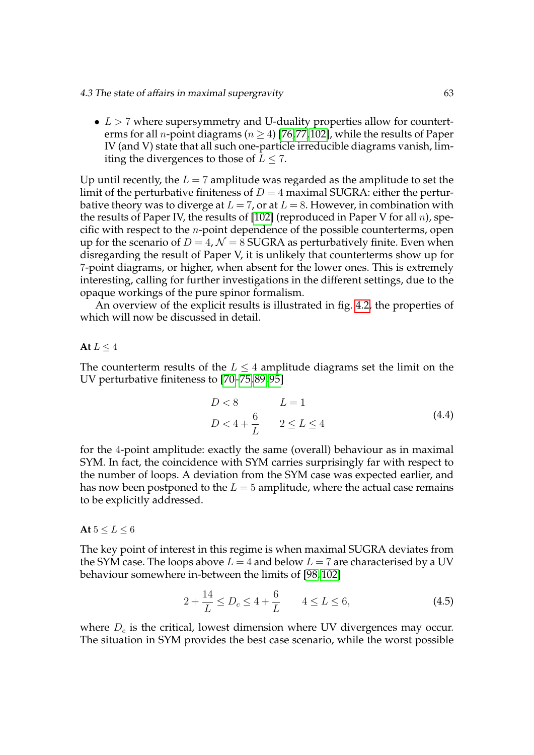- $L > 7$ where supersymmetry and U-duality properties allow for counterterms for all $n$-point diagrams ($n \geq 4$) [76, 77, 102], while the results of Paper IV (and V) state that all such one-particle irreducible diagrams vanish, limiting the divergences to those of $L \leq 7$.

Up until recently, the $L = 7$ amplitude was regarded as the amplitude to set the limit of the perturbative finiteness of $D = 4$ maximal SUGRA: either the perturbative theory was to diverge at $L = 7$, or at $L = 8$. However, in combination with the results of Paper IV, the results of [102] (reproduced in Paper V for all $n$), specific with respect to the $n$-point dependence of the possible counterterms, open up for the scenario of $D = 4$, $\mathcal{N} = 8$ SUGRA as perturbatively finite. Even when disregarding the result of Paper V, it is unlikely that counterterms show up for 7-point diagrams, or higher, when absent for the lower ones. This is extremely interesting, calling for further investigations in the different settings, due to the opaque workings of the pure spinor formalism.

An overview of the explicit results is illustrated in fig. 4.2, the properties of which will now be discussed in detail.

**At $L \leq 4$**

The counterterm results of the $L \leq 4$ amplitude diagrams set the limit on the UV perturbative finiteness to [70–75, 89, 95]

$$
\begin{aligned}
&D < 8 && L = 1 \\
&D < 4 + \frac{6}{L} && 2 \leq L \leq 4
\end{aligned}
\tag{4.4}
$$

for the 4-point amplitude: exactly the same (overall) behaviour as in maximal SYM. In fact, the coincidence with SYM carries surprisingly far with respect to the number of loops. A deviation from the SYM case was expected earlier, and has now been postponed to the $L = 5$ amplitude, where the actual case remains to be explicitly addressed.

**At $5 \leq L \leq 6$**

The key point of interest in this regime is when maximal SUGRA deviates from the SYM case. The loops above $L = 4$ and below $L = 7$ are characterised by a UV behaviour somewhere in-between the limits of [98, 102]

$$
2 + \frac{14}{L} \leq D_c \leq 4 + \frac{6}{L} \qquad 4 \leq L \leq 6,
\tag{4.5}
$$

where $D_c$ is the critical, lowest dimension where UV divergences may occur. The situation in SYM provides the best case scenario, while the worst possible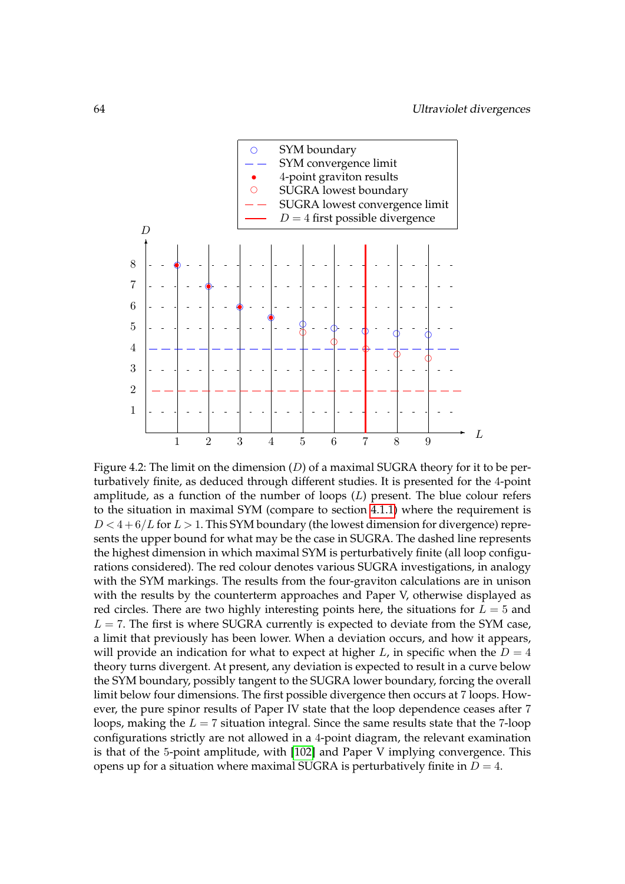Figure 4.2: The limit on the dimension ($D$) of a maximal SUGRA theory for it to be perturbatively finite, as deduced through different studies. It is presented for the 4-point amplitude, as a function of the number of loops ($L$) present. The blue colour refers to the situation in maximal SYM (compare to section 4.1.1) where the requirement is $D < 4 + 6/L$ for $L > 1$. This SYM boundary (the lowest dimension for divergence) represents the upper bound for what may be the case in SUGRA. The dashed line represents the highest dimension in which maximal SYM is perturbatively finite (all loop configurations considered). The red colour denotes various SUGRA investigations, in analogy with the SYM markings. The results from the four-graviton calculations are in unison with the results by the counterterm approaches and Paper V, otherwise displayed as red circles. There are two highly interesting points here, the situations for $L = 5$ and $L = 7$. The first is where SUGRA currently is expected to deviate from the SYM case, a limit that previously has been lower. When a deviation occurs, and how it appears, will provide an indication for what to expect at higher $L$, in specific when the $D = 4$ theory turns divergent. At present, any deviation is expected to result in a curve below the SYM boundary, possibly tangent to the SUGRA lower boundary, forcing the overall limit below four dimensions. The first possible divergence then occurs at 7 loops. However, the pure spinor results of Paper IV state that the loop dependence ceases after 7 loops, making the $L = 7$ situation integral. Since the same results state that the 7-loop configurations strictly are not allowed in a 4-point diagram, the relevant examination is that of the 5-point amplitude, with [102] and Paper V implying convergence. This opens up for a situation where maximal SUGRA is perturbatively finite in $D = 4$.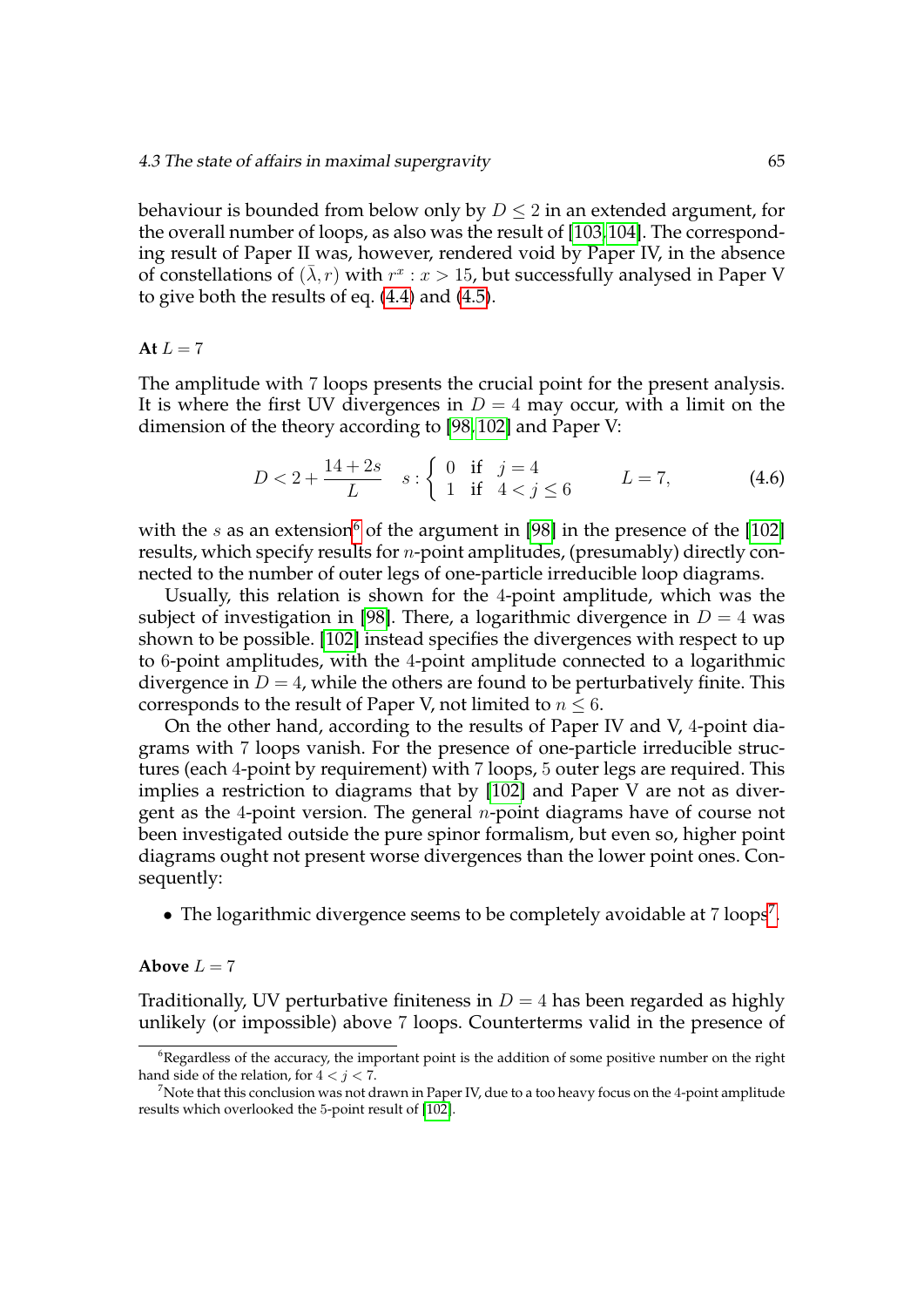behaviour is bounded from below only by $D \leq 2$ in an extended argument, for the overall number of loops, as also was the result of [103, 104]. The corresponding result of Paper II was, however, rendered void by Paper IV, in the absence of constellations of $(\bar{\lambda}, r)$ with $r^x : x > 15$, but successfully analysed in Paper V to give both the results of eq. (4.4) and (4.5).

**At $L = 7$**

The amplitude with 7 loops presents the crucial point for the present analysis. It is where the first UV divergences in $D = 4$ may occur, with a limit on the dimension of the theory according to [98, 102] and Paper V:

$$D < 2 + \frac{14 + 2s}{L} \qquad s : \begin{cases} 0 & \text{if} \quad j = 4 \\ 1 & \text{if} \quad 4 < j \leq 6 \end{cases} \qquad L = 7, \tag{4.6}$$

with the $s$ as an extension[6] of the argument in [98] in the presence of the [102] results, which specify results for $n$-point amplitudes, (presumably) directly connected to the number of outer legs of one-particle irreducible loop diagrams.

Usually, this relation is shown for the 4-point amplitude, which was the subject of investigation in [98]. There, a logarithmic divergence in $D = 4$ was shown to be possible. [102] instead specifies the divergences with respect to up to 6-point amplitudes, with the 4-point amplitude connected to a logarithmic divergence in $D = 4$, while the others are found to be perturbatively finite. This corresponds to the result of Paper V, not limited to $n \leq 6$.

On the other hand, according to the results of Paper IV and V, 4-point diagrams with 7 loops vanish. For the presence of one-particle irreducible structures (each 4-point by requirement) with 7 loops, 5 outer legs are required. This implies a restriction to diagrams that by [102] and Paper V are not as divergent as the 4-point version. The general $n$-point diagrams have of course not been investigated outside the pure spinor formalism, but even so, higher point diagrams ought not present worse divergences than the lower point ones. Consequently:

- The logarithmic divergence seems to be completely avoidable at 7 loops[7].

**Above $L = 7$**

Traditionally, UV perturbative finiteness in $D = 4$ has been regarded as highly unlikely (or impossible) above 7 loops. Counterterms valid in the presence of

[6] Regardless of the accuracy, the important point is the addition of some positive number on the right hand side of the relation, for $4 < j < 7$.

[7] Note that this conclusion was not drawn in Paper IV, due to a too heavy focus on the 4-point amplitude results which overlooked the 5-point result of [102].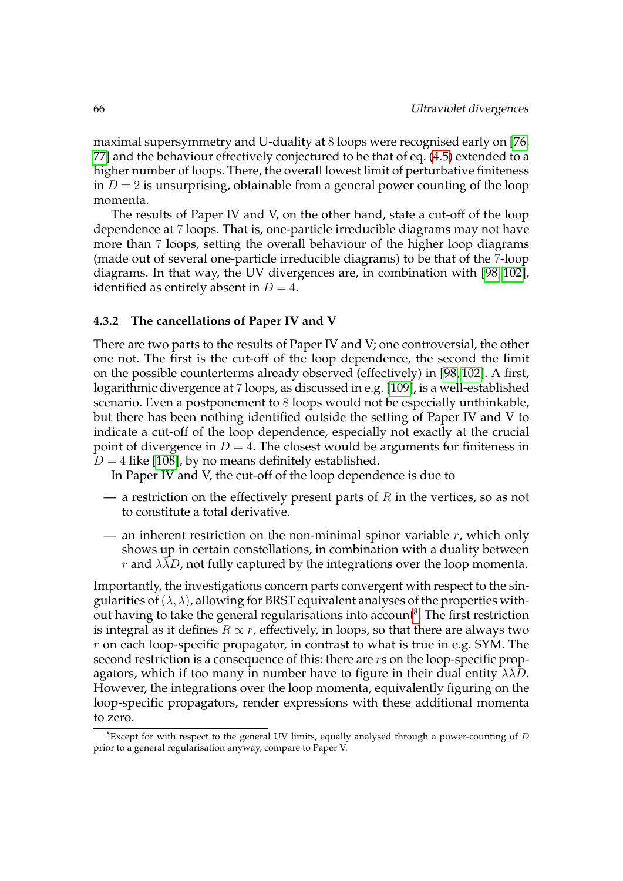maximal supersymmetry and U-duality at $8$ loops were recognised early on [76, 77] and the behaviour effectively conjectured to be that of eq. (4.5) extended to a higher number of loops. There, the overall lowest limit of perturbative finiteness in $D = 2$ is unsurprising, obtainable from a general power counting of the loop momenta.

The results of Paper IV and V, on the other hand, state a cut-off of the loop dependence at $7$ loops. That is, one-particle irreducible diagrams may not have more than $7$ loops, setting the overall behaviour of the higher loop diagrams (made out of several one-particle irreducible diagrams) to be that of the 7-loop diagrams. In that way, the UV divergences are, in combination with [98, 102], identified as entirely absent in $D = 4$.

### 4.3.2 The cancellations of Paper IV and V

There are two parts to the results of Paper IV and V; one controversial, the other one not. The first is the cut-off of the loop dependence, the second the limit on the possible counterterms already observed (effectively) in [98, 102]. A first, logarithmic divergence at $7$ loops, as discussed in e.g. [109], is a well-established scenario. Even a postponement to $8$ loops would not be especially unthinkable, but there has been nothing identified outside the setting of Paper IV and V to indicate a cut-off of the loop dependence, especially not exactly at the crucial point of divergence in $D = 4$. The closest would be arguments for finiteness in $D = 4$ like [108], by no means definitely established.

In Paper IV and V, the cut-off of the loop dependence is due to

- a restriction on the effectively present parts of $R$ in the vertices, so as not to constitute a total derivative.
- an inherent restriction on the non-minimal spinor variable $r$, which only shows up in certain constellations, in combination with a duality between $r$ and $\lambda\bar{\lambda}D$, not fully captured by the integrations over the loop momenta.

Importantly, the investigations concern parts convergent with respect to the singularities of $(\lambda, \bar{\lambda})$, allowing for BRST equivalent analyses of the properties without having to take the general regularisations into account[8]. The first restriction is integral as it defines $R \propto r$, effectively, in loops, so that there are always two $r$ on each loop-specific propagator, in contrast to what is true in e.g. SYM. The second restriction is a consequence of this: there are $r$s on the loop-specific propagators, which if too many in number have to figure in their dual entity $\lambda\bar{\lambda}D$. However, the integrations over the loop momenta, equivalently figuring on the loop-specific propagators, render expressions with these additional momenta to zero.

[8]Except for with respect to the general UV limits, equally analysed through a power-counting of $D$ prior to a general regularisation anyway, compare to Paper V.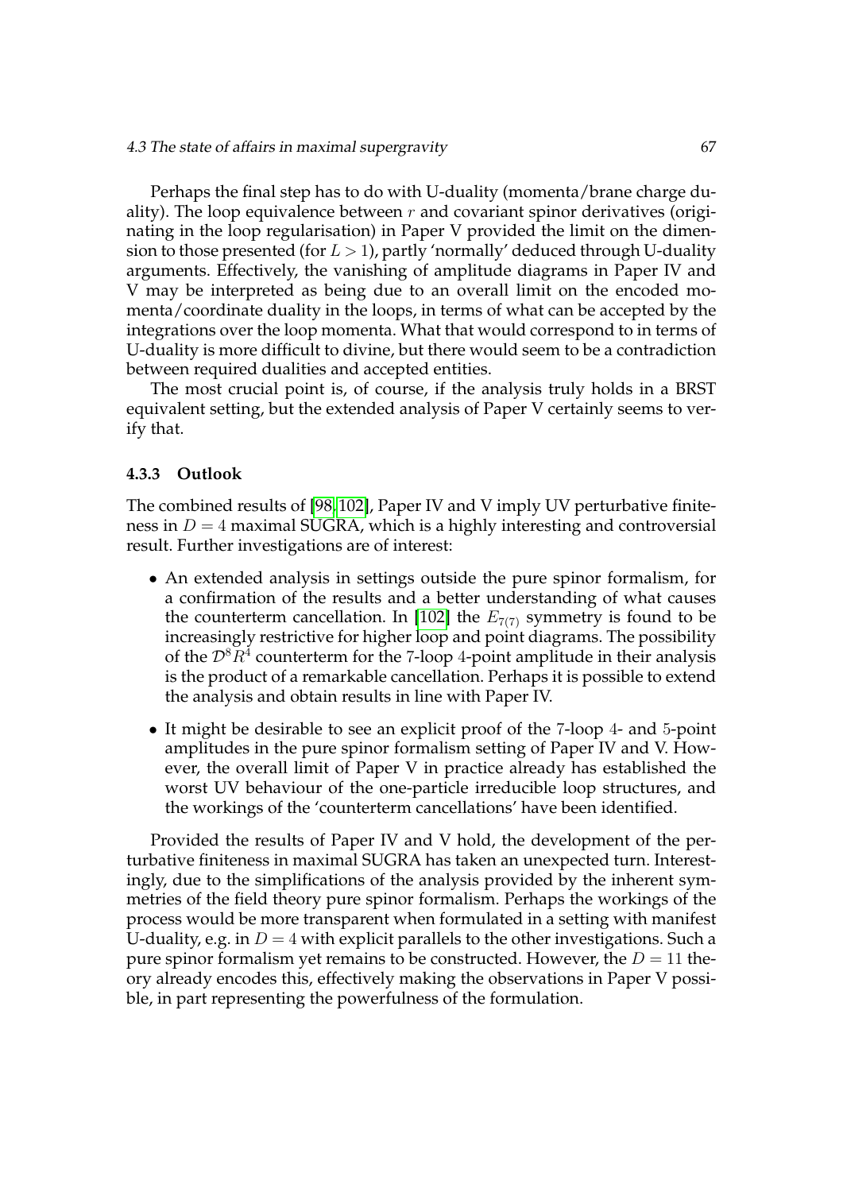Perhaps the final step has to do with U-duality (momenta/brane charge duality). The loop equivalence between $r$ and covariant spinor derivatives (originating in the loop regularisation) in Paper V provided the limit on the dimension to those presented (for $L > 1$), partly 'normally' deduced through U-duality arguments. Effectively, the vanishing of amplitude diagrams in Paper IV and V may be interpreted as being due to an overall limit on the encoded momenta/coordinate duality in the loops, in terms of what can be accepted by the integrations over the loop momenta. What that would correspond to in terms of U-duality is more difficult to divine, but there would seem to be a contradiction between required dualities and accepted entities.

The most crucial point is, of course, if the analysis truly holds in a BRST equivalent setting, but the extended analysis of Paper V certainly seems to verify that.

### 4.3.3 Outlook

The combined results of [98, 102], Paper IV and V imply UV perturbative finiteness in $D = 4$ maximal SUGRA, which is a highly interesting and controversial result. Further investigations are of interest:

- An extended analysis in settings outside the pure spinor formalism, for a confirmation of the results and a better understanding of what causes the counterterm cancellation. In [102] the $E_{7(7)}$ symmetry is found to be increasingly restrictive for higher loop and point diagrams. The possibility of the $\mathcal{D}^8 R^4$ counterterm for the 7-loop 4-point amplitude in their analysis is the product of a remarkable cancellation. Perhaps it is possible to extend the analysis and obtain results in line with Paper IV.
- It might be desirable to see an explicit proof of the 7-loop 4- and 5-point amplitudes in the pure spinor formalism setting of Paper IV and V. However, the overall limit of Paper V in practice already has established the worst UV behaviour of the one-particle irreducible loop structures, and the workings of the 'counterterm cancellations' have been identified.

Provided the results of Paper IV and V hold, the development of the perturbative finiteness in maximal SUGRA has taken an unexpected turn. Interestingly, due to the simplifications of the analysis provided by the inherent symmetries of the field theory pure spinor formalism. Perhaps the workings of the process would be more transparent when formulated in a setting with manifest U-duality, e.g. in $D = 4$ with explicit parallels to the other investigations. Such a pure spinor formalism yet remains to be constructed. However, the $D = 11$ theory already encodes this, effectively making the observations in Paper V possible, in part representing the powerfulness of the formulation.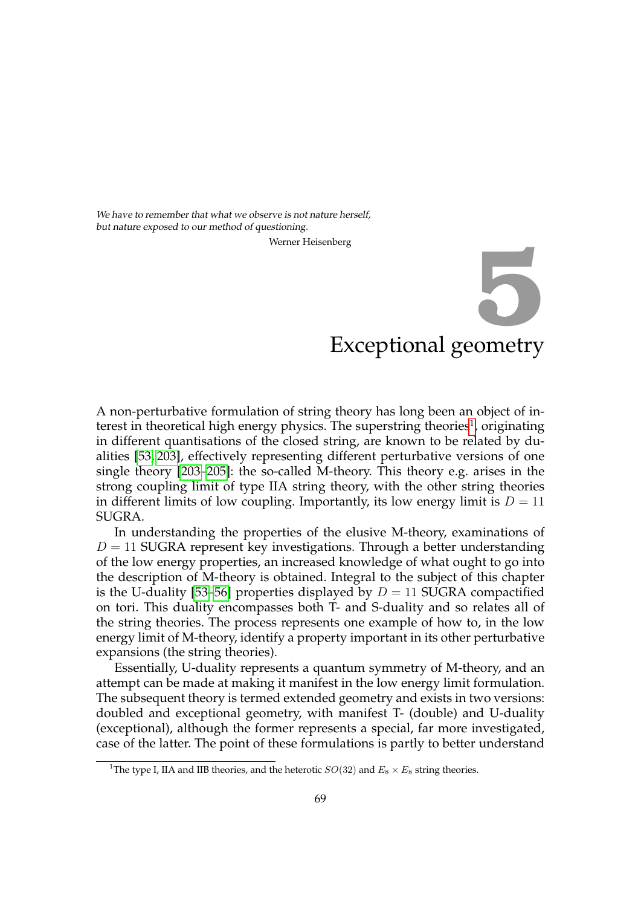*We have to remember that what we observe is not nature herself, but nature exposed to our method of questioning.*

Werner Heisenberg

# 5 Exceptional geometry

A non-perturbative formulation of string theory has long been an object of interest in theoretical high energy physics. The superstring theories[1], originating in different quantisations of the closed string, are known to be related by dualities [53, 203], effectively representing different perturbative versions of one single theory [203–205]: the so-called M-theory. This theory e.g. arises in the strong coupling limit of type IIA string theory, with the other string theories in different limits of low coupling. Importantly, its low energy limit is $D = 11$ SUGRA.

In understanding the properties of the elusive M-theory, examinations of $D = 11$ SUGRA represent key investigations. Through a better understanding of the low energy properties, an increased knowledge of what ought to go into the description of M-theory is obtained. Integral to the subject of this chapter is the U-duality [53–56] properties displayed by $D = 11$ SUGRA compactified on tori. This duality encompasses both T- and S-duality and so relates all of the string theories. The process represents one example of how to, in the low energy limit of M-theory, identify a property important in its other perturbative expansions (the string theories).

Essentially, U-duality represents a quantum symmetry of M-theory, and an attempt can be made at making it manifest in the low energy limit formulation. The subsequent theory is termed extended geometry and exists in two versions: doubled and exceptional geometry, with manifest T- (double) and U-duality (exceptional), although the former represents a special, far more investigated, case of the latter. The point of these formulations is partly to better understand

[1] The type I, IIA and IIB theories, and the heterotic $SO(32)$ and $E_8 \times E_8$ string theories.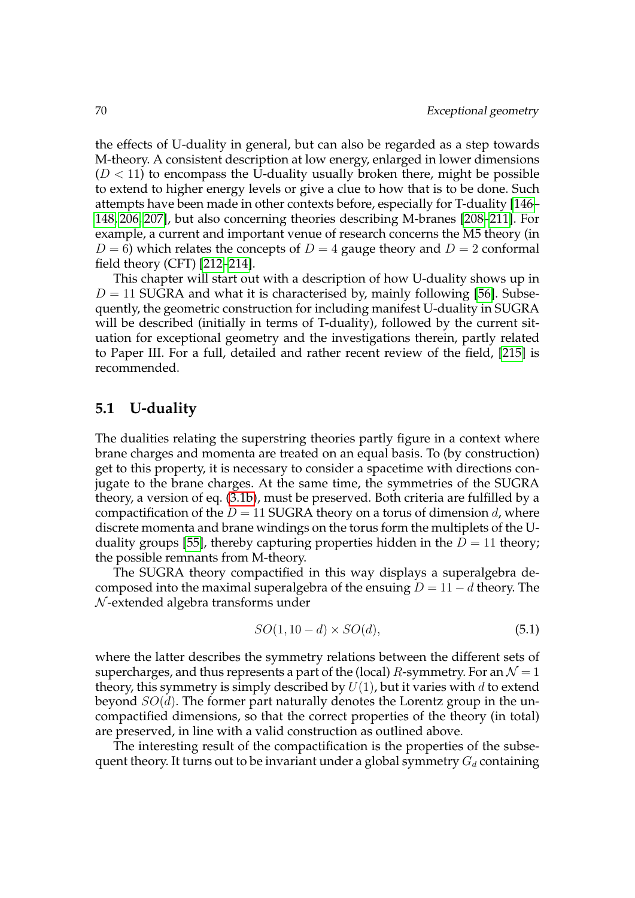the effects of U-duality in general, but can also be regarded as a step towards M-theory. A consistent description at low energy, enlarged in lower dimensions ($D < 11$) to encompass the U-duality usually broken there, might be possible to extend to higher energy levels or give a clue to how that is to be done. Such attempts have been made in other contexts before, especially for T-duality [146–148, 206, 207], but also concerning theories describing M-branes [208–211]. For example, a current and important venue of research concerns the M5 theory (in $D = 6$) which relates the concepts of $D = 4$ gauge theory and $D = 2$ conformal field theory (CFT) [212–214].

This chapter will start out with a description of how U-duality shows up in $D = 11$ SUGRA and what it is characterised by, mainly following [56]. Subsequently, the geometric construction for including manifest U-duality in SUGRA will be described (initially in terms of T-duality), followed by the current situation for exceptional geometry and the investigations therein, partly related to Paper III. For a full, detailed and rather recent review of the field, [215] is recommended.

## 5.1 U-duality

The dualities relating the superstring theories partly figure in a context where brane charges and momenta are treated on an equal basis. To (by construction) get to this property, it is necessary to consider a spacetime with directions conjugate to the brane charges. At the same time, the symmetries of the SUGRA theory, a version of eq. (3.1b), must be preserved. Both criteria are fulfilled by a compactification of the $D = 11$ SUGRA theory on a torus of dimension $d$, where discrete momenta and brane windings on the torus form the multiplets of the U-duality groups [55], thereby capturing properties hidden in the $D = 11$ theory; the possible remnants from M-theory.

The SUGRA theory compactified in this way displays a superalgebra decomposed into the maximal superalgebra of the ensuing $D = 11 - d$ theory. The $\mathcal{N}$-extended algebra transforms under

$$SO(1, 10 - d) \times SO(d), \tag{5.1}$$

where the latter describes the symmetry relations between the different sets of supercharges, and thus represents a part of the (local) $R$-symmetry. For an $\mathcal{N} = 1$ theory, this symmetry is simply described by $U(1)$, but it varies with $d$ to extend beyond $SO(d)$. The former part naturally denotes the Lorentz group in the uncompactified dimensions, so that the correct properties of the theory (in total) are preserved, in line with a valid construction as outlined above.

The interesting result of the compactification is the properties of the subsequent theory. It turns out to be invariant under a global symmetry $G_d$ containing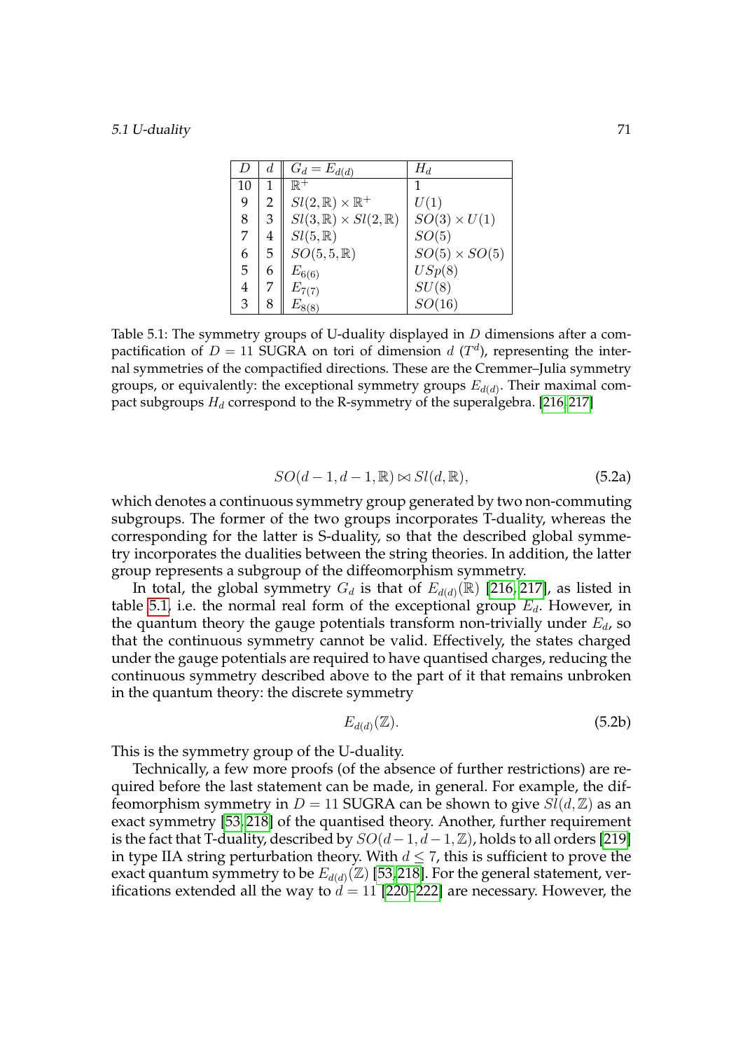| $D$ | $d$ | $G_d = E_{d(d)}$ | $H_d$ |
|---|---|---|---|
| 10 | 1 | $\mathbb{R}^+$ | 1 |
| 9 | 2 | $Sl(2,\mathbb{R}) \times \mathbb{R}^+$ | $U(1)$ |
| 8 | 3 | $Sl(3,\mathbb{R}) \times Sl(2,\mathbb{R})$ | $SO(3) \times U(1)$ |
| 7 | 4 | $Sl(5,\mathbb{R})$ | $SO(5)$ |
| 6 | 5 | $SO(5,5,\mathbb{R})$ | $SO(5) \times SO(5)$ |
| 5 | 6 | $E_{6(6)}$ | $USp(8)$ |
| 4 | 7 | $E_{7(7)}$ | $SU(8)$ |
| 3 | 8 | $E_{8(8)}$ | $SO(16)$ |

Table 5.1: The symmetry groups of U-duality displayed in $D$ dimensions after a compactification of $D = 11$ SUGRA on tori of dimension $d$ ($T^d$), representing the internal symmetries of the compactified directions. These are the Cremmer–Julia symmetry groups, or equivalently: the exceptional symmetry groups $E_{d(d)}$. Their maximal compact subgroups $H_d$ correspond to the R-symmetry of the superalgebra. [216, 217]

$$SO(d-1, d-1, \mathbb{R}) \rtimes Sl(d, \mathbb{R}), \tag{5.2a}$$

which denotes a continuous symmetry group generated by two non-commuting subgroups. The former of the two groups incorporates T-duality, whereas the corresponding for the latter is S-duality, so that the described global symmetry incorporates the dualities between the string theories. In addition, the latter group represents a subgroup of the diffeomorphism symmetry.

In total, the global symmetry $G_d$ is that of $E_{d(d)}(\mathbb{R})$ [216, 217], as listed in table 5.1, i.e. the normal real form of the exceptional group $E_d$. However, in the quantum theory the gauge potentials transform non-trivially under $E_d$, so that the continuous symmetry cannot be valid. Effectively, the states charged under the gauge potentials are required to have quantised charges, reducing the continuous symmetry described above to the part of it that remains unbroken in the quantum theory: the discrete symmetry

$$E_{d(d)}(\mathbb{Z}). \tag{5.2b}$$

This is the symmetry group of the U-duality.

Technically, a few more proofs (of the absence of further restrictions) are required before the last statement can be made, in general. For example, the diffeomorphism symmetry in $D = 11$ SUGRA can be shown to give $Sl(d, \mathbb{Z})$ as an exact symmetry [53, 218] of the quantised theory. Another, further requirement is the fact that T-duality, described by $SO(d-1, d-1, \mathbb{Z})$, holds to all orders [219] in type IIA string perturbation theory. With $d \leq 7$, this is sufficient to prove the exact quantum symmetry to be $E_{d(d)}(\mathbb{Z})$ [53, 218]. For the general statement, verifications extended all the way to $d = 11$ [220–222] are necessary. However, the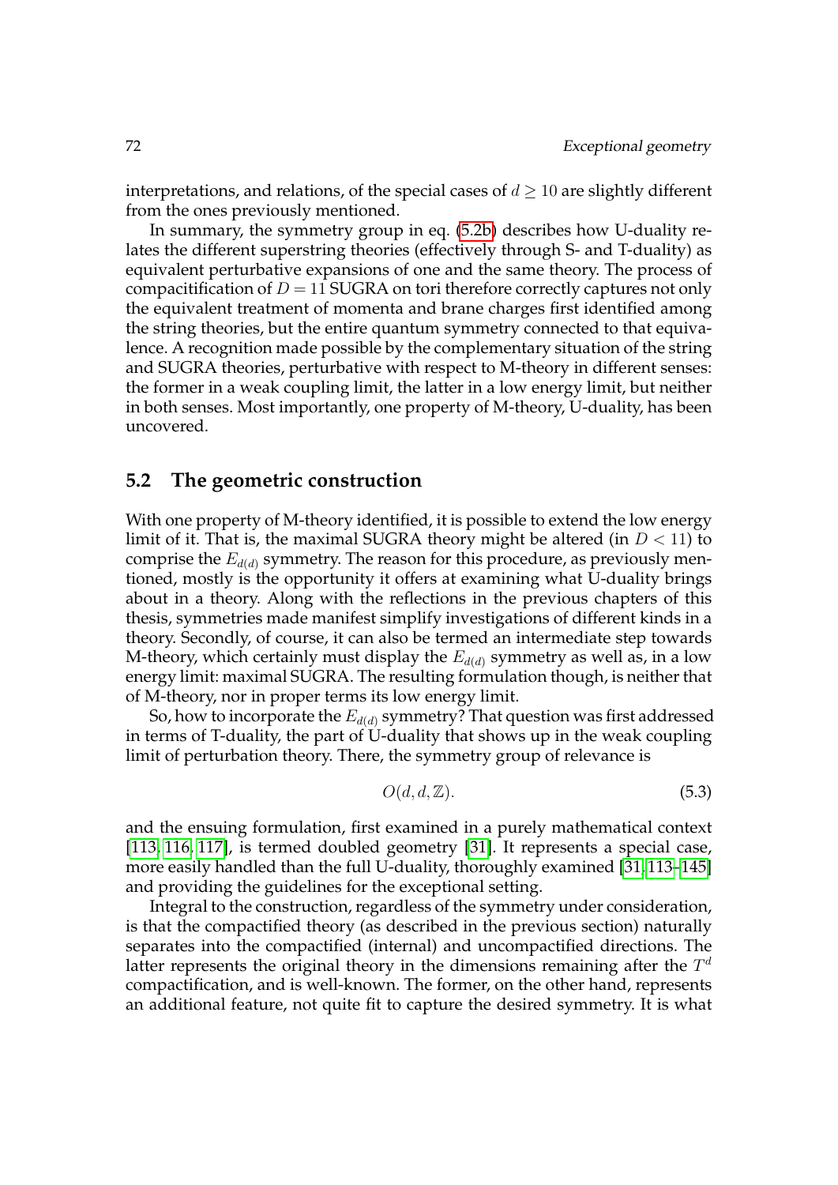interpretations, and relations, of the special cases of $d \geq 10$ are slightly different from the ones previously mentioned.

In summary, the symmetry group in eq. (5.2b) describes how U-duality relates the different superstring theories (effectively through S- and T-duality) as equivalent perturbative expansions of one and the same theory. The process of compacitification of $D = 11$ SUGRA on tori therefore correctly captures not only the equivalent treatment of momenta and brane charges first identified among the string theories, but the entire quantum symmetry connected to that equivalence. A recognition made possible by the complementary situation of the string and SUGRA theories, perturbative with respect to M-theory in different senses: the former in a weak coupling limit, the latter in a low energy limit, but neither in both senses. Most importantly, one property of M-theory, U-duality, has been uncovered.

## 5.2 The geometric construction

With one property of M-theory identified, it is possible to extend the low energy limit of it. That is, the maximal SUGRA theory might be altered (in $D < 11$) to comprise the $E_{d(d)}$ symmetry. The reason for this procedure, as previously mentioned, mostly is the opportunity it offers at examining what U-duality brings about in a theory. Along with the reflections in the previous chapters of this thesis, symmetries made manifest simplify investigations of different kinds in a theory. Secondly, of course, it can also be termed an intermediate step towards M-theory, which certainly must display the $E_{d(d)}$ symmetry as well as, in a low energy limit: maximal SUGRA. The resulting formulation though, is neither that of M-theory, nor in proper terms its low energy limit.

So, how to incorporate the $E_{d(d)}$ symmetry? That question was first addressed in terms of T-duality, the part of U-duality that shows up in the weak coupling limit of perturbation theory. There, the symmetry group of relevance is

$$O(d, d, \mathbb{Z}). \tag{5.3}$$

and the ensuing formulation, first examined in a purely mathematical context [113, 116, 117], is termed doubled geometry [31]. It represents a special case, more easily handled than the full U-duality, thoroughly examined [31, 113–145] and providing the guidelines for the exceptional setting.

Integral to the construction, regardless of the symmetry under consideration, is that the compactified theory (as described in the previous section) naturally separates into the compactified (internal) and uncompactified directions. The latter represents the original theory in the dimensions remaining after the $T^d$ compactification, and is well-known. The former, on the other hand, represents an additional feature, not quite fit to capture the desired symmetry. It is what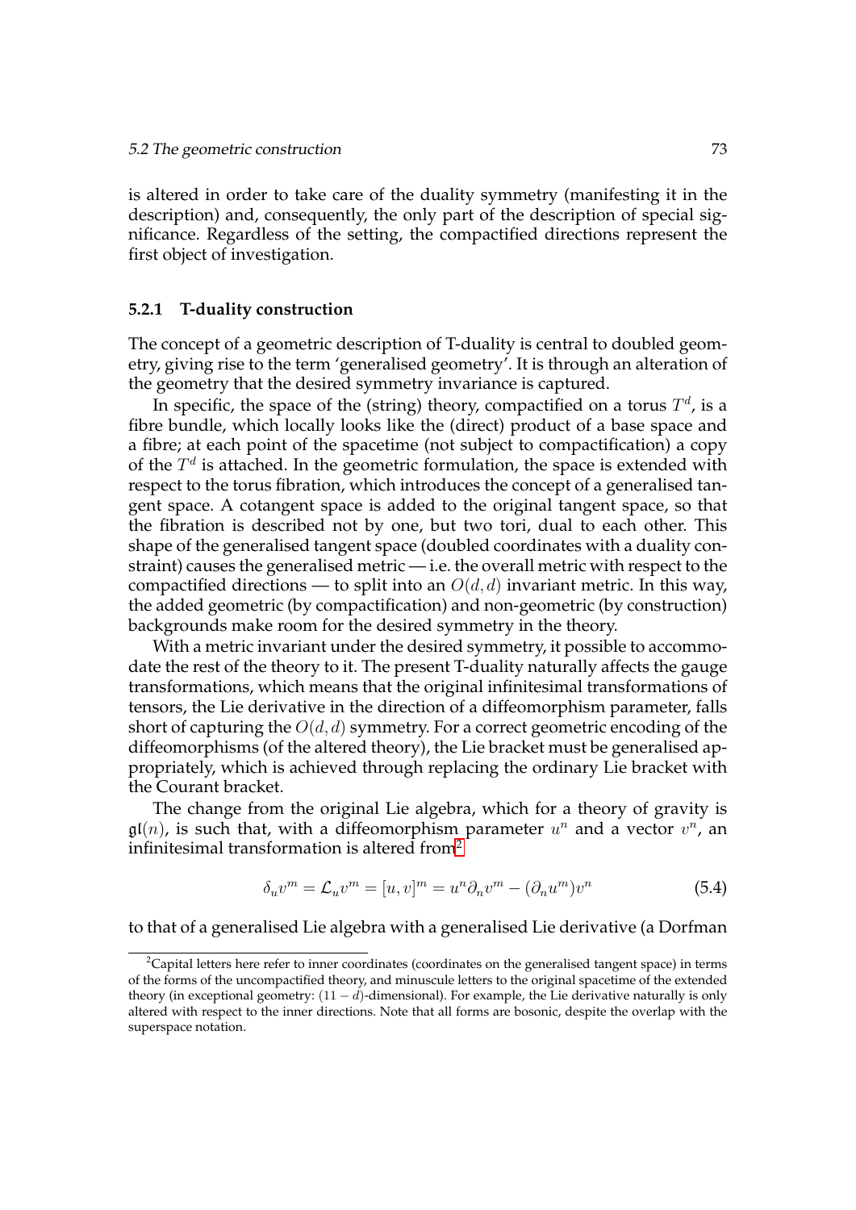is altered in order to take care of the duality symmetry (manifesting it in the description) and, consequently, the only part of the description of special significance. Regardless of the setting, the compactified directions represent the first object of investigation.

### 5.2.1 T-duality construction

The concept of a geometric description of T-duality is central to doubled geometry, giving rise to the term 'generalised geometry'. It is through an alteration of the geometry that the desired symmetry invariance is captured.

In specific, the space of the (string) theory, compactified on a torus $T^d$, is a fibre bundle, which locally looks like the (direct) product of a base space and a fibre; at each point of the spacetime (not subject to compactification) a copy of the $T^d$ is attached. In the geometric formulation, the space is extended with respect to the torus fibration, which introduces the concept of a generalised tangent space. A cotangent space is added to the original tangent space, so that the fibration is described not by one, but two tori, dual to each other. This shape of the generalised tangent space (doubled coordinates with a duality constraint) causes the generalised metric — i.e. the overall metric with respect to the compactified directions — to split into an $O(d, d)$ invariant metric. In this way, the added geometric (by compactification) and non-geometric (by construction) backgrounds make room for the desired symmetry in the theory.

With a metric invariant under the desired symmetry, it possible to accommodate the rest of the theory to it. The present T-duality naturally affects the gauge transformations, which means that the original infinitesimal transformations of tensors, the Lie derivative in the direction of a diffeomorphism parameter, falls short of capturing the $O(d, d)$ symmetry. For a correct geometric encoding of the diffeomorphisms (of the altered theory), the Lie bracket must be generalised appropriately, which is achieved through replacing the ordinary Lie bracket with the Courant bracket.

The change from the original Lie algebra, which for a theory of gravity is $\mathfrak{gl}(n)$, is such that, with a diffeomorphism parameter $u^n$ and a vector $v^n$, an infinitesimal transformation is altered from[2]

$$\delta_u v^m = \mathcal{L}_u v^m = [u, v]^m = u^n \partial_n v^m - (\partial_n u^m) v^n \tag{5.4}$$

to that of a generalised Lie algebra with a generalised Lie derivative (a Dorfman

[2] Capital letters here refer to inner coordinates (coordinates on the generalised tangent space) in terms of the forms of the uncompactified theory, and minuscule letters to the original spacetime of the extended theory (in exceptional geometry: $(11 - d)$-dimensional). For example, the Lie derivative naturally is only altered with respect to the inner directions. Note that all forms are bosonic, despite the overlap with the superspace notation.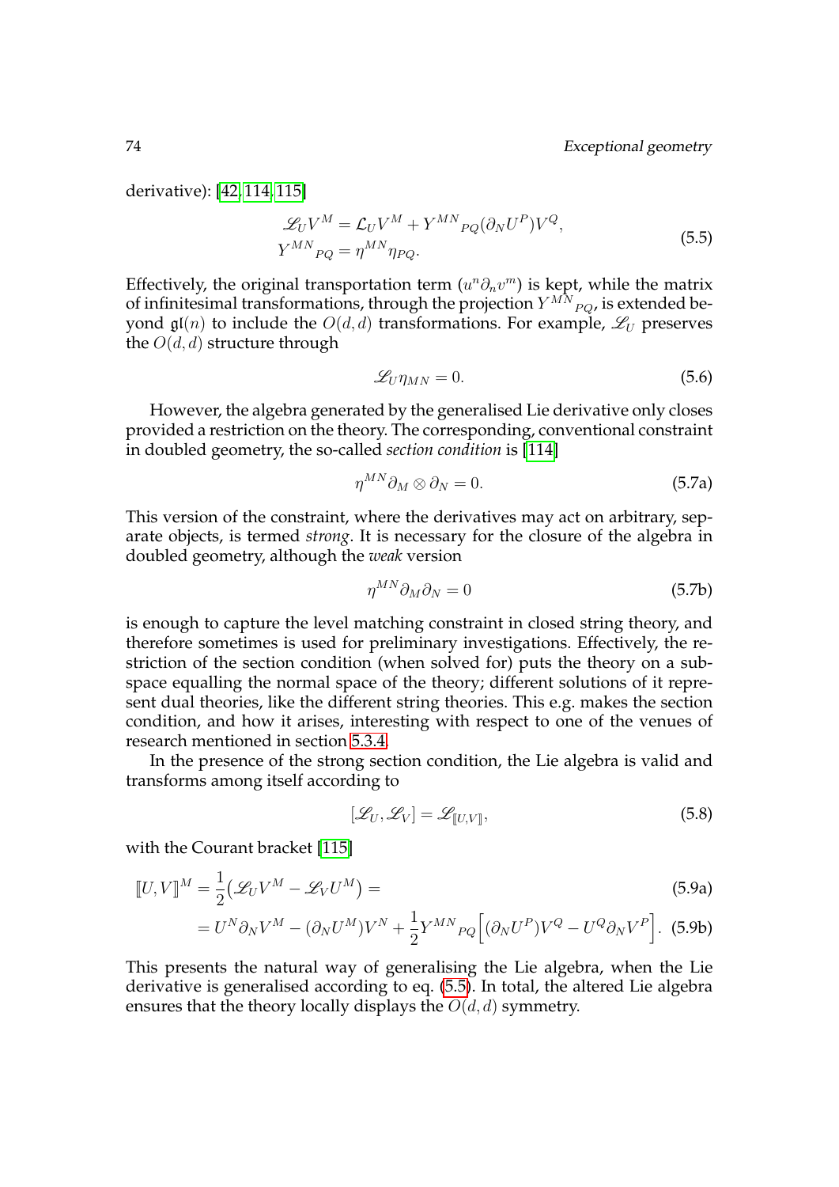derivative): [42, 114, 115]

$$
\begin{aligned}
\mathscr{L}_U V^M &= \mathcal{L}_U V^M + Y^{MN}{}_{PQ}(\partial_N U^P)V^Q, \\
Y^{MN}{}_{PQ} &= \eta^{MN}\eta_{PQ}.
\end{aligned} \tag{5.5}
$$

Effectively, the original transportation term ($u^n\partial_n v^m$) is kept, while the matrix of infinitesimal transformations, through the projection $Y^{MN}{}_{PQ}$, is extended beyond $\mathfrak{gl}(n)$ to include the $O(d,d)$ transformations. For example, $\mathscr{L}_U$ preserves the $O(d,d)$ structure through

$$
\mathscr{L}_U \eta_{MN} = 0. \tag{5.6}
$$

However, the algebra generated by the generalised Lie derivative only closes provided a restriction on the theory. The corresponding, conventional constraint in doubled geometry, the so-called *section condition* is [114]

$$
\eta^{MN}\partial_M \otimes \partial_N = 0. \tag{5.7a}
$$

This version of the constraint, where the derivatives may act on arbitrary, separate objects, is termed *strong*. It is necessary for the closure of the algebra in doubled geometry, although the *weak* version

$$
\eta^{MN}\partial_M\partial_N = 0 \tag{5.7b}
$$

is enough to capture the level matching constraint in closed string theory, and therefore sometimes is used for preliminary investigations. Effectively, the restriction of the section condition (when solved for) puts the theory on a subspace equalling the normal space of the theory; different solutions of it represent dual theories, like the different string theories. This e.g. makes the section condition, and how it arises, interesting with respect to one of the venues of research mentioned in section 5.3.4.

In the presence of the strong section condition, the Lie algebra is valid and transforms among itself according to

$$
[\mathscr{L}_U, \mathscr{L}_V] = \mathscr{L}_{[\![U,V]\!]}, \tag{5.8}
$$

with the Courant bracket [115]

$$
[\![U,V]\!]^M = \frac{1}{2}\big(\mathscr{L}_U V^M - \mathscr{L}_V U^M\big) = \tag{5.9a}
$$

$$
= U^N\partial_N V^M - (\partial_N U^M)V^N + \frac{1}{2}Y^{MN}{}_{PQ}\Big[(\partial_N U^P)V^Q - U^Q\partial_N V^P\Big]. \tag{5.9b}
$$

This presents the natural way of generalising the Lie algebra, when the Lie derivative is generalised according to eq. (5.5). In total, the altered Lie algebra ensures that the theory locally displays the $O(d,d)$ symmetry.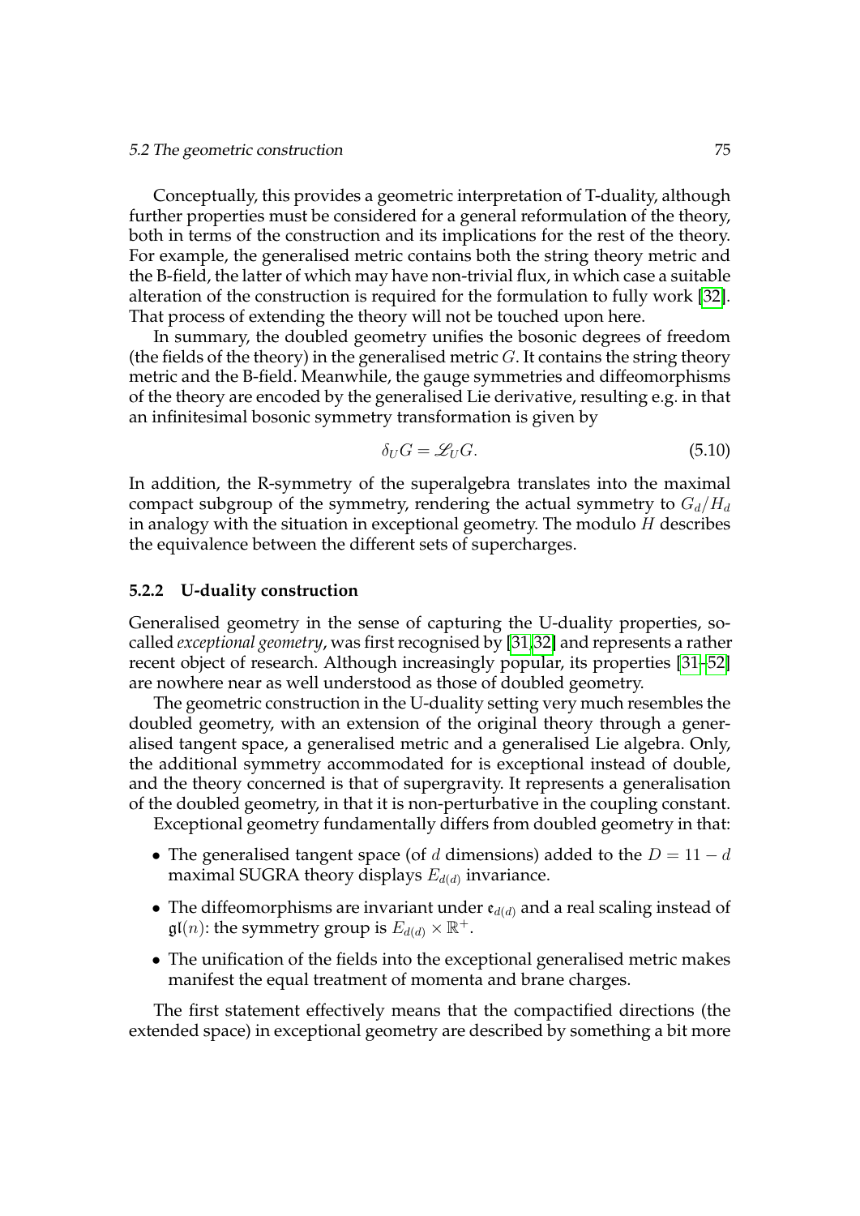Conceptually, this provides a geometric interpretation of T-duality, although further properties must be considered for a general reformulation of the theory, both in terms of the construction and its implications for the rest of the theory. For example, the generalised metric contains both the string theory metric and the B-field, the latter of which may have non-trivial flux, in which case a suitable alteration of the construction is required for the formulation to fully work [32]. That process of extending the theory will not be touched upon here.

In summary, the doubled geometry unifies the bosonic degrees of freedom (the fields of the theory) in the generalised metric $G$. It contains the string theory metric and the B-field. Meanwhile, the gauge symmetries and diffeomorphisms of the theory are encoded by the generalised Lie derivative, resulting e.g. in that an infinitesimal bosonic symmetry transformation is given by

$$\delta_U G = \mathscr{L}_U G. \tag{5.10}$$

In addition, the R-symmetry of the superalgebra translates into the maximal compact subgroup of the symmetry, rendering the actual symmetry to $G_d/H_d$ in analogy with the situation in exceptional geometry. The modulo $H$ describes the equivalence between the different sets of supercharges.

### 5.2.2 U-duality construction

Generalised geometry in the sense of capturing the U-duality properties, so-called *exceptional geometry*, was first recognised by [31,32] and represents a rather recent object of research. Although increasingly popular, its properties [31–52] are nowhere near as well understood as those of doubled geometry.

The geometric construction in the U-duality setting very much resembles the doubled geometry, with an extension of the original theory through a generalised tangent space, a generalised metric and a generalised Lie algebra. Only, the additional symmetry accommodated for is exceptional instead of double, and the theory concerned is that of supergravity. It represents a generalisation of the doubled geometry, in that it is non-perturbative in the coupling constant.

Exceptional geometry fundamentally differs from doubled geometry in that:

- The generalised tangent space (of $d$ dimensions) added to the $D = 11 - d$ maximal SUGRA theory displays $E_{d(d)}$ invariance.
- The diffeomorphisms are invariant under $\mathfrak{e}_{d(d)}$ and a real scaling instead of $\mathfrak{gl}(n)$: the symmetry group is $E_{d(d)} \times \mathbb{R}^+$.
- The unification of the fields into the exceptional generalised metric makes manifest the equal treatment of momenta and brane charges.

The first statement effectively means that the compactified directions (the extended space) in exceptional geometry are described by something a bit more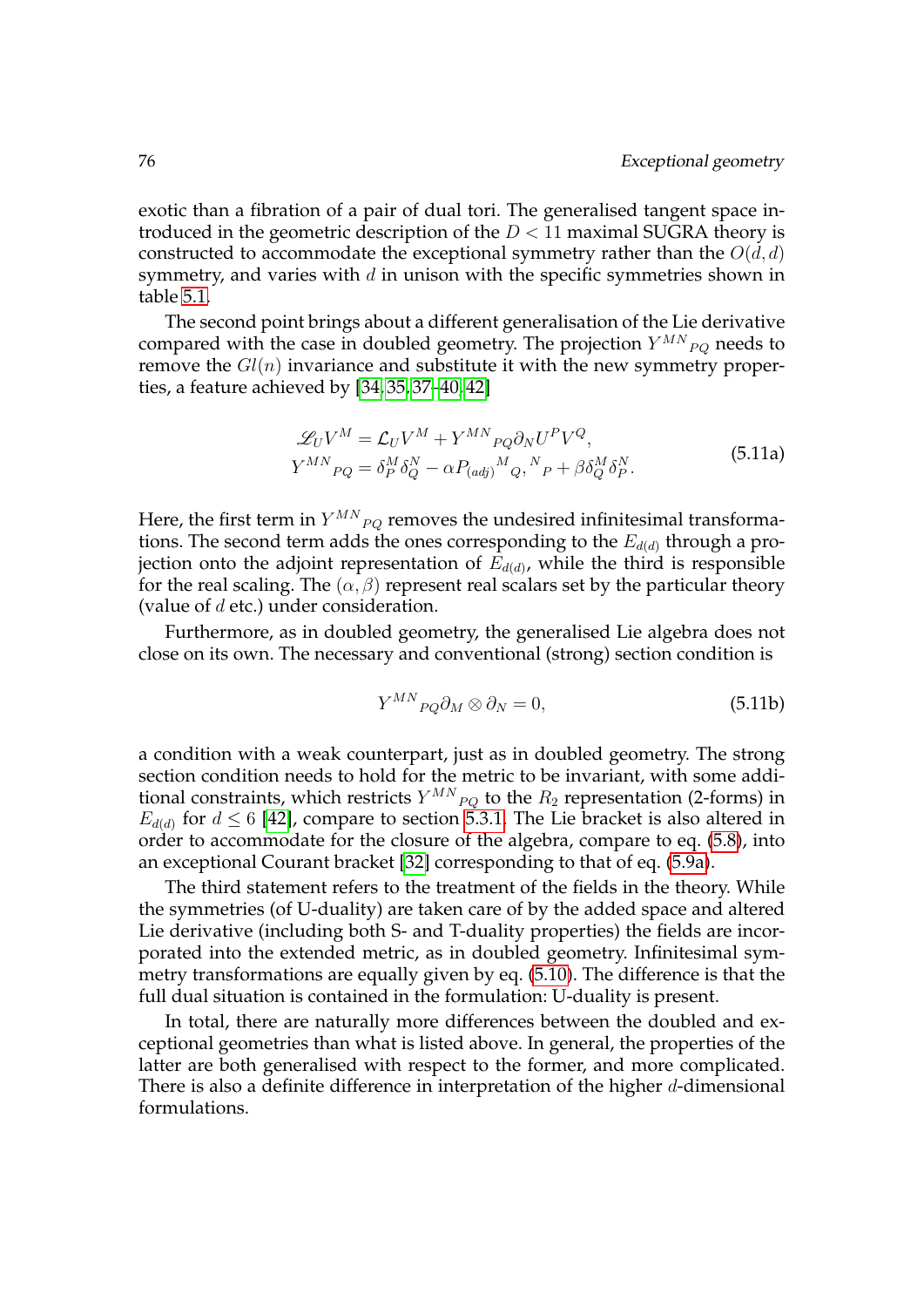exotic than a fibration of a pair of dual tori. The generalised tangent space introduced in the geometric description of the $D < 11$ maximal SUGRA theory is constructed to accommodate the exceptional symmetry rather than the $O(d, d)$ symmetry, and varies with $d$ in unison with the specific symmetries shown in table 5.1.

The second point brings about a different generalisation of the Lie derivative compared with the case in doubled geometry. The projection ${Y^{MN}}_{PQ}$ needs to remove the $Gl(n)$ invariance and substitute it with the new symmetry properties, a feature achieved by [34, 35, 37–40, 42]

$$
\begin{aligned}
\mathscr{L}_U V^M &= \mathcal{L}_U V^M + {Y^{MN}}_{PQ} \partial_N U^P V^Q, \\
{Y^{MN}}_{PQ} &= \delta^M_P \delta^N_Q - \alpha {P_{(adj)}}^M{}_Q,{}^N{}_P + \beta \delta^M_Q \delta^N_P.
\end{aligned}
\tag{5.11a}
$$

Here, the first term in ${Y^{MN}}_{PQ}$ removes the undesired infinitesimal transformations. The second term adds the ones corresponding to the $E_{d(d)}$ through a projection onto the adjoint representation of $E_{d(d)}$, while the third is responsible for the real scaling. The $(\alpha, \beta)$ represent real scalars set by the particular theory (value of $d$ etc.) under consideration.

Furthermore, as in doubled geometry, the generalised Lie algebra does not close on its own. The necessary and conventional (strong) section condition is

$$
{Y^{MN}}_{PQ} \partial_M \otimes \partial_N = 0,
\tag{5.11b}
$$

a condition with a weak counterpart, just as in doubled geometry. The strong section condition needs to hold for the metric to be invariant, with some additional constraints, which restricts ${Y^{MN}}_{PQ}$ to the $R_2$ representation (2-forms) in $E_{d(d)}$ for $d \leq 6$ [42], compare to section 5.3.1. The Lie bracket is also altered in order to accommodate for the closure of the algebra, compare to eq. (5.8), into an exceptional Courant bracket [32] corresponding to that of eq. (5.9a).

The third statement refers to the treatment of the fields in the theory. While the symmetries (of U-duality) are taken care of by the added space and altered Lie derivative (including both S- and T-duality properties) the fields are incorporated into the extended metric, as in doubled geometry. Infinitesimal symmetry transformations are equally given by eq. (5.10). The difference is that the full dual situation is contained in the formulation: U-duality is present.

In total, there are naturally more differences between the doubled and exceptional geometries than what is listed above. In general, the properties of the latter are both generalised with respect to the former, and more complicated. There is also a definite difference in interpretation of the higher $d$-dimensional formulations.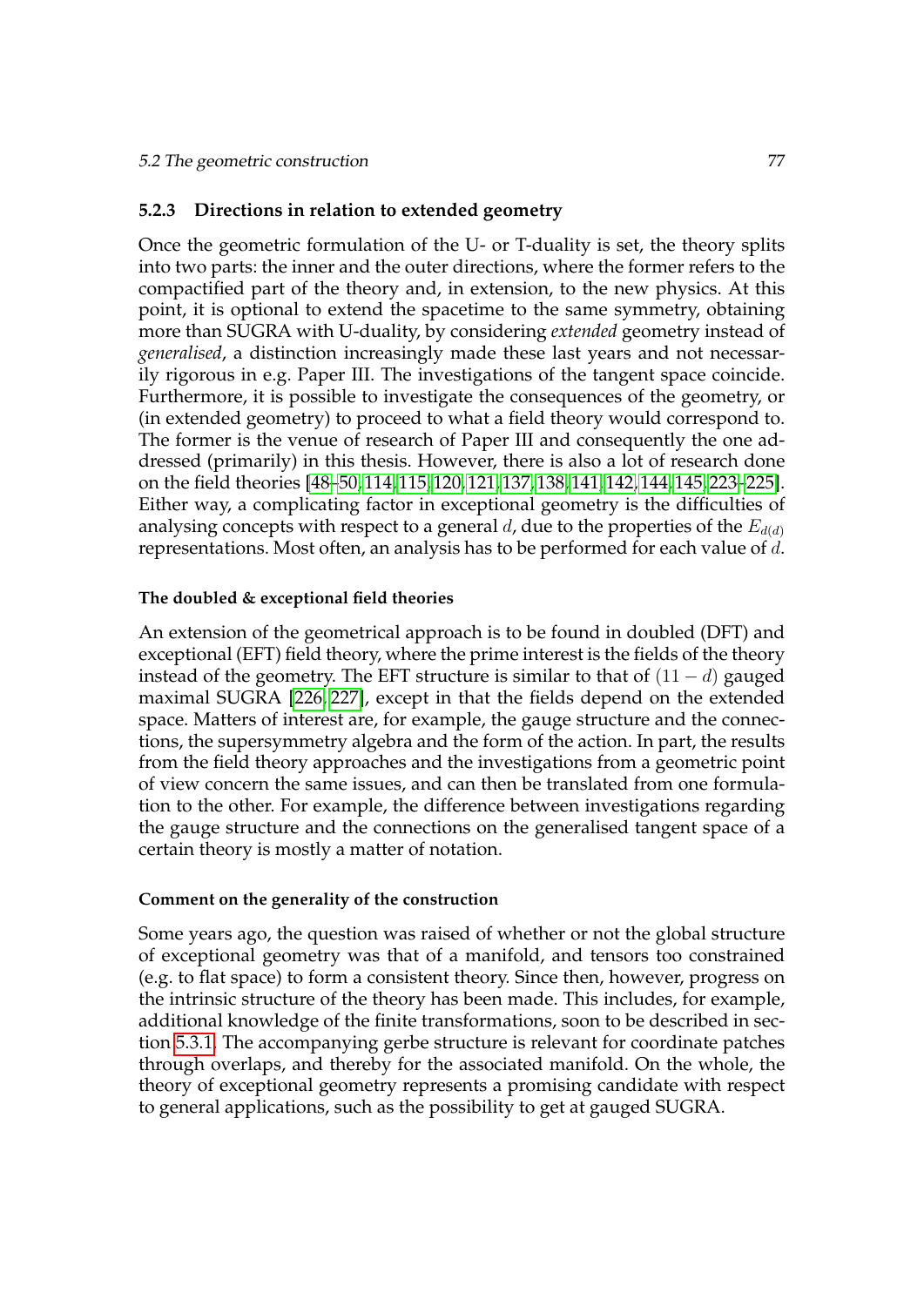### 5.2.3 Directions in relation to extended geometry

Once the geometric formulation of the U- or T-duality is set, the theory splits into two parts: the inner and the outer directions, where the former refers to the compactified part of the theory and, in extension, to the new physics. At this point, it is optional to extend the spacetime to the same symmetry, obtaining more than SUGRA with U-duality, by considering *extended* geometry instead of *generalised*, a distinction increasingly made these last years and not necessarily rigorous in e.g. Paper III. The investigations of the tangent space coincide. Furthermore, it is possible to investigate the consequences of the geometry, or (in extended geometry) to proceed to what a field theory would correspond to. The former is the venue of research of Paper III and consequently the one addressed (primarily) in this thesis. However, there is also a lot of research done on the field theories [48–50, 114, 115, 120, 121, 137, 138, 141, 142, 144, 145, 223–225]. Either way, a complicating factor in exceptional geometry is the difficulties of analysing concepts with respect to a general $d$, due to the properties of the $E_{d(d)}$ representations. Most often, an analysis has to be performed for each value of $d$.

#### The doubled & exceptional field theories

An extension of the geometrical approach is to be found in doubled (DFT) and exceptional (EFT) field theory, where the prime interest is the fields of the theory instead of the geometry. The EFT structure is similar to that of $(11-d)$ gauged maximal SUGRA [226, 227], except in that the fields depend on the extended space. Matters of interest are, for example, the gauge structure and the connections, the supersymmetry algebra and the form of the action. In part, the results from the field theory approaches and the investigations from a geometric point of view concern the same issues, and can then be translated from one formulation to the other. For example, the difference between investigations regarding the gauge structure and the connections on the generalised tangent space of a certain theory is mostly a matter of notation.

#### Comment on the generality of the construction

Some years ago, the question was raised of whether or not the global structure of exceptional geometry was that of a manifold, and tensors too constrained (e.g. to flat space) to form a consistent theory. Since then, however, progress on the intrinsic structure of the theory has been made. This includes, for example, additional knowledge of the finite transformations, soon to be described in section 5.3.1. The accompanying gerbe structure is relevant for coordinate patches through overlaps, and thereby for the associated manifold. On the whole, the theory of exceptional geometry represents a promising candidate with respect to general applications, such as the possibility to get at gauged SUGRA.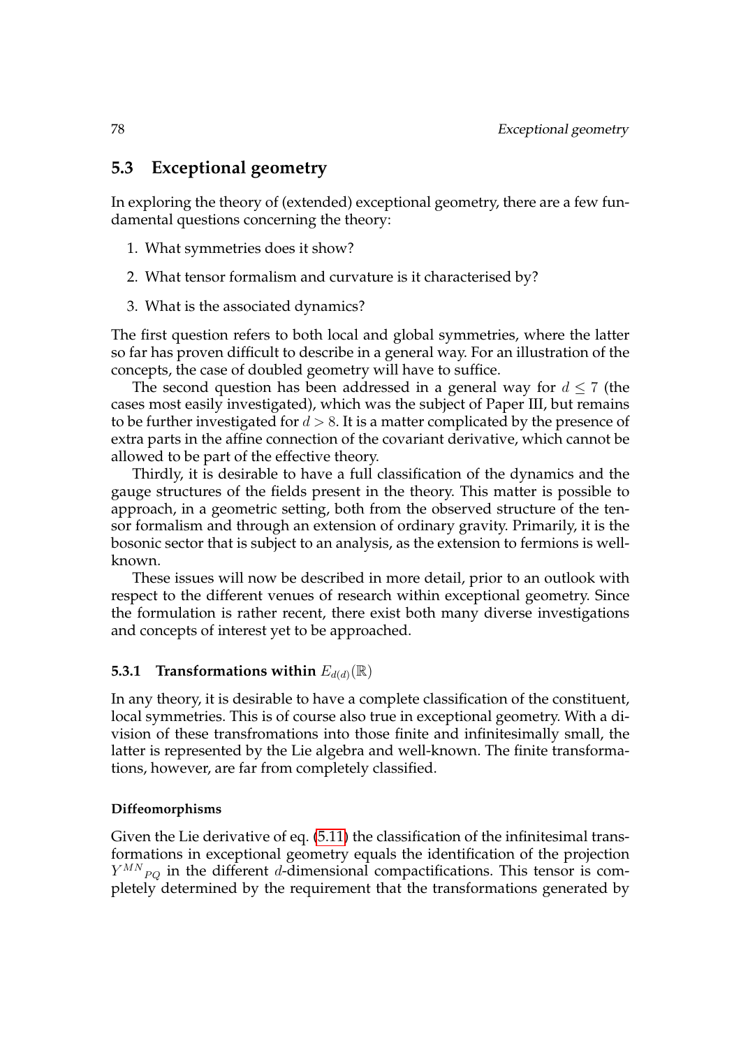## 5.3 Exceptional geometry

In exploring the theory of (extended) exceptional geometry, there are a few fundamental questions concerning the theory:

1. What symmetries does it show?
2. What tensor formalism and curvature is it characterised by?
3. What is the associated dynamics?

The first question refers to both local and global symmetries, where the latter so far has proven difficult to describe in a general way. For an illustration of the concepts, the case of doubled geometry will have to suffice.

The second question has been addressed in a general way for $d \leq 7$ (the cases most easily investigated), which was the subject of Paper III, but remains to be further investigated for $d > 8$. It is a matter complicated by the presence of extra parts in the affine connection of the covariant derivative, which cannot be allowed to be part of the effective theory.

Thirdly, it is desirable to have a full classification of the dynamics and the gauge structures of the fields present in the theory. This matter is possible to approach, in a geometric setting, both from the observed structure of the tensor formalism and through an extension of ordinary gravity. Primarily, it is the bosonic sector that is subject to an analysis, as the extension to fermions is well-known.

These issues will now be described in more detail, prior to an outlook with respect to the different venues of research within exceptional geometry. Since the formulation is rather recent, there exist both many diverse investigations and concepts of interest yet to be approached.

### 5.3.1 Transformations within $E_{d(d)}(\mathbb{R})$

In any theory, it is desirable to have a complete classification of the constituent, local symmetries. This is of course also true in exceptional geometry. With a division of these transfromations into those finite and infinitesimally small, the latter is represented by the Lie algebra and well-known. The finite transformations, however, are far from completely classified.

#### Diffeomorphisms

Given the Lie derivative of eq. (5.11) the classification of the infinitesimal transformations in exceptional geometry equals the identification of the projection $Y^{MN}{}_{PQ}$ in the different $d$-dimensional compactifications. This tensor is completely determined by the requirement that the transformations generated by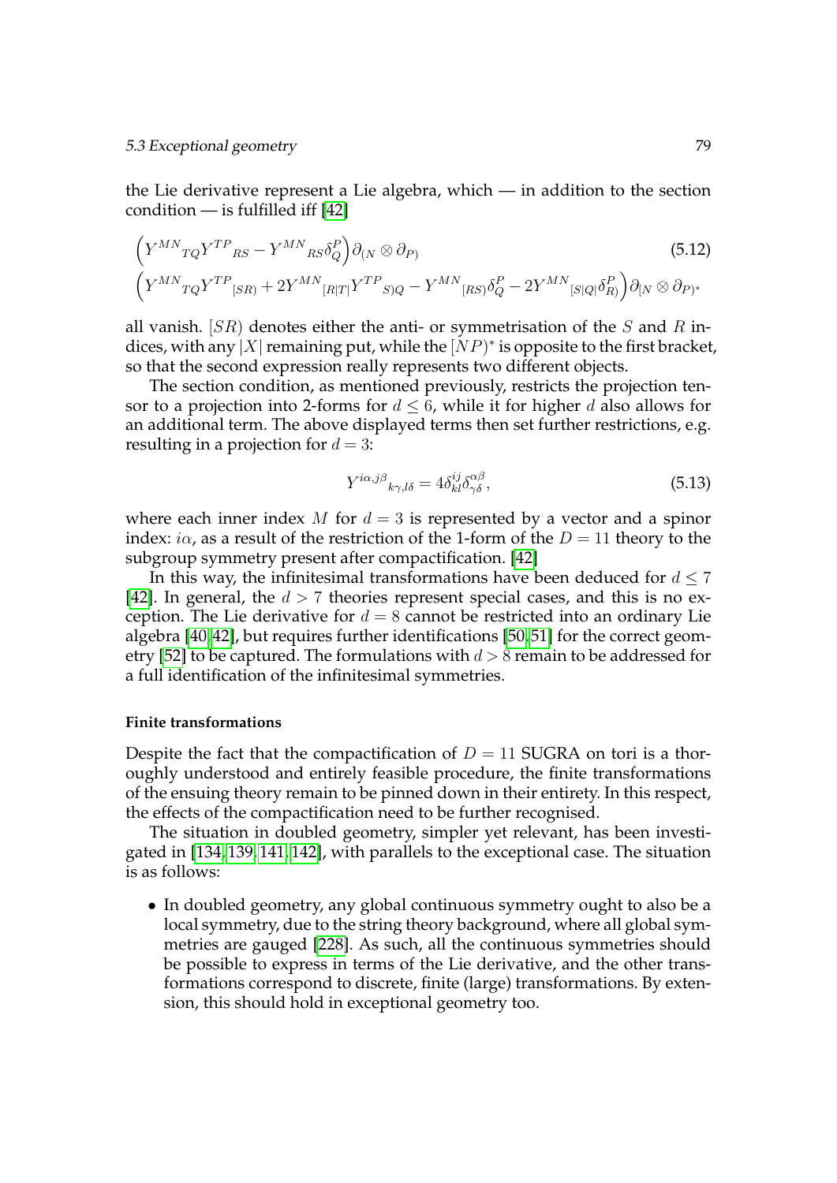the Lie derivative represent a Lie algebra, which — in addition to the section condition — is fulfilled iff [42]

$$\Big(Y^{MN}{}_{TQ}Y^{TP}{}_{RS} - Y^{MN}{}_{RS}\delta^P_Q\Big)\partial_{(N}\otimes\partial_{P)} \tag{5.12}$$
$$\Big(Y^{MN}{}_{TQ}Y^{TP}{}_{[SR)} + 2Y^{MN}{}_{[R|T|}Y^{TP}{}_{S)Q} - Y^{MN}{}_{[RS)}\delta^P_Q - 2Y^{MN}{}_{[S|Q|}\delta^P_{R)}\Big)\partial_{[N}\otimes\partial_{P)^*}$$

all vanish. $[SR)$ denotes either the anti- or symmetrisation of the $S$ and $R$ indices, with any $|X|$ remaining put, while the $[NP)^*$ is opposite to the first bracket, so that the second expression really represents two different objects.

The section condition, as mentioned previously, restricts the projection tensor to a projection into 2-forms for $d \leq 6$, while it for higher $d$ also allows for an additional term. The above displayed terms then set further restrictions, e.g. resulting in a projection for $d = 3$:

$$Y^{i\alpha,j\beta}{}_{k\gamma,l\delta} = 4\delta^{ij}_{kl}\delta^{\alpha\beta}_{\gamma\delta}, \tag{5.13}$$

where each inner index $M$ for $d = 3$ is represented by a vector and a spinor index: $i\alpha$, as a result of the restriction of the 1-form of the $D = 11$ theory to the subgroup symmetry present after compactification. [42]

In this way, the infinitesimal transformations have been deduced for $d \leq 7$ [42]. In general, the $d > 7$ theories represent special cases, and this is no exception. The Lie derivative for $d = 8$ cannot be restricted into an ordinary Lie algebra [40,42], but requires further identifications [50,51] for the correct geometry [52] to be captured. The formulations with $d > 8$ remain to be addressed for a full identification of the infinitesimal symmetries.

#### Finite transformations

Despite the fact that the compactification of $D = 11$ SUGRA on tori is a thoroughly understood and entirely feasible procedure, the finite transformations of the ensuing theory remain to be pinned down in their entirety. In this respect, the effects of the compactification need to be further recognised.

The situation in doubled geometry, simpler yet relevant, has been investigated in [134,139,141,142], with parallels to the exceptional case. The situation is as follows:

- In doubled geometry, any global continuous symmetry ought to also be a local symmetry, due to the string theory background, where all global symmetries are gauged [228]. As such, all the continuous symmetries should be possible to express in terms of the Lie derivative, and the other transformations correspond to discrete, finite (large) transformations. By extension, this should hold in exceptional geometry too.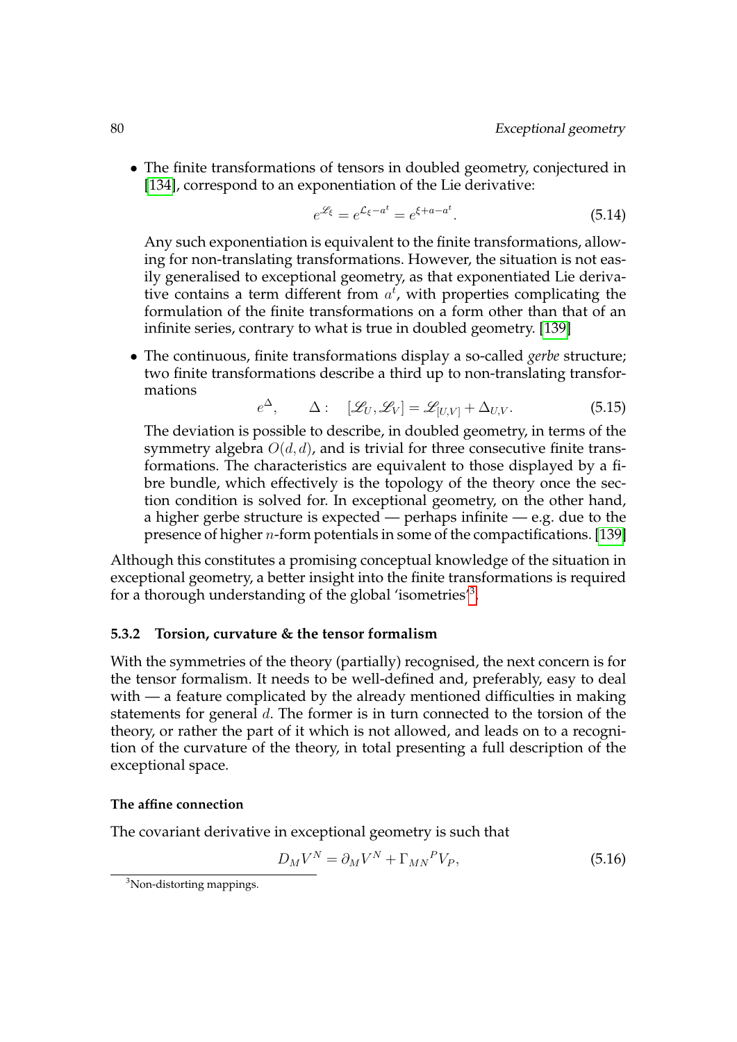- The finite transformations of tensors in doubled geometry, conjectured in [134], correspond to an exponentiation of the Lie derivative:

$$e^{\mathscr{L}_\xi} = e^{\mathcal{L}_\xi - a^t} = e^{\xi + a - a^t}. \tag{5.14}$$

  Any such exponentiation is equivalent to the finite transformations, allowing for non-translating transformations. However, the situation is not easily generalised to exceptional geometry, as that exponentiated Lie derivative contains a term different from $a^t$, with properties complicating the formulation of the finite transformations on a form other than that of an infinite series, contrary to what is true in doubled geometry. [139]

- The continuous, finite transformations display a so-called *gerbe* structure; two finite transformations describe a third up to non-translating transformations

$$e^{\Delta}, \qquad \Delta : \quad [\mathscr{L}_U, \mathscr{L}_V] = \mathscr{L}_{[U,V]} + \Delta_{U,V}. \tag{5.15}$$

  The deviation is possible to describe, in doubled geometry, in terms of the symmetry algebra $O(d,d)$, and is trivial for three consecutive finite transformations. The characteristics are equivalent to those displayed by a fibre bundle, which effectively is the topology of the theory once the section condition is solved for. In exceptional geometry, on the other hand, a higher gerbe structure is expected — perhaps infinite — e.g. due to the presence of higher $n$-form potentials in some of the compactifications. [139]

Although this constitutes a promising conceptual knowledge of the situation in exceptional geometry, a better insight into the finite transformations is required for a thorough understanding of the global 'isometries'[3].

### 5.3.2 Torsion, curvature & the tensor formalism

With the symmetries of the theory (partially) recognised, the next concern is for the tensor formalism. It needs to be well-defined and, preferably, easy to deal with — a feature complicated by the already mentioned difficulties in making statements for general $d$. The former is in turn connected to the torsion of the theory, or rather the part of it which is not allowed, and leads on to a recognition of the curvature of the theory, in total presenting a full description of the exceptional space.

#### The affine connection

The covariant derivative in exceptional geometry is such that

$$D_M V^N = \partial_M V^N + \Gamma_{MN}{}^P V_P, \tag{5.16}$$

[3] Non-distorting mappings.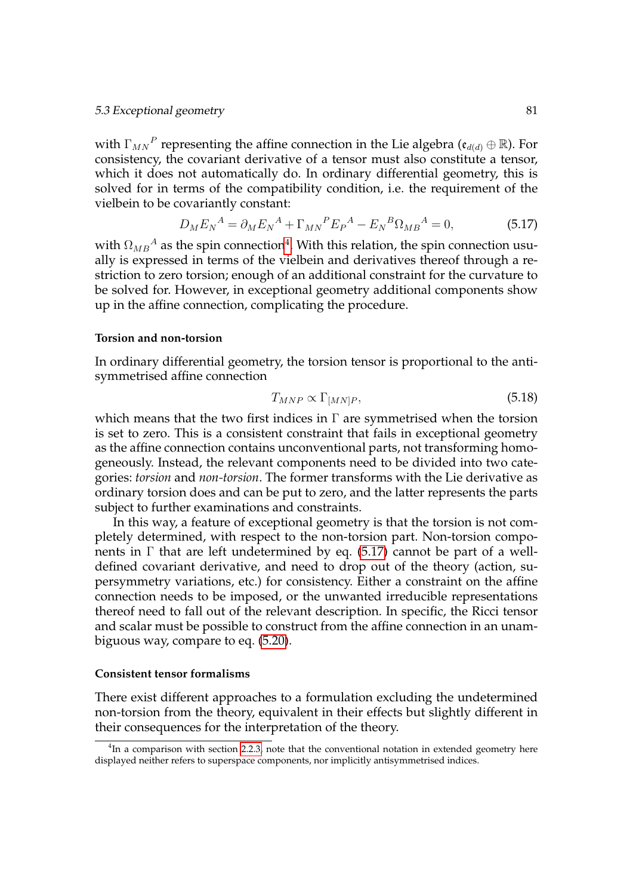with $\Gamma_{MN}{}^{P}$ representing the affine connection in the Lie algebra $(\mathfrak{e}_{d(d)} \oplus \mathbb{R})$. For consistency, the covariant derivative of a tensor must also constitute a tensor, which it does not automatically do. In ordinary differential geometry, this is solved for in terms of the compatibility condition, i.e. the requirement of the vielbein to be covariantly constant:

$$D_M E_N{}^A = \partial_M E_N{}^A + \Gamma_{MN}{}^P E_P{}^A - E_N{}^B \Omega_{MB}{}^A = 0, \tag{5.17}$$

with $\Omega_{MB}{}^A$ as the spin connection[4]. With this relation, the spin connection usually is expressed in terms of the vielbein and derivatives thereof through a restriction to zero torsion; enough of an additional constraint for the curvature to be solved for. However, in exceptional geometry additional components show up in the affine connection, complicating the procedure.

#### Torsion and non-torsion

In ordinary differential geometry, the torsion tensor is proportional to the antisymmetrised affine connection

$$T_{MNP} \propto \Gamma_{[MN]P}, \tag{5.18}$$

which means that the two first indices in $\Gamma$ are symmetrised when the torsion is set to zero. This is a consistent constraint that fails in exceptional geometry as the affine connection contains unconventional parts, not transforming homogeneously. Instead, the relevant components need to be divided into two categories: *torsion* and *non-torsion*. The former transforms with the Lie derivative as ordinary torsion does and can be put to zero, and the latter represents the parts subject to further examinations and constraints.

In this way, a feature of exceptional geometry is that the torsion is not completely determined, with respect to the non-torsion part. Non-torsion components in $\Gamma$ that are left undetermined by eq. (5.17) cannot be part of a well-defined covariant derivative, and need to drop out of the theory (action, supersymmetry variations, etc.) for consistency. Either a constraint on the affine connection needs to be imposed, or the unwanted irreducible representations thereof need to fall out of the relevant description. In specific, the Ricci tensor and scalar must be possible to construct from the affine connection in an unambiguous way, compare to eq. (5.20).

#### Consistent tensor formalisms

There exist different approaches to a formulation excluding the undetermined non-torsion from the theory, equivalent in their effects but slightly different in their consequences for the interpretation of the theory.

[4] In a comparison with section 2.2.3, note that the conventional notation in extended geometry here displayed neither refers to superspace components, nor implicitly antisymmetrised indices.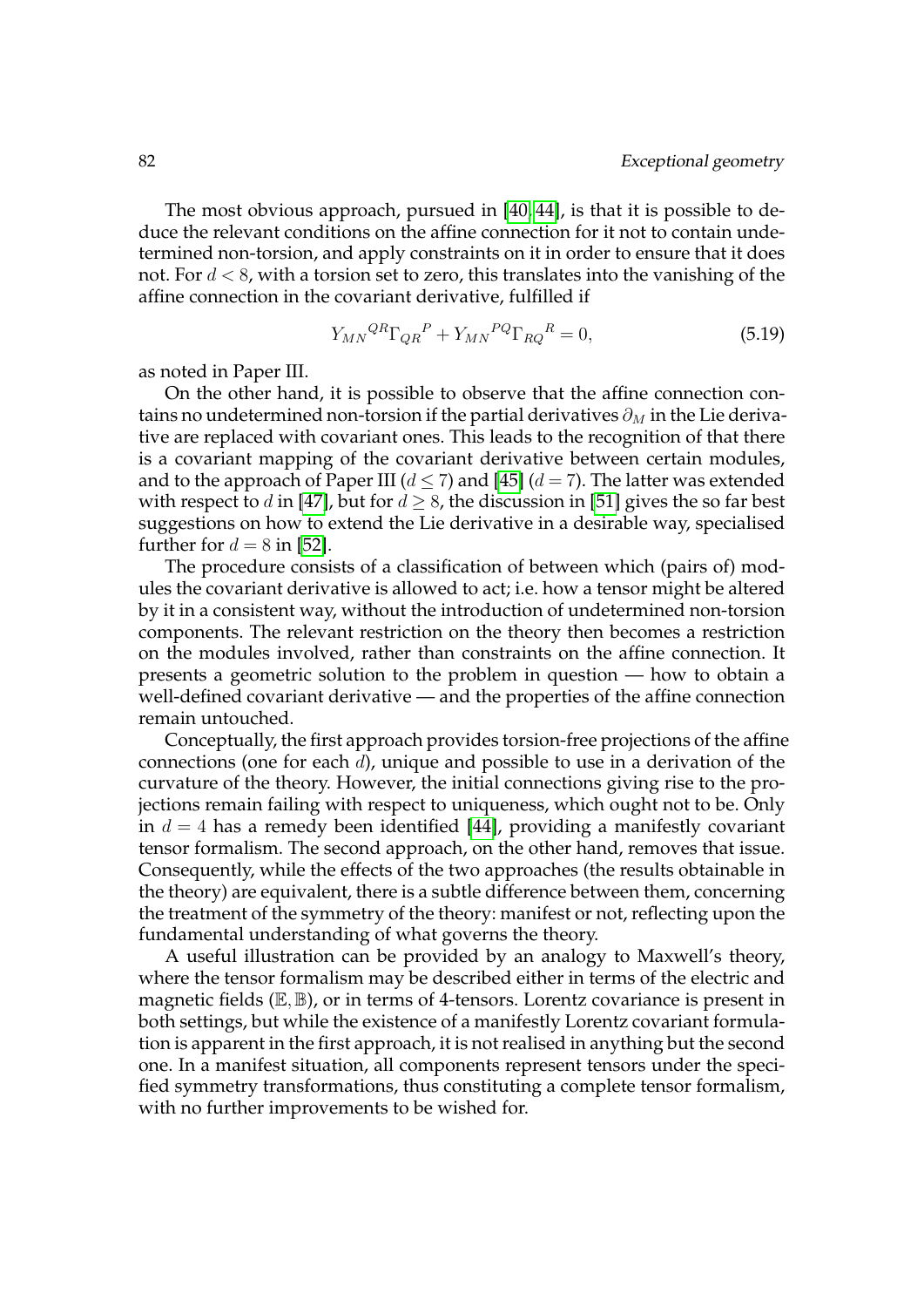The most obvious approach, pursued in [40, 44], is that it is possible to deduce the relevant conditions on the affine connection for it not to contain undetermined non-torsion, and apply constraints on it in order to ensure that it does not. For $d < 8$, with a torsion set to zero, this translates into the vanishing of the affine connection in the covariant derivative, fulfilled if

$$Y_{MN}{}^{QR}\Gamma_{QR}{}^{P} + Y_{MN}{}^{PQ}\Gamma_{RQ}{}^{R} = 0, \tag{5.19}$$

as noted in Paper III.

On the other hand, it is possible to observe that the affine connection contains no undetermined non-torsion if the partial derivatives $\partial_M$ in the Lie derivative are replaced with covariant ones. This leads to the recognition of that there is a covariant mapping of the covariant derivative between certain modules, and to the approach of Paper III ($d \leq 7$) and [45] ($d = 7$). The latter was extended with respect to $d$ in [47], but for $d \geq 8$, the discussion in [51] gives the so far best suggestions on how to extend the Lie derivative in a desirable way, specialised further for $d = 8$ in [52].

The procedure consists of a classification of between which (pairs of) modules the covariant derivative is allowed to act; i.e. how a tensor might be altered by it in a consistent way, without the introduction of undetermined non-torsion components. The relevant restriction on the theory then becomes a restriction on the modules involved, rather than constraints on the affine connection. It presents a geometric solution to the problem in question — how to obtain a well-defined covariant derivative — and the properties of the affine connection remain untouched.

Conceptually, the first approach provides torsion-free projections of the affine connections (one for each $d$), unique and possible to use in a derivation of the curvature of the theory. However, the initial connections giving rise to the projections remain failing with respect to uniqueness, which ought not to be. Only in $d = 4$ has a remedy been identified [44], providing a manifestly covariant tensor formalism. The second approach, on the other hand, removes that issue. Consequently, while the effects of the two approaches (the results obtainable in the theory) are equivalent, there is a subtle difference between them, concerning the treatment of the symmetry of the theory: manifest or not, reflecting upon the fundamental understanding of what governs the theory.

A useful illustration can be provided by an analogy to Maxwell's theory, where the tensor formalism may be described either in terms of the electric and magnetic fields ($\mathbb{E}, \mathbb{B}$), or in terms of 4-tensors. Lorentz covariance is present in both settings, but while the existence of a manifestly Lorentz covariant formulation is apparent in the first approach, it is not realised in anything but the second one. In a manifest situation, all components represent tensors under the specified symmetry transformations, thus constituting a complete tensor formalism, with no further improvements to be wished for.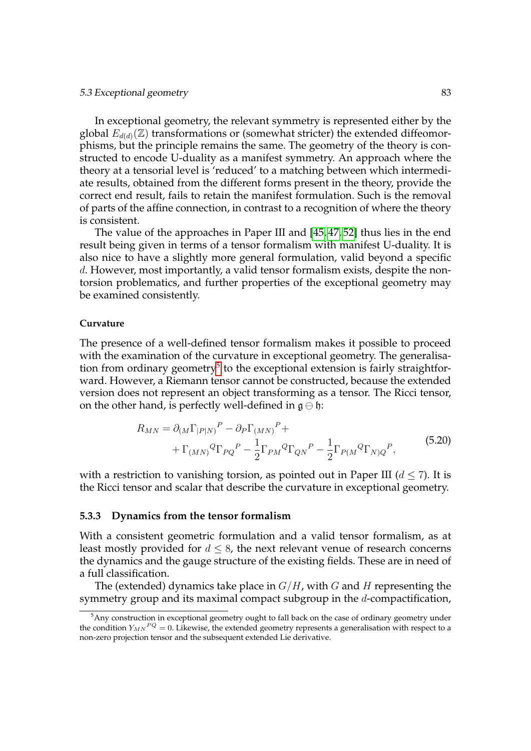In exceptional geometry, the relevant symmetry is represented either by the global $E_{d(d)}(\mathbb{Z})$ transformations or (somewhat stricter) the extended diffeomorphisms, but the principle remains the same. The geometry of the theory is constructed to encode U-duality as a manifest symmetry. An approach where the theory at a tensorial level is 'reduced' to a matching between which intermediate results, obtained from the different forms present in the theory, provide the correct end result, fails to retain the manifest formulation. Such is the removal of parts of the affine connection, in contrast to a recognition of where the theory is consistent.

The value of the approaches in Paper III and [45, 47, 52] thus lies in the end result being given in terms of a tensor formalism with manifest U-duality. It is also nice to have a slightly more general formulation, valid beyond a specific $d$. However, most importantly, a valid tensor formalism exists, despite the non-torsion problematics, and further properties of the exceptional geometry may be examined consistently.

**Curvature**

The presence of a well-defined tensor formalism makes it possible to proceed with the examination of the curvature in exceptional geometry. The generalisation from ordinary geometry[5] to the exceptional extension is fairly straightforward. However, a Riemann tensor cannot be constructed, because the extended version does not represent an object transforming as a tensor. The Ricci tensor, on the other hand, is perfectly well-defined in $\mathfrak{g} \ominus \mathfrak{h}$:

$$
\begin{aligned}
R_{MN} = \partial_{(M}\Gamma_{|P|N)}{}^{P} - \partial_{P}\Gamma_{(MN)}{}^{P} + \\
+ \Gamma_{(MN)}{}^{Q}\Gamma_{PQ}{}^{P} - \frac{1}{2}\Gamma_{PM}{}^{Q}\Gamma_{QN}{}^{P} - \frac{1}{2}\Gamma_{P(M}{}^{Q}\Gamma_{N)Q}{}^{P},
\end{aligned}
\tag{5.20}
$$

with a restriction to vanishing torsion, as pointed out in Paper III ($d \leq 7$). It is the Ricci tensor and scalar that describe the curvature in exceptional geometry.

### 5.3.3 Dynamics from the tensor formalism

With a consistent geometric formulation and a valid tensor formalism, as at least mostly provided for $d \leq 8$, the next relevant venue of research concerns the dynamics and the gauge structure of the existing fields. These are in need of a full classification.

The (extended) dynamics take place in $G/H$, with $G$ and $H$ representing the symmetry group and its maximal compact subgroup in the $d$-compactification,

[5] Any construction in exceptional geometry ought to fall back on the case of ordinary geometry under the condition $Y_{MN}{}^{PQ} = 0$. Likewise, the extended geometry represents a generalisation with respect to a non-zero projection tensor and the subsequent extended Lie derivative.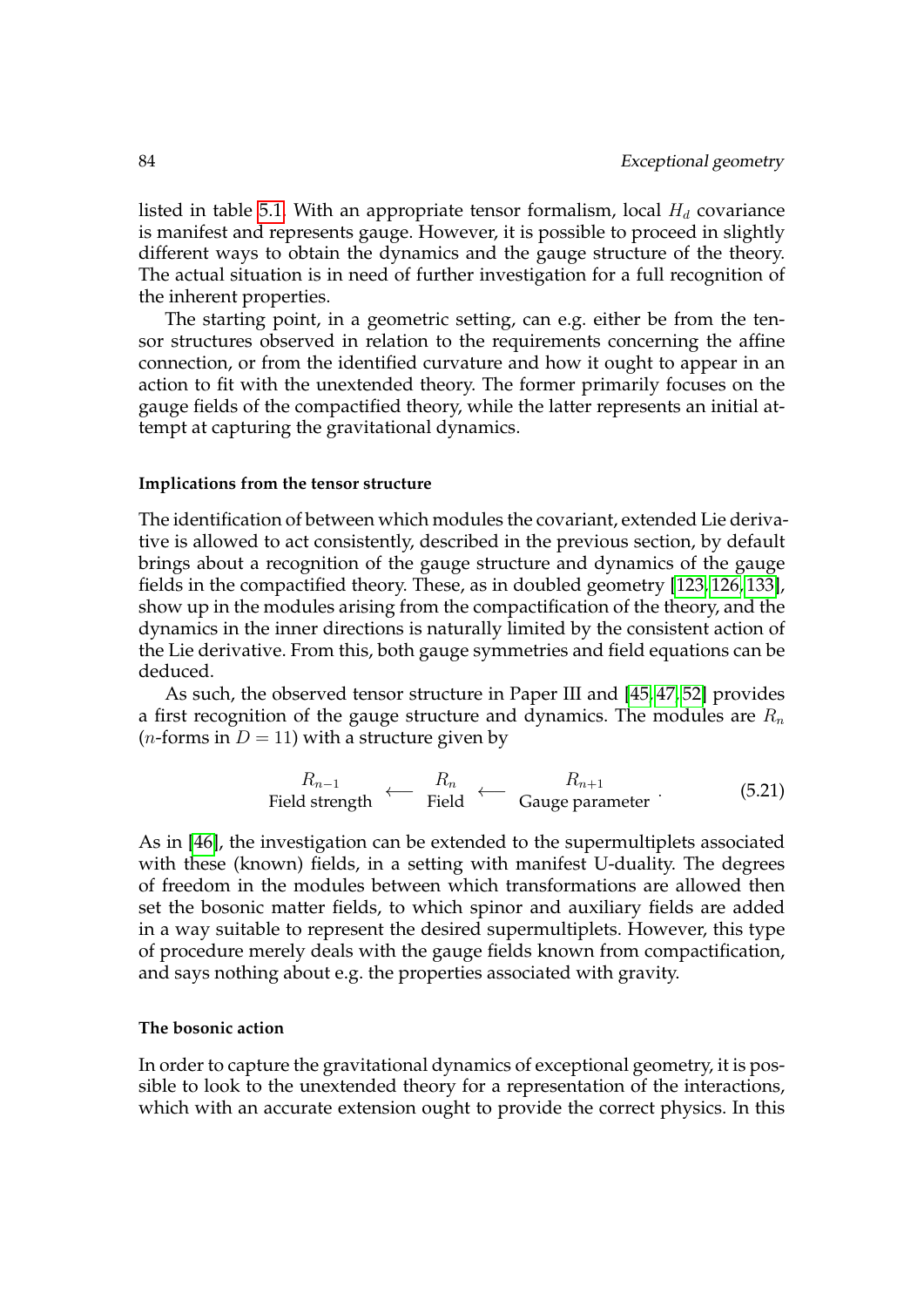listed in table 5.1. With an appropriate tensor formalism, local $H_d$ covariance is manifest and represents gauge. However, it is possible to proceed in slightly different ways to obtain the dynamics and the gauge structure of the theory. The actual situation is in need of further investigation for a full recognition of the inherent properties.

The starting point, in a geometric setting, can e.g. either be from the tensor structures observed in relation to the requirements concerning the affine connection, or from the identified curvature and how it ought to appear in an action to fit with the unextended theory. The former primarily focuses on the gauge fields of the compactified theory, while the latter represents an initial attempt at capturing the gravitational dynamics.

#### Implications from the tensor structure

The identification of between which modules the covariant, extended Lie derivative is allowed to act consistently, described in the previous section, by default brings about a recognition of the gauge structure and dynamics of the gauge fields in the compactified theory. These, as in doubled geometry [123, 126, 133], show up in the modules arising from the compactification of the theory, and the dynamics in the inner directions is naturally limited by the consistent action of the Lie derivative. From this, both gauge symmetries and field equations can be deduced.

As such, the observed tensor structure in Paper III and [45, 47, 52] provides a first recognition of the gauge structure and dynamics. The modules are $R_n$ ($n$-forms in $D = 11$) with a structure given by

$$\underset{\text{Field strength}}{R_{n-1}} \longleftarrow \underset{\text{Field}}{R_n} \longleftarrow \underset{\text{Gauge parameter}}{R_{n+1}} . \tag{5.21}$$

As in [46], the investigation can be extended to the supermultiplets associated with these (known) fields, in a setting with manifest U-duality. The degrees of freedom in the modules between which transformations are allowed then set the bosonic matter fields, to which spinor and auxiliary fields are added in a way suitable to represent the desired supermultiplets. However, this type of procedure merely deals with the gauge fields known from compactification, and says nothing about e.g. the properties associated with gravity.

#### The bosonic action

In order to capture the gravitational dynamics of exceptional geometry, it is possible to look to the unextended theory for a representation of the interactions, which with an accurate extension ought to provide the correct physics. In this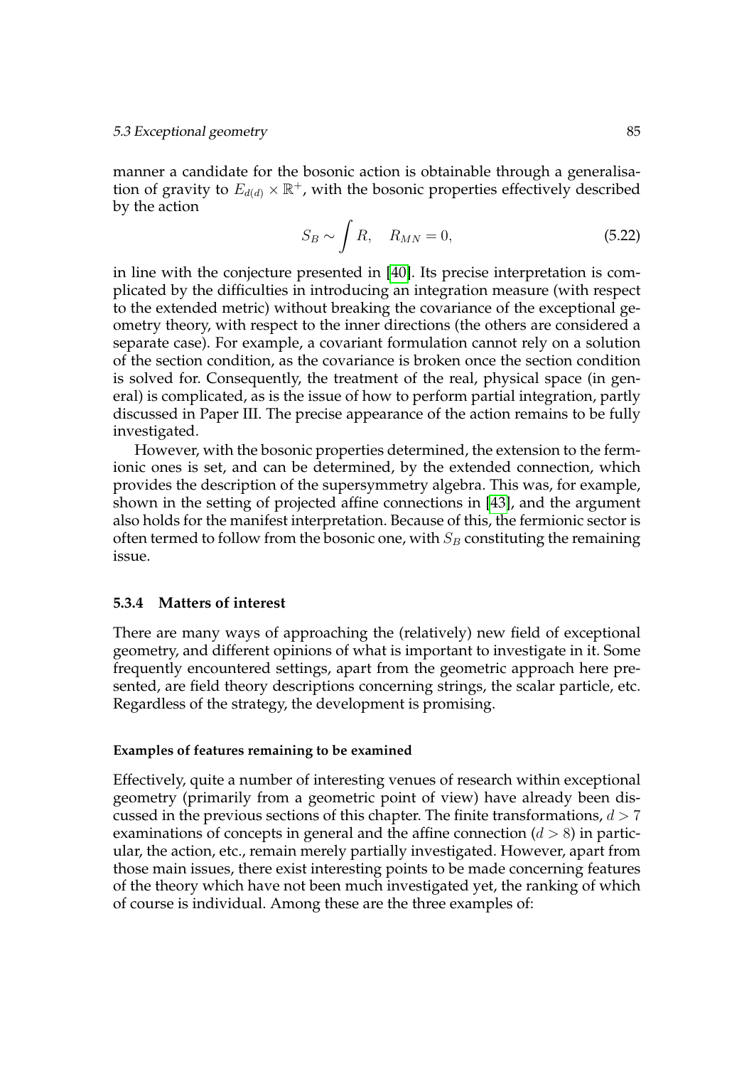manner a candidate for the bosonic action is obtainable through a generalisation of gravity to $E_{d(d)} \times \mathbb{R}^+$, with the bosonic properties effectively described by the action

$$S_B \sim \int R, \quad R_{MN} = 0, \tag{5.22}$$

in line with the conjecture presented in [40]. Its precise interpretation is complicated by the difficulties in introducing an integration measure (with respect to the extended metric) without breaking the covariance of the exceptional geometry theory, with respect to the inner directions (the others are considered a separate case). For example, a covariant formulation cannot rely on a solution of the section condition, as the covariance is broken once the section condition is solved for. Consequently, the treatment of the real, physical space (in general) is complicated, as is the issue of how to perform partial integration, partly discussed in Paper III. The precise appearance of the action remains to be fully investigated.

However, with the bosonic properties determined, the extension to the fermionic ones is set, and can be determined, by the extended connection, which provides the description of the supersymmetry algebra. This was, for example, shown in the setting of projected affine connections in [43], and the argument also holds for the manifest interpretation. Because of this, the fermionic sector is often termed to follow from the bosonic one, with $S_B$ constituting the remaining issue.

### 5.3.4 Matters of interest

There are many ways of approaching the (relatively) new field of exceptional geometry, and different opinions of what is important to investigate in it. Some frequently encountered settings, apart from the geometric approach here presented, are field theory descriptions concerning strings, the scalar particle, etc. Regardless of the strategy, the development is promising.

#### Examples of features remaining to be examined

Effectively, quite a number of interesting venues of research within exceptional geometry (primarily from a geometric point of view) have already been discussed in the previous sections of this chapter. The finite transformations, $d > 7$ examinations of concepts in general and the affine connection ($d > 8$) in particular, the action, etc., remain merely partially investigated. However, apart from those main issues, there exist interesting points to be made concerning features of the theory which have not been much investigated yet, the ranking of which of course is individual. Among these are the three examples of: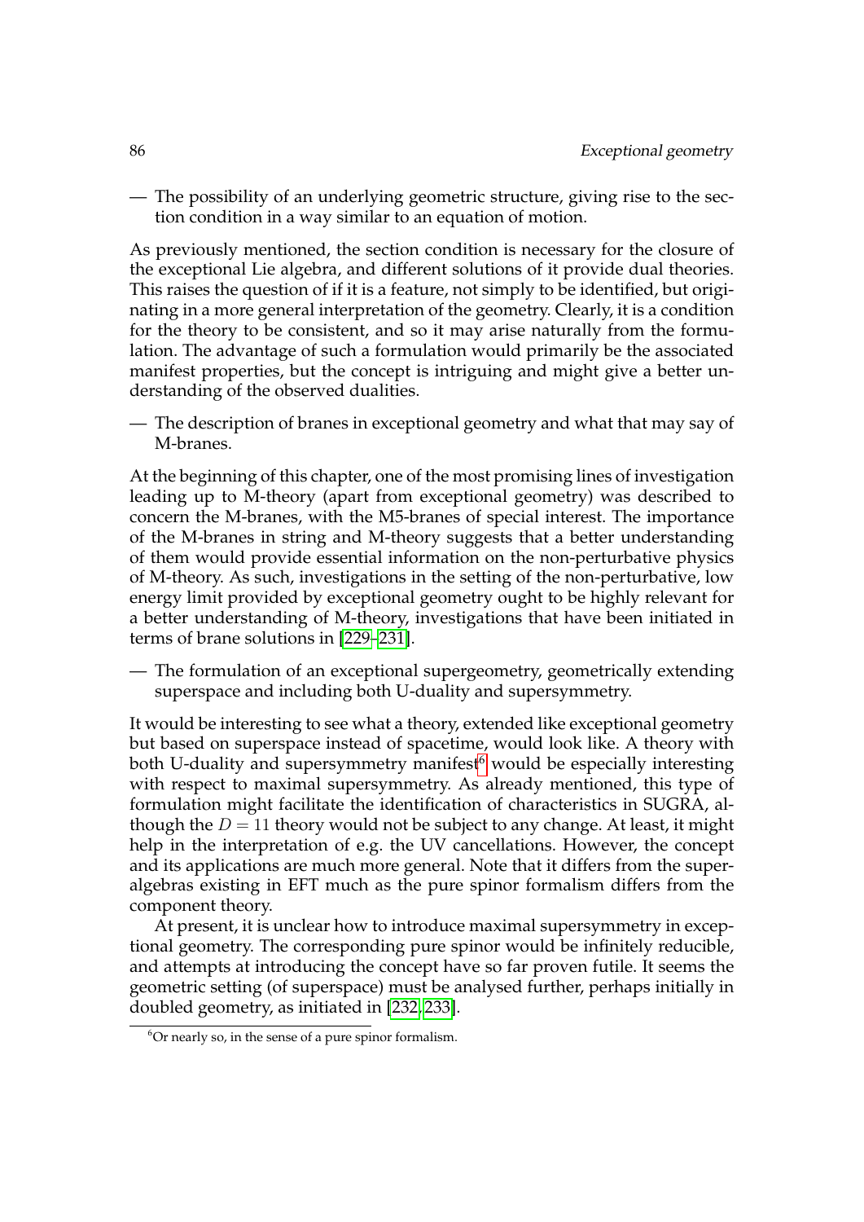— The possibility of an underlying geometric structure, giving rise to the section condition in a way similar to an equation of motion.

As previously mentioned, the section condition is necessary for the closure of the exceptional Lie algebra, and different solutions of it provide dual theories. This raises the question of if it is a feature, not simply to be identified, but originating in a more general interpretation of the geometry. Clearly, it is a condition for the theory to be consistent, and so it may arise naturally from the formulation. The advantage of such a formulation would primarily be the associated manifest properties, but the concept is intriguing and might give a better understanding of the observed dualities.

— The description of branes in exceptional geometry and what that may say of M-branes.

At the beginning of this chapter, one of the most promising lines of investigation leading up to M-theory (apart from exceptional geometry) was described to concern the M-branes, with the M5-branes of special interest. The importance of the M-branes in string and M-theory suggests that a better understanding of them would provide essential information on the non-perturbative physics of M-theory. As such, investigations in the setting of the non-perturbative, low energy limit provided by exceptional geometry ought to be highly relevant for a better understanding of M-theory, investigations that have been initiated in terms of brane solutions in [229–231].

— The formulation of an exceptional supergeometry, geometrically extending superspace and including both U-duality and supersymmetry.

It would be interesting to see what a theory, extended like exceptional geometry but based on superspace instead of spacetime, would look like. A theory with both U-duality and supersymmetry manifest[6] would be especially interesting with respect to maximal supersymmetry. As already mentioned, this type of formulation might facilitate the identification of characteristics in SUGRA, although the $D = 11$ theory would not be subject to any change. At least, it might help in the interpretation of e.g. the UV cancellations. However, the concept and its applications are much more general. Note that it differs from the superalgebras existing in EFT much as the pure spinor formalism differs from the component theory.

At present, it is unclear how to introduce maximal supersymmetry in exceptional geometry. The corresponding pure spinor would be infinitely reducible, and attempts at introducing the concept have so far proven futile. It seems the geometric setting (of superspace) must be analysed further, perhaps initially in doubled geometry, as initiated in [232, 233].

[6] Or nearly so, in the sense of a pure spinor formalism.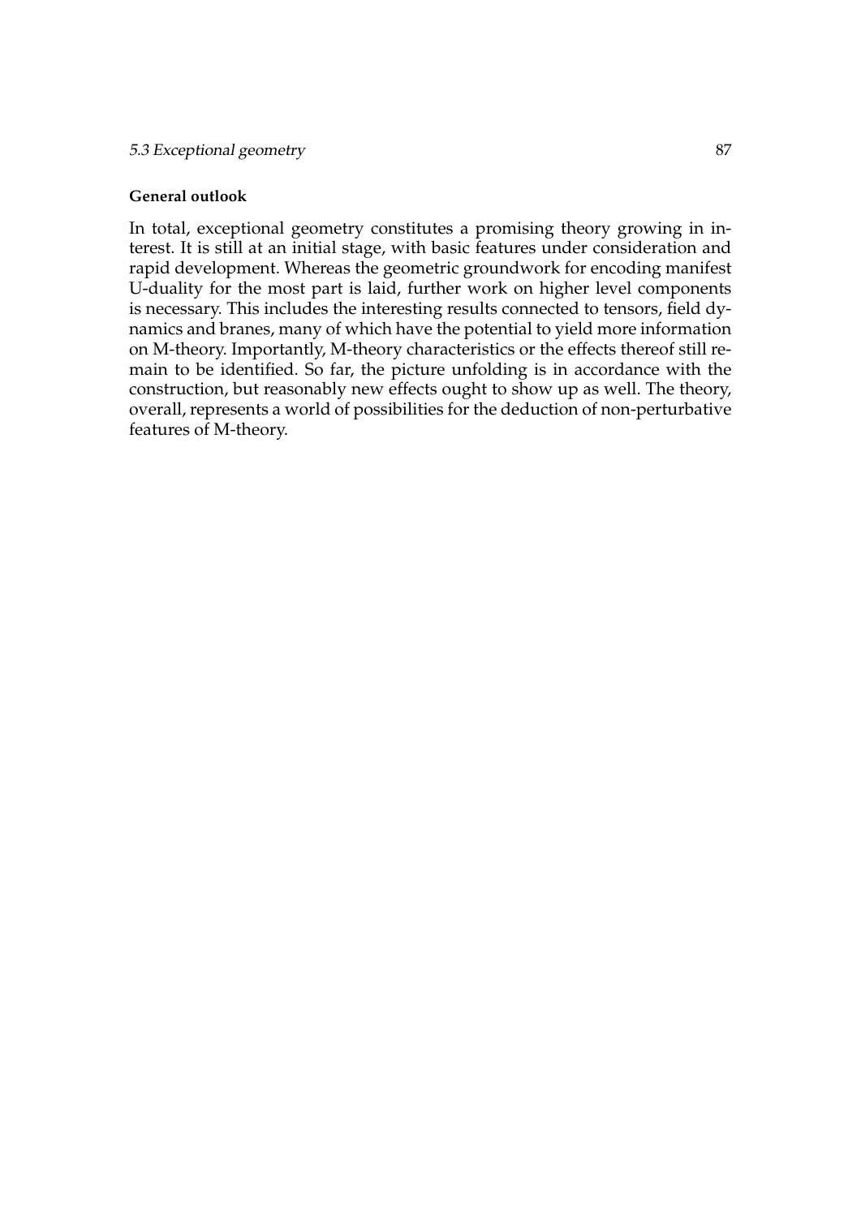**General outlook**

In total, exceptional geometry constitutes a promising theory growing in interest. It is still at an initial stage, with basic features under consideration and rapid development. Whereas the geometric groundwork for encoding manifest U-duality for the most part is laid, further work on higher level components is necessary. This includes the interesting results connected to tensors, field dynamics and branes, many of which have the potential to yield more information on M-theory. Importantly, M-theory characteristics or the effects thereof still remain to be identified. So far, the picture unfolding is in accordance with the construction, but reasonably new effects ought to show up as well. The theory, overall, represents a world of possibilities for the deduction of non-perturbative features of M-theory.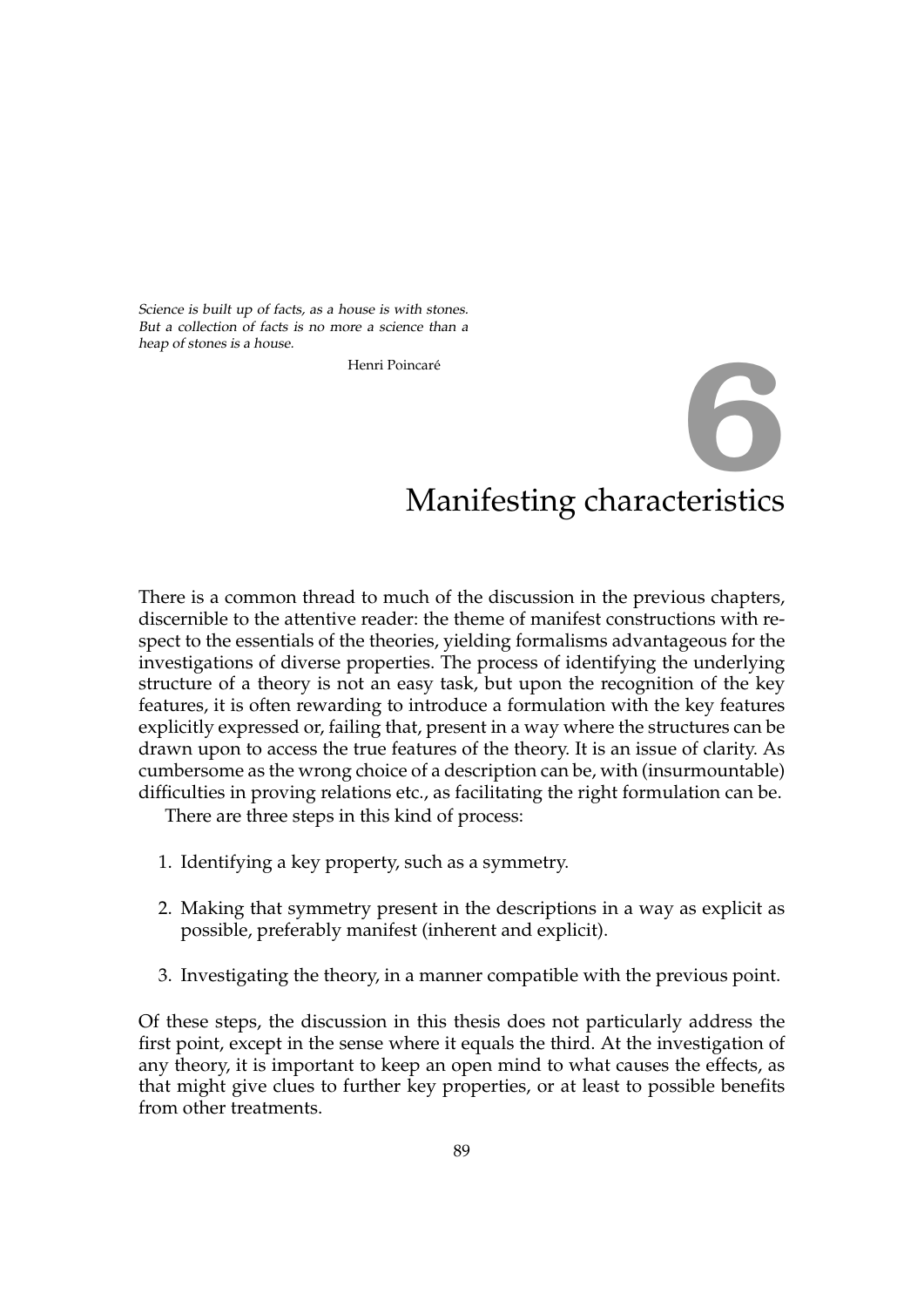*Science is built up of facts, as a house is with stones. But a collection of facts is no more a science than a heap of stones is a house.*

Henri Poincaré

# 6 Manifesting characteristics

There is a common thread to much of the discussion in the previous chapters, discernible to the attentive reader: the theme of manifest constructions with respect to the essentials of the theories, yielding formalisms advantageous for the investigations of diverse properties. The process of identifying the underlying structure of a theory is not an easy task, but upon the recognition of the key features, it is often rewarding to introduce a formulation with the key features explicitly expressed or, failing that, present in a way where the structures can be drawn upon to access the true features of the theory. It is an issue of clarity. As cumbersome as the wrong choice of a description can be, with (insurmountable) difficulties in proving relations etc., as facilitating the right formulation can be.

There are three steps in this kind of process:

1. Identifying a key property, such as a symmetry.
2. Making that symmetry present in the descriptions in a way as explicit as possible, preferably manifest (inherent and explicit).
3. Investigating the theory, in a manner compatible with the previous point.

Of these steps, the discussion in this thesis does not particularly address the first point, except in the sense where it equals the third. At the investigation of any theory, it is important to keep an open mind to what causes the effects, as that might give clues to further key properties, or at least to possible benefits from other treatments.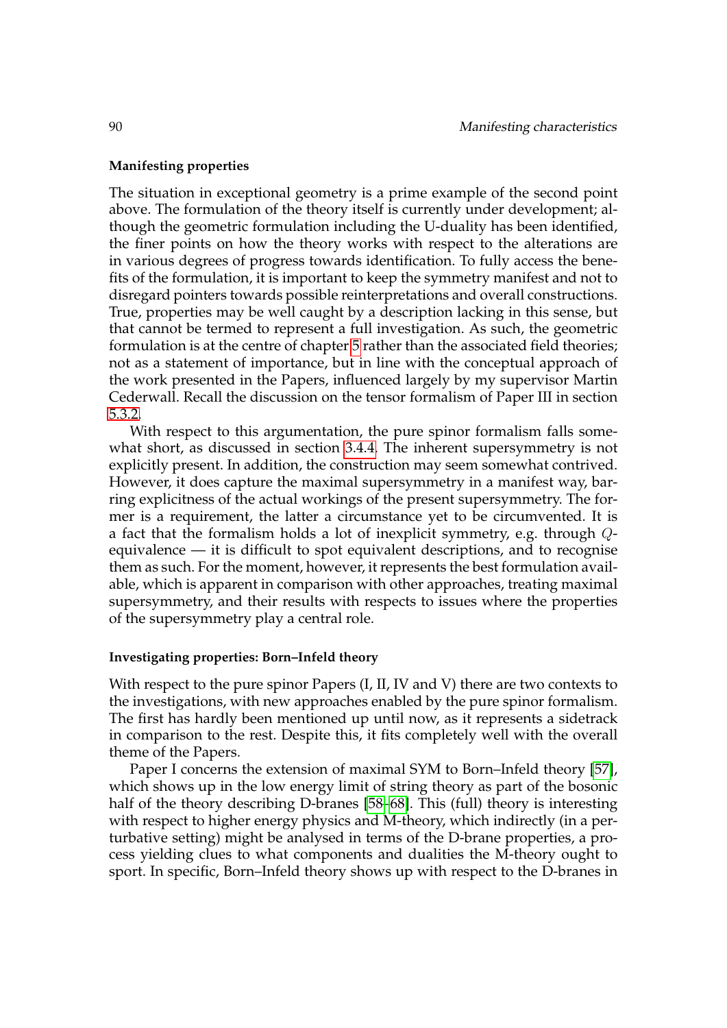#### Manifesting properties

The situation in exceptional geometry is a prime example of the second point above. The formulation of the theory itself is currently under development; although the geometric formulation including the U-duality has been identified, the finer points on how the theory works with respect to the alterations are in various degrees of progress towards identification. To fully access the benefits of the formulation, it is important to keep the symmetry manifest and not to disregard pointers towards possible reinterpretations and overall constructions. True, properties may be well caught by a description lacking in this sense, but that cannot be termed to represent a full investigation. As such, the geometric formulation is at the centre of chapter 5 rather than the associated field theories; not as a statement of importance, but in line with the conceptual approach of the work presented in the Papers, influenced largely by my supervisor Martin Cederwall. Recall the discussion on the tensor formalism of Paper III in section 5.3.2.

With respect to this argumentation, the pure spinor formalism falls somewhat short, as discussed in section 3.4.4. The inherent supersymmetry is not explicitly present. In addition, the construction may seem somewhat contrived. However, it does capture the maximal supersymmetry in a manifest way, barring explicitness of the actual workings of the present supersymmetry. The former is a requirement, the latter a circumstance yet to be circumvented. It is a fact that the formalism holds a lot of inexplicit symmetry, e.g. through $Q$-equivalence — it is difficult to spot equivalent descriptions, and to recognise them as such. For the moment, however, it represents the best formulation available, which is apparent in comparison with other approaches, treating maximal supersymmetry, and their results with respects to issues where the properties of the supersymmetry play a central role.

#### Investigating properties: Born–Infeld theory

With respect to the pure spinor Papers (I, II, IV and V) there are two contexts to the investigations, with new approaches enabled by the pure spinor formalism. The first has hardly been mentioned up until now, as it represents a sidetrack in comparison to the rest. Despite this, it fits completely well with the overall theme of the Papers.

Paper I concerns the extension of maximal SYM to Born–Infeld theory [57], which shows up in the low energy limit of string theory as part of the bosonic half of the theory describing D-branes [58–68]. This (full) theory is interesting with respect to higher energy physics and M-theory, which indirectly (in a perturbative setting) might be analysed in terms of the D-brane properties, a process yielding clues to what components and dualities the M-theory ought to sport. In specific, Born–Infeld theory shows up with respect to the D-branes in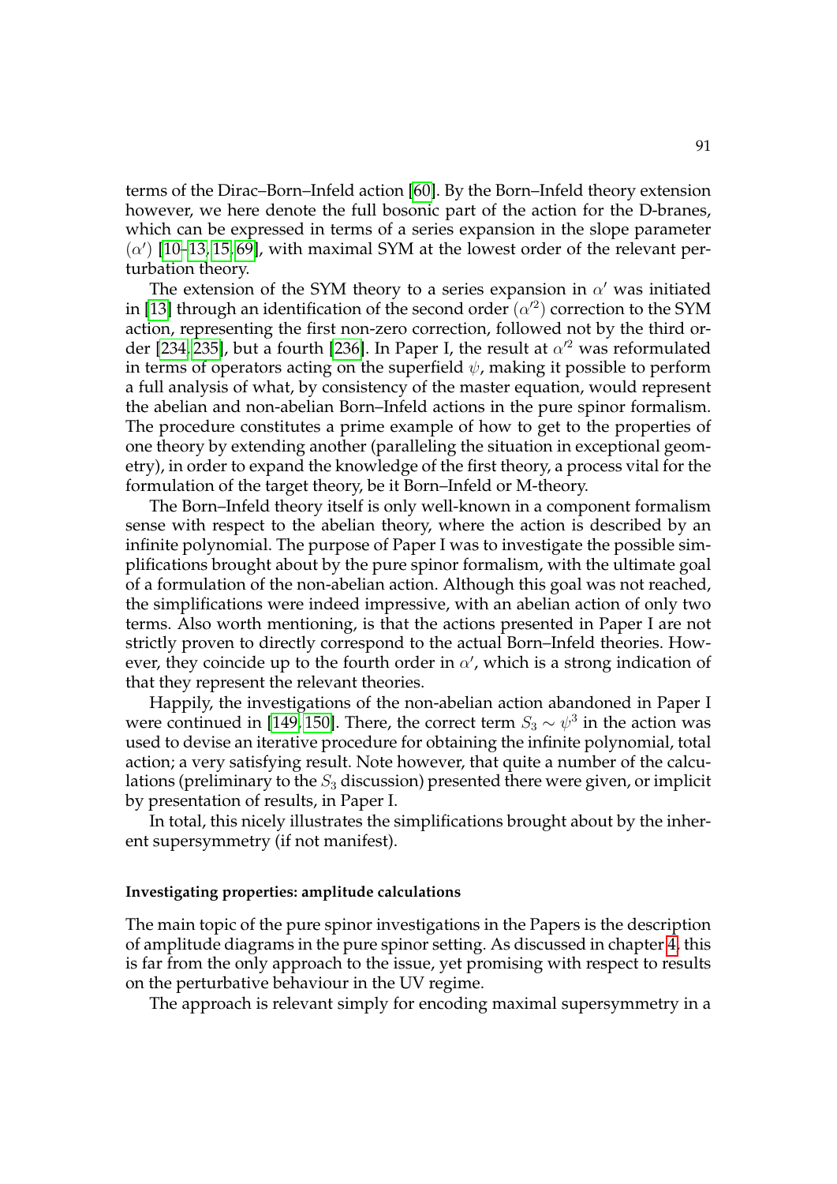terms of the Dirac–Born–Infeld action [60]. By the Born–Infeld theory extension however, we here denote the full bosonic part of the action for the D-branes, which can be expressed in terms of a series expansion in the slope parameter ($\alpha'$) [10–13, 15, 69], with maximal SYM at the lowest order of the relevant perturbation theory.

The extension of the SYM theory to a series expansion in $\alpha'$ was initiated in [13] through an identification of the second order ($\alpha'^2$) correction to the SYM action, representing the first non-zero correction, followed not by the third order [234, 235], but a fourth [236]. In Paper I, the result at $\alpha'^2$ was reformulated in terms of operators acting on the superfield $\psi$, making it possible to perform a full analysis of what, by consistency of the master equation, would represent the abelian and non-abelian Born–Infeld actions in the pure spinor formalism. The procedure constitutes a prime example of how to get to the properties of one theory by extending another (paralleling the situation in exceptional geometry), in order to expand the knowledge of the first theory, a process vital for the formulation of the target theory, be it Born–Infeld or M-theory.

The Born–Infeld theory itself is only well-known in a component formalism sense with respect to the abelian theory, where the action is described by an infinite polynomial. The purpose of Paper I was to investigate the possible simplifications brought about by the pure spinor formalism, with the ultimate goal of a formulation of the non-abelian action. Although this goal was not reached, the simplifications were indeed impressive, with an abelian action of only two terms. Also worth mentioning, is that the actions presented in Paper I are not strictly proven to directly correspond to the actual Born–Infeld theories. However, they coincide up to the fourth order in $\alpha'$, which is a strong indication of that they represent the relevant theories.

Happily, the investigations of the non-abelian action abandoned in Paper I were continued in [149, 150]. There, the correct term $S_3 \sim \psi^3$ in the action was used to devise an iterative procedure for obtaining the infinite polynomial, total action; a very satisfying result. Note however, that quite a number of the calculations (preliminary to the $S_3$ discussion) presented there were given, or implicit by presentation of results, in Paper I.

In total, this nicely illustrates the simplifications brought about by the inherent supersymmetry (if not manifest).

#### Investigating properties: amplitude calculations

The main topic of the pure spinor investigations in the Papers is the description of amplitude diagrams in the pure spinor setting. As discussed in chapter 4, this is far from the only approach to the issue, yet promising with respect to results on the perturbative behaviour in the UV regime.

The approach is relevant simply for encoding maximal supersymmetry in a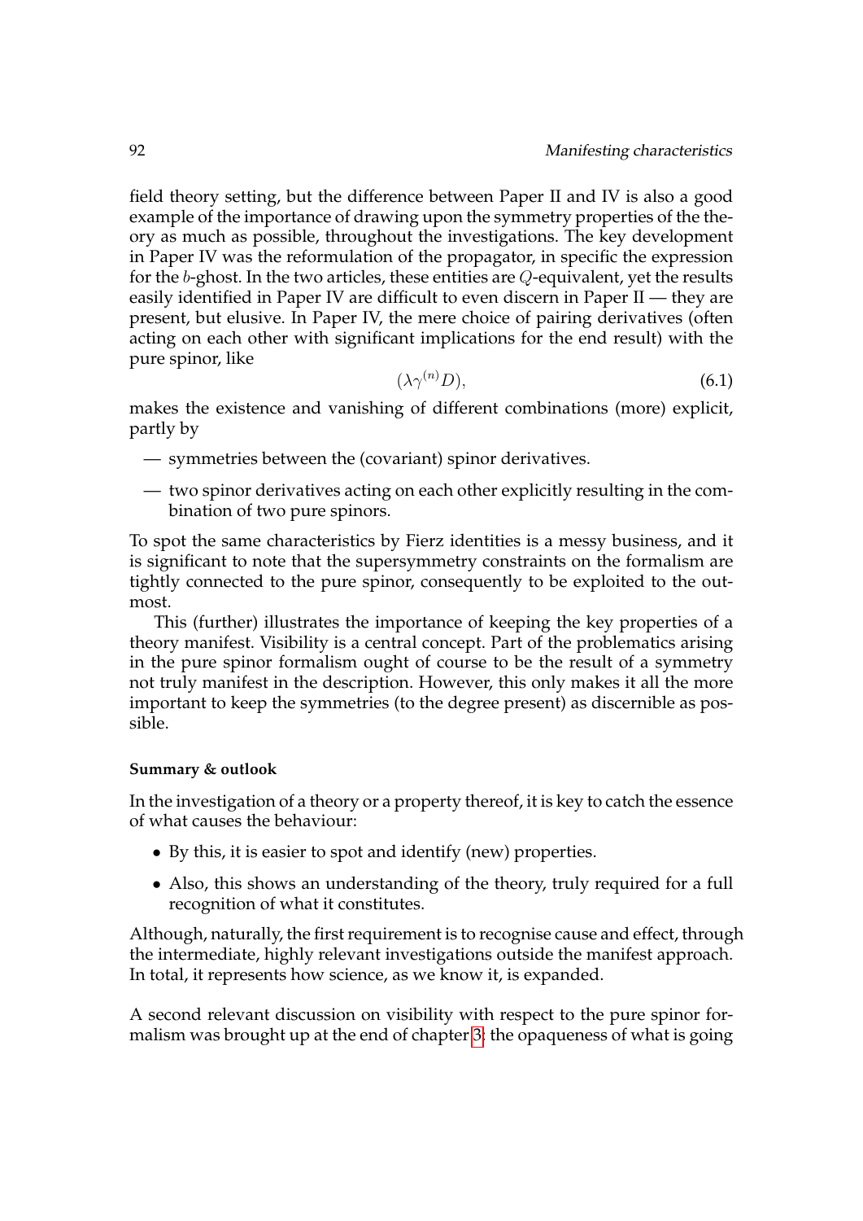field theory setting, but the difference between Paper II and IV is also a good example of the importance of drawing upon the symmetry properties of the theory as much as possible, throughout the investigations. The key development in Paper IV was the reformulation of the propagator, in specific the expression for the $b$-ghost. In the two articles, these entities are $Q$-equivalent, yet the results easily identified in Paper IV are difficult to even discern in Paper II — they are present, but elusive. In Paper IV, the mere choice of pairing derivatives (often acting on each other with significant implications for the end result) with the pure spinor, like

$$(\lambda\gamma^{(n)}D), \tag{6.1}$$

makes the existence and vanishing of different combinations (more) explicit, partly by

— symmetries between the (covariant) spinor derivatives.

— two spinor derivatives acting on each other explicitly resulting in the combination of two pure spinors.

To spot the same characteristics by Fierz identities is a messy business, and it is significant to note that the supersymmetry constraints on the formalism are tightly connected to the pure spinor, consequently to be exploited to the outmost.

This (further) illustrates the importance of keeping the key properties of a theory manifest. Visibility is a central concept. Part of the problematics arising in the pure spinor formalism ought of course to be the result of a symmetry not truly manifest in the description. However, this only makes it all the more important to keep the symmetries (to the degree present) as discernible as possible.

#### Summary & outlook

In the investigation of a theory or a property thereof, it is key to catch the essence of what causes the behaviour:

- By this, it is easier to spot and identify (new) properties.
- Also, this shows an understanding of the theory, truly required for a full recognition of what it constitutes.

Although, naturally, the first requirement is to recognise cause and effect, through the intermediate, highly relevant investigations outside the manifest approach. In total, it represents how science, as we know it, is expanded.

A second relevant discussion on visibility with respect to the pure spinor formalism was brought up at the end of chapter 3: the opaqueness of what is going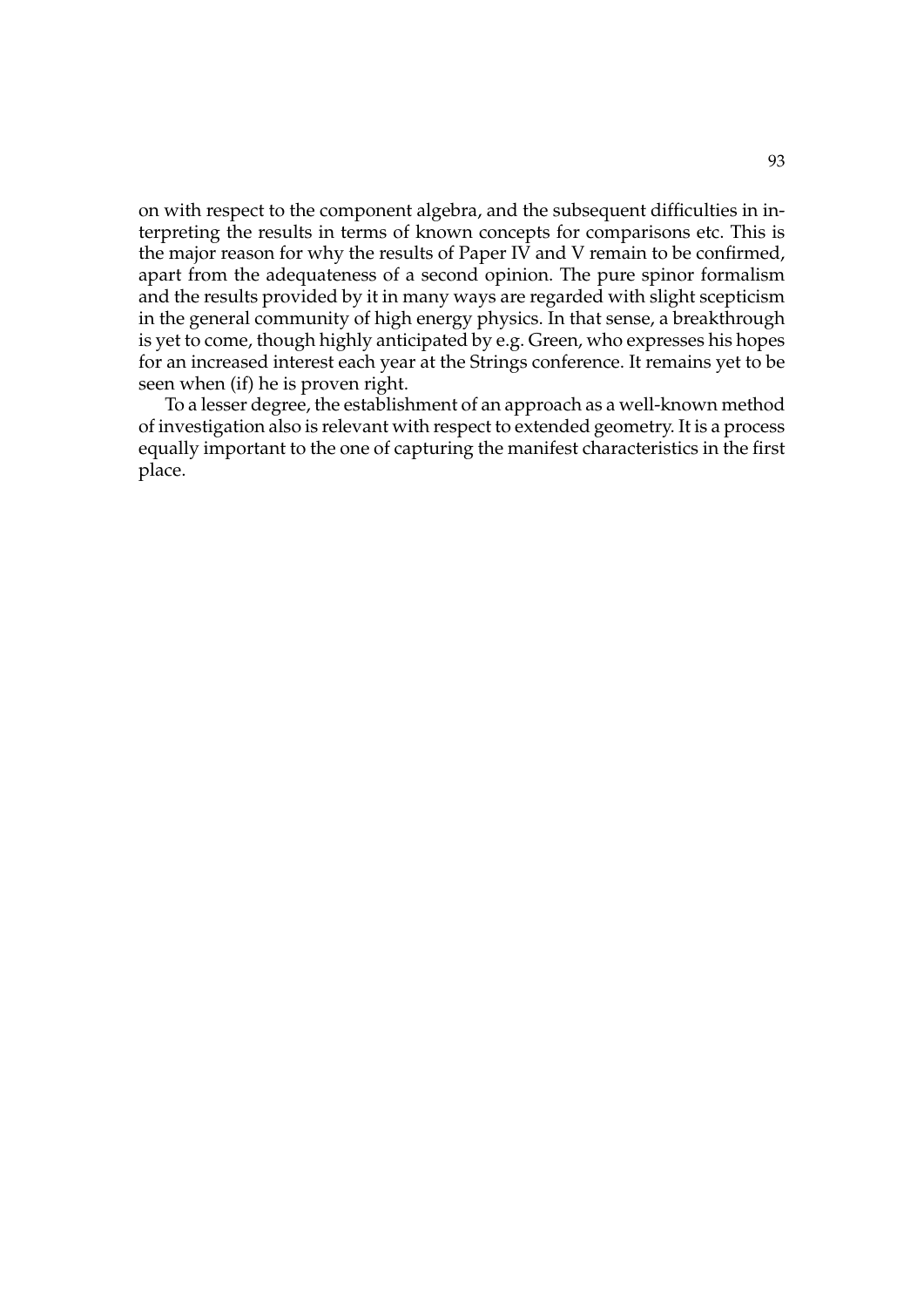on with respect to the component algebra, and the subsequent difficulties in interpreting the results in terms of known concepts for comparisons etc. This is the major reason for why the results of Paper IV and V remain to be confirmed, apart from the adequateness of a second opinion. The pure spinor formalism and the results provided by it in many ways are regarded with slight scepticism in the general community of high energy physics. In that sense, a breakthrough is yet to come, though highly anticipated by e.g. Green, who expresses his hopes for an increased interest each year at the Strings conference. It remains yet to be seen when (if) he is proven right.

To a lesser degree, the establishment of an approach as a well-known method of investigation also is relevant with respect to extended geometry. It is a process equally important to the one of capturing the manifest characteristics in the first place.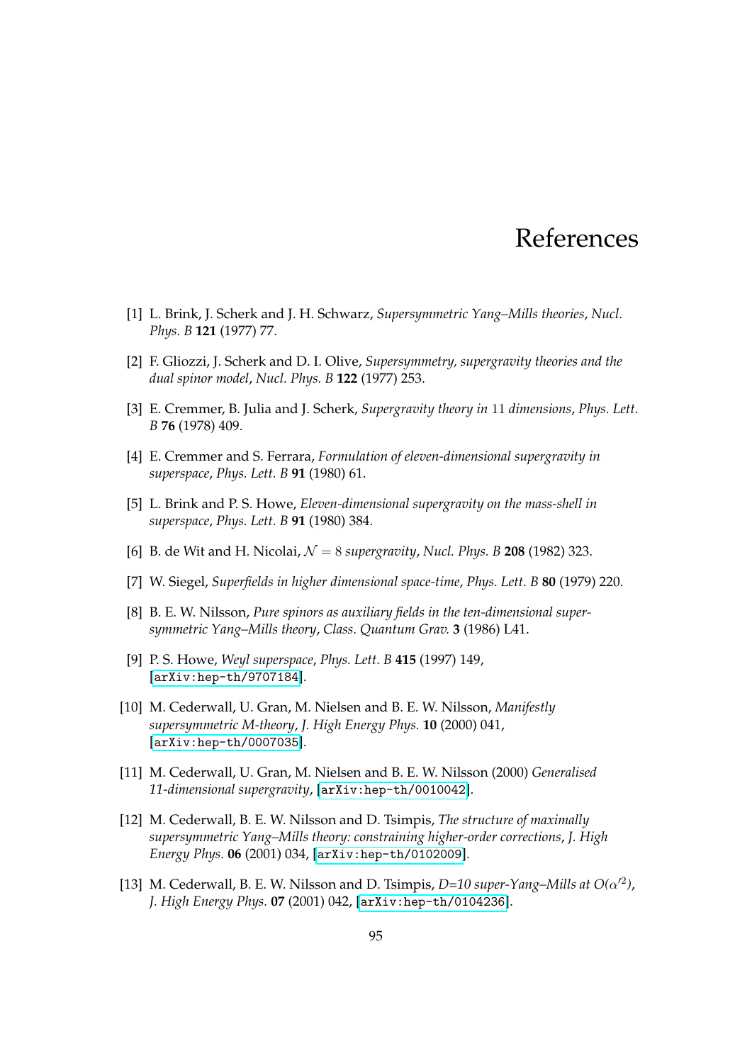# References

[1] L. Brink, J. Scherk and J. H. Schwarz, *Supersymmetric Yang–Mills theories*, *Nucl. Phys. B* **121** (1977) 77.

[2] F. Gliozzi, J. Scherk and D. I. Olive, *Supersymmetry, supergravity theories and the dual spinor model*, *Nucl. Phys. B* **122** (1977) 253.

[3] E. Cremmer, B. Julia and J. Scherk, *Supergravity theory in* 11 *dimensions*, *Phys. Lett. B* **76** (1978) 409.

[4] E. Cremmer and S. Ferrara, *Formulation of eleven-dimensional supergravity in superspace*, *Phys. Lett. B* **91** (1980) 61.

[5] L. Brink and P. S. Howe, *Eleven-dimensional supergravity on the mass-shell in superspace*, *Phys. Lett. B* **91** (1980) 384.

[6] B. de Wit and H. Nicolai, $\mathcal{N} = 8$ *supergravity*, *Nucl. Phys. B* **208** (1982) 323.

[7] W. Siegel, *Superfields in higher dimensional space-time*, *Phys. Lett. B* **80** (1979) 220.

[8] B. E. W. Nilsson, *Pure spinors as auxiliary fields in the ten-dimensional supersymmetric Yang–Mills theory*, *Class. Quantum Grav.* **3** (1986) L41.

[9] P. S. Howe, *Weyl superspace*, *Phys. Lett. B* **415** (1997) 149, [arXiv:hep-th/9707184].

[10] M. Cederwall, U. Gran, M. Nielsen and B. E. W. Nilsson, *Manifestly supersymmetric M-theory*, *J. High Energy Phys.* **10** (2000) 041, [arXiv:hep-th/0007035].

[11] M. Cederwall, U. Gran, M. Nielsen and B. E. W. Nilsson (2000) *Generalised 11-dimensional supergravity*, [arXiv:hep-th/0010042].

[12] M. Cederwall, B. E. W. Nilsson and D. Tsimpis, *The structure of maximally supersymmetric Yang–Mills theory: constraining higher-order corrections*, *J. High Energy Phys.* **06** (2001) 034, [arXiv:hep-th/0102009].

[13] M. Cederwall, B. E. W. Nilsson and D. Tsimpis, *D=10 super-Yang–Mills at* $O(\alpha'^2)$, *J. High Energy Phys.* **07** (2001) 042, [arXiv:hep-th/0104236].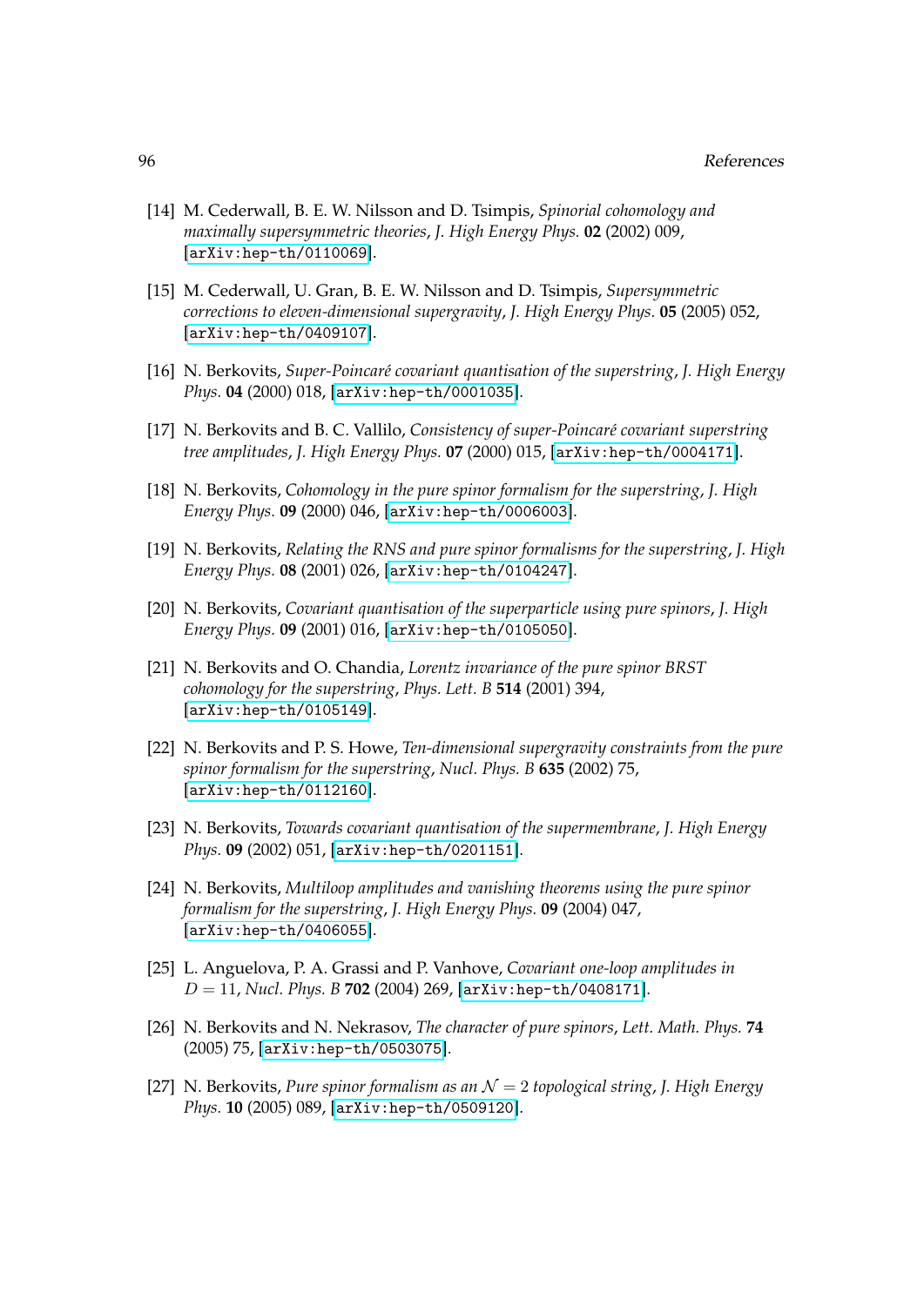[14] M. Cederwall, B. E. W. Nilsson and D. Tsimpis, *Spinorial cohomology and maximally supersymmetric theories*, *J. High Energy Phys.* **02** (2002) 009, [arXiv:hep-th/0110069].

[15] M. Cederwall, U. Gran, B. E. W. Nilsson and D. Tsimpis, *Supersymmetric corrections to eleven-dimensional supergravity*, *J. High Energy Phys.* **05** (2005) 052, [arXiv:hep-th/0409107].

[16] N. Berkovits, *Super-Poincaré covariant quantisation of the superstring*, *J. High Energy Phys.* **04** (2000) 018, [arXiv:hep-th/0001035].

[17] N. Berkovits and B. C. Vallilo, *Consistency of super-Poincaré covariant superstring tree amplitudes*, *J. High Energy Phys.* **07** (2000) 015, [arXiv:hep-th/0004171].

[18] N. Berkovits, *Cohomology in the pure spinor formalism for the superstring*, *J. High Energy Phys.* **09** (2000) 046, [arXiv:hep-th/0006003].

[19] N. Berkovits, *Relating the RNS and pure spinor formalisms for the superstring*, *J. High Energy Phys.* **08** (2001) 026, [arXiv:hep-th/0104247].

[20] N. Berkovits, *Covariant quantisation of the superparticle using pure spinors*, *J. High Energy Phys.* **09** (2001) 016, [arXiv:hep-th/0105050].

[21] N. Berkovits and O. Chandia, *Lorentz invariance of the pure spinor BRST cohomology for the superstring*, *Phys. Lett. B* **514** (2001) 394, [arXiv:hep-th/0105149].

[22] N. Berkovits and P. S. Howe, *Ten-dimensional supergravity constraints from the pure spinor formalism for the superstring*, *Nucl. Phys. B* **635** (2002) 75, [arXiv:hep-th/0112160].

[23] N. Berkovits, *Towards covariant quantisation of the supermembrane*, *J. High Energy Phys.* **09** (2002) 051, [arXiv:hep-th/0201151].

[24] N. Berkovits, *Multiloop amplitudes and vanishing theorems using the pure spinor formalism for the superstring*, *J. High Energy Phys.* **09** (2004) 047, [arXiv:hep-th/0406055].

[25] L. Anguelova, P. A. Grassi and P. Vanhove, *Covariant one-loop amplitudes in $D = 11$*, *Nucl. Phys. B* **702** (2004) 269, [arXiv:hep-th/0408171].

[26] N. Berkovits and N. Nekrasov, *The character of pure spinors*, *Lett. Math. Phys.* **74** (2005) 75, [arXiv:hep-th/0503075].

[27] N. Berkovits, *Pure spinor formalism as an $\mathcal{N} = 2$ topological string*, *J. High Energy Phys.* **10** (2005) 089, [arXiv:hep-th/0509120].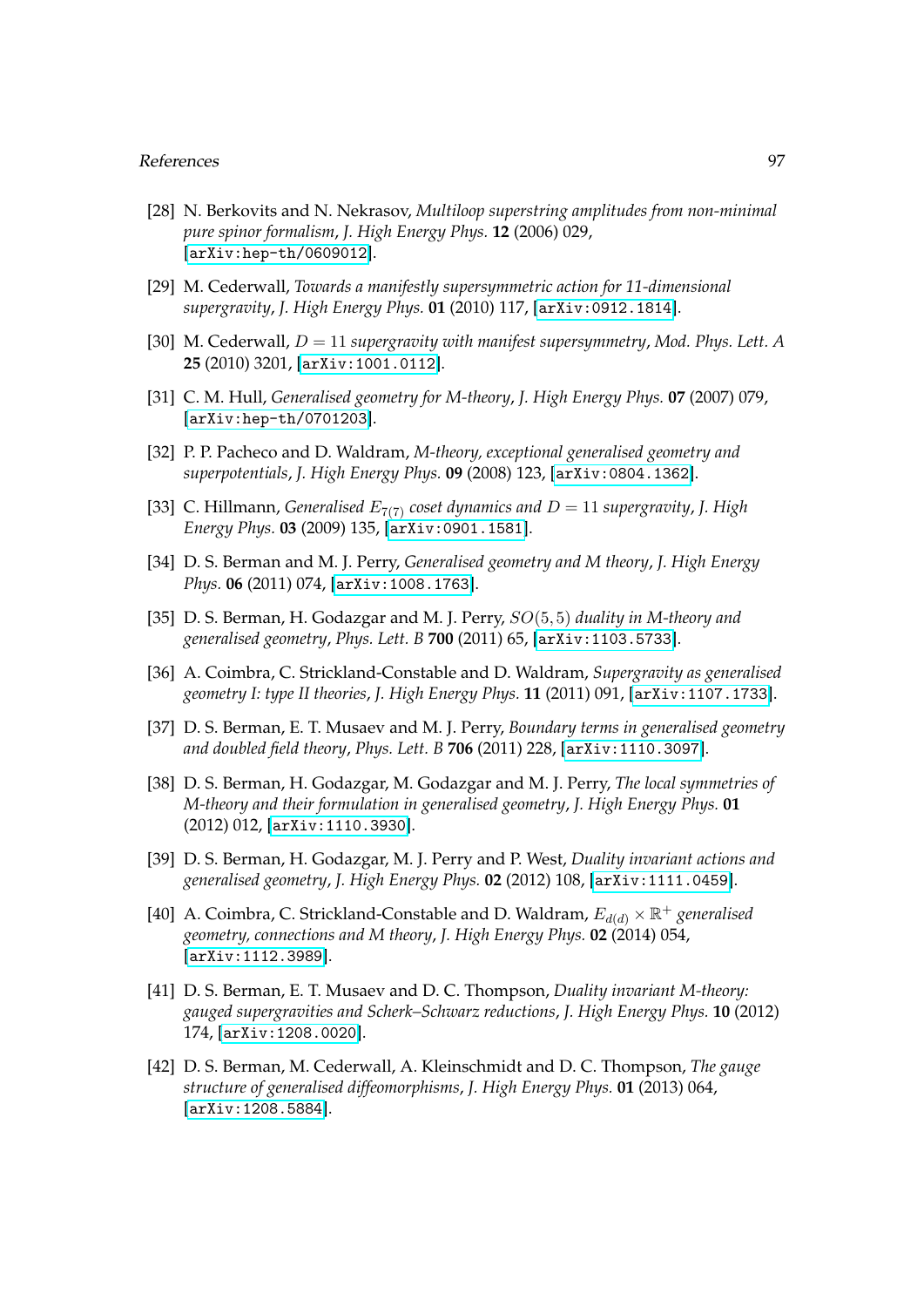[28] N. Berkovits and N. Nekrasov, *Multiloop superstring amplitudes from non-minimal pure spinor formalism*, *J. High Energy Phys.* **12** (2006) 029, [arXiv:hep-th/0609012].

[29] M. Cederwall, *Towards a manifestly supersymmetric action for 11-dimensional supergravity*, *J. High Energy Phys.* **01** (2010) 117, [arXiv:0912.1814].

[30] M. Cederwall, *$D = 11$ supergravity with manifest supersymmetry*, *Mod. Phys. Lett. A* **25** (2010) 3201, [arXiv:1001.0112].

[31] C. M. Hull, *Generalised geometry for M-theory*, *J. High Energy Phys.* **07** (2007) 079, [arXiv:hep-th/0701203].

[32] P. P. Pacheco and D. Waldram, *M-theory, exceptional generalised geometry and superpotentials*, *J. High Energy Phys.* **09** (2008) 123, [arXiv:0804.1362].

[33] C. Hillmann, *Generalised $E_{7(7)}$ coset dynamics and $D = 11$ supergravity*, *J. High Energy Phys.* **03** (2009) 135, [arXiv:0901.1581].

[34] D. S. Berman and M. J. Perry, *Generalised geometry and M theory*, *J. High Energy Phys.* **06** (2011) 074, [arXiv:1008.1763].

[35] D. S. Berman, H. Godazgar and M. J. Perry, *$SO(5,5)$ duality in M-theory and generalised geometry*, *Phys. Lett. B* **700** (2011) 65, [arXiv:1103.5733].

[36] A. Coimbra, C. Strickland-Constable and D. Waldram, *Supergravity as generalised geometry I: type II theories*, *J. High Energy Phys.* **11** (2011) 091, [arXiv:1107.1733].

[37] D. S. Berman, E. T. Musaev and M. J. Perry, *Boundary terms in generalised geometry and doubled field theory*, *Phys. Lett. B* **706** (2011) 228, [arXiv:1110.3097].

[38] D. S. Berman, H. Godazgar, M. Godazgar and M. J. Perry, *The local symmetries of M-theory and their formulation in generalised geometry*, *J. High Energy Phys.* **01** (2012) 012, [arXiv:1110.3930].

[39] D. S. Berman, H. Godazgar, M. J. Perry and P. West, *Duality invariant actions and generalised geometry*, *J. High Energy Phys.* **02** (2012) 108, [arXiv:1111.0459].

[40] A. Coimbra, C. Strickland-Constable and D. Waldram, *$E_{d(d)} \times \mathbb{R}^+$ generalised geometry, connections and M theory*, *J. High Energy Phys.* **02** (2014) 054, [arXiv:1112.3989].

[41] D. S. Berman, E. T. Musaev and D. C. Thompson, *Duality invariant M-theory: gauged supergravities and Scherk–Schwarz reductions*, *J. High Energy Phys.* **10** (2012) 174, [arXiv:1208.0020].

[42] D. S. Berman, M. Cederwall, A. Kleinschmidt and D. C. Thompson, *The gauge structure of generalised diffeomorphisms*, *J. High Energy Phys.* **01** (2013) 064, [arXiv:1208.5884].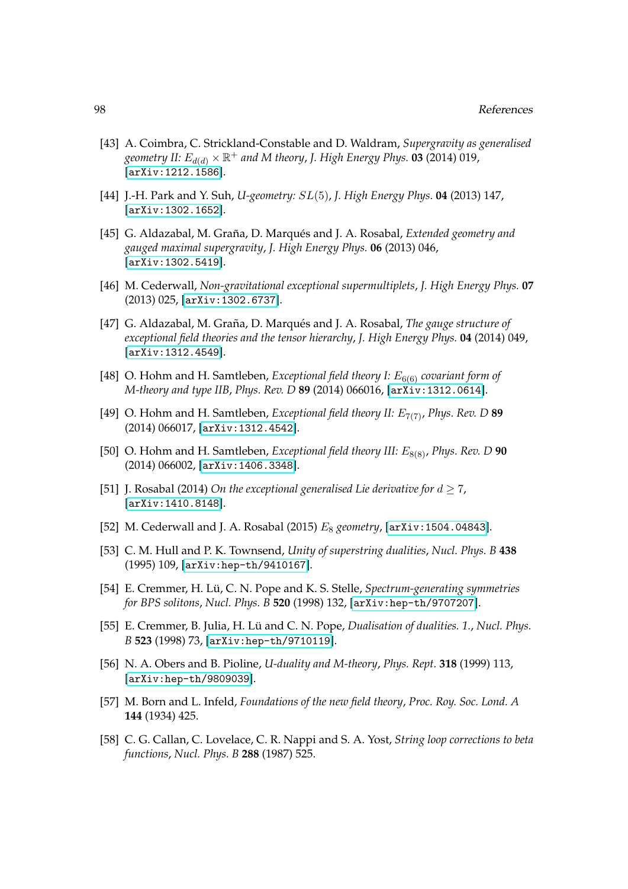[43] A. Coimbra, C. Strickland-Constable and D. Waldram, *Supergravity as generalised geometry II: $E_{d(d)} \times \mathbb{R}^+$ and M theory*, *J. High Energy Phys.* **03** (2014) 019, [arXiv:1212.1586].

[44] J.-H. Park and Y. Suh, *U-geometry: $SL(5)$*, *J. High Energy Phys.* **04** (2013) 147, [arXiv:1302.1652].

[45] G. Aldazabal, M. Graña, D. Marqués and J. A. Rosabal, *Extended geometry and gauged maximal supergravity*, *J. High Energy Phys.* **06** (2013) 046, [arXiv:1302.5419].

[46] M. Cederwall, *Non-gravitational exceptional supermultiplets*, *J. High Energy Phys.* **07** (2013) 025, [arXiv:1302.6737].

[47] G. Aldazabal, M. Graña, D. Marqués and J. A. Rosabal, *The gauge structure of exceptional field theories and the tensor hierarchy*, *J. High Energy Phys.* **04** (2014) 049, [arXiv:1312.4549].

[48] O. Hohm and H. Samtleben, *Exceptional field theory I: $E_{6(6)}$ covariant form of M-theory and type IIB*, *Phys. Rev. D* **89** (2014) 066016, [arXiv:1312.0614].

[49] O. Hohm and H. Samtleben, *Exceptional field theory II: $E_{7(7)}$*, *Phys. Rev. D* **89** (2014) 066017, [arXiv:1312.4542].

[50] O. Hohm and H. Samtleben, *Exceptional field theory III: $E_{8(8)}$*, *Phys. Rev. D* **90** (2014) 066002, [arXiv:1406.3348].

[51] J. Rosabal (2014) *On the exceptional generalised Lie derivative for $d \geq 7$*, [arXiv:1410.8148].

[52] M. Cederwall and J. A. Rosabal (2015) *$E_8$ geometry*, [arXiv:1504.04843].

[53] C. M. Hull and P. K. Townsend, *Unity of superstring dualities*, *Nucl. Phys. B* **438** (1995) 109, [arXiv:hep-th/9410167].

[54] E. Cremmer, H. Lü, C. N. Pope and K. S. Stelle, *Spectrum-generating symmetries for BPS solitons*, *Nucl. Phys. B* **520** (1998) 132, [arXiv:hep-th/9707207].

[55] E. Cremmer, B. Julia, H. Lü and C. N. Pope, *Dualisation of dualities. 1.*, *Nucl. Phys. B* **523** (1998) 73, [arXiv:hep-th/9710119].

[56] N. A. Obers and B. Pioline, *U-duality and M-theory*, *Phys. Rept.* **318** (1999) 113, [arXiv:hep-th/9809039].

[57] M. Born and L. Infeld, *Foundations of the new field theory*, *Proc. Roy. Soc. Lond. A* **144** (1934) 425.

[58] C. G. Callan, C. Lovelace, C. R. Nappi and S. A. Yost, *String loop corrections to beta functions*, *Nucl. Phys. B* **288** (1987) 525.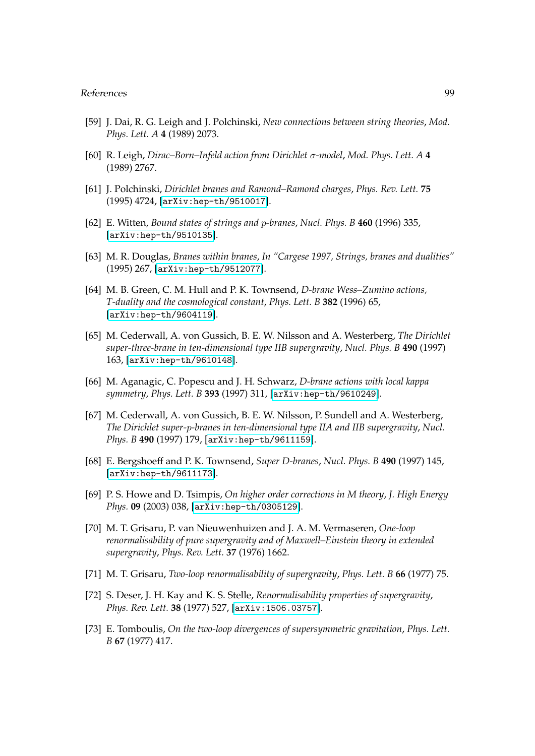[59] J. Dai, R. G. Leigh and J. Polchinski, *New connections between string theories*, *Mod. Phys. Lett. A* **4** (1989) 2073.

[60] R. Leigh, *Dirac–Born–Infeld action from Dirichlet $\sigma$-model*, *Mod. Phys. Lett. A* **4** (1989) 2767.

[61] J. Polchinski, *Dirichlet branes and Ramond–Ramond charges*, *Phys. Rev. Lett.* **75** (1995) 4724, [arXiv:hep-th/9510017].

[62] E. Witten, *Bound states of strings and $p$-branes*, *Nucl. Phys. B* **460** (1996) 335, [arXiv:hep-th/9510135].

[63] M. R. Douglas, *Branes within branes*, *In "Cargese 1997, Strings, branes and dualities"* (1995) 267, [arXiv:hep-th/9512077].

[64] M. B. Green, C. M. Hull and P. K. Townsend, *D-brane Wess–Zumino actions, T-duality and the cosmological constant*, *Phys. Lett. B* **382** (1996) 65, [arXiv:hep-th/9604119].

[65] M. Cederwall, A. von Gussich, B. E. W. Nilsson and A. Westerberg, *The Dirichlet super-three-brane in ten-dimensional type IIB supergravity*, *Nucl. Phys. B* **490** (1997) 163, [arXiv:hep-th/9610148].

[66] M. Aganagic, C. Popescu and J. H. Schwarz, *D-brane actions with local kappa symmetry*, *Phys. Lett. B* **393** (1997) 311, [arXiv:hep-th/9610249].

[67] M. Cederwall, A. von Gussich, B. E. W. Nilsson, P. Sundell and A. Westerberg, *The Dirichlet super-$p$-branes in ten-dimensional type IIA and IIB supergravity*, *Nucl. Phys. B* **490** (1997) 179, [arXiv:hep-th/9611159].

[68] E. Bergshoeff and P. K. Townsend, *Super D-branes*, *Nucl. Phys. B* **490** (1997) 145, [arXiv:hep-th/9611173].

[69] P. S. Howe and D. Tsimpis, *On higher order corrections in M theory*, *J. High Energy Phys.* **09** (2003) 038, [arXiv:hep-th/0305129].

[70] M. T. Grisaru, P. van Nieuwenhuizen and J. A. M. Vermaseren, *One-loop renormalisability of pure supergravity and of Maxwell–Einstein theory in extended supergravity*, *Phys. Rev. Lett.* **37** (1976) 1662.

[71] M. T. Grisaru, *Two-loop renormalisability of supergravity*, *Phys. Lett. B* **66** (1977) 75.

[72] S. Deser, J. H. Kay and K. S. Stelle, *Renormalisability properties of supergravity*, *Phys. Rev. Lett.* **38** (1977) 527, [arXiv:1506.03757].

[73] E. Tomboulis, *On the two-loop divergences of supersymmetric gravitation*, *Phys. Lett. B* **67** (1977) 417.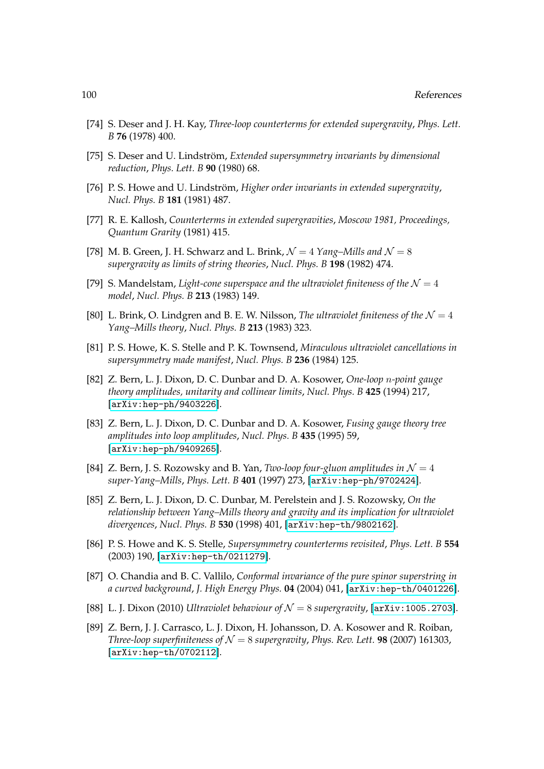[74] S. Deser and J. H. Kay, *Three-loop counterterms for extended supergravity*, *Phys. Lett. B* **76** (1978) 400.

[75] S. Deser and U. Lindström, *Extended supersymmetry invariants by dimensional reduction*, *Phys. Lett. B* **90** (1980) 68.

[76] P. S. Howe and U. Lindström, *Higher order invariants in extended supergravity*, *Nucl. Phys. B* **181** (1981) 487.

[77] R. E. Kallosh, *Counterterms in extended supergravities*, *Moscow 1981, Proceedings, Quantum Grarity* (1981) 415.

[78] M. B. Green, J. H. Schwarz and L. Brink, *$\mathcal{N} = 4$ Yang–Mills and $\mathcal{N} = 8$ supergravity as limits of string theories*, *Nucl. Phys. B* **198** (1982) 474.

[79] S. Mandelstam, *Light-cone superspace and the ultraviolet finiteness of the $\mathcal{N} = 4$ model*, *Nucl. Phys. B* **213** (1983) 149.

[80] L. Brink, O. Lindgren and B. E. W. Nilsson, *The ultraviolet finiteness of the $\mathcal{N} = 4$ Yang–Mills theory*, *Nucl. Phys. B* **213** (1983) 323.

[81] P. S. Howe, K. S. Stelle and P. K. Townsend, *Miraculous ultraviolet cancellations in supersymmetry made manifest*, *Nucl. Phys. B* **236** (1984) 125.

[82] Z. Bern, L. J. Dixon, D. C. Dunbar and D. A. Kosower, *One-loop $n$-point gauge theory amplitudes, unitarity and collinear limits*, *Nucl. Phys. B* **425** (1994) 217, [arXiv:hep-ph/9403226].

[83] Z. Bern, L. J. Dixon, D. C. Dunbar and D. A. Kosower, *Fusing gauge theory tree amplitudes into loop amplitudes*, *Nucl. Phys. B* **435** (1995) 59, [arXiv:hep-ph/9409265].

[84] Z. Bern, J. S. Rozowsky and B. Yan, *Two-loop four-gluon amplitudes in $\mathcal{N} = 4$ super-Yang–Mills*, *Phys. Lett. B* **401** (1997) 273, [arXiv:hep-ph/9702424].

[85] Z. Bern, L. J. Dixon, D. C. Dunbar, M. Perelstein and J. S. Rozowsky, *On the relationship between Yang–Mills theory and gravity and its implication for ultraviolet divergences*, *Nucl. Phys. B* **530** (1998) 401, [arXiv:hep-th/9802162].

[86] P. S. Howe and K. S. Stelle, *Supersymmetry counterterms revisited*, *Phys. Lett. B* **554** (2003) 190, [arXiv:hep-th/0211279].

[87] O. Chandia and B. C. Vallilo, *Conformal invariance of the pure spinor superstring in a curved background*, *J. High Energy Phys.* **04** (2004) 041, [arXiv:hep-th/0401226].

[88] L. J. Dixon (2010) *Ultraviolet behaviour of $\mathcal{N} = 8$ supergravity*, [arXiv:1005.2703].

[89] Z. Bern, J. J. Carrasco, L. J. Dixon, H. Johansson, D. A. Kosower and R. Roiban, *Three-loop superfiniteness of $\mathcal{N} = 8$ supergravity*, *Phys. Rev. Lett.* **98** (2007) 161303, [arXiv:hep-th/0702112].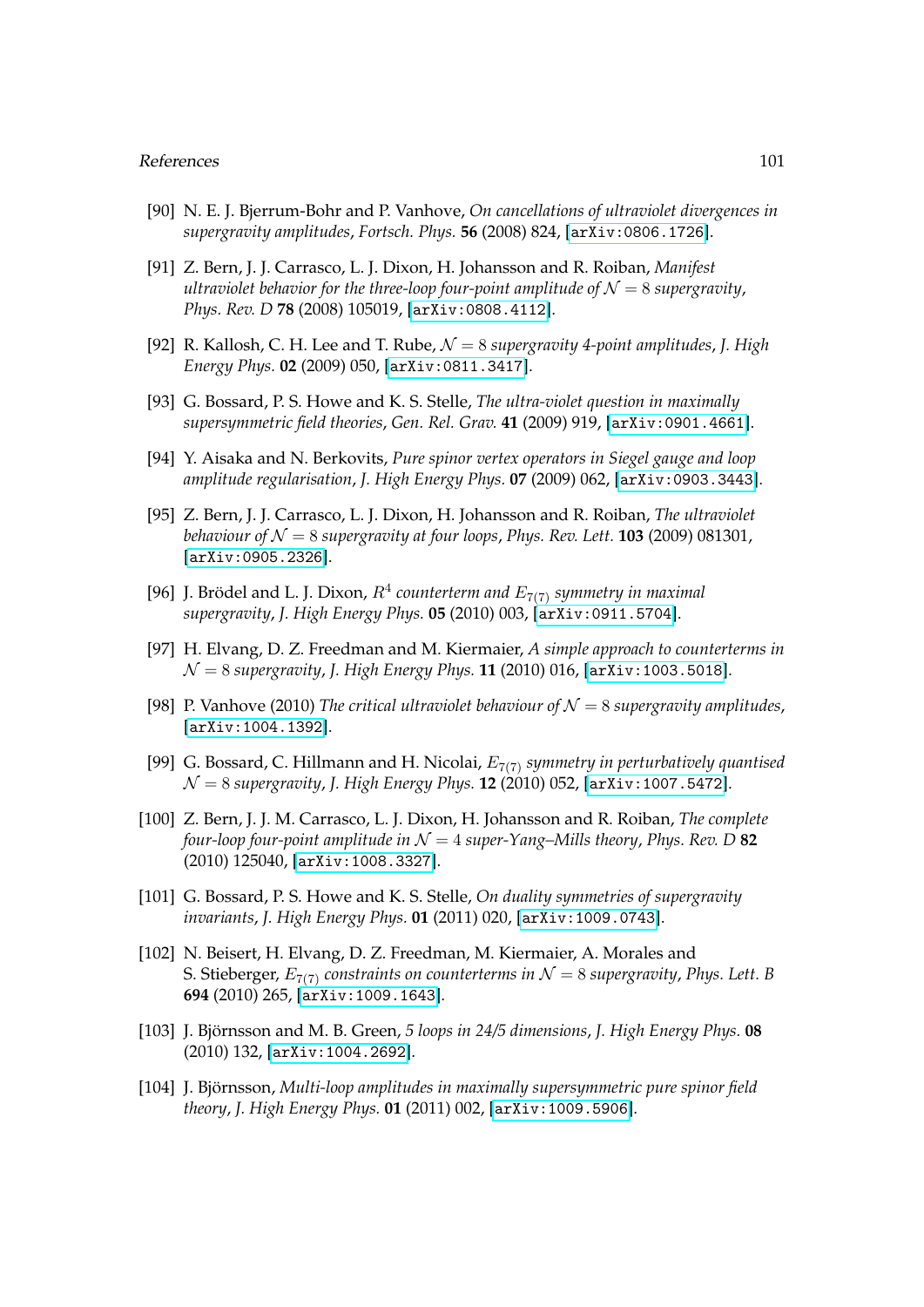[90] N. E. J. Bjerrum-Bohr and P. Vanhove, *On cancellations of ultraviolet divergences in supergravity amplitudes*, *Fortsch. Phys.* **56** (2008) 824, [arXiv:0806.1726].

[91] Z. Bern, J. J. Carrasco, L. J. Dixon, H. Johansson and R. Roiban, *Manifest ultraviolet behavior for the three-loop four-point amplitude of $\mathcal{N}=8$ supergravity*, *Phys. Rev. D* **78** (2008) 105019, [arXiv:0808.4112].

[92] R. Kallosh, C. H. Lee and T. Rube, *$\mathcal{N}=8$ supergravity 4-point amplitudes*, *J. High Energy Phys.* **02** (2009) 050, [arXiv:0811.3417].

[93] G. Bossard, P. S. Howe and K. S. Stelle, *The ultra-violet question in maximally supersymmetric field theories*, *Gen. Rel. Grav.* **41** (2009) 919, [arXiv:0901.4661].

[94] Y. Aisaka and N. Berkovits, *Pure spinor vertex operators in Siegel gauge and loop amplitude regularisation*, *J. High Energy Phys.* **07** (2009) 062, [arXiv:0903.3443].

[95] Z. Bern, J. J. Carrasco, L. J. Dixon, H. Johansson and R. Roiban, *The ultraviolet behaviour of $\mathcal{N}=8$ supergravity at four loops*, *Phys. Rev. Lett.* **103** (2009) 081301, [arXiv:0905.2326].

[96] J. Brödel and L. J. Dixon, *$R^4$ counterterm and $E_{7(7)}$ symmetry in maximal supergravity*, *J. High Energy Phys.* **05** (2010) 003, [arXiv:0911.5704].

[97] H. Elvang, D. Z. Freedman and M. Kiermaier, *A simple approach to counterterms in $\mathcal{N}=8$ supergravity*, *J. High Energy Phys.* **11** (2010) 016, [arXiv:1003.5018].

[98] P. Vanhove (2010) *The critical ultraviolet behaviour of $\mathcal{N}=8$ supergravity amplitudes*, [arXiv:1004.1392].

[99] G. Bossard, C. Hillmann and H. Nicolai, *$E_{7(7)}$ symmetry in perturbatively quantised $\mathcal{N}=8$ supergravity*, *J. High Energy Phys.* **12** (2010) 052, [arXiv:1007.5472].

[100] Z. Bern, J. J. M. Carrasco, L. J. Dixon, H. Johansson and R. Roiban, *The complete four-loop four-point amplitude in $\mathcal{N}=4$ super-Yang–Mills theory*, *Phys. Rev. D* **82** (2010) 125040, [arXiv:1008.3327].

[101] G. Bossard, P. S. Howe and K. S. Stelle, *On duality symmetries of supergravity invariants*, *J. High Energy Phys.* **01** (2011) 020, [arXiv:1009.0743].

[102] N. Beisert, H. Elvang, D. Z. Freedman, M. Kiermaier, A. Morales and S. Stieberger, *$E_{7(7)}$ constraints on counterterms in $\mathcal{N}=8$ supergravity*, *Phys. Lett. B* **694** (2010) 265, [arXiv:1009.1643].

[103] J. Björnsson and M. B. Green, *5 loops in 24/5 dimensions*, *J. High Energy Phys.* **08** (2010) 132, [arXiv:1004.2692].

[104] J. Björnsson, *Multi-loop amplitudes in maximally supersymmetric pure spinor field theory*, *J. High Energy Phys.* **01** (2011) 002, [arXiv:1009.5906].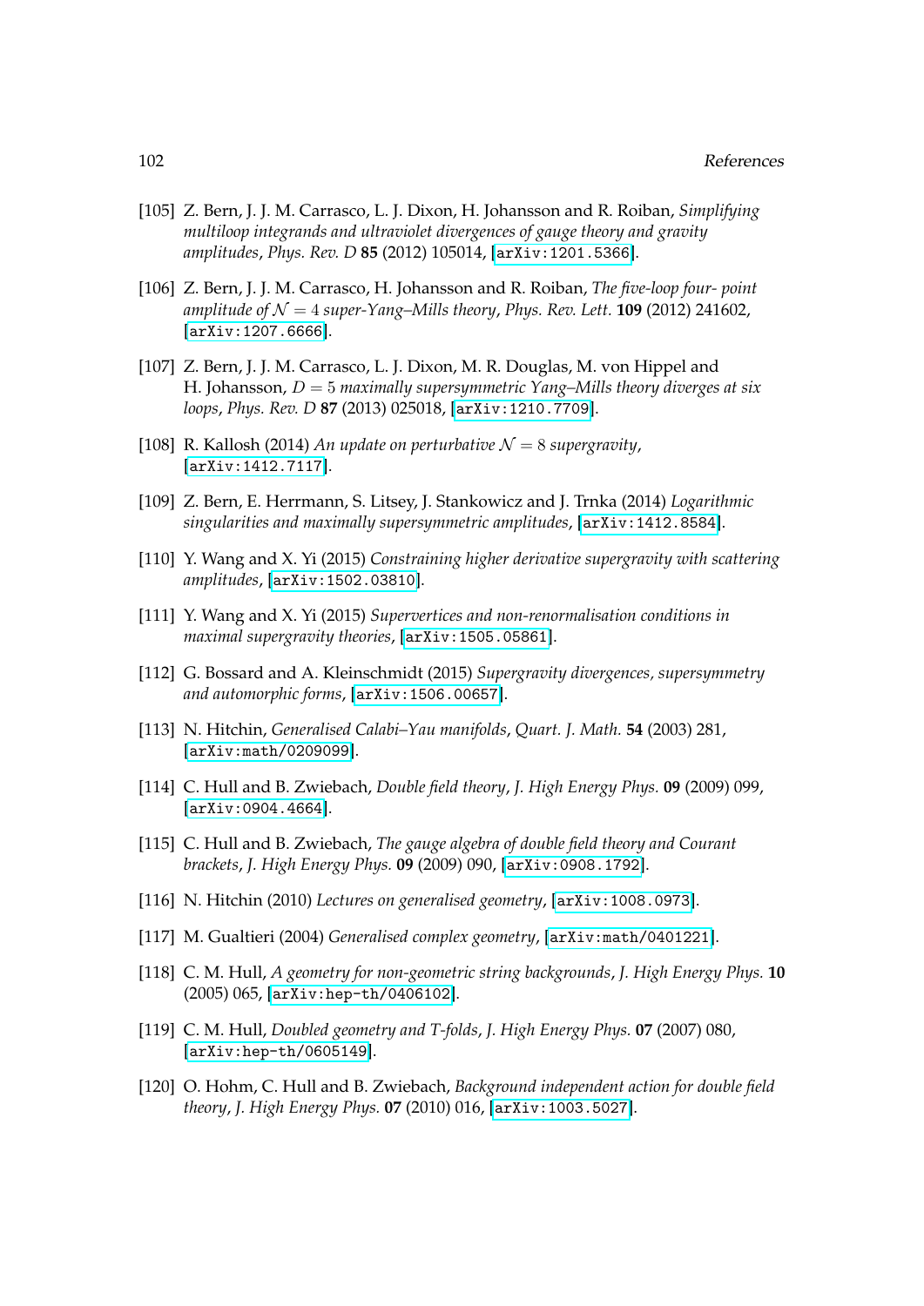[105] Z. Bern, J. J. M. Carrasco, L. J. Dixon, H. Johansson and R. Roiban, *Simplifying multiloop integrands and ultraviolet divergences of gauge theory and gravity amplitudes*, *Phys. Rev. D* **85** (2012) 105014, [arXiv:1201.5366].

[106] Z. Bern, J. J. M. Carrasco, H. Johansson and R. Roiban, *The five-loop four- point amplitude of $\mathcal{N} = 4$ super-Yang–Mills theory*, *Phys. Rev. Lett.* **109** (2012) 241602, [arXiv:1207.6666].

[107] Z. Bern, J. J. M. Carrasco, L. J. Dixon, M. R. Douglas, M. von Hippel and H. Johansson, *$D = 5$ maximally supersymmetric Yang–Mills theory diverges at six loops*, *Phys. Rev. D* **87** (2013) 025018, [arXiv:1210.7709].

[108] R. Kallosh (2014) *An update on perturbative $\mathcal{N} = 8$ supergravity*, [arXiv:1412.7117].

[109] Z. Bern, E. Herrmann, S. Litsey, J. Stankowicz and J. Trnka (2014) *Logarithmic singularities and maximally supersymmetric amplitudes*, [arXiv:1412.8584].

[110] Y. Wang and X. Yi (2015) *Constraining higher derivative supergravity with scattering amplitudes*, [arXiv:1502.03810].

[111] Y. Wang and X. Yi (2015) *Supervertices and non-renormalisation conditions in maximal supergravity theories*, [arXiv:1505.05861].

[112] G. Bossard and A. Kleinschmidt (2015) *Supergravity divergences, supersymmetry and automorphic forms*, [arXiv:1506.00657].

[113] N. Hitchin, *Generalised Calabi–Yau manifolds*, *Quart. J. Math.* **54** (2003) 281, [arXiv:math/0209099].

[114] C. Hull and B. Zwiebach, *Double field theory*, *J. High Energy Phys.* **09** (2009) 099, [arXiv:0904.4664].

[115] C. Hull and B. Zwiebach, *The gauge algebra of double field theory and Courant brackets*, *J. High Energy Phys.* **09** (2009) 090, [arXiv:0908.1792].

[116] N. Hitchin (2010) *Lectures on generalised geometry*, [arXiv:1008.0973].

[117] M. Gualtieri (2004) *Generalised complex geometry*, [arXiv:math/0401221].

[118] C. M. Hull, *A geometry for non-geometric string backgrounds*, *J. High Energy Phys.* **10** (2005) 065, [arXiv:hep-th/0406102].

[119] C. M. Hull, *Doubled geometry and T-folds*, *J. High Energy Phys.* **07** (2007) 080, [arXiv:hep-th/0605149].

[120] O. Hohm, C. Hull and B. Zwiebach, *Background independent action for double field theory*, *J. High Energy Phys.* **07** (2010) 016, [arXiv:1003.5027].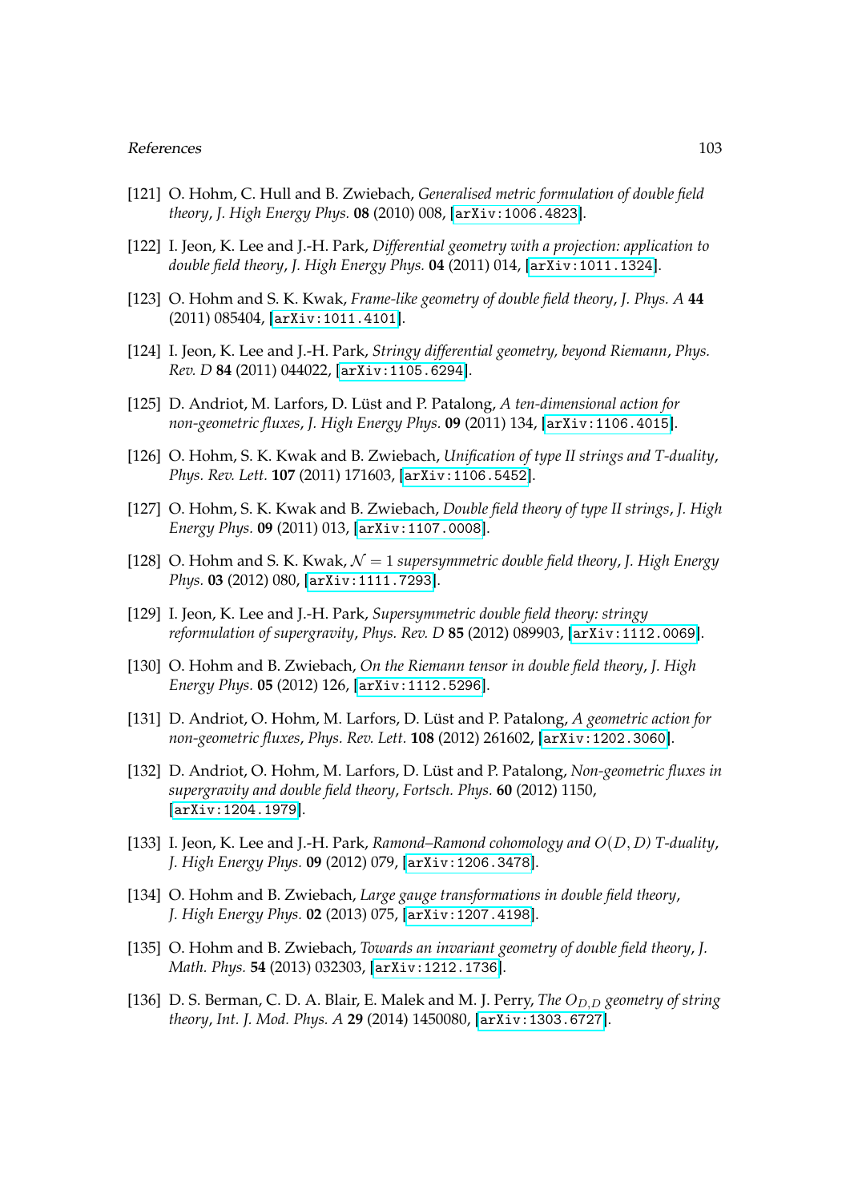[121] O. Hohm, C. Hull and B. Zwiebach, *Generalised metric formulation of double field theory*, *J. High Energy Phys.* **08** (2010) 008, [arXiv:1006.4823].

[122] I. Jeon, K. Lee and J.-H. Park, *Differential geometry with a projection: application to double field theory*, *J. High Energy Phys.* **04** (2011) 014, [arXiv:1011.1324].

[123] O. Hohm and S. K. Kwak, *Frame-like geometry of double field theory*, *J. Phys. A* **44** (2011) 085404, [arXiv:1011.4101].

[124] I. Jeon, K. Lee and J.-H. Park, *Stringy differential geometry, beyond Riemann*, *Phys. Rev. D* **84** (2011) 044022, [arXiv:1105.6294].

[125] D. Andriot, M. Larfors, D. Lüst and P. Patalong, *A ten-dimensional action for non-geometric fluxes*, *J. High Energy Phys.* **09** (2011) 134, [arXiv:1106.4015].

[126] O. Hohm, S. K. Kwak and B. Zwiebach, *Unification of type II strings and T-duality*, *Phys. Rev. Lett.* **107** (2011) 171603, [arXiv:1106.5452].

[127] O. Hohm, S. K. Kwak and B. Zwiebach, *Double field theory of type II strings*, *J. High Energy Phys.* **09** (2011) 013, [arXiv:1107.0008].

[128] O. Hohm and S. K. Kwak, *$\mathcal{N} = 1$ supersymmetric double field theory*, *J. High Energy Phys.* **03** (2012) 080, [arXiv:1111.7293].

[129] I. Jeon, K. Lee and J.-H. Park, *Supersymmetric double field theory: stringy reformulation of supergravity*, *Phys. Rev. D* **85** (2012) 089903, [arXiv:1112.0069].

[130] O. Hohm and B. Zwiebach, *On the Riemann tensor in double field theory*, *J. High Energy Phys.* **05** (2012) 126, [arXiv:1112.5296].

[131] D. Andriot, O. Hohm, M. Larfors, D. Lüst and P. Patalong, *A geometric action for non-geometric fluxes*, *Phys. Rev. Lett.* **108** (2012) 261602, [arXiv:1202.3060].

[132] D. Andriot, O. Hohm, M. Larfors, D. Lüst and P. Patalong, *Non-geometric fluxes in supergravity and double field theory*, *Fortsch. Phys.* **60** (2012) 1150, [arXiv:1204.1979].

[133] I. Jeon, K. Lee and J.-H. Park, *Ramond–Ramond cohomology and $O(D, D)$ T-duality*, *J. High Energy Phys.* **09** (2012) 079, [arXiv:1206.3478].

[134] O. Hohm and B. Zwiebach, *Large gauge transformations in double field theory*, *J. High Energy Phys.* **02** (2013) 075, [arXiv:1207.4198].

[135] O. Hohm and B. Zwiebach, *Towards an invariant geometry of double field theory*, *J. Math. Phys.* **54** (2013) 032303, [arXiv:1212.1736].

[136] D. S. Berman, C. D. A. Blair, E. Malek and M. J. Perry, *The $O_{D,D}$ geometry of string theory*, *Int. J. Mod. Phys. A* **29** (2014) 1450080, [arXiv:1303.6727].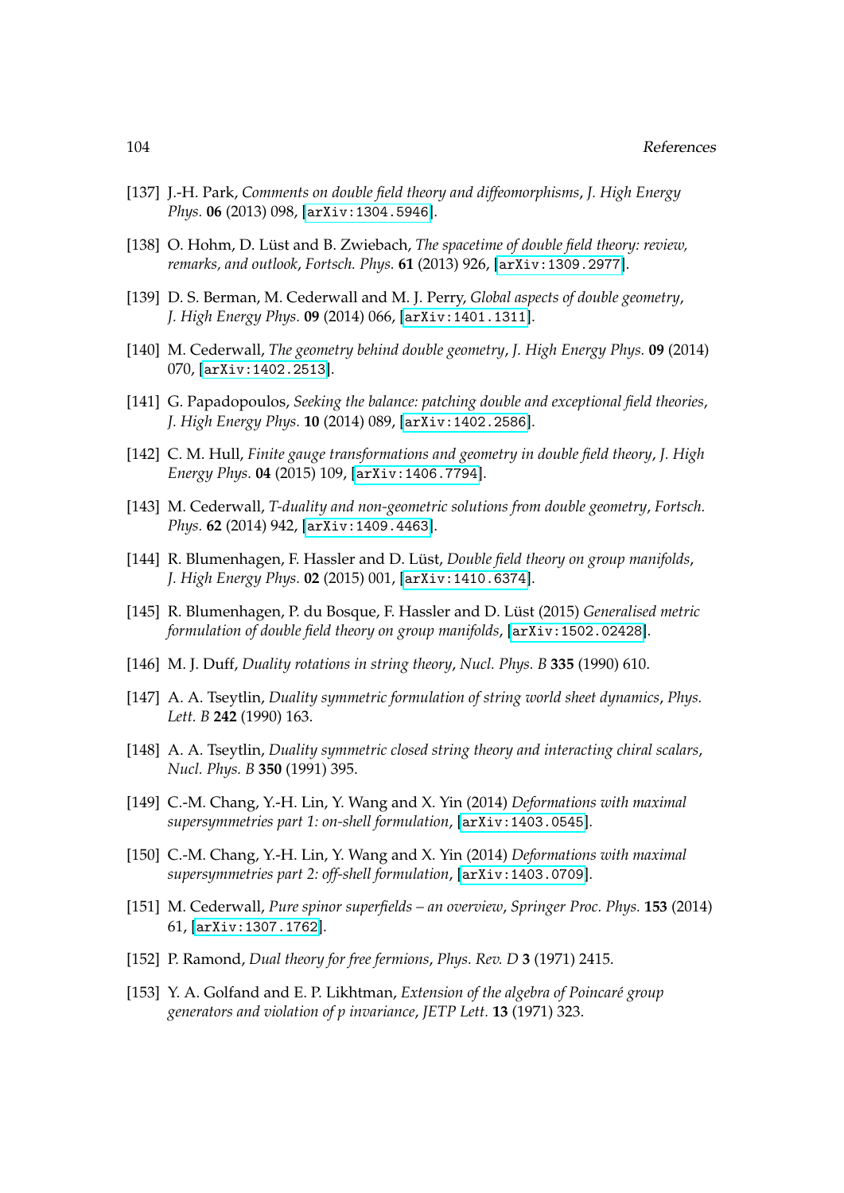[137] J.-H. Park, *Comments on double field theory and diffeomorphisms*, *J. High Energy Phys.* **06** (2013) 098, [arXiv:1304.5946].

[138] O. Hohm, D. Lüst and B. Zwiebach, *The spacetime of double field theory: review, remarks, and outlook*, *Fortsch. Phys.* **61** (2013) 926, [arXiv:1309.2977].

[139] D. S. Berman, M. Cederwall and M. J. Perry, *Global aspects of double geometry*, *J. High Energy Phys.* **09** (2014) 066, [arXiv:1401.1311].

[140] M. Cederwall, *The geometry behind double geometry*, *J. High Energy Phys.* **09** (2014) 070, [arXiv:1402.2513].

[141] G. Papadopoulos, *Seeking the balance: patching double and exceptional field theories*, *J. High Energy Phys.* **10** (2014) 089, [arXiv:1402.2586].

[142] C. M. Hull, *Finite gauge transformations and geometry in double field theory*, *J. High Energy Phys.* **04** (2015) 109, [arXiv:1406.7794].

[143] M. Cederwall, *T-duality and non-geometric solutions from double geometry*, *Fortsch. Phys.* **62** (2014) 942, [arXiv:1409.4463].

[144] R. Blumenhagen, F. Hassler and D. Lüst, *Double field theory on group manifolds*, *J. High Energy Phys.* **02** (2015) 001, [arXiv:1410.6374].

[145] R. Blumenhagen, P. du Bosque, F. Hassler and D. Lüst (2015) *Generalised metric formulation of double field theory on group manifolds*, [arXiv:1502.02428].

[146] M. J. Duff, *Duality rotations in string theory*, *Nucl. Phys. B* **335** (1990) 610.

[147] A. A. Tseytlin, *Duality symmetric formulation of string world sheet dynamics*, *Phys. Lett. B* **242** (1990) 163.

[148] A. A. Tseytlin, *Duality symmetric closed string theory and interacting chiral scalars*, *Nucl. Phys. B* **350** (1991) 395.

[149] C.-M. Chang, Y.-H. Lin, Y. Wang and X. Yin (2014) *Deformations with maximal supersymmetries part 1: on-shell formulation*, [arXiv:1403.0545].

[150] C.-M. Chang, Y.-H. Lin, Y. Wang and X. Yin (2014) *Deformations with maximal supersymmetries part 2: off-shell formulation*, [arXiv:1403.0709].

[151] M. Cederwall, *Pure spinor superfields – an overview*, *Springer Proc. Phys.* **153** (2014) 61, [arXiv:1307.1762].

[152] P. Ramond, *Dual theory for free fermions*, *Phys. Rev. D* **3** (1971) 2415.

[153] Y. A. Golfand and E. P. Likhtman, *Extension of the algebra of Poincaré group generators and violation of p invariance*, *JETP Lett.* **13** (1971) 323.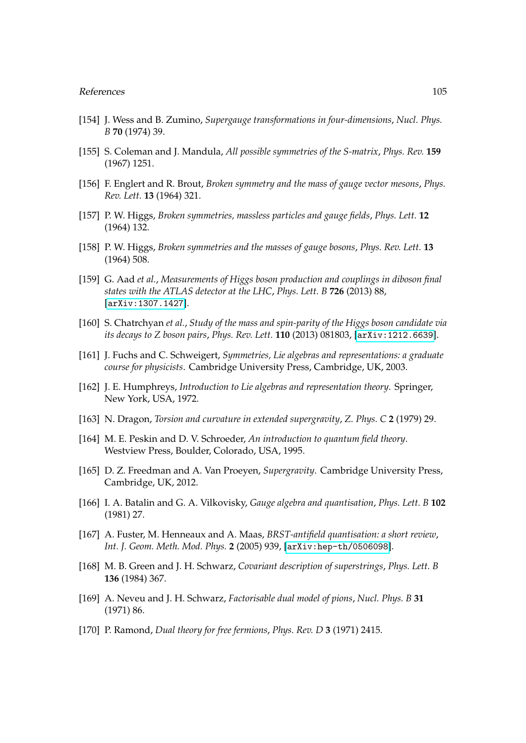[154] J. Wess and B. Zumino, *Supergauge transformations in four-dimensions*, *Nucl. Phys. B* **70** (1974) 39.

[155] S. Coleman and J. Mandula, *All possible symmetries of the S-matrix*, *Phys. Rev.* **159** (1967) 1251.

[156] F. Englert and R. Brout, *Broken symmetry and the mass of gauge vector mesons*, *Phys. Rev. Lett.* **13** (1964) 321.

[157] P. W. Higgs, *Broken symmetries, massless particles and gauge fields*, *Phys. Lett.* **12** (1964) 132.

[158] P. W. Higgs, *Broken symmetries and the masses of gauge bosons*, *Phys. Rev. Lett.* **13** (1964) 508.

[159] G. Aad *et al.*, *Measurements of Higgs boson production and couplings in diboson final states with the ATLAS detector at the LHC*, *Phys. Lett. B* **726** (2013) 88, [`arXiv:1307.1427`].

[160] S. Chatrchyan *et al.*, *Study of the mass and spin-parity of the Higgs boson candidate via its decays to Z boson pairs*, *Phys. Rev. Lett.* **110** (2013) 081803, [`arXiv:1212.6639`].

[161] J. Fuchs and C. Schweigert, *Symmetries, Lie algebras and representations: a graduate course for physicists*. Cambridge University Press, Cambridge, UK, 2003.

[162] J. E. Humphreys, *Introduction to Lie algebras and representation theory*. Springer, New York, USA, 1972.

[163] N. Dragon, *Torsion and curvature in extended supergravity*, *Z. Phys. C* **2** (1979) 29.

[164] M. E. Peskin and D. V. Schroeder, *An introduction to quantum field theory*. Westview Press, Boulder, Colorado, USA, 1995.

[165] D. Z. Freedman and A. Van Proeyen, *Supergravity*. Cambridge University Press, Cambridge, UK, 2012.

[166] I. A. Batalin and G. A. Vilkovisky, *Gauge algebra and quantisation*, *Phys. Lett. B* **102** (1981) 27.

[167] A. Fuster, M. Henneaux and A. Maas, *BRST-antifield quantisation: a short review*, *Int. J. Geom. Meth. Mod. Phys.* **2** (2005) 939, [`arXiv:hep-th/0506098`].

[168] M. B. Green and J. H. Schwarz, *Covariant description of superstrings*, *Phys. Lett. B* **136** (1984) 367.

[169] A. Neveu and J. H. Schwarz, *Factorisable dual model of pions*, *Nucl. Phys. B* **31** (1971) 86.

[170] P. Ramond, *Dual theory for free fermions*, *Phys. Rev. D* **3** (1971) 2415.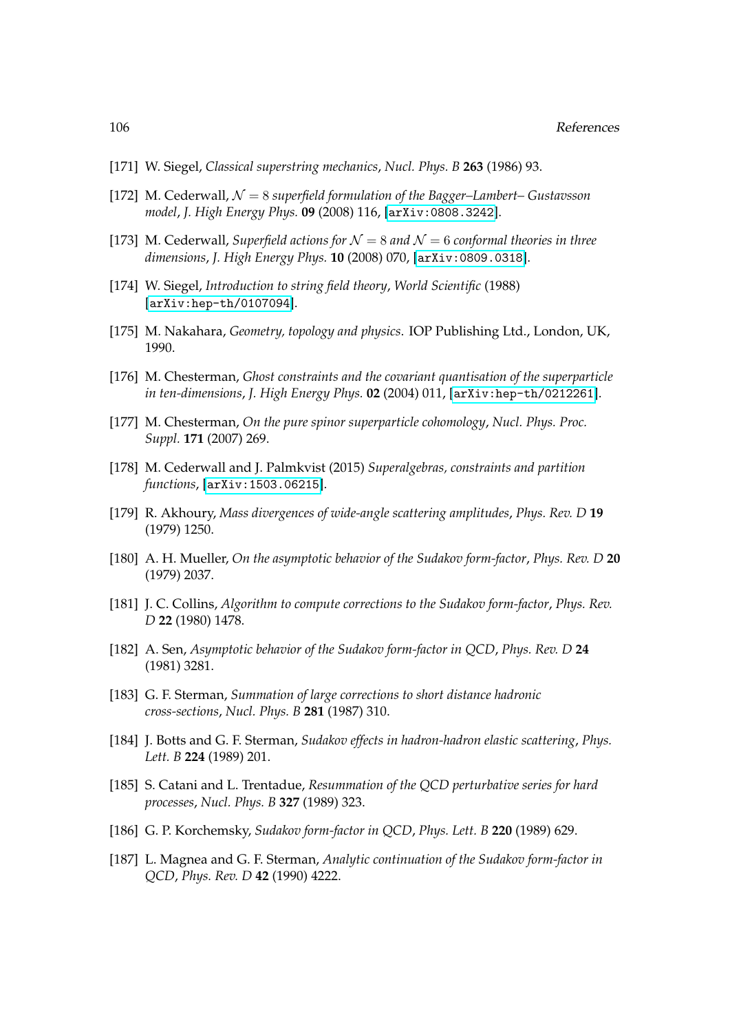[171] W. Siegel, *Classical superstring mechanics*, *Nucl. Phys. B* **263** (1986) 93.

[172] M. Cederwall, *$\mathcal{N} = 8$ superfield formulation of the Bagger–Lambert– Gustavsson model*, *J. High Energy Phys.* **09** (2008) 116, [arXiv:0808.3242].

[173] M. Cederwall, *Superfield actions for $\mathcal{N} = 8$ and $\mathcal{N} = 6$ conformal theories in three dimensions*, *J. High Energy Phys.* **10** (2008) 070, [arXiv:0809.0318].

[174] W. Siegel, *Introduction to string field theory*, *World Scientific* (1988) [arXiv:hep-th/0107094].

[175] M. Nakahara, *Geometry, topology and physics.* IOP Publishing Ltd., London, UK, 1990.

[176] M. Chesterman, *Ghost constraints and the covariant quantisation of the superparticle in ten-dimensions*, *J. High Energy Phys.* **02** (2004) 011, [arXiv:hep-th/0212261].

[177] M. Chesterman, *On the pure spinor superparticle cohomology*, *Nucl. Phys. Proc. Suppl.* **171** (2007) 269.

[178] M. Cederwall and J. Palmkvist (2015) *Superalgebras, constraints and partition functions*, [arXiv:1503.06215].

[179] R. Akhoury, *Mass divergences of wide-angle scattering amplitudes*, *Phys. Rev. D* **19** (1979) 1250.

[180] A. H. Mueller, *On the asymptotic behavior of the Sudakov form-factor*, *Phys. Rev. D* **20** (1979) 2037.

[181] J. C. Collins, *Algorithm to compute corrections to the Sudakov form-factor*, *Phys. Rev. D* **22** (1980) 1478.

[182] A. Sen, *Asymptotic behavior of the Sudakov form-factor in QCD*, *Phys. Rev. D* **24** (1981) 3281.

[183] G. F. Sterman, *Summation of large corrections to short distance hadronic cross-sections*, *Nucl. Phys. B* **281** (1987) 310.

[184] J. Botts and G. F. Sterman, *Sudakov effects in hadron-hadron elastic scattering*, *Phys. Lett. B* **224** (1989) 201.

[185] S. Catani and L. Trentadue, *Resummation of the QCD perturbative series for hard processes*, *Nucl. Phys. B* **327** (1989) 323.

[186] G. P. Korchemsky, *Sudakov form-factor in QCD*, *Phys. Lett. B* **220** (1989) 629.

[187] L. Magnea and G. F. Sterman, *Analytic continuation of the Sudakov form-factor in QCD*, *Phys. Rev. D* **42** (1990) 4222.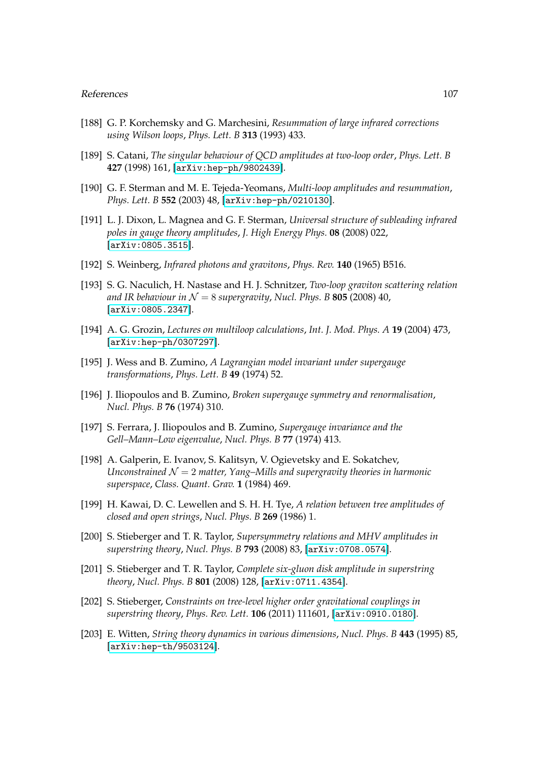[188] G. P. Korchemsky and G. Marchesini, *Resummation of large infrared corrections using Wilson loops*, *Phys. Lett. B* **313** (1993) 433.

[189] S. Catani, *The singular behaviour of QCD amplitudes at two-loop order*, *Phys. Lett. B* **427** (1998) 161, [arXiv:hep-ph/9802439].

[190] G. F. Sterman and M. E. Tejeda-Yeomans, *Multi-loop amplitudes and resummation*, *Phys. Lett. B* **552** (2003) 48, [arXiv:hep-ph/0210130].

[191] L. J. Dixon, L. Magnea and G. F. Sterman, *Universal structure of subleading infrared poles in gauge theory amplitudes*, *J. High Energy Phys.* **08** (2008) 022, [arXiv:0805.3515].

[192] S. Weinberg, *Infrared photons and gravitons*, *Phys. Rev.* **140** (1965) B516.

[193] S. G. Naculich, H. Nastase and H. J. Schnitzer, *Two-loop graviton scattering relation and IR behaviour in $\mathcal{N} = 8$ supergravity*, *Nucl. Phys. B* **805** (2008) 40, [arXiv:0805.2347].

[194] A. G. Grozin, *Lectures on multiloop calculations*, *Int. J. Mod. Phys. A* **19** (2004) 473, [arXiv:hep-ph/0307297].

[195] J. Wess and B. Zumino, *A Lagrangian model invariant under supergauge transformations*, *Phys. Lett. B* **49** (1974) 52.

[196] J. Iliopoulos and B. Zumino, *Broken supergauge symmetry and renormalisation*, *Nucl. Phys. B* **76** (1974) 310.

[197] S. Ferrara, J. Iliopoulos and B. Zumino, *Supergauge invariance and the Gell–Mann–Low eigenvalue*, *Nucl. Phys. B* **77** (1974) 413.

[198] A. Galperin, E. Ivanov, S. Kalitsyn, V. Ogievetsky and E. Sokatchev, *Unconstrained $\mathcal{N} = 2$ matter, Yang–Mills and supergravity theories in harmonic superspace*, *Class. Quant. Grav.* **1** (1984) 469.

[199] H. Kawai, D. C. Lewellen and S. H. H. Tye, *A relation between tree amplitudes of closed and open strings*, *Nucl. Phys. B* **269** (1986) 1.

[200] S. Stieberger and T. R. Taylor, *Supersymmetry relations and MHV amplitudes in superstring theory*, *Nucl. Phys. B* **793** (2008) 83, [arXiv:0708.0574].

[201] S. Stieberger and T. R. Taylor, *Complete six-gluon disk amplitude in superstring theory*, *Nucl. Phys. B* **801** (2008) 128, [arXiv:0711.4354].

[202] S. Stieberger, *Constraints on tree-level higher order gravitational couplings in superstring theory*, *Phys. Rev. Lett.* **106** (2011) 111601, [arXiv:0910.0180].

[203] E. Witten, *String theory dynamics in various dimensions*, *Nucl. Phys. B* **443** (1995) 85, [arXiv:hep-th/9503124].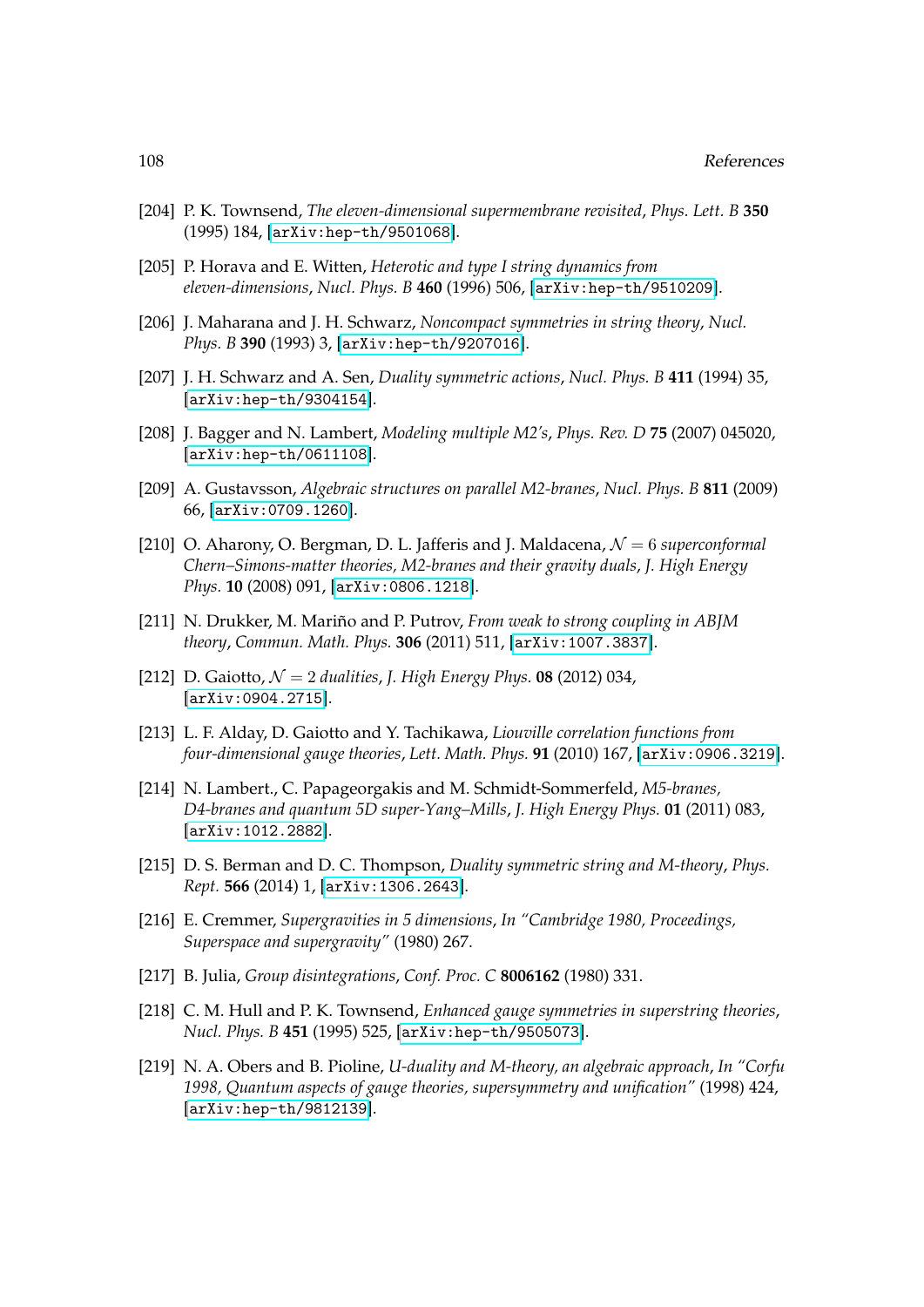[204] P. K. Townsend, *The eleven-dimensional supermembrane revisited*, *Phys. Lett. B* **350** (1995) 184, [arXiv:hep-th/9501068].

[205] P. Horava and E. Witten, *Heterotic and type I string dynamics from eleven-dimensions*, *Nucl. Phys. B* **460** (1996) 506, [arXiv:hep-th/9510209].

[206] J. Maharana and J. H. Schwarz, *Noncompact symmetries in string theory*, *Nucl. Phys. B* **390** (1993) 3, [arXiv:hep-th/9207016].

[207] J. H. Schwarz and A. Sen, *Duality symmetric actions*, *Nucl. Phys. B* **411** (1994) 35, [arXiv:hep-th/9304154].

[208] J. Bagger and N. Lambert, *Modeling multiple M2's*, *Phys. Rev. D* **75** (2007) 045020, [arXiv:hep-th/0611108].

[209] A. Gustavsson, *Algebraic structures on parallel M2-branes*, *Nucl. Phys. B* **811** (2009) 66, [arXiv:0709.1260].

[210] O. Aharony, O. Bergman, D. L. Jafferis and J. Maldacena, *$\mathcal{N} = 6$ superconformal Chern–Simons-matter theories, M2-branes and their gravity duals*, *J. High Energy Phys.* **10** (2008) 091, [arXiv:0806.1218].

[211] N. Drukker, M. Mariño and P. Putrov, *From weak to strong coupling in ABJM theory*, *Commun. Math. Phys.* **306** (2011) 511, [arXiv:1007.3837].

[212] D. Gaiotto, *$\mathcal{N} = 2$ dualities*, *J. High Energy Phys.* **08** (2012) 034, [arXiv:0904.2715].

[213] L. F. Alday, D. Gaiotto and Y. Tachikawa, *Liouville correlation functions from four-dimensional gauge theories*, *Lett. Math. Phys.* **91** (2010) 167, [arXiv:0906.3219].

[214] N. Lambert., C. Papageorgakis and M. Schmidt-Sommerfeld, *M5-branes, D4-branes and quantum 5D super-Yang–Mills*, *J. High Energy Phys.* **01** (2011) 083, [arXiv:1012.2882].

[215] D. S. Berman and D. C. Thompson, *Duality symmetric string and M-theory*, *Phys. Rept.* **566** (2014) 1, [arXiv:1306.2643].

[216] E. Cremmer, *Supergravities in 5 dimensions*, *In "Cambridge 1980, Proceedings, Superspace and supergravity"* (1980) 267.

[217] B. Julia, *Group disintegrations*, *Conf. Proc. C* **8006162** (1980) 331.

[218] C. M. Hull and P. K. Townsend, *Enhanced gauge symmetries in superstring theories*, *Nucl. Phys. B* **451** (1995) 525, [arXiv:hep-th/9505073].

[219] N. A. Obers and B. Pioline, *U-duality and M-theory, an algebraic approach*, *In "Corfu 1998, Quantum aspects of gauge theories, supersymmetry and unification"* (1998) 424, [arXiv:hep-th/9812139].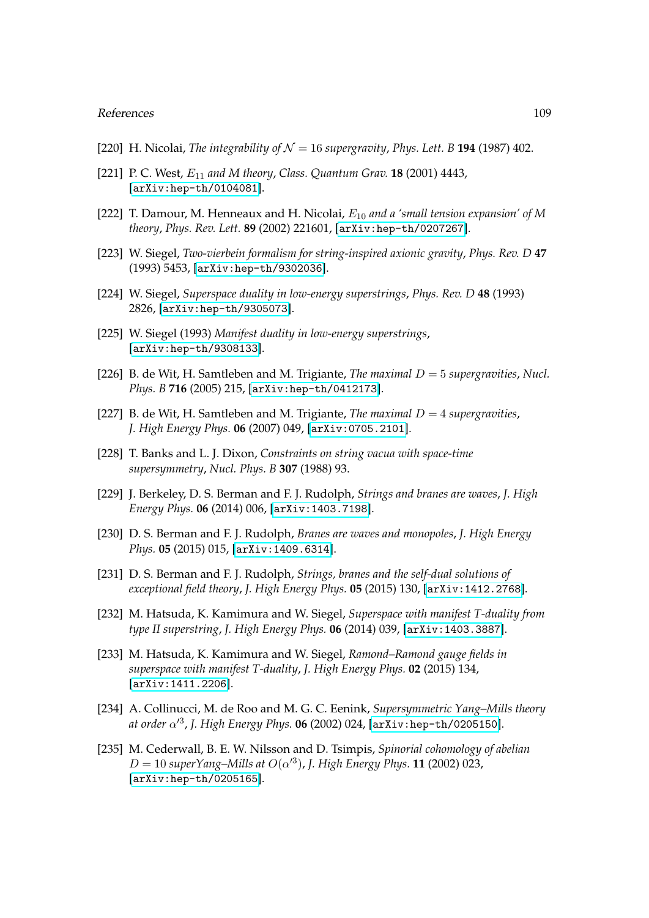[220] H. Nicolai, *The integrability of $\mathcal{N} = 16$ supergravity*, *Phys. Lett. B* **194** (1987) 402.

[221] P. C. West, *$E_{11}$ and M theory*, *Class. Quantum Grav.* **18** (2001) 4443, [arXiv:hep-th/0104081].

[222] T. Damour, M. Henneaux and H. Nicolai, *$E_{10}$ and a 'small tension expansion' of M theory*, *Phys. Rev. Lett.* **89** (2002) 221601, [arXiv:hep-th/0207267].

[223] W. Siegel, *Two-vierbein formalism for string-inspired axionic gravity*, *Phys. Rev. D* **47** (1993) 5453, [arXiv:hep-th/9302036].

[224] W. Siegel, *Superspace duality in low-energy superstrings*, *Phys. Rev. D* **48** (1993) 2826, [arXiv:hep-th/9305073].

[225] W. Siegel (1993) *Manifest duality in low-energy superstrings*, [arXiv:hep-th/9308133].

[226] B. de Wit, H. Samtleben and M. Trigiante, *The maximal $D = 5$ supergravities*, *Nucl. Phys. B* **716** (2005) 215, [arXiv:hep-th/0412173].

[227] B. de Wit, H. Samtleben and M. Trigiante, *The maximal $D = 4$ supergravities*, *J. High Energy Phys.* **06** (2007) 049, [arXiv:0705.2101].

[228] T. Banks and L. J. Dixon, *Constraints on string vacua with space-time supersymmetry*, *Nucl. Phys. B* **307** (1988) 93.

[229] J. Berkeley, D. S. Berman and F. J. Rudolph, *Strings and branes are waves*, *J. High Energy Phys.* **06** (2014) 006, [arXiv:1403.7198].

[230] D. S. Berman and F. J. Rudolph, *Branes are waves and monopoles*, *J. High Energy Phys.* **05** (2015) 015, [arXiv:1409.6314].

[231] D. S. Berman and F. J. Rudolph, *Strings, branes and the self-dual solutions of exceptional field theory*, *J. High Energy Phys.* **05** (2015) 130, [arXiv:1412.2768].

[232] M. Hatsuda, K. Kamimura and W. Siegel, *Superspace with manifest T-duality from type II superstring*, *J. High Energy Phys.* **06** (2014) 039, [arXiv:1403.3887].

[233] M. Hatsuda, K. Kamimura and W. Siegel, *Ramond–Ramond gauge fields in superspace with manifest T-duality*, *J. High Energy Phys.* **02** (2015) 134, [arXiv:1411.2206].

[234] A. Collinucci, M. de Roo and M. G. C. Eenink, *Supersymmetric Yang–Mills theory at order $\alpha'^3$*, *J. High Energy Phys.* **06** (2002) 024, [arXiv:hep-th/0205150].

[235] M. Cederwall, B. E. W. Nilsson and D. Tsimpis, *Spinorial cohomology of abelian $D = 10$ superYang–Mills at $O(\alpha'^3)$*, *J. High Energy Phys.* **11** (2002) 023, [arXiv:hep-th/0205165].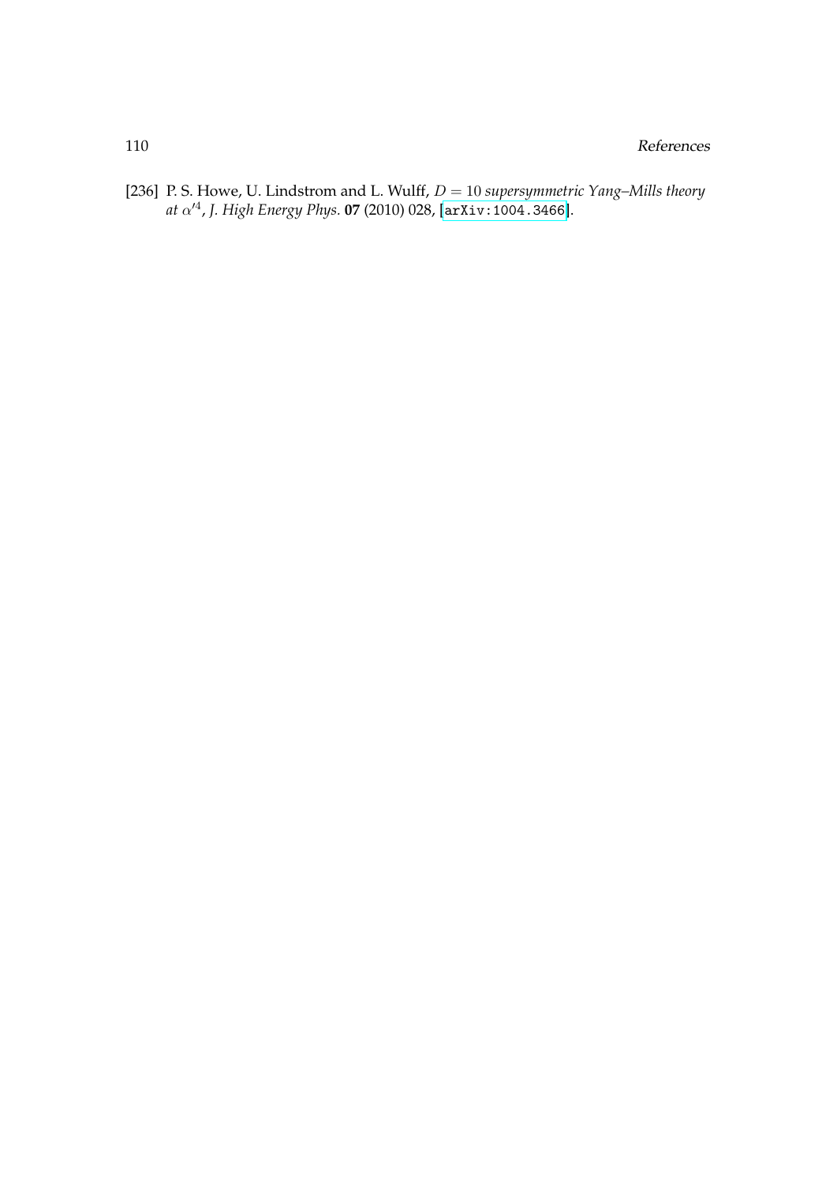[236] P. S. Howe, U. Lindstrom and L. Wulff, *$D = 10$ supersymmetric Yang–Mills theory at $\alpha'^4$*, *J. High Energy Phys.* **07** (2010) 028, [arXiv:1004.3466].